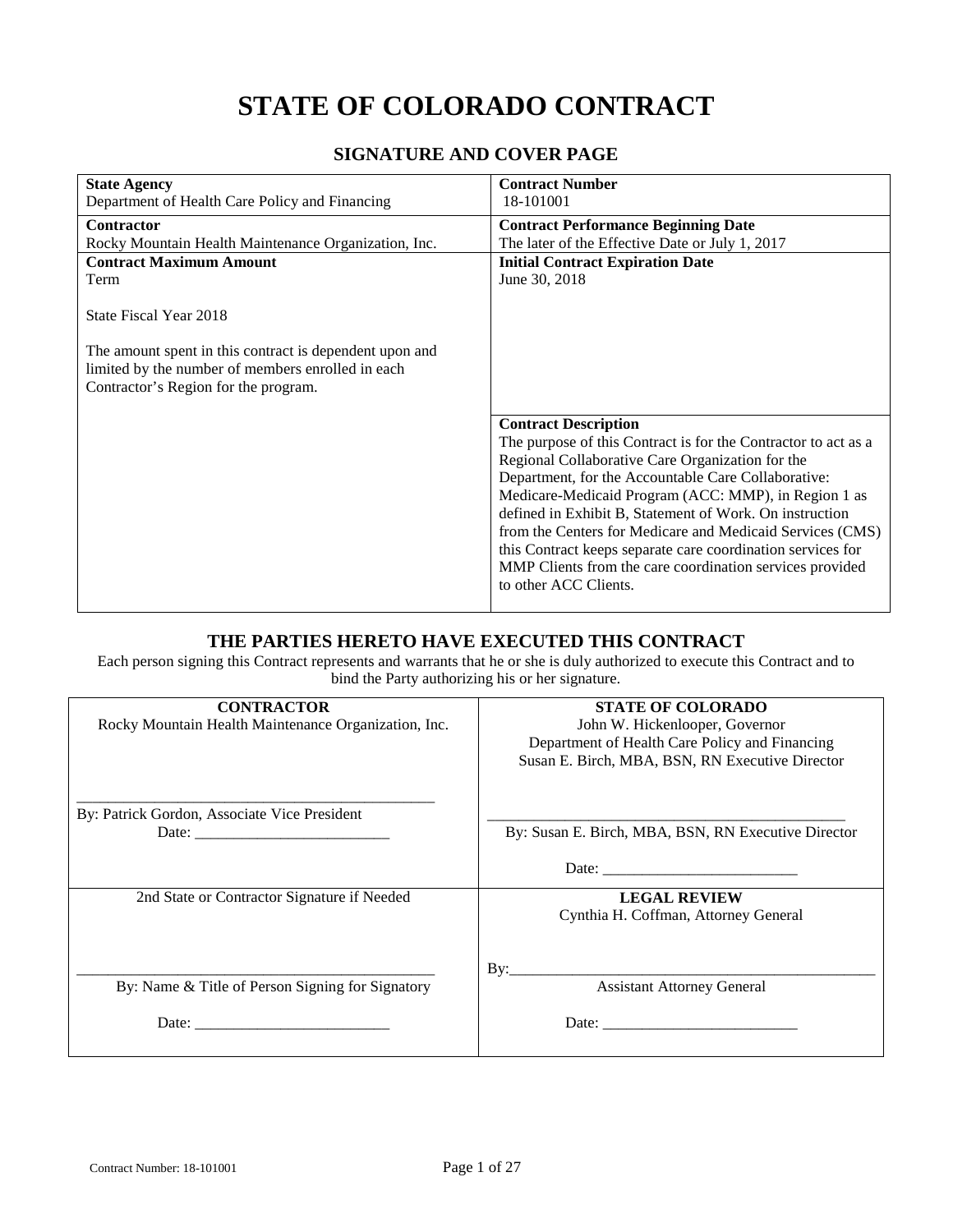# STATE OF COLORADO CONTRACT

## SIGNATURE AND COVER PAGE

| **State Agency**<br>Department of Health Care Policy and Financing | **Contract Number**<br>18-101001 |
|---|---|
| **Contractor**<br>Rocky Mountain Health Maintenance Organization, Inc. | **Contract Performance Beginning Date**<br>The later of the Effective Date or July 1, 2017 |
| **Contract Maximum Amount**<br>Term<br><br>State Fiscal Year 2018<br><br>The amount spent in this contract is dependent upon and limited by the number of members enrolled in each Contractor's Region for the program. | **Initial Contract Expiration Date**<br>June 30, 2018 |
| | **Contract Description**<br>The purpose of this Contract is for the Contractor to act as a Regional Collaborative Care Organization for the Department, for the Accountable Care Collaborative: Medicare-Medicaid Program (ACC: MMP), in Region 1 as defined in Exhibit B, Statement of Work. On instruction from the Centers for Medicare and Medicaid Services (CMS) this Contract keeps separate care coordination services for MMP Clients from the care coordination services provided to other ACC Clients. |

### THE PARTIES HERETO HAVE EXECUTED THIS CONTRACT

Each person signing this Contract represents and warrants that he or she is duly authorized to execute this Contract and to bind the Party authorizing his or her signature.

| **CONTRACTOR**<br>Rocky Mountain Health Maintenance Organization, Inc.<br><br>\_\_\_\_\_\_\_\_\_\_\_\_\_\_\_\_\_\_\_\_\_\_\_\_\_\_\_\_\_\_\_\_\_\_\_\_\_\_\_\_<br>By: Patrick Gordon, Associate Vice President<br>Date: \_\_\_\_\_\_\_\_\_\_\_\_\_\_\_\_\_\_\_\_\_\_\_\_ | **STATE OF COLORADO**<br>John W. Hickenlooper, Governor<br>Department of Health Care Policy and Financing<br>Susan E. Birch, MBA, BSN, RN Executive Director<br><br>\_\_\_\_\_\_\_\_\_\_\_\_\_\_\_\_\_\_\_\_\_\_\_\_\_\_\_\_\_\_\_\_\_\_\_\_\_\_\_\_<br>By: Susan E. Birch, MBA, BSN, RN Executive Director<br>Date: \_\_\_\_\_\_\_\_\_\_\_\_\_\_\_\_\_\_\_\_\_\_\_\_ |
|---|---|
| 2nd State or Contractor Signature if Needed<br><br>\_\_\_\_\_\_\_\_\_\_\_\_\_\_\_\_\_\_\_\_\_\_\_\_\_\_\_\_\_\_\_\_\_\_\_\_\_\_\_\_<br>By: Name & Title of Person Signing for Signatory<br>Date: \_\_\_\_\_\_\_\_\_\_\_\_\_\_\_\_\_\_\_\_\_\_\_\_ | **LEGAL REVIEW**<br>Cynthia H. Coffman, Attorney General<br><br>By:\_\_\_\_\_\_\_\_\_\_\_\_\_\_\_\_\_\_\_\_\_\_\_\_\_\_\_\_\_\_\_\_\_\_\_\_\_\_\_\_<br>Assistant Attorney General<br>Date: \_\_\_\_\_\_\_\_\_\_\_\_\_\_\_\_\_\_\_\_\_\_\_\_ |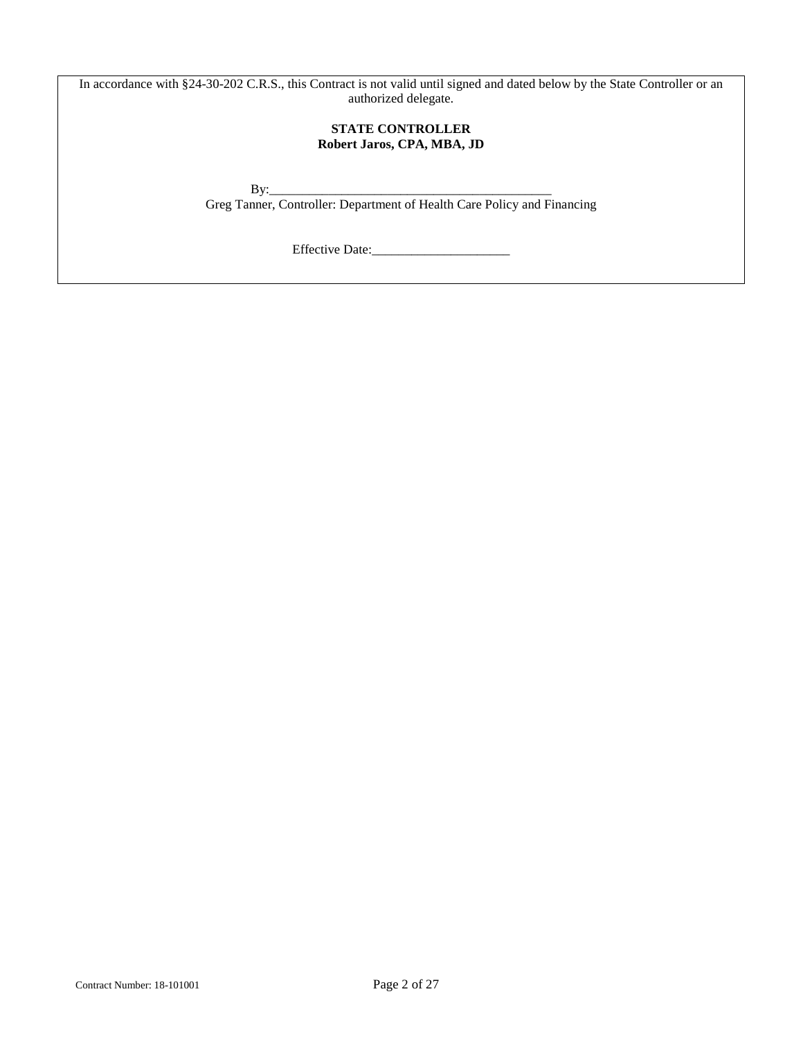In accordance with §24-30-202 C.R.S., this Contract is not valid until signed and dated below by the State Controller or an authorized delegate.

**STATE CONTROLLER**
**Robert Jaros, CPA, MBA, JD**

By:_____________________________________________
Greg Tanner, Controller: Department of Health Care Policy and Financing

Effective Date:_____________________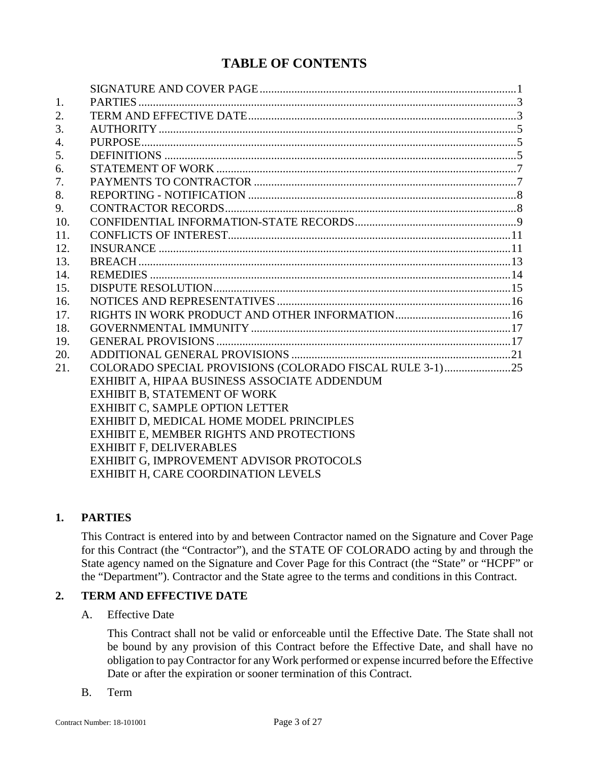# TABLE OF CONTENTS

| | | |
|---|---|---|
| | SIGNATURE AND COVER PAGE | 1 |
| 1. | PARTIES | 3 |
| 2. | TERM AND EFFECTIVE DATE | 3 |
| 3. | AUTHORITY | 5 |
| 4. | PURPOSE | 5 |
| 5. | DEFINITIONS | 5 |
| 6. | STATEMENT OF WORK | 7 |
| 7. | PAYMENTS TO CONTRACTOR | 7 |
| 8. | REPORTING - NOTIFICATION | 8 |
| 9. | CONTRACTOR RECORDS | 8 |
| 10. | CONFIDENTIAL INFORMATION-STATE RECORDS | 9 |
| 11. | CONFLICTS OF INTEREST | 11 |
| 12. | INSURANCE | 11 |
| 13. | BREACH | 13 |
| 14. | REMEDIES | 14 |
| 15. | DISPUTE RESOLUTION | 15 |
| 16. | NOTICES AND REPRESENTATIVES | 16 |
| 17. | RIGHTS IN WORK PRODUCT AND OTHER INFORMATION | 16 |
| 18. | GOVERNMENTAL IMMUNITY | 17 |
| 19. | GENERAL PROVISIONS | 17 |
| 20. | ADDITIONAL GENERAL PROVISIONS | 21 |
| 21. | COLORADO SPECIAL PROVISIONS (COLORADO FISCAL RULE 3-1) | 25 |
| | EXHIBIT A, HIPAA BUSINESS ASSOCIATE ADDENDUM | |
| | EXHIBIT B, STATEMENT OF WORK | |
| | EXHIBIT C, SAMPLE OPTION LETTER | |
| | EXHIBIT D, MEDICAL HOME MODEL PRINCIPLES | |
| | EXHIBIT E, MEMBER RIGHTS AND PROTECTIONS | |
| | EXHIBIT F, DELIVERABLES | |
| | EXHIBIT G, IMPROVEMENT ADVISOR PROTOCOLS | |
| | EXHIBIT H, CARE COORDINATION LEVELS | |

## 1. PARTIES

This Contract is entered into by and between Contractor named on the Signature and Cover Page for this Contract (the "Contractor"), and the STATE OF COLORADO acting by and through the State agency named on the Signature and Cover Page for this Contract (the "State" or "HCPF" or the "Department"). Contractor and the State agree to the terms and conditions in this Contract.

## 2. TERM AND EFFECTIVE DATE

A. Effective Date

This Contract shall not be valid or enforceable until the Effective Date. The State shall not be bound by any provision of this Contract before the Effective Date, and shall have no obligation to pay Contractor for any Work performed or expense incurred before the Effective Date or after the expiration or sooner termination of this Contract.

B. Term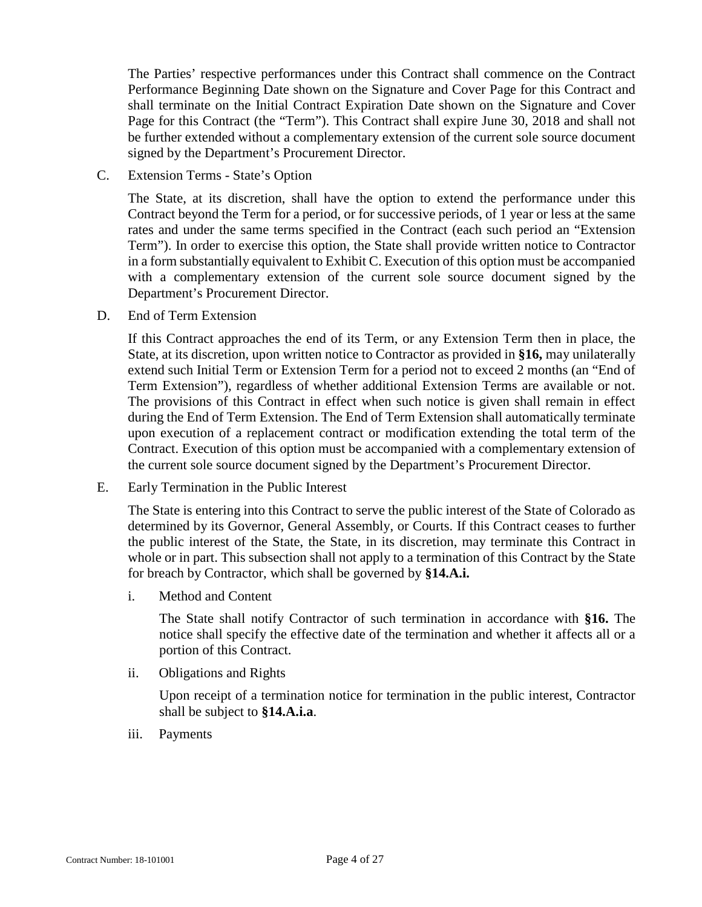The Parties' respective performances under this Contract shall commence on the Contract Performance Beginning Date shown on the Signature and Cover Page for this Contract and shall terminate on the Initial Contract Expiration Date shown on the Signature and Cover Page for this Contract (the "Term"). This Contract shall expire June 30, 2018 and shall not be further extended without a complementary extension of the current sole source document signed by the Department's Procurement Director.

C. Extension Terms - State's Option

The State, at its discretion, shall have the option to extend the performance under this Contract beyond the Term for a period, or for successive periods, of 1 year or less at the same rates and under the same terms specified in the Contract (each such period an "Extension Term"). In order to exercise this option, the State shall provide written notice to Contractor in a form substantially equivalent to Exhibit C. Execution of this option must be accompanied with a complementary extension of the current sole source document signed by the Department's Procurement Director.

D. End of Term Extension

If this Contract approaches the end of its Term, or any Extension Term then in place, the State, at its discretion, upon written notice to Contractor as provided in **§16,** may unilaterally extend such Initial Term or Extension Term for a period not to exceed 2 months (an "End of Term Extension"), regardless of whether additional Extension Terms are available or not. The provisions of this Contract in effect when such notice is given shall remain in effect during the End of Term Extension. The End of Term Extension shall automatically terminate upon execution of a replacement contract or modification extending the total term of the Contract. Execution of this option must be accompanied with a complementary extension of the current sole source document signed by the Department's Procurement Director.

E. Early Termination in the Public Interest

The State is entering into this Contract to serve the public interest of the State of Colorado as determined by its Governor, General Assembly, or Courts. If this Contract ceases to further the public interest of the State, the State, in its discretion, may terminate this Contract in whole or in part. This subsection shall not apply to a termination of this Contract by the State for breach by Contractor, which shall be governed by **§14.A.i.**

i. Method and Content

The State shall notify Contractor of such termination in accordance with **§16.** The notice shall specify the effective date of the termination and whether it affects all or a portion of this Contract.

ii. Obligations and Rights

Upon receipt of a termination notice for termination in the public interest, Contractor shall be subject to **§14.A.i.a**.

iii. Payments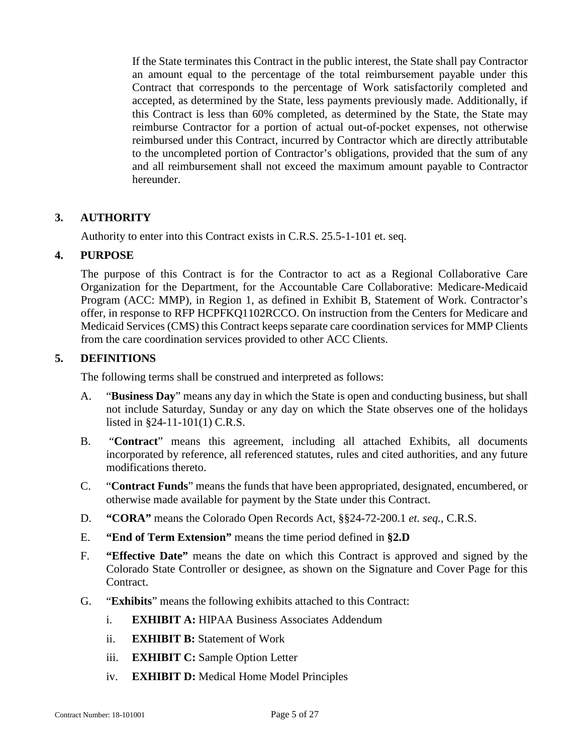If the State terminates this Contract in the public interest, the State shall pay Contractor an amount equal to the percentage of the total reimbursement payable under this Contract that corresponds to the percentage of Work satisfactorily completed and accepted, as determined by the State, less payments previously made. Additionally, if this Contract is less than 60% completed, as determined by the State, the State may reimburse Contractor for a portion of actual out-of-pocket expenses, not otherwise reimbursed under this Contract, incurred by Contractor which are directly attributable to the uncompleted portion of Contractor's obligations, provided that the sum of any and all reimbursement shall not exceed the maximum amount payable to Contractor hereunder.

## 3. AUTHORITY

Authority to enter into this Contract exists in C.R.S. 25.5-1-101 et. seq.

## 4. PURPOSE

The purpose of this Contract is for the Contractor to act as a Regional Collaborative Care Organization for the Department, for the Accountable Care Collaborative: Medicare-Medicaid Program (ACC: MMP), in Region 1, as defined in Exhibit B, Statement of Work. Contractor's offer, in response to RFP HCPFKQ1102RCCO. On instruction from the Centers for Medicare and Medicaid Services (CMS) this Contract keeps separate care coordination services for MMP Clients from the care coordination services provided to other ACC Clients.

## 5. DEFINITIONS

The following terms shall be construed and interpreted as follows:

A. "**Business Day**" means any day in which the State is open and conducting business, but shall not include Saturday, Sunday or any day on which the State observes one of the holidays listed in §24-11-101(1) C.R.S.

B. "**Contract**" means this agreement, including all attached Exhibits, all documents incorporated by reference, all referenced statutes, rules and cited authorities, and any future modifications thereto.

C. "**Contract Funds**" means the funds that have been appropriated, designated, encumbered, or otherwise made available for payment by the State under this Contract.

D. **"CORA"** means the Colorado Open Records Act, §§24-72-200.1 *et. seq.*, C.R.S.

E. **"End of Term Extension"** means the time period defined in **§2.D**

F. **"Effective Date"** means the date on which this Contract is approved and signed by the Colorado State Controller or designee, as shown on the Signature and Cover Page for this Contract.

G. "**Exhibits**" means the following exhibits attached to this Contract:

i. **EXHIBIT A:** HIPAA Business Associates Addendum

ii. **EXHIBIT B:** Statement of Work

iii. **EXHIBIT C:** Sample Option Letter

iv. **EXHIBIT D:** Medical Home Model Principles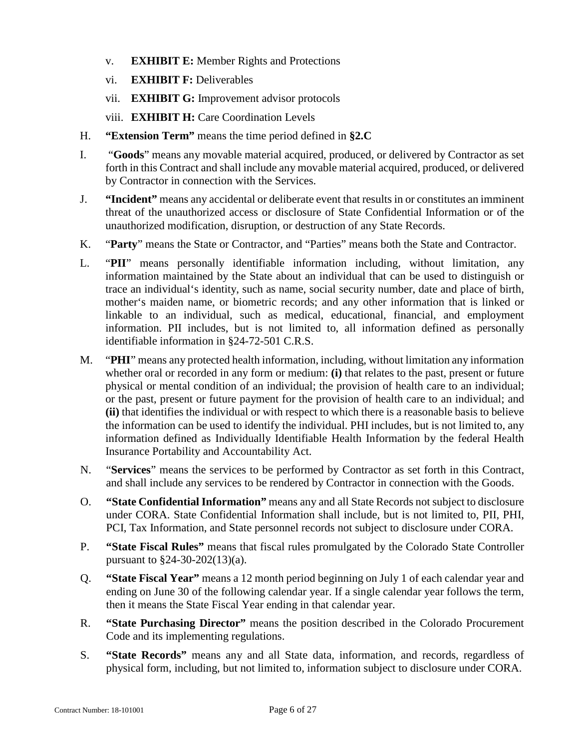v. **EXHIBIT E:** Member Rights and Protections

vi. **EXHIBIT F:** Deliverables

vii. **EXHIBIT G:** Improvement advisor protocols

viii. **EXHIBIT H:** Care Coordination Levels

H. **"Extension Term"** means the time period defined in **§2.C**

I. "**Goods**" means any movable material acquired, produced, or delivered by Contractor as set forth in this Contract and shall include any movable material acquired, produced, or delivered by Contractor in connection with the Services.

J. **"Incident"** means any accidental or deliberate event that results in or constitutes an imminent threat of the unauthorized access or disclosure of State Confidential Information or of the unauthorized modification, disruption, or destruction of any State Records.

K. "**Party**" means the State or Contractor, and "Parties" means both the State and Contractor.

L. "**PII**" means personally identifiable information including, without limitation, any information maintained by the State about an individual that can be used to distinguish or trace an individual's identity, such as name, social security number, date and place of birth, mother's maiden name, or biometric records; and any other information that is linked or linkable to an individual, such as medical, educational, financial, and employment information. PII includes, but is not limited to, all information defined as personally identifiable information in §24-72-501 C.R.S.

M. "**PHI**" means any protected health information, including, without limitation any information whether oral or recorded in any form or medium: **(i)** that relates to the past, present or future physical or mental condition of an individual; the provision of health care to an individual; or the past, present or future payment for the provision of health care to an individual; and **(ii)** that identifies the individual or with respect to which there is a reasonable basis to believe the information can be used to identify the individual. PHI includes, but is not limited to, any information defined as Individually Identifiable Health Information by the federal Health Insurance Portability and Accountability Act.

N. "**Services**" means the services to be performed by Contractor as set forth in this Contract, and shall include any services to be rendered by Contractor in connection with the Goods.

O. **"State Confidential Information"** means any and all State Records not subject to disclosure under CORA. State Confidential Information shall include, but is not limited to, PII, PHI, PCI, Tax Information, and State personnel records not subject to disclosure under CORA.

P. **"State Fiscal Rules"** means that fiscal rules promulgated by the Colorado State Controller pursuant to §24-30-202(13)(a).

Q. **"State Fiscal Year"** means a 12 month period beginning on July 1 of each calendar year and ending on June 30 of the following calendar year. If a single calendar year follows the term, then it means the State Fiscal Year ending in that calendar year.

R. **"State Purchasing Director"** means the position described in the Colorado Procurement Code and its implementing regulations.

S. **"State Records"** means any and all State data, information, and records, regardless of physical form, including, but not limited to, information subject to disclosure under CORA.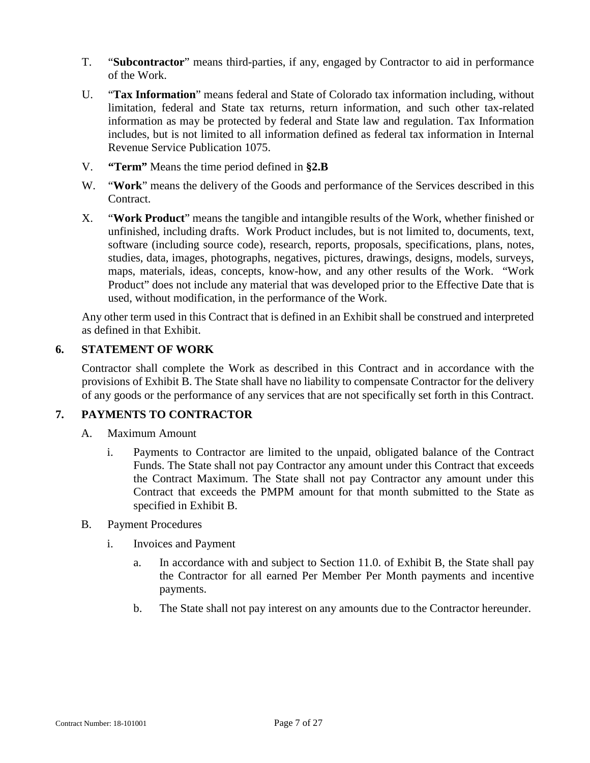T. "**Subcontractor**" means third-parties, if any, engaged by Contractor to aid in performance of the Work.

U. "**Tax Information**" means federal and State of Colorado tax information including, without limitation, federal and State tax returns, return information, and such other tax-related information as may be protected by federal and State law and regulation. Tax Information includes, but is not limited to all information defined as federal tax information in Internal Revenue Service Publication 1075.

V. **"Term"** Means the time period defined in **§2.B**

W. "**Work**" means the delivery of the Goods and performance of the Services described in this Contract.

X. "**Work Product**" means the tangible and intangible results of the Work, whether finished or unfinished, including drafts. Work Product includes, but is not limited to, documents, text, software (including source code), research, reports, proposals, specifications, plans, notes, studies, data, images, photographs, negatives, pictures, drawings, designs, models, surveys, maps, materials, ideas, concepts, know-how, and any other results of the Work. "Work Product" does not include any material that was developed prior to the Effective Date that is used, without modification, in the performance of the Work.

Any other term used in this Contract that is defined in an Exhibit shall be construed and interpreted as defined in that Exhibit.

## 6. STATEMENT OF WORK

Contractor shall complete the Work as described in this Contract and in accordance with the provisions of Exhibit B. The State shall have no liability to compensate Contractor for the delivery of any goods or the performance of any services that are not specifically set forth in this Contract.

## 7. PAYMENTS TO CONTRACTOR

A. Maximum Amount

i. Payments to Contractor are limited to the unpaid, obligated balance of the Contract Funds. The State shall not pay Contractor any amount under this Contract that exceeds the Contract Maximum. The State shall not pay Contractor any amount under this Contract that exceeds the PMPM amount for that month submitted to the State as specified in Exhibit B.

B. Payment Procedures

i. Invoices and Payment

a. In accordance with and subject to Section 11.0. of Exhibit B, the State shall pay the Contractor for all earned Per Member Per Month payments and incentive payments.

b. The State shall not pay interest on any amounts due to the Contractor hereunder.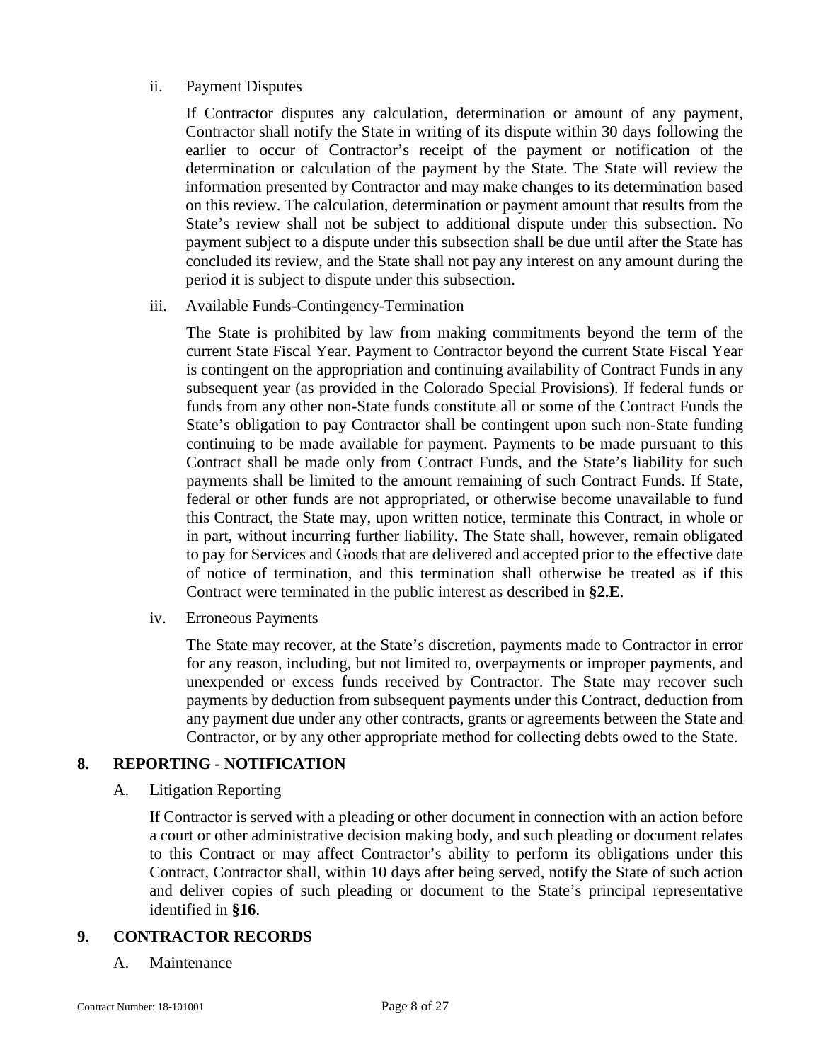ii. Payment Disputes

If Contractor disputes any calculation, determination or amount of any payment, Contractor shall notify the State in writing of its dispute within 30 days following the earlier to occur of Contractor's receipt of the payment or notification of the determination or calculation of the payment by the State. The State will review the information presented by Contractor and may make changes to its determination based on this review. The calculation, determination or payment amount that results from the State's review shall not be subject to additional dispute under this subsection. No payment subject to a dispute under this subsection shall be due until after the State has concluded its review, and the State shall not pay any interest on any amount during the period it is subject to dispute under this subsection.

iii. Available Funds-Contingency-Termination

The State is prohibited by law from making commitments beyond the term of the current State Fiscal Year. Payment to Contractor beyond the current State Fiscal Year is contingent on the appropriation and continuing availability of Contract Funds in any subsequent year (as provided in the Colorado Special Provisions). If federal funds or funds from any other non-State funds constitute all or some of the Contract Funds the State's obligation to pay Contractor shall be contingent upon such non-State funding continuing to be made available for payment. Payments to be made pursuant to this Contract shall be made only from Contract Funds, and the State's liability for such payments shall be limited to the amount remaining of such Contract Funds. If State, federal or other funds are not appropriated, or otherwise become unavailable to fund this Contract, the State may, upon written notice, terminate this Contract, in whole or in part, without incurring further liability. The State shall, however, remain obligated to pay for Services and Goods that are delivered and accepted prior to the effective date of notice of termination, and this termination shall otherwise be treated as if this Contract were terminated in the public interest as described in **§2.E**.

iv. Erroneous Payments

The State may recover, at the State's discretion, payments made to Contractor in error for any reason, including, but not limited to, overpayments or improper payments, and unexpended or excess funds received by Contractor. The State may recover such payments by deduction from subsequent payments under this Contract, deduction from any payment due under any other contracts, grants or agreements between the State and Contractor, or by any other appropriate method for collecting debts owed to the State.

## 8. REPORTING - NOTIFICATION

A. Litigation Reporting

If Contractor is served with a pleading or other document in connection with an action before a court or other administrative decision making body, and such pleading or document relates to this Contract or may affect Contractor's ability to perform its obligations under this Contract, Contractor shall, within 10 days after being served, notify the State of such action and deliver copies of such pleading or document to the State's principal representative identified in **§16**.

## 9. CONTRACTOR RECORDS

A. Maintenance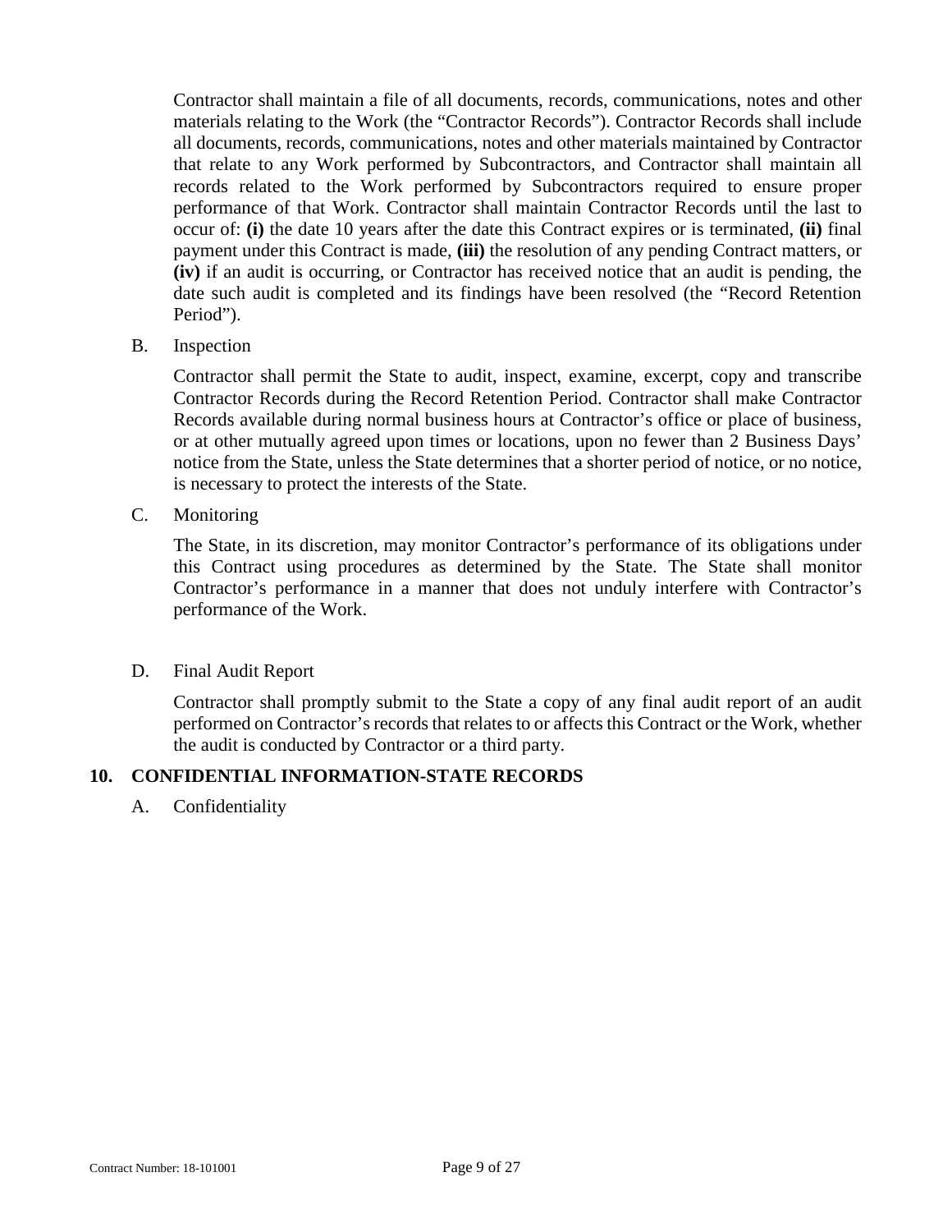Contractor shall maintain a file of all documents, records, communications, notes and other materials relating to the Work (the "Contractor Records"). Contractor Records shall include all documents, records, communications, notes and other materials maintained by Contractor that relate to any Work performed by Subcontractors, and Contractor shall maintain all records related to the Work performed by Subcontractors required to ensure proper performance of that Work. Contractor shall maintain Contractor Records until the last to occur of: **(i)** the date 10 years after the date this Contract expires or is terminated, **(ii)** final payment under this Contract is made, **(iii)** the resolution of any pending Contract matters, or **(iv)** if an audit is occurring, or Contractor has received notice that an audit is pending, the date such audit is completed and its findings have been resolved (the "Record Retention Period").

B. Inspection

Contractor shall permit the State to audit, inspect, examine, excerpt, copy and transcribe Contractor Records during the Record Retention Period. Contractor shall make Contractor Records available during normal business hours at Contractor's office or place of business, or at other mutually agreed upon times or locations, upon no fewer than 2 Business Days' notice from the State, unless the State determines that a shorter period of notice, or no notice, is necessary to protect the interests of the State.

C. Monitoring

The State, in its discretion, may monitor Contractor's performance of its obligations under this Contract using procedures as determined by the State. The State shall monitor Contractor's performance in a manner that does not unduly interfere with Contractor's performance of the Work.

D. Final Audit Report

Contractor shall promptly submit to the State a copy of any final audit report of an audit performed on Contractor's records that relates to or affects this Contract or the Work, whether the audit is conducted by Contractor or a third party.

## 10. CONFIDENTIAL INFORMATION-STATE RECORDS

A. Confidentiality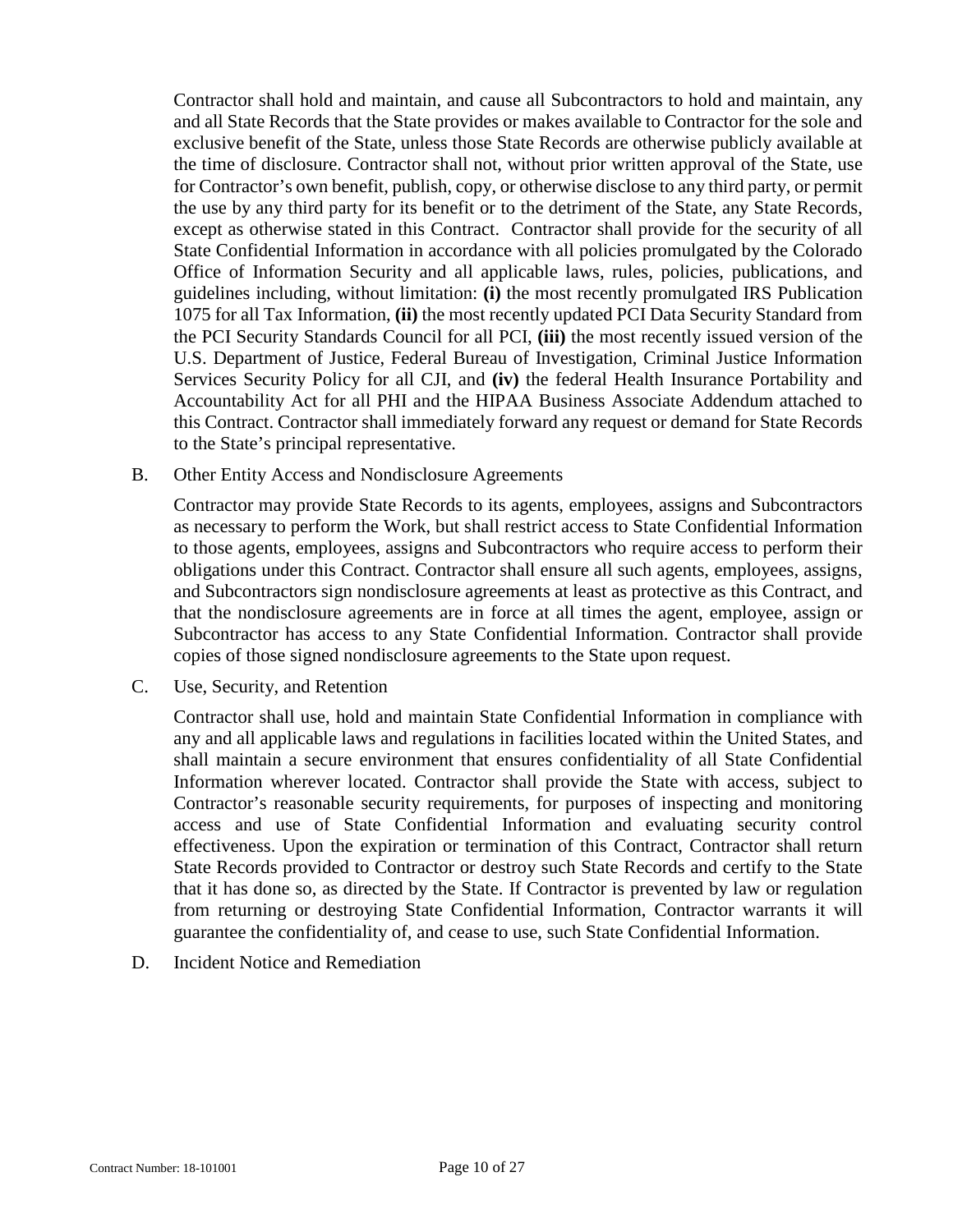Contractor shall hold and maintain, and cause all Subcontractors to hold and maintain, any and all State Records that the State provides or makes available to Contractor for the sole and exclusive benefit of the State, unless those State Records are otherwise publicly available at the time of disclosure. Contractor shall not, without prior written approval of the State, use for Contractor's own benefit, publish, copy, or otherwise disclose to any third party, or permit the use by any third party for its benefit or to the detriment of the State, any State Records, except as otherwise stated in this Contract. Contractor shall provide for the security of all State Confidential Information in accordance with all policies promulgated by the Colorado Office of Information Security and all applicable laws, rules, policies, publications, and guidelines including, without limitation: **(i)** the most recently promulgated IRS Publication 1075 for all Tax Information, **(ii)** the most recently updated PCI Data Security Standard from the PCI Security Standards Council for all PCI, **(iii)** the most recently issued version of the U.S. Department of Justice, Federal Bureau of Investigation, Criminal Justice Information Services Security Policy for all CJI, and **(iv)** the federal Health Insurance Portability and Accountability Act for all PHI and the HIPAA Business Associate Addendum attached to this Contract. Contractor shall immediately forward any request or demand for State Records to the State's principal representative.

B. Other Entity Access and Nondisclosure Agreements

Contractor may provide State Records to its agents, employees, assigns and Subcontractors as necessary to perform the Work, but shall restrict access to State Confidential Information to those agents, employees, assigns and Subcontractors who require access to perform their obligations under this Contract. Contractor shall ensure all such agents, employees, assigns, and Subcontractors sign nondisclosure agreements at least as protective as this Contract, and that the nondisclosure agreements are in force at all times the agent, employee, assign or Subcontractor has access to any State Confidential Information. Contractor shall provide copies of those signed nondisclosure agreements to the State upon request.

C. Use, Security, and Retention

Contractor shall use, hold and maintain State Confidential Information in compliance with any and all applicable laws and regulations in facilities located within the United States, and shall maintain a secure environment that ensures confidentiality of all State Confidential Information wherever located. Contractor shall provide the State with access, subject to Contractor's reasonable security requirements, for purposes of inspecting and monitoring access and use of State Confidential Information and evaluating security control effectiveness. Upon the expiration or termination of this Contract, Contractor shall return State Records provided to Contractor or destroy such State Records and certify to the State that it has done so, as directed by the State. If Contractor is prevented by law or regulation from returning or destroying State Confidential Information, Contractor warrants it will guarantee the confidentiality of, and cease to use, such State Confidential Information.

D. Incident Notice and Remediation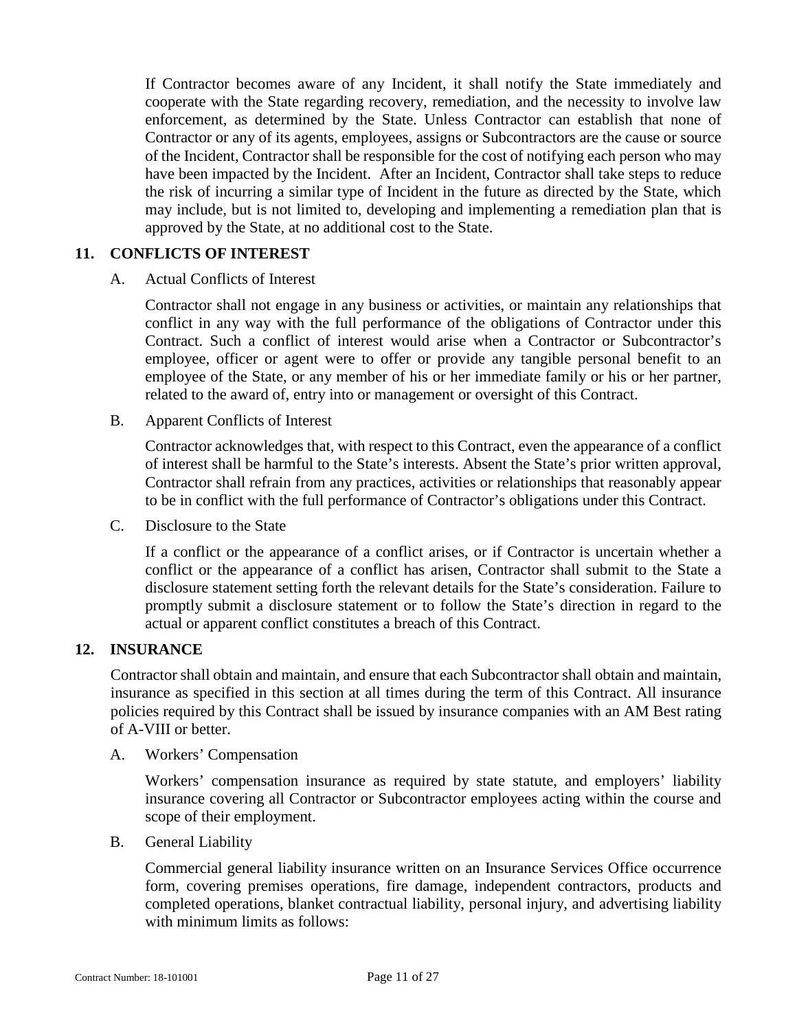If Contractor becomes aware of any Incident, it shall notify the State immediately and cooperate with the State regarding recovery, remediation, and the necessity to involve law enforcement, as determined by the State. Unless Contractor can establish that none of Contractor or any of its agents, employees, assigns or Subcontractors are the cause or source of the Incident, Contractor shall be responsible for the cost of notifying each person who may have been impacted by the Incident. After an Incident, Contractor shall take steps to reduce the risk of incurring a similar type of Incident in the future as directed by the State, which may include, but is not limited to, developing and implementing a remediation plan that is approved by the State, at no additional cost to the State.

## 11. CONFLICTS OF INTEREST

A. Actual Conflicts of Interest

Contractor shall not engage in any business or activities, or maintain any relationships that conflict in any way with the full performance of the obligations of Contractor under this Contract. Such a conflict of interest would arise when a Contractor or Subcontractor's employee, officer or agent were to offer or provide any tangible personal benefit to an employee of the State, or any member of his or her immediate family or his or her partner, related to the award of, entry into or management or oversight of this Contract.

B. Apparent Conflicts of Interest

Contractor acknowledges that, with respect to this Contract, even the appearance of a conflict of interest shall be harmful to the State's interests. Absent the State's prior written approval, Contractor shall refrain from any practices, activities or relationships that reasonably appear to be in conflict with the full performance of Contractor's obligations under this Contract.

C. Disclosure to the State

If a conflict or the appearance of a conflict arises, or if Contractor is uncertain whether a conflict or the appearance of a conflict has arisen, Contractor shall submit to the State a disclosure statement setting forth the relevant details for the State's consideration. Failure to promptly submit a disclosure statement or to follow the State's direction in regard to the actual or apparent conflict constitutes a breach of this Contract.

## 12. INSURANCE

Contractor shall obtain and maintain, and ensure that each Subcontractor shall obtain and maintain, insurance as specified in this section at all times during the term of this Contract. All insurance policies required by this Contract shall be issued by insurance companies with an AM Best rating of A-VIII or better.

A. Workers' Compensation

Workers' compensation insurance as required by state statute, and employers' liability insurance covering all Contractor or Subcontractor employees acting within the course and scope of their employment.

B. General Liability

Commercial general liability insurance written on an Insurance Services Office occurrence form, covering premises operations, fire damage, independent contractors, products and completed operations, blanket contractual liability, personal injury, and advertising liability with minimum limits as follows: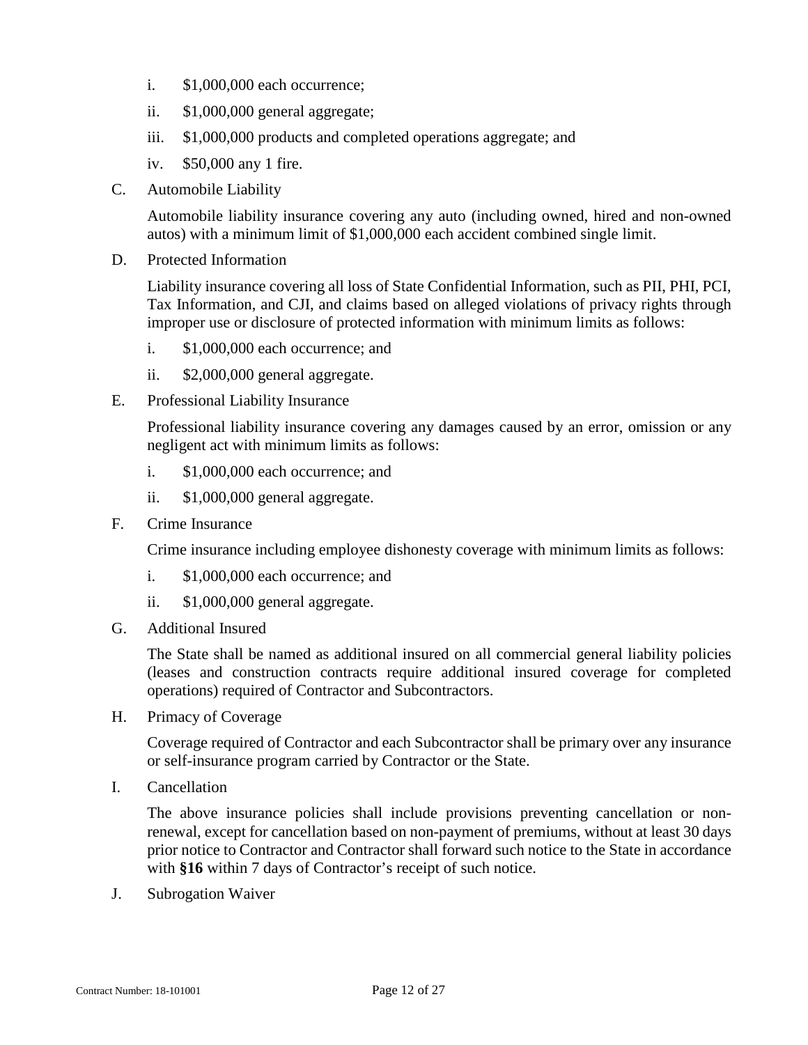i. $1,000,000 each occurrence;

ii. $1,000,000 general aggregate;

iii. $1,000,000 products and completed operations aggregate; and

iv. $50,000 any 1 fire.

C. Automobile Liability

Automobile liability insurance covering any auto (including owned, hired and non-owned autos) with a minimum limit of $1,000,000 each accident combined single limit.

D. Protected Information

Liability insurance covering all loss of State Confidential Information, such as PII, PHI, PCI, Tax Information, and CJI, and claims based on alleged violations of privacy rights through improper use or disclosure of protected information with minimum limits as follows:

i. $1,000,000 each occurrence; and

ii. $2,000,000 general aggregate.

E. Professional Liability Insurance

Professional liability insurance covering any damages caused by an error, omission or any negligent act with minimum limits as follows:

i. $1,000,000 each occurrence; and

ii. $1,000,000 general aggregate.

F. Crime Insurance

Crime insurance including employee dishonesty coverage with minimum limits as follows:

i. $1,000,000 each occurrence; and

ii. $1,000,000 general aggregate.

G. Additional Insured

The State shall be named as additional insured on all commercial general liability policies (leases and construction contracts require additional insured coverage for completed operations) required of Contractor and Subcontractors.

H. Primacy of Coverage

Coverage required of Contractor and each Subcontractor shall be primary over any insurance or self-insurance program carried by Contractor or the State.

I. Cancellation

The above insurance policies shall include provisions preventing cancellation or non-renewal, except for cancellation based on non-payment of premiums, without at least 30 days prior notice to Contractor and Contractor shall forward such notice to the State in accordance with **§16** within 7 days of Contractor's receipt of such notice.

J. Subrogation Waiver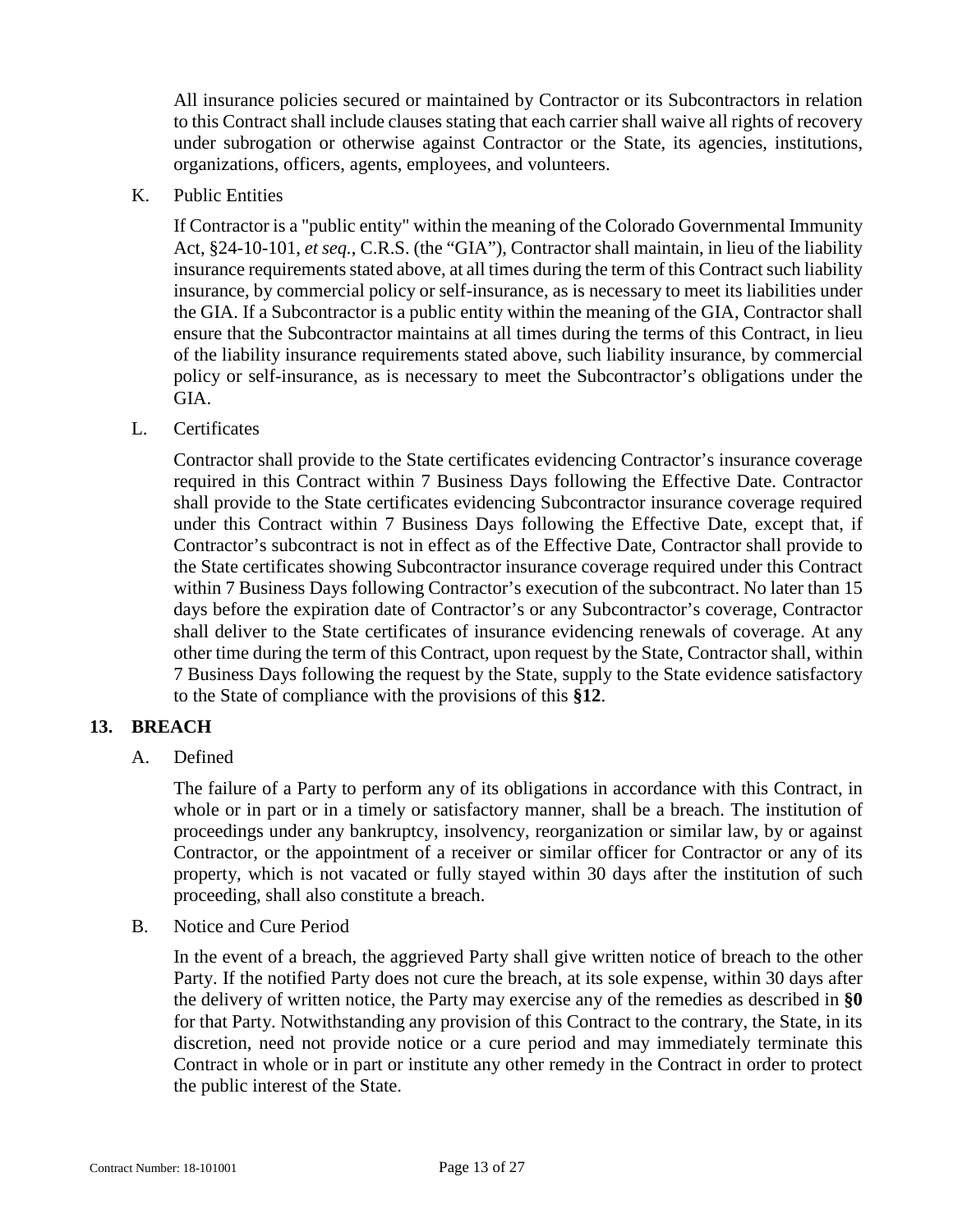All insurance policies secured or maintained by Contractor or its Subcontractors in relation to this Contract shall include clauses stating that each carrier shall waive all rights of recovery under subrogation or otherwise against Contractor or the State, its agencies, institutions, organizations, officers, agents, employees, and volunteers.

K. Public Entities

If Contractor is a "public entity" within the meaning of the Colorado Governmental Immunity Act, §24-10-101, *et seq.*, C.R.S. (the "GIA"), Contractor shall maintain, in lieu of the liability insurance requirements stated above, at all times during the term of this Contract such liability insurance, by commercial policy or self-insurance, as is necessary to meet its liabilities under the GIA. If a Subcontractor is a public entity within the meaning of the GIA, Contractor shall ensure that the Subcontractor maintains at all times during the terms of this Contract, in lieu of the liability insurance requirements stated above, such liability insurance, by commercial policy or self-insurance, as is necessary to meet the Subcontractor's obligations under the GIA.

L. Certificates

Contractor shall provide to the State certificates evidencing Contractor's insurance coverage required in this Contract within 7 Business Days following the Effective Date. Contractor shall provide to the State certificates evidencing Subcontractor insurance coverage required under this Contract within 7 Business Days following the Effective Date, except that, if Contractor's subcontract is not in effect as of the Effective Date, Contractor shall provide to the State certificates showing Subcontractor insurance coverage required under this Contract within 7 Business Days following Contractor's execution of the subcontract. No later than 15 days before the expiration date of Contractor's or any Subcontractor's coverage, Contractor shall deliver to the State certificates of insurance evidencing renewals of coverage. At any other time during the term of this Contract, upon request by the State, Contractor shall, within 7 Business Days following the request by the State, supply to the State evidence satisfactory to the State of compliance with the provisions of this **§12**.

## 13. BREACH

A. Defined

The failure of a Party to perform any of its obligations in accordance with this Contract, in whole or in part or in a timely or satisfactory manner, shall be a breach. The institution of proceedings under any bankruptcy, insolvency, reorganization or similar law, by or against Contractor, or the appointment of a receiver or similar officer for Contractor or any of its property, which is not vacated or fully stayed within 30 days after the institution of such proceeding, shall also constitute a breach.

B. Notice and Cure Period

In the event of a breach, the aggrieved Party shall give written notice of breach to the other Party. If the notified Party does not cure the breach, at its sole expense, within 30 days after the delivery of written notice, the Party may exercise any of the remedies as described in **§0** for that Party. Notwithstanding any provision of this Contract to the contrary, the State, in its discretion, need not provide notice or a cure period and may immediately terminate this Contract in whole or in part or institute any other remedy in the Contract in order to protect the public interest of the State.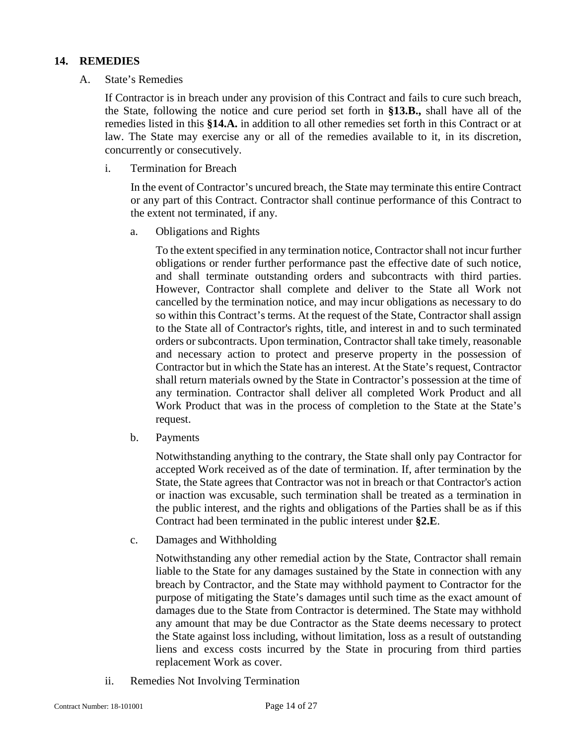## 14. REMEDIES

A. State's Remedies

If Contractor is in breach under any provision of this Contract and fails to cure such breach, the State, following the notice and cure period set forth in **§13.B.,** shall have all of the remedies listed in this **§14.A.** in addition to all other remedies set forth in this Contract or at law. The State may exercise any or all of the remedies available to it, in its discretion, concurrently or consecutively.

i. Termination for Breach

In the event of Contractor's uncured breach, the State may terminate this entire Contract or any part of this Contract. Contractor shall continue performance of this Contract to the extent not terminated, if any.

a. Obligations and Rights

To the extent specified in any termination notice, Contractor shall not incur further obligations or render further performance past the effective date of such notice, and shall terminate outstanding orders and subcontracts with third parties. However, Contractor shall complete and deliver to the State all Work not cancelled by the termination notice, and may incur obligations as necessary to do so within this Contract's terms. At the request of the State, Contractor shall assign to the State all of Contractor's rights, title, and interest in and to such terminated orders or subcontracts. Upon termination, Contractor shall take timely, reasonable and necessary action to protect and preserve property in the possession of Contractor but in which the State has an interest. At the State's request, Contractor shall return materials owned by the State in Contractor's possession at the time of any termination. Contractor shall deliver all completed Work Product and all Work Product that was in the process of completion to the State at the State's request.

b. Payments

Notwithstanding anything to the contrary, the State shall only pay Contractor for accepted Work received as of the date of termination. If, after termination by the State, the State agrees that Contractor was not in breach or that Contractor's action or inaction was excusable, such termination shall be treated as a termination in the public interest, and the rights and obligations of the Parties shall be as if this Contract had been terminated in the public interest under **§2.E**.

c. Damages and Withholding

Notwithstanding any other remedial action by the State, Contractor shall remain liable to the State for any damages sustained by the State in connection with any breach by Contractor, and the State may withhold payment to Contractor for the purpose of mitigating the State's damages until such time as the exact amount of damages due to the State from Contractor is determined. The State may withhold any amount that may be due Contractor as the State deems necessary to protect the State against loss including, without limitation, loss as a result of outstanding liens and excess costs incurred by the State in procuring from third parties replacement Work as cover.

ii. Remedies Not Involving Termination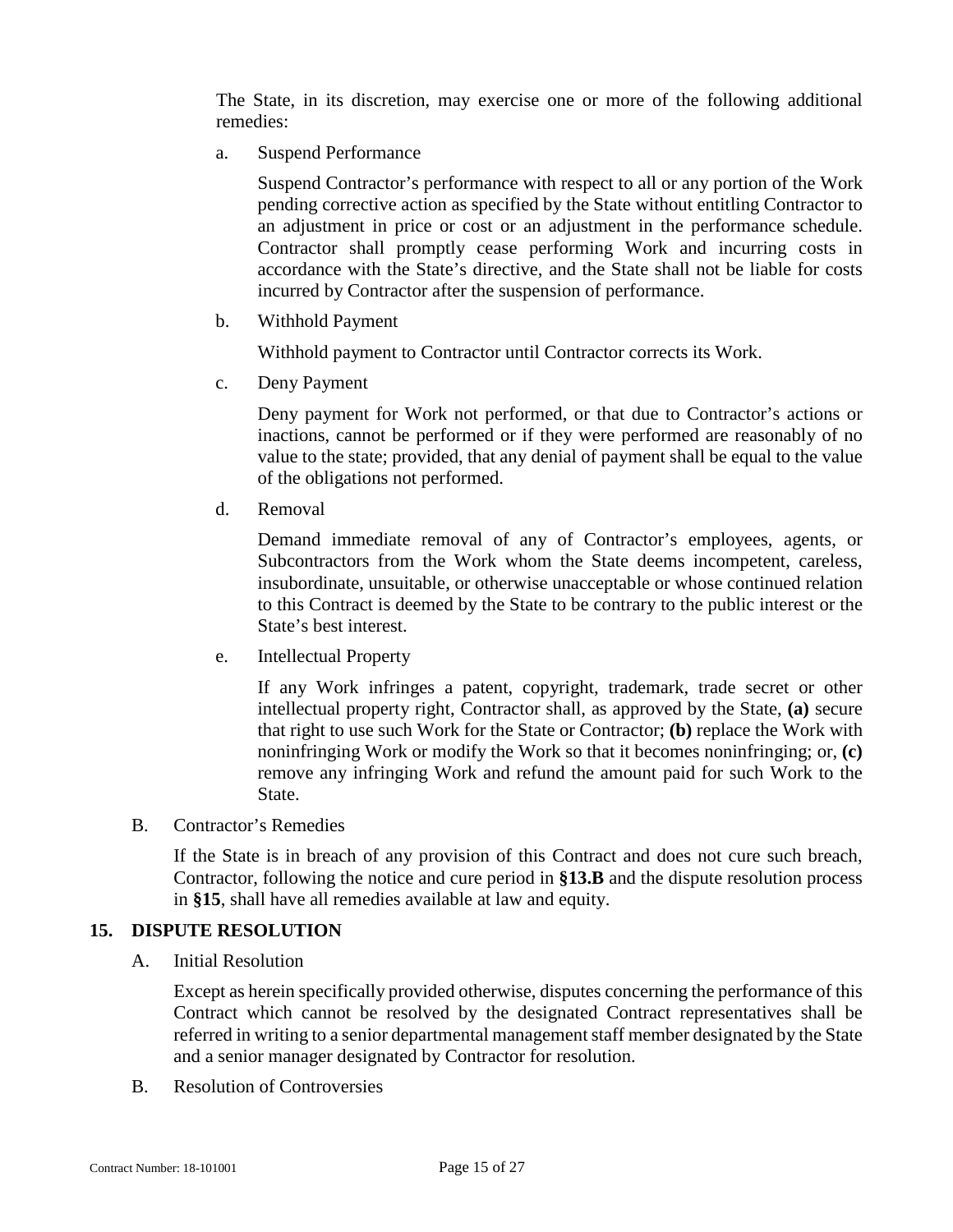The State, in its discretion, may exercise one or more of the following additional remedies:

a. Suspend Performance

Suspend Contractor's performance with respect to all or any portion of the Work pending corrective action as specified by the State without entitling Contractor to an adjustment in price or cost or an adjustment in the performance schedule. Contractor shall promptly cease performing Work and incurring costs in accordance with the State's directive, and the State shall not be liable for costs incurred by Contractor after the suspension of performance.

b. Withhold Payment

Withhold payment to Contractor until Contractor corrects its Work.

c. Deny Payment

Deny payment for Work not performed, or that due to Contractor's actions or inactions, cannot be performed or if they were performed are reasonably of no value to the state; provided, that any denial of payment shall be equal to the value of the obligations not performed.

d. Removal

Demand immediate removal of any of Contractor's employees, agents, or Subcontractors from the Work whom the State deems incompetent, careless, insubordinate, unsuitable, or otherwise unacceptable or whose continued relation to this Contract is deemed by the State to be contrary to the public interest or the State's best interest.

e. Intellectual Property

If any Work infringes a patent, copyright, trademark, trade secret or other intellectual property right, Contractor shall, as approved by the State, **(a)** secure that right to use such Work for the State or Contractor; **(b)** replace the Work with noninfringing Work or modify the Work so that it becomes noninfringing; or, **(c)** remove any infringing Work and refund the amount paid for such Work to the State.

B. Contractor's Remedies

If the State is in breach of any provision of this Contract and does not cure such breach, Contractor, following the notice and cure period in **§13.B** and the dispute resolution process in **§15**, shall have all remedies available at law and equity.

## 15. DISPUTE RESOLUTION

A. Initial Resolution

Except as herein specifically provided otherwise, disputes concerning the performance of this Contract which cannot be resolved by the designated Contract representatives shall be referred in writing to a senior departmental management staff member designated by the State and a senior manager designated by Contractor for resolution.

B. Resolution of Controversies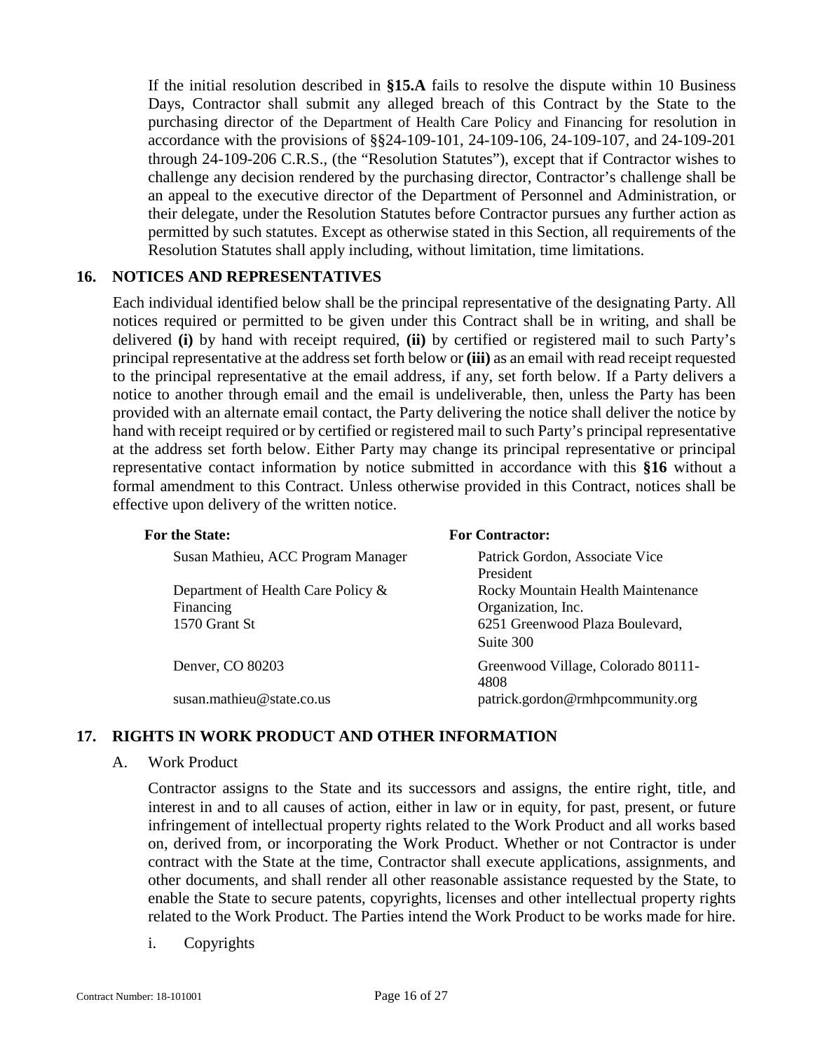If the initial resolution described in **§15.A** fails to resolve the dispute within 10 Business Days, Contractor shall submit any alleged breach of this Contract by the State to the purchasing director of the Department of Health Care Policy and Financing for resolution in accordance with the provisions of §§24-109-101, 24-109-106, 24-109-107, and 24-109-201 through 24-109-206 C.R.S., (the "Resolution Statutes"), except that if Contractor wishes to challenge any decision rendered by the purchasing director, Contractor's challenge shall be an appeal to the executive director of the Department of Personnel and Administration, or their delegate, under the Resolution Statutes before Contractor pursues any further action as permitted by such statutes. Except as otherwise stated in this Section, all requirements of the Resolution Statutes shall apply including, without limitation, time limitations.

## 16. NOTICES AND REPRESENTATIVES

Each individual identified below shall be the principal representative of the designating Party. All notices required or permitted to be given under this Contract shall be in writing, and shall be delivered **(i)** by hand with receipt required, **(ii)** by certified or registered mail to such Party's principal representative at the address set forth below or **(iii)** as an email with read receipt requested to the principal representative at the email address, if any, set forth below. If a Party delivers a notice to another through email and the email is undeliverable, then, unless the Party has been provided with an alternate email contact, the Party delivering the notice shall deliver the notice by hand with receipt required or by certified or registered mail to such Party's principal representative at the address set forth below. Either Party may change its principal representative or principal representative contact information by notice submitted in accordance with this **§16** without a formal amendment to this Contract. Unless otherwise provided in this Contract, notices shall be effective upon delivery of the written notice.

| **For the State:** | **For Contractor:** |
|---|---|
| Susan Mathieu, ACC Program Manager | Patrick Gordon, Associate Vice President |
| Department of Health Care Policy & Financing | Rocky Mountain Health Maintenance Organization, Inc. |
| 1570 Grant St | 6251 Greenwood Plaza Boulevard, Suite 300 |
| Denver, CO 80203 | Greenwood Village, Colorado 80111-4808 |
| susan.mathieu@state.co.us | patrick.gordon@rmhpcommunity.org |

## 17. RIGHTS IN WORK PRODUCT AND OTHER INFORMATION

A. Work Product

Contractor assigns to the State and its successors and assigns, the entire right, title, and interest in and to all causes of action, either in law or in equity, for past, present, or future infringement of intellectual property rights related to the Work Product and all works based on, derived from, or incorporating the Work Product. Whether or not Contractor is under contract with the State at the time, Contractor shall execute applications, assignments, and other documents, and shall render all other reasonable assistance requested by the State, to enable the State to secure patents, copyrights, licenses and other intellectual property rights related to the Work Product. The Parties intend the Work Product to be works made for hire.

i. Copyrights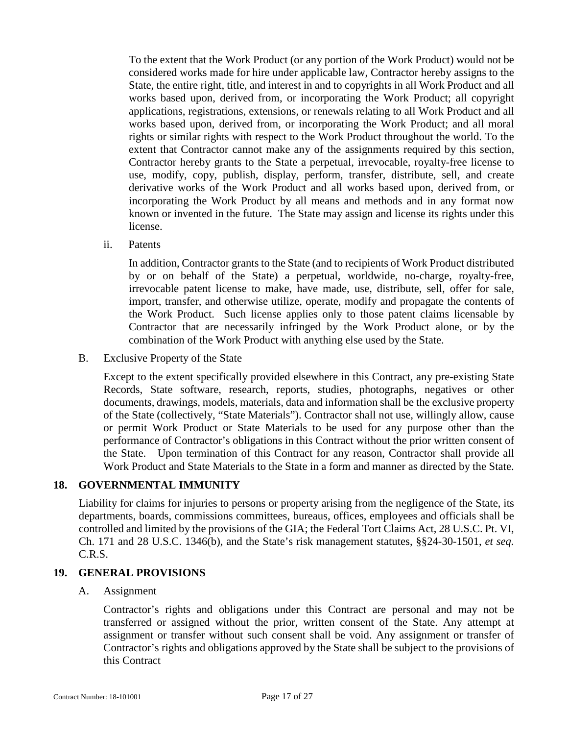To the extent that the Work Product (or any portion of the Work Product) would not be considered works made for hire under applicable law, Contractor hereby assigns to the State, the entire right, title, and interest in and to copyrights in all Work Product and all works based upon, derived from, or incorporating the Work Product; all copyright applications, registrations, extensions, or renewals relating to all Work Product and all works based upon, derived from, or incorporating the Work Product; and all moral rights or similar rights with respect to the Work Product throughout the world. To the extent that Contractor cannot make any of the assignments required by this section, Contractor hereby grants to the State a perpetual, irrevocable, royalty-free license to use, modify, copy, publish, display, perform, transfer, distribute, sell, and create derivative works of the Work Product and all works based upon, derived from, or incorporating the Work Product by all means and methods and in any format now known or invented in the future. The State may assign and license its rights under this license.

ii. Patents

In addition, Contractor grants to the State (and to recipients of Work Product distributed by or on behalf of the State) a perpetual, worldwide, no-charge, royalty-free, irrevocable patent license to make, have made, use, distribute, sell, offer for sale, import, transfer, and otherwise utilize, operate, modify and propagate the contents of the Work Product. Such license applies only to those patent claims licensable by Contractor that are necessarily infringed by the Work Product alone, or by the combination of the Work Product with anything else used by the State.

B. Exclusive Property of the State

Except to the extent specifically provided elsewhere in this Contract, any pre-existing State Records, State software, research, reports, studies, photographs, negatives or other documents, drawings, models, materials, data and information shall be the exclusive property of the State (collectively, "State Materials"). Contractor shall not use, willingly allow, cause or permit Work Product or State Materials to be used for any purpose other than the performance of Contractor's obligations in this Contract without the prior written consent of the State. Upon termination of this Contract for any reason, Contractor shall provide all Work Product and State Materials to the State in a form and manner as directed by the State.

## 18. GOVERNMENTAL IMMUNITY

Liability for claims for injuries to persons or property arising from the negligence of the State, its departments, boards, commissions committees, bureaus, offices, employees and officials shall be controlled and limited by the provisions of the GIA; the Federal Tort Claims Act, 28 U.S.C. Pt. VI, Ch. 171 and 28 U.S.C. 1346(b), and the State's risk management statutes, §§24-30-1501, *et seq.* C.R.S.

## 19. GENERAL PROVISIONS

A. Assignment

Contractor's rights and obligations under this Contract are personal and may not be transferred or assigned without the prior, written consent of the State. Any attempt at assignment or transfer without such consent shall be void. Any assignment or transfer of Contractor's rights and obligations approved by the State shall be subject to the provisions of this Contract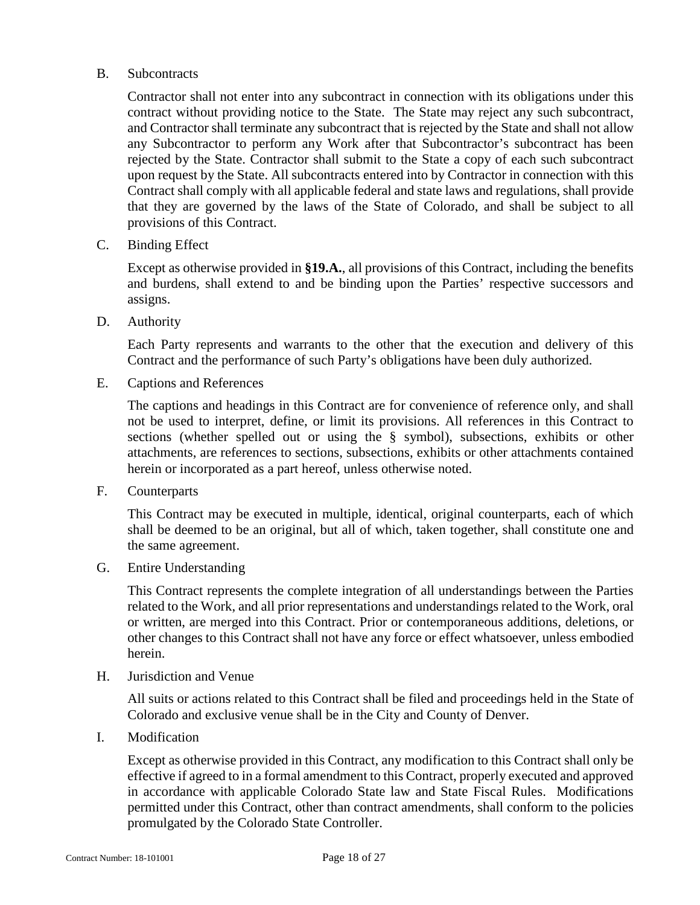B. Subcontracts

Contractor shall not enter into any subcontract in connection with its obligations under this contract without providing notice to the State. The State may reject any such subcontract, and Contractor shall terminate any subcontract that is rejected by the State and shall not allow any Subcontractor to perform any Work after that Subcontractor's subcontract has been rejected by the State. Contractor shall submit to the State a copy of each such subcontract upon request by the State. All subcontracts entered into by Contractor in connection with this Contract shall comply with all applicable federal and state laws and regulations, shall provide that they are governed by the laws of the State of Colorado, and shall be subject to all provisions of this Contract.

C. Binding Effect

Except as otherwise provided in **§19.A.**, all provisions of this Contract, including the benefits and burdens, shall extend to and be binding upon the Parties' respective successors and assigns.

D. Authority

Each Party represents and warrants to the other that the execution and delivery of this Contract and the performance of such Party's obligations have been duly authorized.

E. Captions and References

The captions and headings in this Contract are for convenience of reference only, and shall not be used to interpret, define, or limit its provisions. All references in this Contract to sections (whether spelled out or using the § symbol), subsections, exhibits or other attachments, are references to sections, subsections, exhibits or other attachments contained herein or incorporated as a part hereof, unless otherwise noted.

F. Counterparts

This Contract may be executed in multiple, identical, original counterparts, each of which shall be deemed to be an original, but all of which, taken together, shall constitute one and the same agreement.

G. Entire Understanding

This Contract represents the complete integration of all understandings between the Parties related to the Work, and all prior representations and understandings related to the Work, oral or written, are merged into this Contract. Prior or contemporaneous additions, deletions, or other changes to this Contract shall not have any force or effect whatsoever, unless embodied herein.

H. Jurisdiction and Venue

All suits or actions related to this Contract shall be filed and proceedings held in the State of Colorado and exclusive venue shall be in the City and County of Denver.

I. Modification

Except as otherwise provided in this Contract, any modification to this Contract shall only be effective if agreed to in a formal amendment to this Contract, properly executed and approved in accordance with applicable Colorado State law and State Fiscal Rules. Modifications permitted under this Contract, other than contract amendments, shall conform to the policies promulgated by the Colorado State Controller.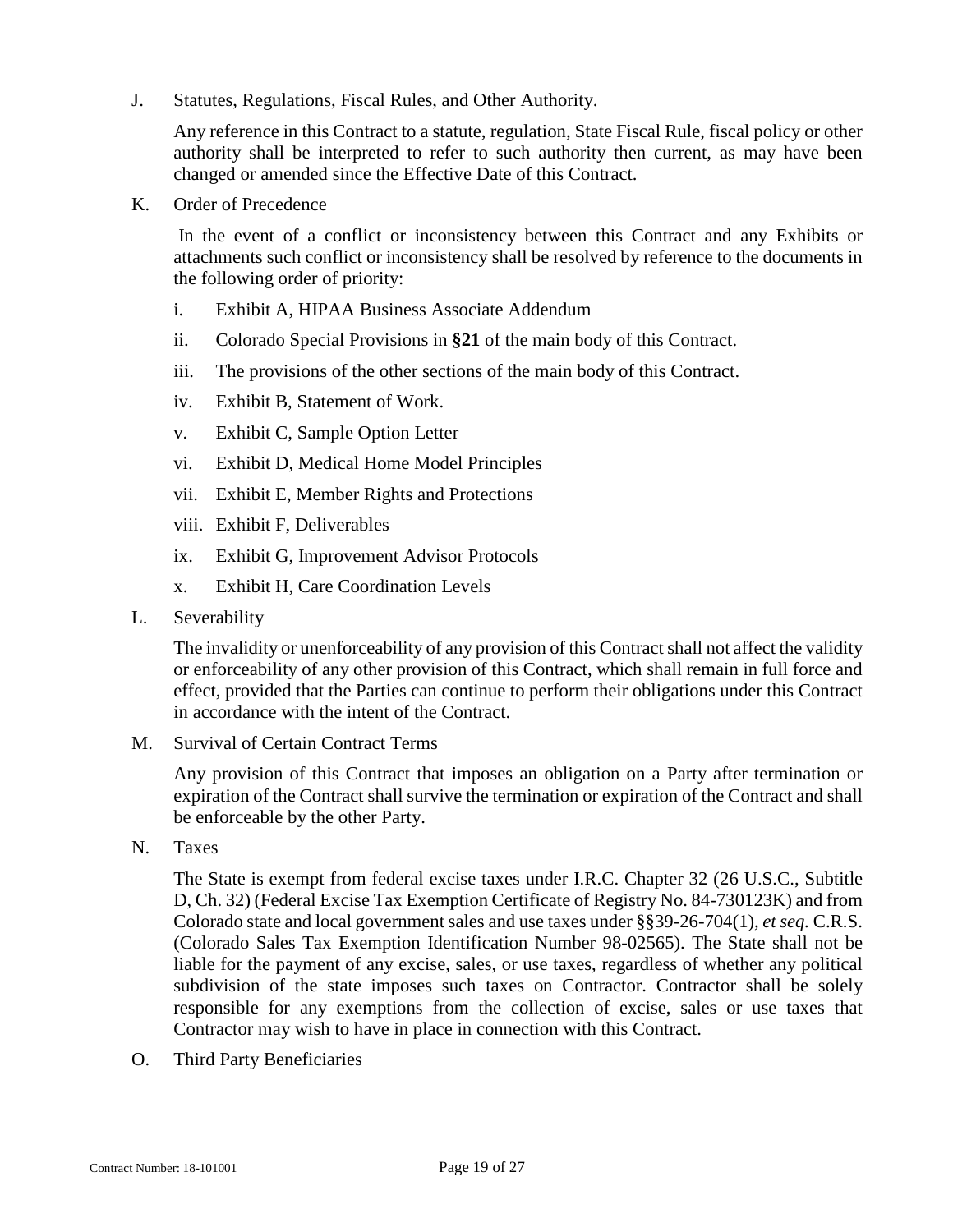J. Statutes, Regulations, Fiscal Rules, and Other Authority.

Any reference in this Contract to a statute, regulation, State Fiscal Rule, fiscal policy or other authority shall be interpreted to refer to such authority then current, as may have been changed or amended since the Effective Date of this Contract.

K. Order of Precedence

In the event of a conflict or inconsistency between this Contract and any Exhibits or attachments such conflict or inconsistency shall be resolved by reference to the documents in the following order of priority:

i. Exhibit A, HIPAA Business Associate Addendum

ii. Colorado Special Provisions in **§21** of the main body of this Contract.

iii. The provisions of the other sections of the main body of this Contract.

iv. Exhibit B, Statement of Work.

v. Exhibit C, Sample Option Letter

vi. Exhibit D, Medical Home Model Principles

vii. Exhibit E, Member Rights and Protections

viii. Exhibit F, Deliverables

ix. Exhibit G, Improvement Advisor Protocols

x. Exhibit H, Care Coordination Levels

L. Severability

The invalidity or unenforceability of any provision of this Contract shall not affect the validity or enforceability of any other provision of this Contract, which shall remain in full force and effect, provided that the Parties can continue to perform their obligations under this Contract in accordance with the intent of the Contract.

M. Survival of Certain Contract Terms

Any provision of this Contract that imposes an obligation on a Party after termination or expiration of the Contract shall survive the termination or expiration of the Contract and shall be enforceable by the other Party.

N. Taxes

The State is exempt from federal excise taxes under I.R.C. Chapter 32 (26 U.S.C., Subtitle D, Ch. 32) (Federal Excise Tax Exemption Certificate of Registry No. 84-730123K) and from Colorado state and local government sales and use taxes under §§39-26-704(1), *et seq.* C.R.S. (Colorado Sales Tax Exemption Identification Number 98-02565). The State shall not be liable for the payment of any excise, sales, or use taxes, regardless of whether any political subdivision of the state imposes such taxes on Contractor. Contractor shall be solely responsible for any exemptions from the collection of excise, sales or use taxes that Contractor may wish to have in place in connection with this Contract.

O. Third Party Beneficiaries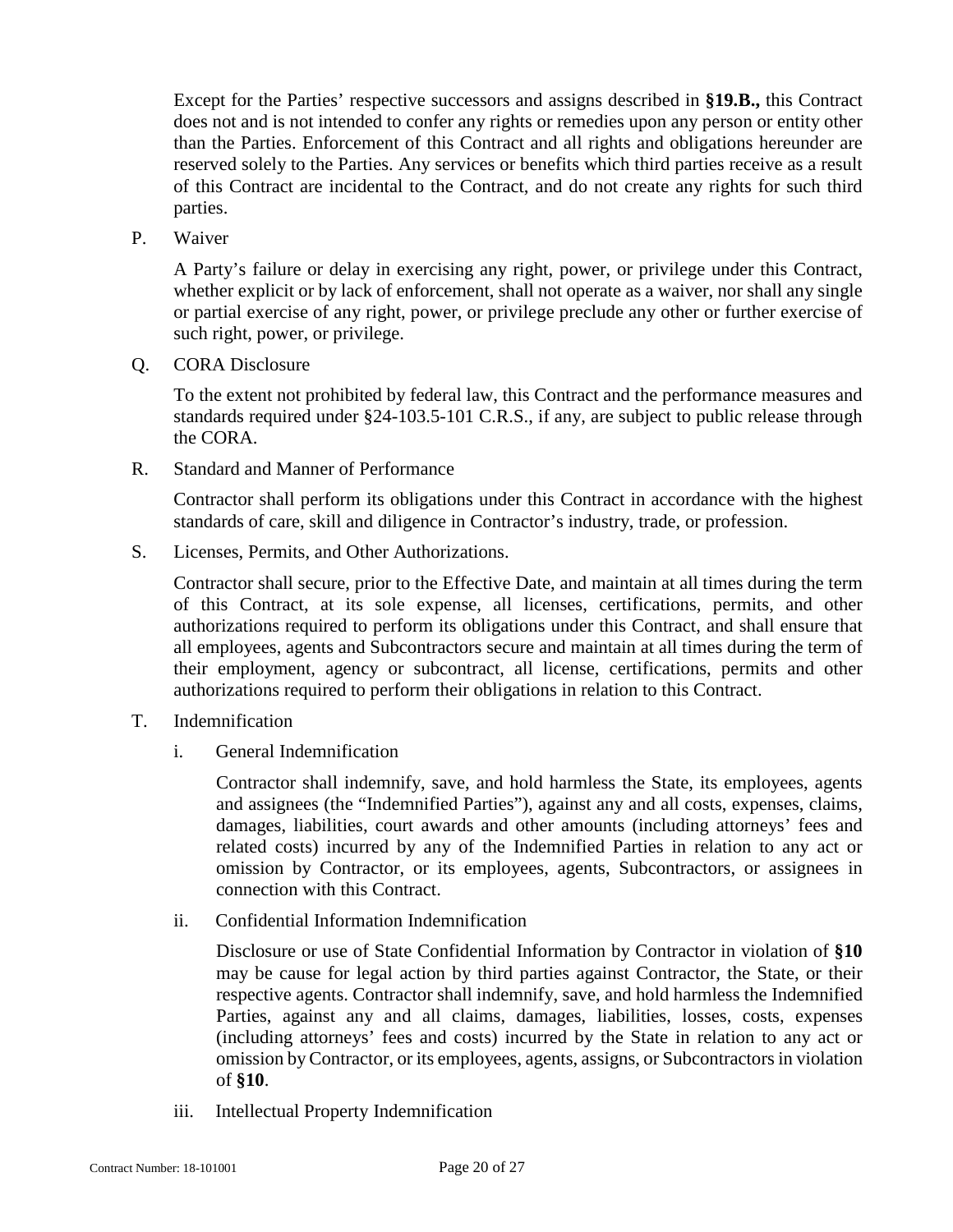Except for the Parties' respective successors and assigns described in **§19.B.,** this Contract does not and is not intended to confer any rights or remedies upon any person or entity other than the Parties. Enforcement of this Contract and all rights and obligations hereunder are reserved solely to the Parties. Any services or benefits which third parties receive as a result of this Contract are incidental to the Contract, and do not create any rights for such third parties.

P. Waiver

A Party's failure or delay in exercising any right, power, or privilege under this Contract, whether explicit or by lack of enforcement, shall not operate as a waiver, nor shall any single or partial exercise of any right, power, or privilege preclude any other or further exercise of such right, power, or privilege.

Q. CORA Disclosure

To the extent not prohibited by federal law, this Contract and the performance measures and standards required under §24-103.5-101 C.R.S., if any, are subject to public release through the CORA.

R. Standard and Manner of Performance

Contractor shall perform its obligations under this Contract in accordance with the highest standards of care, skill and diligence in Contractor's industry, trade, or profession.

S. Licenses, Permits, and Other Authorizations.

Contractor shall secure, prior to the Effective Date, and maintain at all times during the term of this Contract, at its sole expense, all licenses, certifications, permits, and other authorizations required to perform its obligations under this Contract, and shall ensure that all employees, agents and Subcontractors secure and maintain at all times during the term of their employment, agency or subcontract, all license, certifications, permits and other authorizations required to perform their obligations in relation to this Contract.

T. Indemnification

i. General Indemnification

Contractor shall indemnify, save, and hold harmless the State, its employees, agents and assignees (the "Indemnified Parties"), against any and all costs, expenses, claims, damages, liabilities, court awards and other amounts (including attorneys' fees and related costs) incurred by any of the Indemnified Parties in relation to any act or omission by Contractor, or its employees, agents, Subcontractors, or assignees in connection with this Contract.

ii. Confidential Information Indemnification

Disclosure or use of State Confidential Information by Contractor in violation of **§10** may be cause for legal action by third parties against Contractor, the State, or their respective agents. Contractor shall indemnify, save, and hold harmless the Indemnified Parties, against any and all claims, damages, liabilities, losses, costs, expenses (including attorneys' fees and costs) incurred by the State in relation to any act or omission by Contractor, or its employees, agents, assigns, or Subcontractors in violation of **§10**.

iii. Intellectual Property Indemnification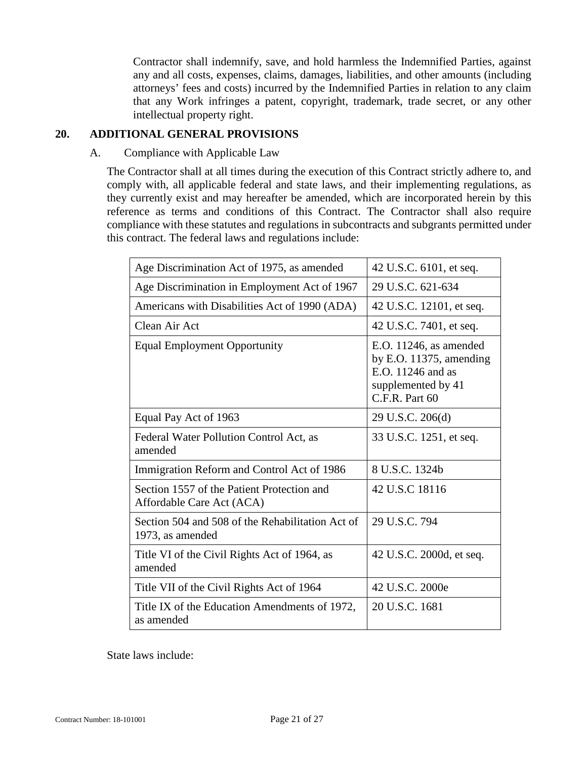Contractor shall indemnify, save, and hold harmless the Indemnified Parties, against any and all costs, expenses, claims, damages, liabilities, and other amounts (including attorneys' fees and costs) incurred by the Indemnified Parties in relation to any claim that any Work infringes a patent, copyright, trademark, trade secret, or any other intellectual property right.

## 20. ADDITIONAL GENERAL PROVISIONS

A. Compliance with Applicable Law

The Contractor shall at all times during the execution of this Contract strictly adhere to, and comply with, all applicable federal and state laws, and their implementing regulations, as they currently exist and may hereafter be amended, which are incorporated herein by this reference as terms and conditions of this Contract. The Contractor shall also require compliance with these statutes and regulations in subcontracts and subgrants permitted under this contract. The federal laws and regulations include:

| | |
|---|---|
| Age Discrimination Act of 1975, as amended | 42 U.S.C. 6101, et seq. |
| Age Discrimination in Employment Act of 1967 | 29 U.S.C. 621-634 |
| Americans with Disabilities Act of 1990 (ADA) | 42 U.S.C. 12101, et seq. |
| Clean Air Act | 42 U.S.C. 7401, et seq. |
| Equal Employment Opportunity | E.O. 11246, as amended by E.O. 11375, amending E.O. 11246 and as supplemented by 41 C.F.R. Part 60 |
| Equal Pay Act of 1963 | 29 U.S.C. 206(d) |
| Federal Water Pollution Control Act, as amended | 33 U.S.C. 1251, et seq. |
| Immigration Reform and Control Act of 1986 | 8 U.S.C. 1324b |
| Section 1557 of the Patient Protection and Affordable Care Act (ACA) | 42 U.S.C 18116 |
| Section 504 and 508 of the Rehabilitation Act of 1973, as amended | 29 U.S.C. 794 |
| Title VI of the Civil Rights Act of 1964, as amended | 42 U.S.C. 2000d, et seq. |
| Title VII of the Civil Rights Act of 1964 | 42 U.S.C. 2000e |
| Title IX of the Education Amendments of 1972, as amended | 20 U.S.C. 1681 |

State laws include: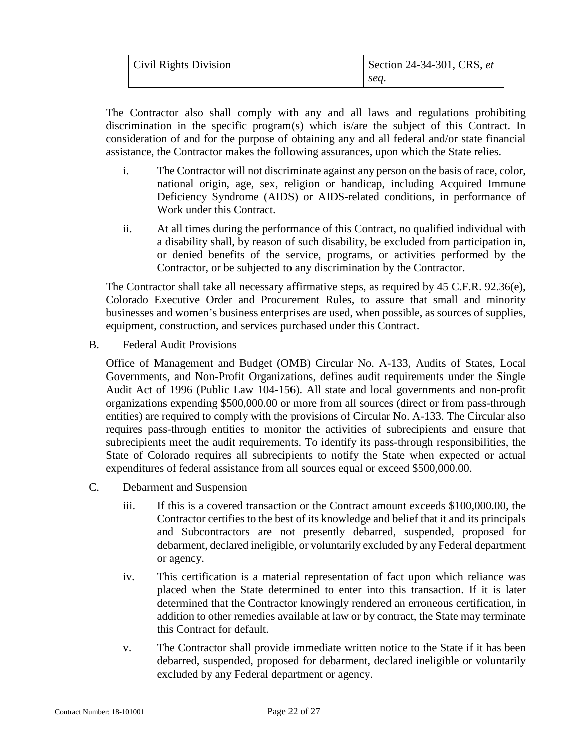| | |
|---|---|
| Civil Rights Division | Section 24-34-301, CRS, *et seq.* |

The Contractor also shall comply with any and all laws and regulations prohibiting discrimination in the specific program(s) which is/are the subject of this Contract. In consideration of and for the purpose of obtaining any and all federal and/or state financial assistance, the Contractor makes the following assurances, upon which the State relies.

i. The Contractor will not discriminate against any person on the basis of race, color, national origin, age, sex, religion or handicap, including Acquired Immune Deficiency Syndrome (AIDS) or AIDS-related conditions, in performance of Work under this Contract.

ii. At all times during the performance of this Contract, no qualified individual with a disability shall, by reason of such disability, be excluded from participation in, or denied benefits of the service, programs, or activities performed by the Contractor, or be subjected to any discrimination by the Contractor.

The Contractor shall take all necessary affirmative steps, as required by 45 C.F.R. 92.36(e), Colorado Executive Order and Procurement Rules, to assure that small and minority businesses and women's business enterprises are used, when possible, as sources of supplies, equipment, construction, and services purchased under this Contract.

B. Federal Audit Provisions

Office of Management and Budget (OMB) Circular No. A-133, Audits of States, Local Governments, and Non-Profit Organizations, defines audit requirements under the Single Audit Act of 1996 (Public Law 104-156). All state and local governments and non-profit organizations expending $500,000.00 or more from all sources (direct or from pass-through entities) are required to comply with the provisions of Circular No. A-133. The Circular also requires pass-through entities to monitor the activities of subrecipients and ensure that subrecipients meet the audit requirements. To identify its pass-through responsibilities, the State of Colorado requires all subrecipients to notify the State when expected or actual expenditures of federal assistance from all sources equal or exceed $500,000.00.

C. Debarment and Suspension

iii. If this is a covered transaction or the Contract amount exceeds $100,000.00, the Contractor certifies to the best of its knowledge and belief that it and its principals and Subcontractors are not presently debarred, suspended, proposed for debarment, declared ineligible, or voluntarily excluded by any Federal department or agency.

iv. This certification is a material representation of fact upon which reliance was placed when the State determined to enter into this transaction. If it is later determined that the Contractor knowingly rendered an erroneous certification, in addition to other remedies available at law or by contract, the State may terminate this Contract for default.

v. The Contractor shall provide immediate written notice to the State if it has been debarred, suspended, proposed for debarment, declared ineligible or voluntarily excluded by any Federal department or agency.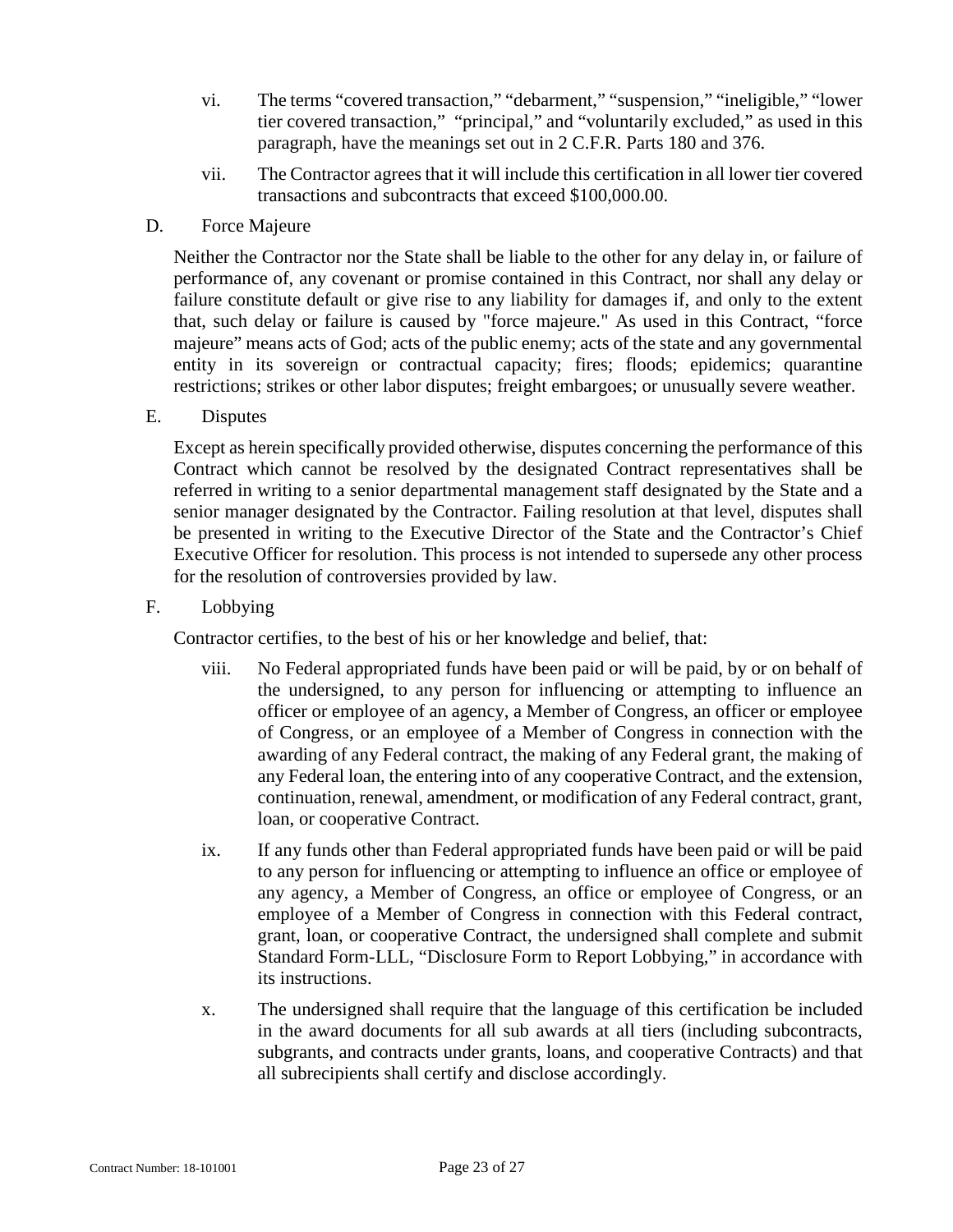vi. The terms "covered transaction," "debarment," "suspension," "ineligible," "lower tier covered transaction," "principal," and "voluntarily excluded," as used in this paragraph, have the meanings set out in 2 C.F.R. Parts 180 and 376.

vii. The Contractor agrees that it will include this certification in all lower tier covered transactions and subcontracts that exceed $100,000.00.

D. Force Majeure

Neither the Contractor nor the State shall be liable to the other for any delay in, or failure of performance of, any covenant or promise contained in this Contract, nor shall any delay or failure constitute default or give rise to any liability for damages if, and only to the extent that, such delay or failure is caused by "force majeure." As used in this Contract, "force majeure" means acts of God; acts of the public enemy; acts of the state and any governmental entity in its sovereign or contractual capacity; fires; floods; epidemics; quarantine restrictions; strikes or other labor disputes; freight embargoes; or unusually severe weather.

E. Disputes

Except as herein specifically provided otherwise, disputes concerning the performance of this Contract which cannot be resolved by the designated Contract representatives shall be referred in writing to a senior departmental management staff designated by the State and a senior manager designated by the Contractor. Failing resolution at that level, disputes shall be presented in writing to the Executive Director of the State and the Contractor's Chief Executive Officer for resolution. This process is not intended to supersede any other process for the resolution of controversies provided by law.

F. Lobbying

Contractor certifies, to the best of his or her knowledge and belief, that:

viii. No Federal appropriated funds have been paid or will be paid, by or on behalf of the undersigned, to any person for influencing or attempting to influence an officer or employee of an agency, a Member of Congress, an officer or employee of Congress, or an employee of a Member of Congress in connection with the awarding of any Federal contract, the making of any Federal grant, the making of any Federal loan, the entering into of any cooperative Contract, and the extension, continuation, renewal, amendment, or modification of any Federal contract, grant, loan, or cooperative Contract.

ix. If any funds other than Federal appropriated funds have been paid or will be paid to any person for influencing or attempting to influence an office or employee of any agency, a Member of Congress, an office or employee of Congress, or an employee of a Member of Congress in connection with this Federal contract, grant, loan, or cooperative Contract, the undersigned shall complete and submit Standard Form-LLL, "Disclosure Form to Report Lobbying," in accordance with its instructions.

x. The undersigned shall require that the language of this certification be included in the award documents for all sub awards at all tiers (including subcontracts, subgrants, and contracts under grants, loans, and cooperative Contracts) and that all subrecipients shall certify and disclose accordingly.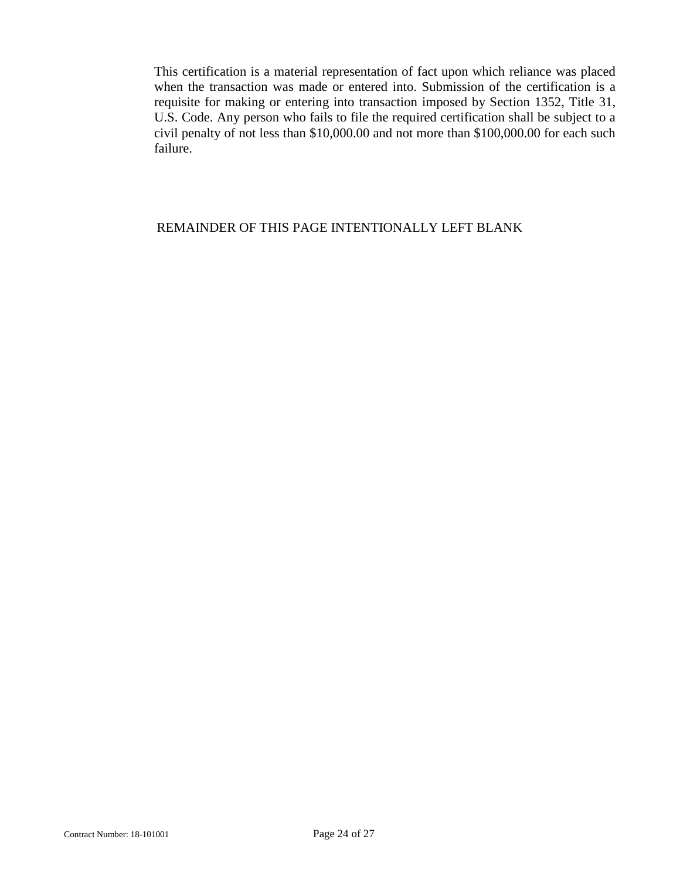This certification is a material representation of fact upon which reliance was placed when the transaction was made or entered into. Submission of the certification is a requisite for making or entering into transaction imposed by Section 1352, Title 31, U.S. Code. Any person who fails to file the required certification shall be subject to a civil penalty of not less than $10,000.00 and not more than $100,000.00 for each such failure.

REMAINDER OF THIS PAGE INTENTIONALLY LEFT BLANK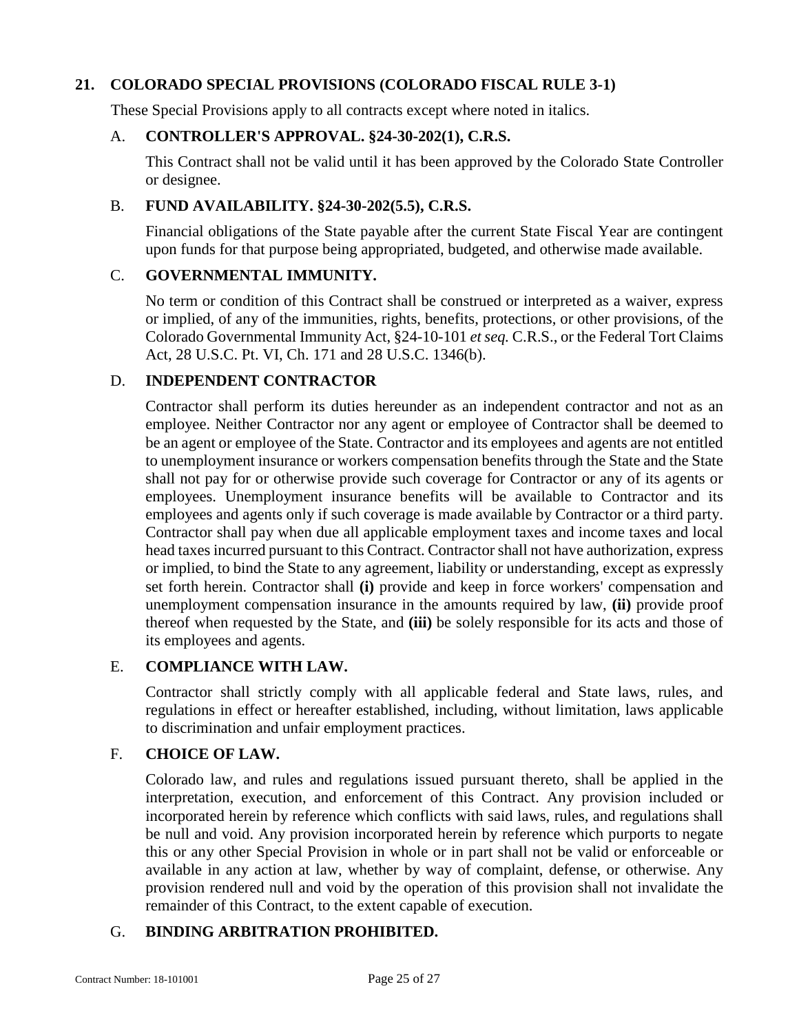## 21. COLORADO SPECIAL PROVISIONS (COLORADO FISCAL RULE 3-1)

These Special Provisions apply to all contracts except where noted in italics.

### A. CONTROLLER'S APPROVAL. §24-30-202(1), C.R.S.

This Contract shall not be valid until it has been approved by the Colorado State Controller or designee.

### B. FUND AVAILABILITY. §24-30-202(5.5), C.R.S.

Financial obligations of the State payable after the current State Fiscal Year are contingent upon funds for that purpose being appropriated, budgeted, and otherwise made available.

### C. GOVERNMENTAL IMMUNITY.

No term or condition of this Contract shall be construed or interpreted as a waiver, express or implied, of any of the immunities, rights, benefits, protections, or other provisions, of the Colorado Governmental Immunity Act, §24-10-101 *et seq.* C.R.S., or the Federal Tort Claims Act, 28 U.S.C. Pt. VI, Ch. 171 and 28 U.S.C. 1346(b).

### D. INDEPENDENT CONTRACTOR

Contractor shall perform its duties hereunder as an independent contractor and not as an employee. Neither Contractor nor any agent or employee of Contractor shall be deemed to be an agent or employee of the State. Contractor and its employees and agents are not entitled to unemployment insurance or workers compensation benefits through the State and the State shall not pay for or otherwise provide such coverage for Contractor or any of its agents or employees. Unemployment insurance benefits will be available to Contractor and its employees and agents only if such coverage is made available by Contractor or a third party. Contractor shall pay when due all applicable employment taxes and income taxes and local head taxes incurred pursuant to this Contract. Contractor shall not have authorization, express or implied, to bind the State to any agreement, liability or understanding, except as expressly set forth herein. Contractor shall **(i)** provide and keep in force workers' compensation and unemployment compensation insurance in the amounts required by law, **(ii)** provide proof thereof when requested by the State, and **(iii)** be solely responsible for its acts and those of its employees and agents.

### E. COMPLIANCE WITH LAW.

Contractor shall strictly comply with all applicable federal and State laws, rules, and regulations in effect or hereafter established, including, without limitation, laws applicable to discrimination and unfair employment practices.

### F. CHOICE OF LAW.

Colorado law, and rules and regulations issued pursuant thereto, shall be applied in the interpretation, execution, and enforcement of this Contract. Any provision included or incorporated herein by reference which conflicts with said laws, rules, and regulations shall be null and void. Any provision incorporated herein by reference which purports to negate this or any other Special Provision in whole or in part shall not be valid or enforceable or available in any action at law, whether by way of complaint, defense, or otherwise. Any provision rendered null and void by the operation of this provision shall not invalidate the remainder of this Contract, to the extent capable of execution.

### G. BINDING ARBITRATION PROHIBITED.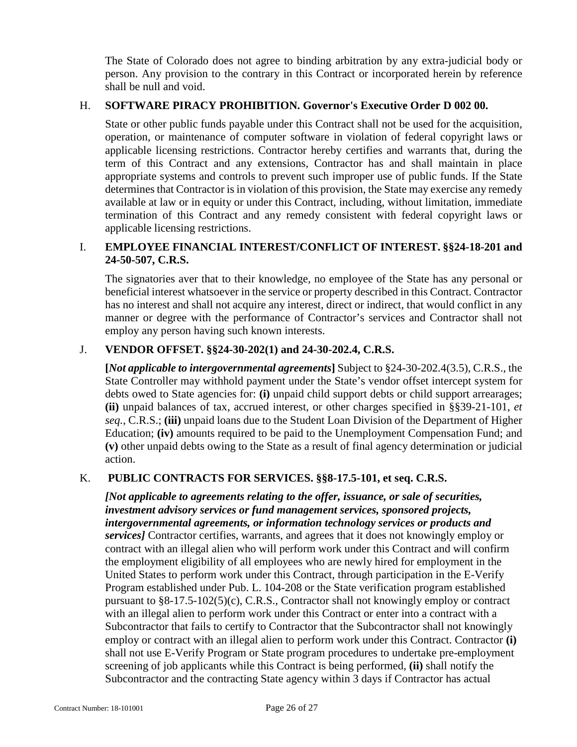The State of Colorado does not agree to binding arbitration by any extra-judicial body or person. Any provision to the contrary in this Contract or incorporated herein by reference shall be null and void.

H. **SOFTWARE PIRACY PROHIBITION. Governor's Executive Order D 002 00.**

State or other public funds payable under this Contract shall not be used for the acquisition, operation, or maintenance of computer software in violation of federal copyright laws or applicable licensing restrictions. Contractor hereby certifies and warrants that, during the term of this Contract and any extensions, Contractor has and shall maintain in place appropriate systems and controls to prevent such improper use of public funds. If the State determines that Contractor is in violation of this provision, the State may exercise any remedy available at law or in equity or under this Contract, including, without limitation, immediate termination of this Contract and any remedy consistent with federal copyright laws or applicable licensing restrictions.

I. **EMPLOYEE FINANCIAL INTEREST/CONFLICT OF INTEREST. §§24-18-201 and 24-50-507, C.R.S.**

The signatories aver that to their knowledge, no employee of the State has any personal or beneficial interest whatsoever in the service or property described in this Contract. Contractor has no interest and shall not acquire any interest, direct or indirect, that would conflict in any manner or degree with the performance of Contractor's services and Contractor shall not employ any person having such known interests.

J. **VENDOR OFFSET. §§24-30-202(1) and 24-30-202.4, C.R.S.**

**[*Not applicable to intergovernmental agreements*]** Subject to §24-30-202.4(3.5), C.R.S., the State Controller may withhold payment under the State's vendor offset intercept system for debts owed to State agencies for: **(i)** unpaid child support debts or child support arrearages; **(ii)** unpaid balances of tax, accrued interest, or other charges specified in §§39-21-101, *et seq.*, C.R.S.; **(iii)** unpaid loans due to the Student Loan Division of the Department of Higher Education; **(iv)** amounts required to be paid to the Unemployment Compensation Fund; and **(v)** other unpaid debts owing to the State as a result of final agency determination or judicial action.

K. **PUBLIC CONTRACTS FOR SERVICES. §§8-17.5-101, et seq. C.R.S.**

***[Not applicable to agreements relating to the offer, issuance, or sale of securities, investment advisory services or fund management services, sponsored projects, intergovernmental agreements, or information technology services or products and services]*** Contractor certifies, warrants, and agrees that it does not knowingly employ or contract with an illegal alien who will perform work under this Contract and will confirm the employment eligibility of all employees who are newly hired for employment in the United States to perform work under this Contract, through participation in the E-Verify Program established under Pub. L. 104-208 or the State verification program established pursuant to §8-17.5-102(5)(c), C.R.S., Contractor shall not knowingly employ or contract with an illegal alien to perform work under this Contract or enter into a contract with a Subcontractor that fails to certify to Contractor that the Subcontractor shall not knowingly employ or contract with an illegal alien to perform work under this Contract. Contractor **(i)** shall not use E-Verify Program or State program procedures to undertake pre-employment screening of job applicants while this Contract is being performed, **(ii)** shall notify the Subcontractor and the contracting State agency within 3 days if Contractor has actual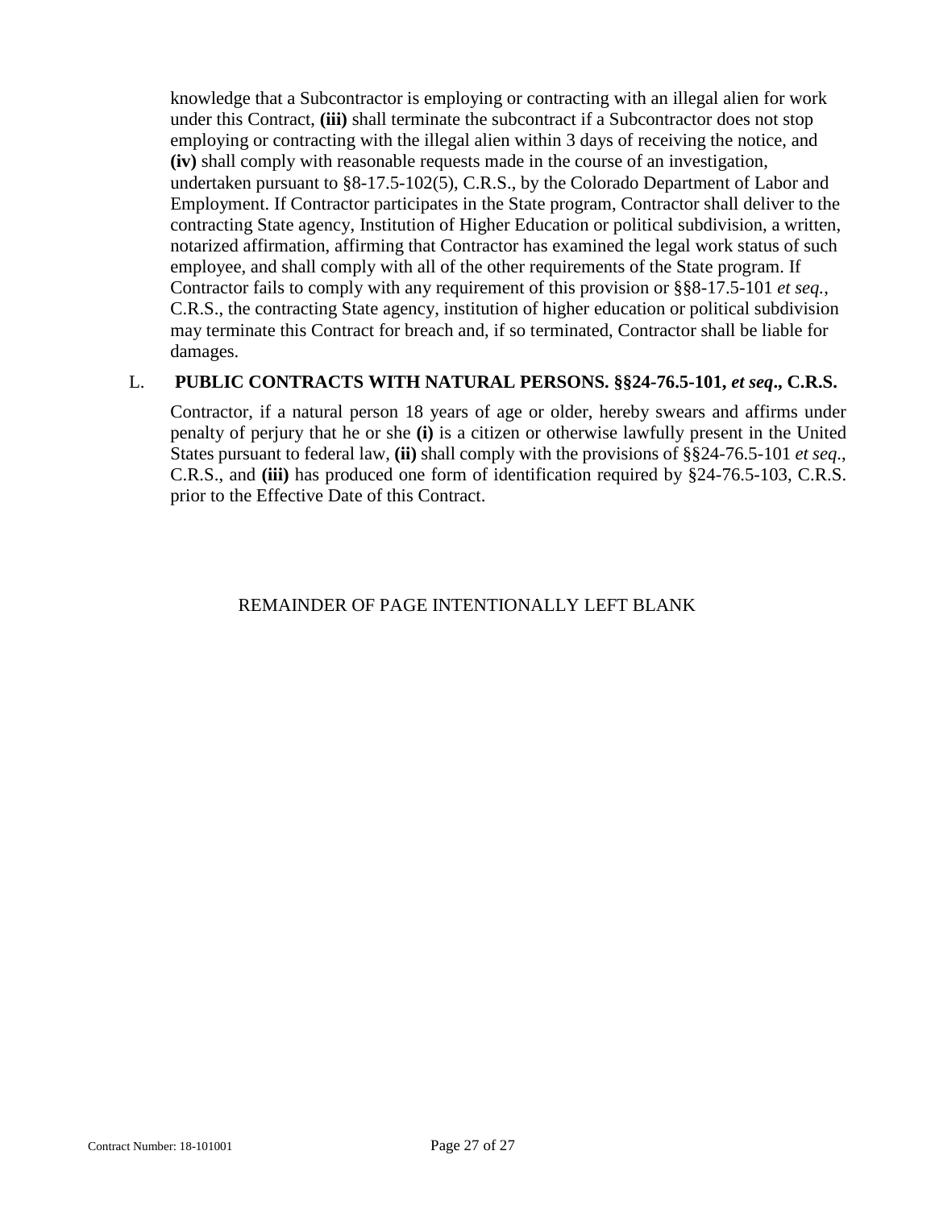knowledge that a Subcontractor is employing or contracting with an illegal alien for work under this Contract, **(iii)** shall terminate the subcontract if a Subcontractor does not stop employing or contracting with the illegal alien within 3 days of receiving the notice, and **(iv)** shall comply with reasonable requests made in the course of an investigation, undertaken pursuant to §8-17.5-102(5), C.R.S., by the Colorado Department of Labor and Employment. If Contractor participates in the State program, Contractor shall deliver to the contracting State agency, Institution of Higher Education or political subdivision, a written, notarized affirmation, affirming that Contractor has examined the legal work status of such employee, and shall comply with all of the other requirements of the State program. If Contractor fails to comply with any requirement of this provision or §§8-17.5-101 *et seq.*, C.R.S., the contracting State agency, institution of higher education or political subdivision may terminate this Contract for breach and, if so terminated, Contractor shall be liable for damages.

L. **PUBLIC CONTRACTS WITH NATURAL PERSONS. §§24-76.5-101,** ***et seq*****., C.R.S.**

Contractor, if a natural person 18 years of age or older, hereby swears and affirms under penalty of perjury that he or she **(i)** is a citizen or otherwise lawfully present in the United States pursuant to federal law, **(ii)** shall comply with the provisions of §§24-76.5-101 *et seq*., C.R.S., and **(iii)** has produced one form of identification required by §24-76.5-103, C.R.S. prior to the Effective Date of this Contract.

REMAINDER OF PAGE INTENTIONALLY LEFT BLANK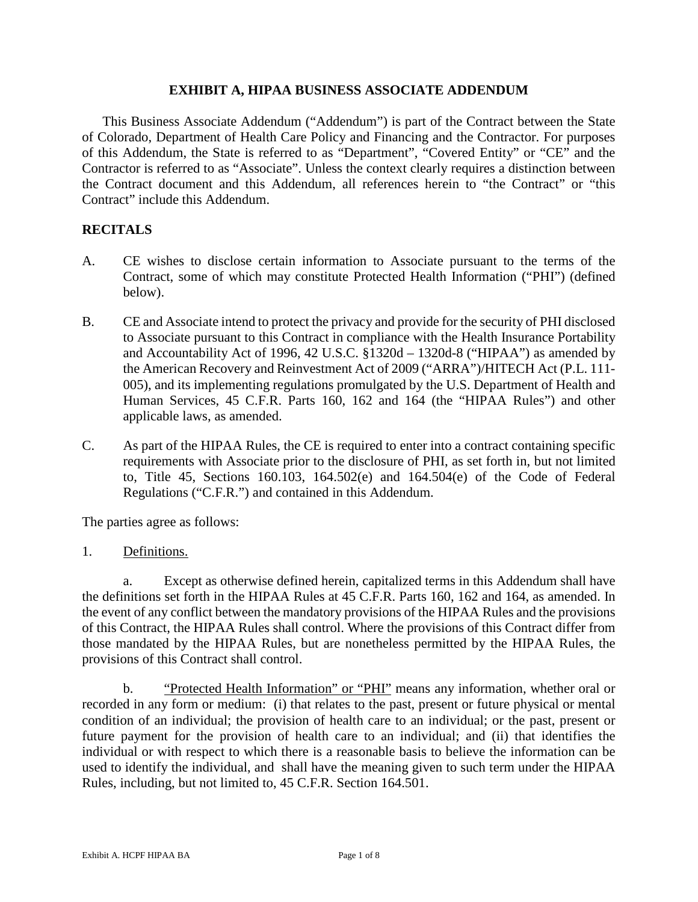# EXHIBIT A, HIPAA BUSINESS ASSOCIATE ADDENDUM

This Business Associate Addendum ("Addendum") is part of the Contract between the State of Colorado, Department of Health Care Policy and Financing and the Contractor. For purposes of this Addendum, the State is referred to as "Department", "Covered Entity" or "CE" and the Contractor is referred to as "Associate". Unless the context clearly requires a distinction between the Contract document and this Addendum, all references herein to "the Contract" or "this Contract" include this Addendum.

## RECITALS

A. CE wishes to disclose certain information to Associate pursuant to the terms of the Contract, some of which may constitute Protected Health Information ("PHI") (defined below).

B. CE and Associate intend to protect the privacy and provide for the security of PHI disclosed to Associate pursuant to this Contract in compliance with the Health Insurance Portability and Accountability Act of 1996, 42 U.S.C. §1320d – 1320d-8 ("HIPAA") as amended by the American Recovery and Reinvestment Act of 2009 ("ARRA")/HITECH Act (P.L. 111-005), and its implementing regulations promulgated by the U.S. Department of Health and Human Services, 45 C.F.R. Parts 160, 162 and 164 (the "HIPAA Rules") and other applicable laws, as amended.

C. As part of the HIPAA Rules, the CE is required to enter into a contract containing specific requirements with Associate prior to the disclosure of PHI, as set forth in, but not limited to, Title 45, Sections 160.103, 164.502(e) and 164.504(e) of the Code of Federal Regulations ("C.F.R.") and contained in this Addendum.

The parties agree as follows:

1. Definitions.

a. Except as otherwise defined herein, capitalized terms in this Addendum shall have the definitions set forth in the HIPAA Rules at 45 C.F.R. Parts 160, 162 and 164, as amended. In the event of any conflict between the mandatory provisions of the HIPAA Rules and the provisions of this Contract, the HIPAA Rules shall control. Where the provisions of this Contract differ from those mandated by the HIPAA Rules, but are nonetheless permitted by the HIPAA Rules, the provisions of this Contract shall control.

b. "Protected Health Information" or "PHI" means any information, whether oral or recorded in any form or medium: (i) that relates to the past, present or future physical or mental condition of an individual; the provision of health care to an individual; or the past, present or future payment for the provision of health care to an individual; and (ii) that identifies the individual or with respect to which there is a reasonable basis to believe the information can be used to identify the individual, and shall have the meaning given to such term under the HIPAA Rules, including, but not limited to, 45 C.F.R. Section 164.501.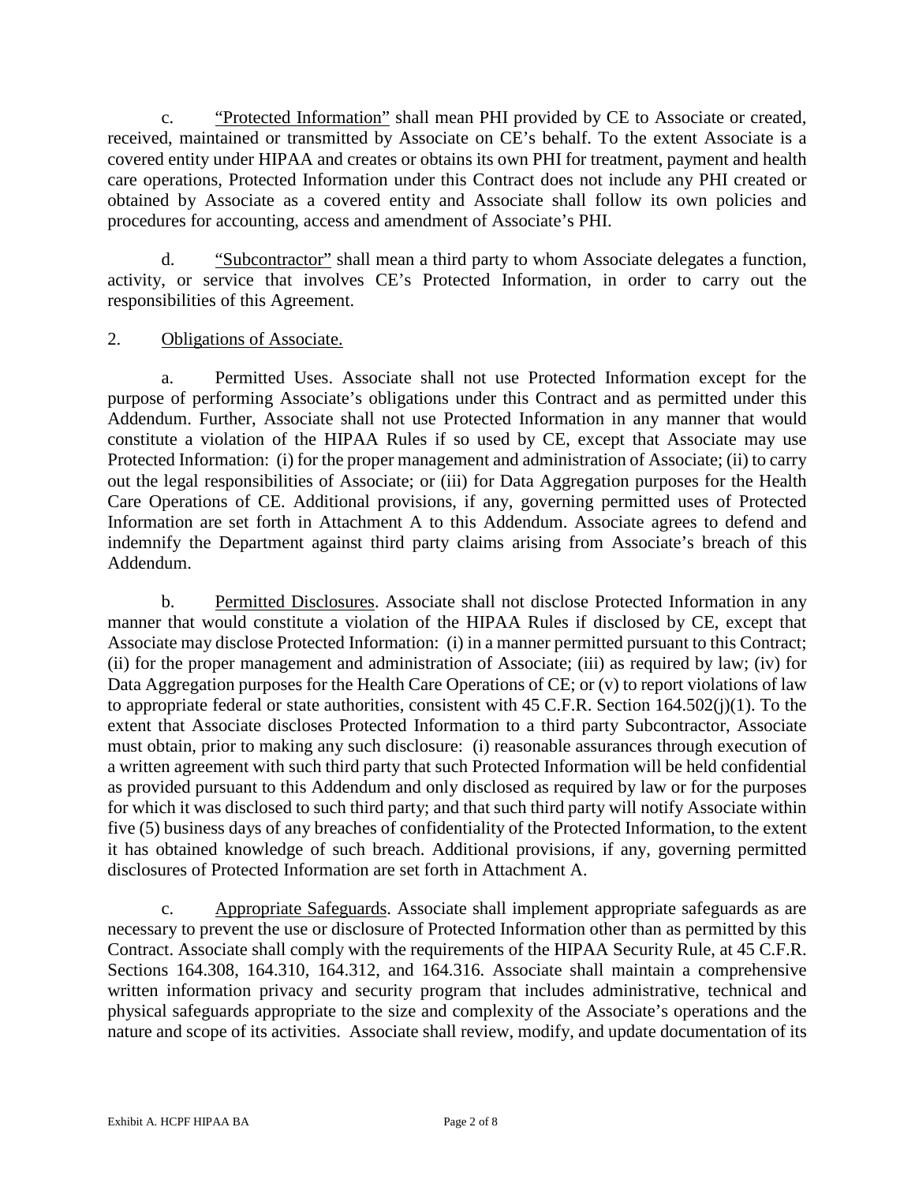c. "Protected Information" shall mean PHI provided by CE to Associate or created, received, maintained or transmitted by Associate on CE's behalf. To the extent Associate is a covered entity under HIPAA and creates or obtains its own PHI for treatment, payment and health care operations, Protected Information under this Contract does not include any PHI created or obtained by Associate as a covered entity and Associate shall follow its own policies and procedures for accounting, access and amendment of Associate's PHI.

d. "Subcontractor" shall mean a third party to whom Associate delegates a function, activity, or service that involves CE's Protected Information, in order to carry out the responsibilities of this Agreement.

2. Obligations of Associate.

a. Permitted Uses. Associate shall not use Protected Information except for the purpose of performing Associate's obligations under this Contract and as permitted under this Addendum. Further, Associate shall not use Protected Information in any manner that would constitute a violation of the HIPAA Rules if so used by CE, except that Associate may use Protected Information: (i) for the proper management and administration of Associate; (ii) to carry out the legal responsibilities of Associate; or (iii) for Data Aggregation purposes for the Health Care Operations of CE. Additional provisions, if any, governing permitted uses of Protected Information are set forth in Attachment A to this Addendum. Associate agrees to defend and indemnify the Department against third party claims arising from Associate's breach of this Addendum.

b. Permitted Disclosures. Associate shall not disclose Protected Information in any manner that would constitute a violation of the HIPAA Rules if disclosed by CE, except that Associate may disclose Protected Information: (i) in a manner permitted pursuant to this Contract; (ii) for the proper management and administration of Associate; (iii) as required by law; (iv) for Data Aggregation purposes for the Health Care Operations of CE; or (v) to report violations of law to appropriate federal or state authorities, consistent with 45 C.F.R. Section 164.502(j)(1). To the extent that Associate discloses Protected Information to a third party Subcontractor, Associate must obtain, prior to making any such disclosure: (i) reasonable assurances through execution of a written agreement with such third party that such Protected Information will be held confidential as provided pursuant to this Addendum and only disclosed as required by law or for the purposes for which it was disclosed to such third party; and that such third party will notify Associate within five (5) business days of any breaches of confidentiality of the Protected Information, to the extent it has obtained knowledge of such breach. Additional provisions, if any, governing permitted disclosures of Protected Information are set forth in Attachment A.

c. Appropriate Safeguards. Associate shall implement appropriate safeguards as are necessary to prevent the use or disclosure of Protected Information other than as permitted by this Contract. Associate shall comply with the requirements of the HIPAA Security Rule, at 45 C.F.R. Sections 164.308, 164.310, 164.312, and 164.316. Associate shall maintain a comprehensive written information privacy and security program that includes administrative, technical and physical safeguards appropriate to the size and complexity of the Associate's operations and the nature and scope of its activities. Associate shall review, modify, and update documentation of its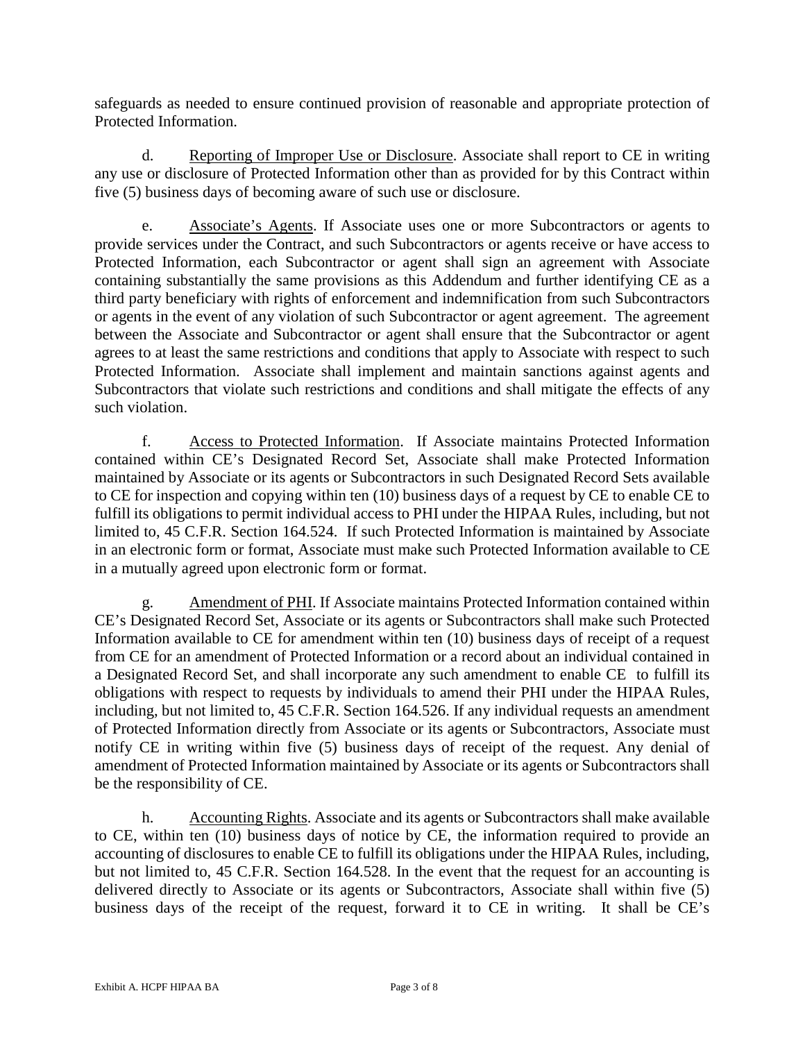safeguards as needed to ensure continued provision of reasonable and appropriate protection of Protected Information.

d. Reporting of Improper Use or Disclosure. Associate shall report to CE in writing any use or disclosure of Protected Information other than as provided for by this Contract within five (5) business days of becoming aware of such use or disclosure.

e. Associate's Agents. If Associate uses one or more Subcontractors or agents to provide services under the Contract, and such Subcontractors or agents receive or have access to Protected Information, each Subcontractor or agent shall sign an agreement with Associate containing substantially the same provisions as this Addendum and further identifying CE as a third party beneficiary with rights of enforcement and indemnification from such Subcontractors or agents in the event of any violation of such Subcontractor or agent agreement. The agreement between the Associate and Subcontractor or agent shall ensure that the Subcontractor or agent agrees to at least the same restrictions and conditions that apply to Associate with respect to such Protected Information. Associate shall implement and maintain sanctions against agents and Subcontractors that violate such restrictions and conditions and shall mitigate the effects of any such violation.

f. Access to Protected Information. If Associate maintains Protected Information contained within CE's Designated Record Set, Associate shall make Protected Information maintained by Associate or its agents or Subcontractors in such Designated Record Sets available to CE for inspection and copying within ten (10) business days of a request by CE to enable CE to fulfill its obligations to permit individual access to PHI under the HIPAA Rules, including, but not limited to, 45 C.F.R. Section 164.524. If such Protected Information is maintained by Associate in an electronic form or format, Associate must make such Protected Information available to CE in a mutually agreed upon electronic form or format.

g. Amendment of PHI. If Associate maintains Protected Information contained within CE's Designated Record Set, Associate or its agents or Subcontractors shall make such Protected Information available to CE for amendment within ten (10) business days of receipt of a request from CE for an amendment of Protected Information or a record about an individual contained in a Designated Record Set, and shall incorporate any such amendment to enable CE to fulfill its obligations with respect to requests by individuals to amend their PHI under the HIPAA Rules, including, but not limited to, 45 C.F.R. Section 164.526. If any individual requests an amendment of Protected Information directly from Associate or its agents or Subcontractors, Associate must notify CE in writing within five (5) business days of receipt of the request. Any denial of amendment of Protected Information maintained by Associate or its agents or Subcontractors shall be the responsibility of CE.

h. Accounting Rights. Associate and its agents or Subcontractors shall make available to CE, within ten (10) business days of notice by CE, the information required to provide an accounting of disclosures to enable CE to fulfill its obligations under the HIPAA Rules, including, but not limited to, 45 C.F.R. Section 164.528. In the event that the request for an accounting is delivered directly to Associate or its agents or Subcontractors, Associate shall within five (5) business days of the receipt of the request, forward it to CE in writing. It shall be CE's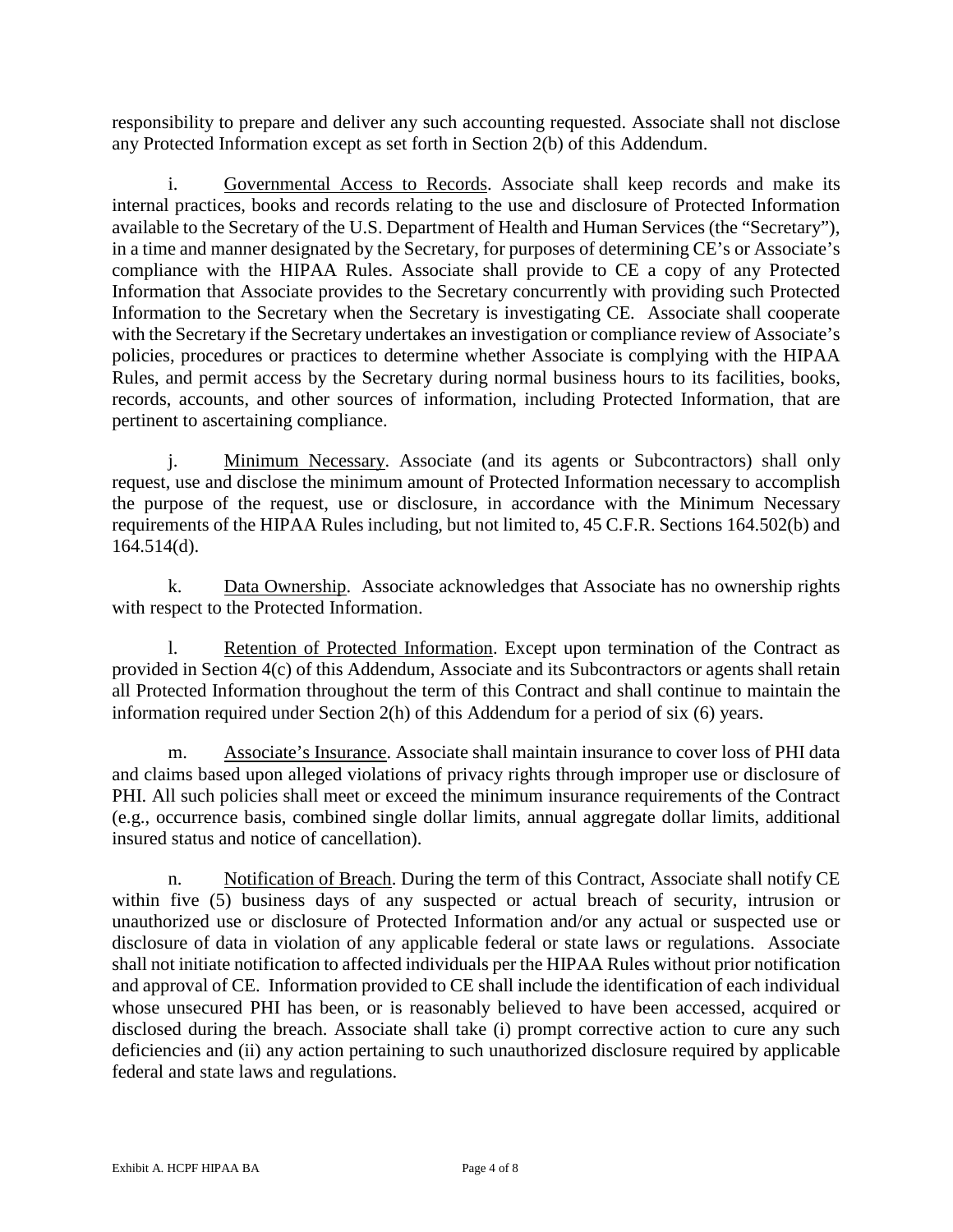responsibility to prepare and deliver any such accounting requested. Associate shall not disclose any Protected Information except as set forth in Section 2(b) of this Addendum.

i. Governmental Access to Records. Associate shall keep records and make its internal practices, books and records relating to the use and disclosure of Protected Information available to the Secretary of the U.S. Department of Health and Human Services (the "Secretary"), in a time and manner designated by the Secretary, for purposes of determining CE's or Associate's compliance with the HIPAA Rules. Associate shall provide to CE a copy of any Protected Information that Associate provides to the Secretary concurrently with providing such Protected Information to the Secretary when the Secretary is investigating CE. Associate shall cooperate with the Secretary if the Secretary undertakes an investigation or compliance review of Associate's policies, procedures or practices to determine whether Associate is complying with the HIPAA Rules, and permit access by the Secretary during normal business hours to its facilities, books, records, accounts, and other sources of information, including Protected Information, that are pertinent to ascertaining compliance.

j. Minimum Necessary. Associate (and its agents or Subcontractors) shall only request, use and disclose the minimum amount of Protected Information necessary to accomplish the purpose of the request, use or disclosure, in accordance with the Minimum Necessary requirements of the HIPAA Rules including, but not limited to, 45 C.F.R. Sections 164.502(b) and 164.514(d).

k. Data Ownership. Associate acknowledges that Associate has no ownership rights with respect to the Protected Information.

l. Retention of Protected Information. Except upon termination of the Contract as provided in Section 4(c) of this Addendum, Associate and its Subcontractors or agents shall retain all Protected Information throughout the term of this Contract and shall continue to maintain the information required under Section 2(h) of this Addendum for a period of six (6) years.

m. Associate's Insurance. Associate shall maintain insurance to cover loss of PHI data and claims based upon alleged violations of privacy rights through improper use or disclosure of PHI. All such policies shall meet or exceed the minimum insurance requirements of the Contract (e.g., occurrence basis, combined single dollar limits, annual aggregate dollar limits, additional insured status and notice of cancellation).

n. Notification of Breach. During the term of this Contract, Associate shall notify CE within five (5) business days of any suspected or actual breach of security, intrusion or unauthorized use or disclosure of Protected Information and/or any actual or suspected use or disclosure of data in violation of any applicable federal or state laws or regulations. Associate shall not initiate notification to affected individuals per the HIPAA Rules without prior notification and approval of CE. Information provided to CE shall include the identification of each individual whose unsecured PHI has been, or is reasonably believed to have been accessed, acquired or disclosed during the breach. Associate shall take (i) prompt corrective action to cure any such deficiencies and (ii) any action pertaining to such unauthorized disclosure required by applicable federal and state laws and regulations.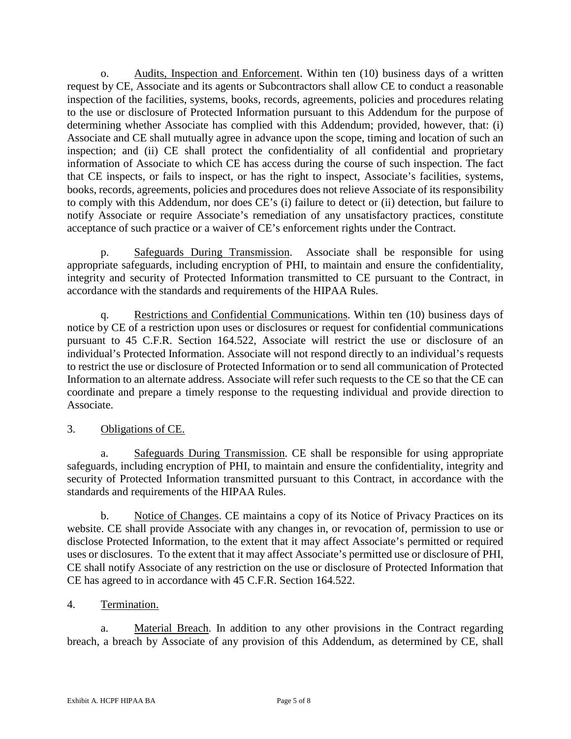o. Audits, Inspection and Enforcement. Within ten (10) business days of a written request by CE, Associate and its agents or Subcontractors shall allow CE to conduct a reasonable inspection of the facilities, systems, books, records, agreements, policies and procedures relating to the use or disclosure of Protected Information pursuant to this Addendum for the purpose of determining whether Associate has complied with this Addendum; provided, however, that: (i) Associate and CE shall mutually agree in advance upon the scope, timing and location of such an inspection; and (ii) CE shall protect the confidentiality of all confidential and proprietary information of Associate to which CE has access during the course of such inspection. The fact that CE inspects, or fails to inspect, or has the right to inspect, Associate's facilities, systems, books, records, agreements, policies and procedures does not relieve Associate of its responsibility to comply with this Addendum, nor does CE's (i) failure to detect or (ii) detection, but failure to notify Associate or require Associate's remediation of any unsatisfactory practices, constitute acceptance of such practice or a waiver of CE's enforcement rights under the Contract.

p. Safeguards During Transmission. Associate shall be responsible for using appropriate safeguards, including encryption of PHI, to maintain and ensure the confidentiality, integrity and security of Protected Information transmitted to CE pursuant to the Contract, in accordance with the standards and requirements of the HIPAA Rules.

q. Restrictions and Confidential Communications. Within ten (10) business days of notice by CE of a restriction upon uses or disclosures or request for confidential communications pursuant to 45 C.F.R. Section 164.522, Associate will restrict the use or disclosure of an individual's Protected Information. Associate will not respond directly to an individual's requests to restrict the use or disclosure of Protected Information or to send all communication of Protected Information to an alternate address. Associate will refer such requests to the CE so that the CE can coordinate and prepare a timely response to the requesting individual and provide direction to Associate.

3. Obligations of CE.

a. Safeguards During Transmission. CE shall be responsible for using appropriate safeguards, including encryption of PHI, to maintain and ensure the confidentiality, integrity and security of Protected Information transmitted pursuant to this Contract, in accordance with the standards and requirements of the HIPAA Rules.

b. Notice of Changes. CE maintains a copy of its Notice of Privacy Practices on its website. CE shall provide Associate with any changes in, or revocation of, permission to use or disclose Protected Information, to the extent that it may affect Associate's permitted or required uses or disclosures. To the extent that it may affect Associate's permitted use or disclosure of PHI, CE shall notify Associate of any restriction on the use or disclosure of Protected Information that CE has agreed to in accordance with 45 C.F.R. Section 164.522.

4. Termination.

a. Material Breach. In addition to any other provisions in the Contract regarding breach, a breach by Associate of any provision of this Addendum, as determined by CE, shall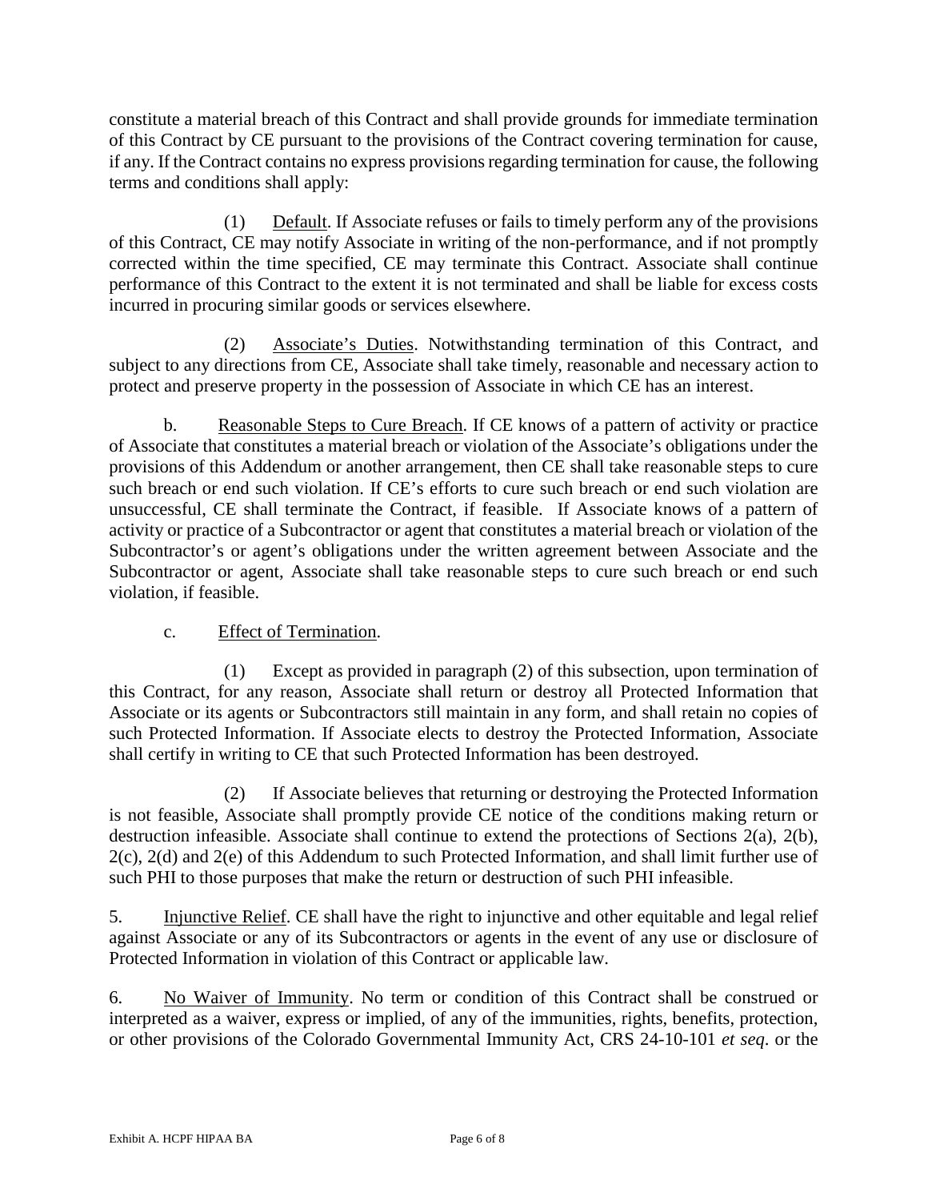constitute a material breach of this Contract and shall provide grounds for immediate termination of this Contract by CE pursuant to the provisions of the Contract covering termination for cause, if any. If the Contract contains no express provisions regarding termination for cause, the following terms and conditions shall apply:

(1) Default. If Associate refuses or fails to timely perform any of the provisions of this Contract, CE may notify Associate in writing of the non-performance, and if not promptly corrected within the time specified, CE may terminate this Contract. Associate shall continue performance of this Contract to the extent it is not terminated and shall be liable for excess costs incurred in procuring similar goods or services elsewhere.

(2) Associate's Duties. Notwithstanding termination of this Contract, and subject to any directions from CE, Associate shall take timely, reasonable and necessary action to protect and preserve property in the possession of Associate in which CE has an interest.

b. Reasonable Steps to Cure Breach. If CE knows of a pattern of activity or practice of Associate that constitutes a material breach or violation of the Associate's obligations under the provisions of this Addendum or another arrangement, then CE shall take reasonable steps to cure such breach or end such violation. If CE's efforts to cure such breach or end such violation are unsuccessful, CE shall terminate the Contract, if feasible. If Associate knows of a pattern of activity or practice of a Subcontractor or agent that constitutes a material breach or violation of the Subcontractor's or agent's obligations under the written agreement between Associate and the Subcontractor or agent, Associate shall take reasonable steps to cure such breach or end such violation, if feasible.

c. Effect of Termination.

(1) Except as provided in paragraph (2) of this subsection, upon termination of this Contract, for any reason, Associate shall return or destroy all Protected Information that Associate or its agents or Subcontractors still maintain in any form, and shall retain no copies of such Protected Information. If Associate elects to destroy the Protected Information, Associate shall certify in writing to CE that such Protected Information has been destroyed.

(2) If Associate believes that returning or destroying the Protected Information is not feasible, Associate shall promptly provide CE notice of the conditions making return or destruction infeasible. Associate shall continue to extend the protections of Sections 2(a), 2(b), 2(c), 2(d) and 2(e) of this Addendum to such Protected Information, and shall limit further use of such PHI to those purposes that make the return or destruction of such PHI infeasible.

5. Injunctive Relief. CE shall have the right to injunctive and other equitable and legal relief against Associate or any of its Subcontractors or agents in the event of any use or disclosure of Protected Information in violation of this Contract or applicable law.

6. No Waiver of Immunity. No term or condition of this Contract shall be construed or interpreted as a waiver, express or implied, of any of the immunities, rights, benefits, protection, or other provisions of the Colorado Governmental Immunity Act, CRS 24-10-101 *et seq*. or the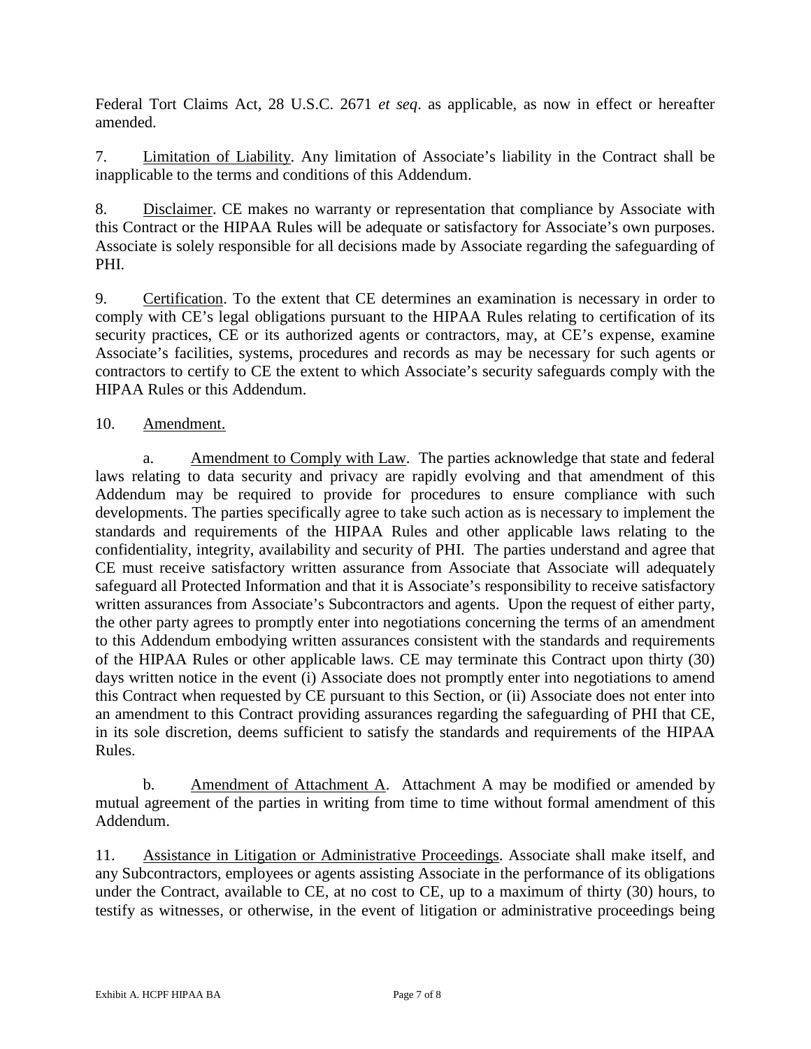Federal Tort Claims Act, 28 U.S.C. 2671 *et seq*. as applicable, as now in effect or hereafter amended.

7. Limitation of Liability. Any limitation of Associate's liability in the Contract shall be inapplicable to the terms and conditions of this Addendum.

8. Disclaimer. CE makes no warranty or representation that compliance by Associate with this Contract or the HIPAA Rules will be adequate or satisfactory for Associate's own purposes. Associate is solely responsible for all decisions made by Associate regarding the safeguarding of PHI.

9. Certification. To the extent that CE determines an examination is necessary in order to comply with CE's legal obligations pursuant to the HIPAA Rules relating to certification of its security practices, CE or its authorized agents or contractors, may, at CE's expense, examine Associate's facilities, systems, procedures and records as may be necessary for such agents or contractors to certify to CE the extent to which Associate's security safeguards comply with the HIPAA Rules or this Addendum.

10. Amendment.

a. Amendment to Comply with Law. The parties acknowledge that state and federal laws relating to data security and privacy are rapidly evolving and that amendment of this Addendum may be required to provide for procedures to ensure compliance with such developments. The parties specifically agree to take such action as is necessary to implement the standards and requirements of the HIPAA Rules and other applicable laws relating to the confidentiality, integrity, availability and security of PHI. The parties understand and agree that CE must receive satisfactory written assurance from Associate that Associate will adequately safeguard all Protected Information and that it is Associate's responsibility to receive satisfactory written assurances from Associate's Subcontractors and agents. Upon the request of either party, the other party agrees to promptly enter into negotiations concerning the terms of an amendment to this Addendum embodying written assurances consistent with the standards and requirements of the HIPAA Rules or other applicable laws. CE may terminate this Contract upon thirty (30) days written notice in the event (i) Associate does not promptly enter into negotiations to amend this Contract when requested by CE pursuant to this Section, or (ii) Associate does not enter into an amendment to this Contract providing assurances regarding the safeguarding of PHI that CE, in its sole discretion, deems sufficient to satisfy the standards and requirements of the HIPAA Rules.

b. Amendment of Attachment A. Attachment A may be modified or amended by mutual agreement of the parties in writing from time to time without formal amendment of this Addendum.

11. Assistance in Litigation or Administrative Proceedings. Associate shall make itself, and any Subcontractors, employees or agents assisting Associate in the performance of its obligations under the Contract, available to CE, at no cost to CE, up to a maximum of thirty (30) hours, to testify as witnesses, or otherwise, in the event of litigation or administrative proceedings being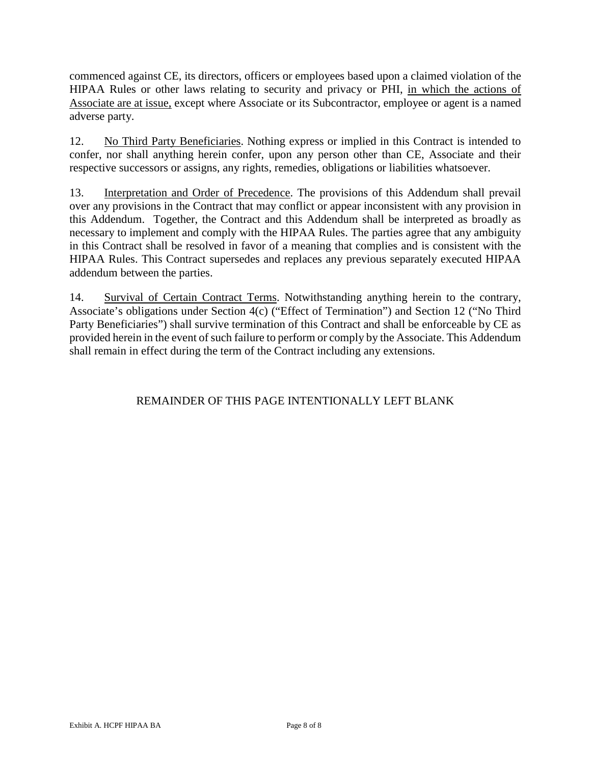commenced against CE, its directors, officers or employees based upon a claimed violation of the HIPAA Rules or other laws relating to security and privacy or PHI, <u>in which the actions of Associate are at issue,</u> except where Associate or its Subcontractor, employee or agent is a named adverse party.

12. <u>No Third Party Beneficiaries</u>. Nothing express or implied in this Contract is intended to confer, nor shall anything herein confer, upon any person other than CE, Associate and their respective successors or assigns, any rights, remedies, obligations or liabilities whatsoever.

13. <u>Interpretation and Order of Precedence</u>. The provisions of this Addendum shall prevail over any provisions in the Contract that may conflict or appear inconsistent with any provision in this Addendum. Together, the Contract and this Addendum shall be interpreted as broadly as necessary to implement and comply with the HIPAA Rules. The parties agree that any ambiguity in this Contract shall be resolved in favor of a meaning that complies and is consistent with the HIPAA Rules. This Contract supersedes and replaces any previous separately executed HIPAA addendum between the parties.

14. <u>Survival of Certain Contract Terms</u>. Notwithstanding anything herein to the contrary, Associate's obligations under Section 4(c) ("Effect of Termination") and Section 12 ("No Third Party Beneficiaries") shall survive termination of this Contract and shall be enforceable by CE as provided herein in the event of such failure to perform or comply by the Associate. This Addendum shall remain in effect during the term of the Contract including any extensions.

REMAINDER OF THIS PAGE INTENTIONALLY LEFT BLANK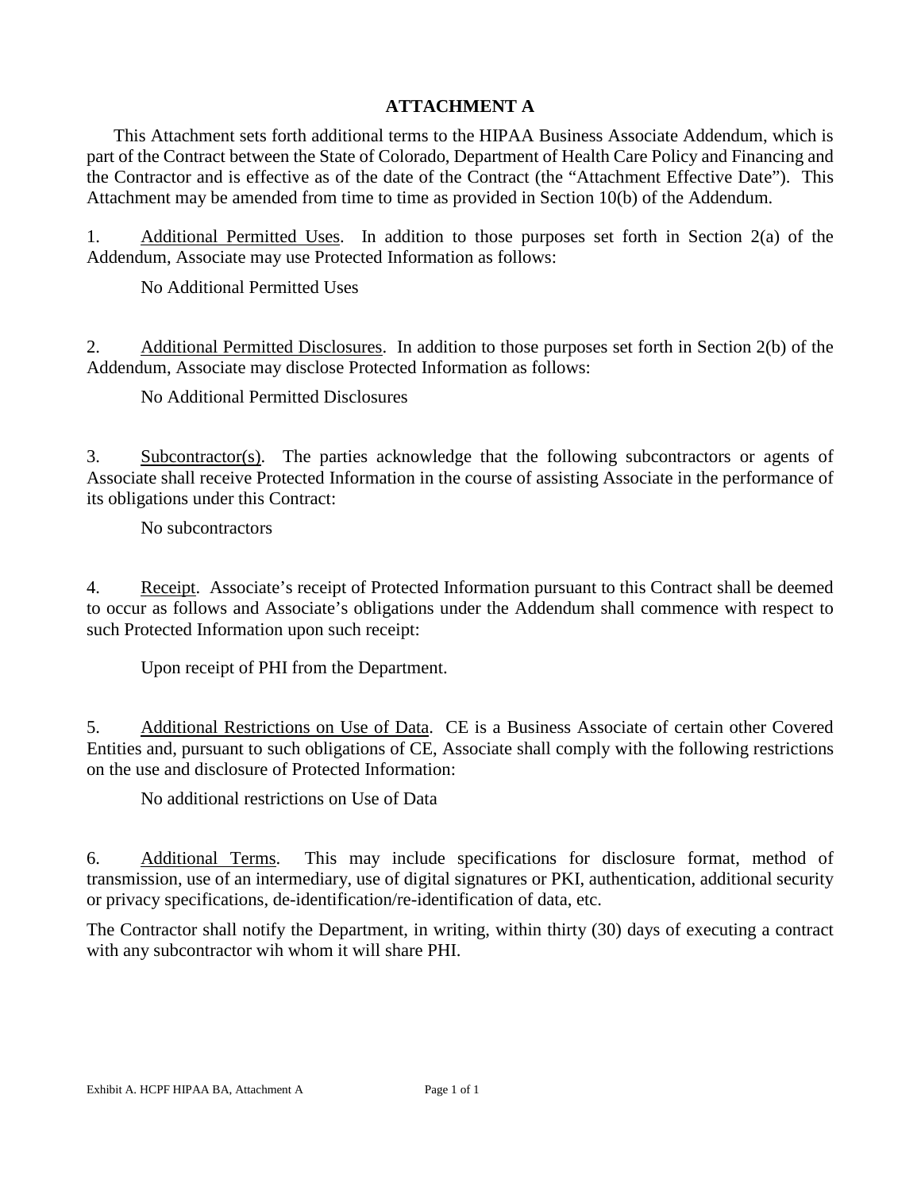# ATTACHMENT A

This Attachment sets forth additional terms to the HIPAA Business Associate Addendum, which is part of the Contract between the State of Colorado, Department of Health Care Policy and Financing and the Contractor and is effective as of the date of the Contract (the "Attachment Effective Date"). This Attachment may be amended from time to time as provided in Section 10(b) of the Addendum.

1. Additional Permitted Uses. In addition to those purposes set forth in Section 2(a) of the Addendum, Associate may use Protected Information as follows:

   No Additional Permitted Uses

2. Additional Permitted Disclosures. In addition to those purposes set forth in Section 2(b) of the Addendum, Associate may disclose Protected Information as follows:

   No Additional Permitted Disclosures

3. Subcontractor(s). The parties acknowledge that the following subcontractors or agents of Associate shall receive Protected Information in the course of assisting Associate in the performance of its obligations under this Contract:

   No subcontractors

4. Receipt. Associate's receipt of Protected Information pursuant to this Contract shall be deemed to occur as follows and Associate's obligations under the Addendum shall commence with respect to such Protected Information upon such receipt:

   Upon receipt of PHI from the Department.

5. Additional Restrictions on Use of Data. CE is a Business Associate of certain other Covered Entities and, pursuant to such obligations of CE, Associate shall comply with the following restrictions on the use and disclosure of Protected Information:

   No additional restrictions on Use of Data

6. Additional Terms. This may include specifications for disclosure format, method of transmission, use of an intermediary, use of digital signatures or PKI, authentication, additional security or privacy specifications, de-identification/re-identification of data, etc.

The Contractor shall notify the Department, in writing, within thirty (30) days of executing a contract with any subcontractor wih whom it will share PHI.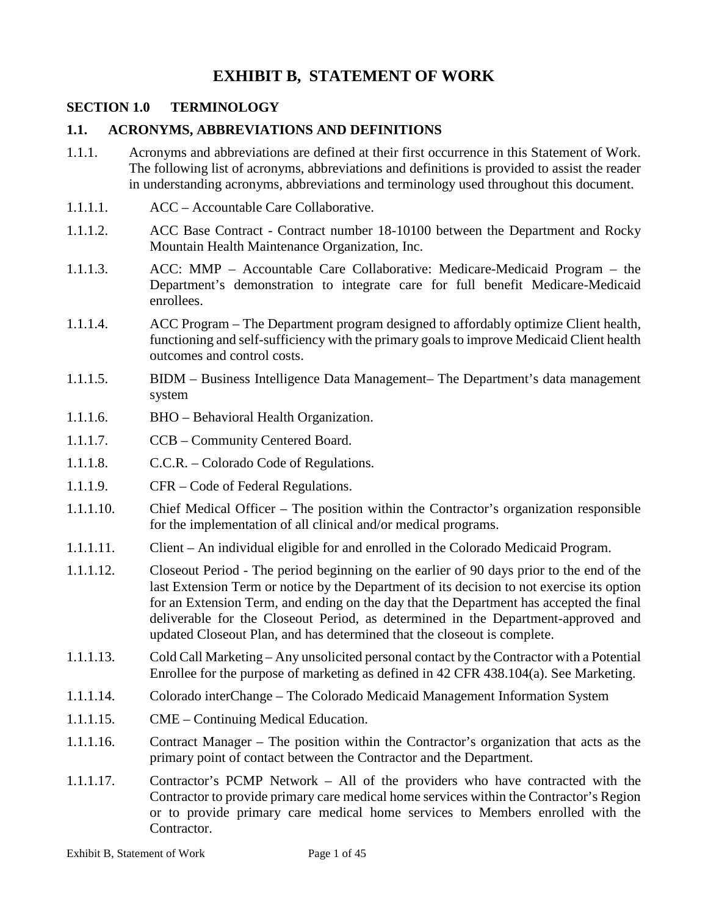# EXHIBIT B, STATEMENT OF WORK

## SECTION 1.0 TERMINOLOGY

### 1.1. ACRONYMS, ABBREVIATIONS AND DEFINITIONS

1.1.1. Acronyms and abbreviations are defined at their first occurrence in this Statement of Work. The following list of acronyms, abbreviations and definitions is provided to assist the reader in understanding acronyms, abbreviations and terminology used throughout this document.

1.1.1.1. ACC – Accountable Care Collaborative.

1.1.1.2. ACC Base Contract - Contract number 18-10100 between the Department and Rocky Mountain Health Maintenance Organization, Inc.

1.1.1.3. ACC: MMP – Accountable Care Collaborative: Medicare-Medicaid Program – the Department's demonstration to integrate care for full benefit Medicare-Medicaid enrollees.

1.1.1.4. ACC Program – The Department program designed to affordably optimize Client health, functioning and self-sufficiency with the primary goals to improve Medicaid Client health outcomes and control costs.

1.1.1.5. BIDM – Business Intelligence Data Management– The Department's data management system

1.1.1.6. BHO – Behavioral Health Organization.

1.1.1.7. CCB – Community Centered Board.

1.1.1.8. C.C.R. – Colorado Code of Regulations.

1.1.1.9. CFR – Code of Federal Regulations.

1.1.1.10. Chief Medical Officer – The position within the Contractor's organization responsible for the implementation of all clinical and/or medical programs.

1.1.1.11. Client – An individual eligible for and enrolled in the Colorado Medicaid Program.

1.1.1.12. Closeout Period - The period beginning on the earlier of 90 days prior to the end of the last Extension Term or notice by the Department of its decision to not exercise its option for an Extension Term, and ending on the day that the Department has accepted the final deliverable for the Closeout Period, as determined in the Department-approved and updated Closeout Plan, and has determined that the closeout is complete.

1.1.1.13. Cold Call Marketing – Any unsolicited personal contact by the Contractor with a Potential Enrollee for the purpose of marketing as defined in 42 CFR 438.104(a). See Marketing.

1.1.1.14. Colorado interChange – The Colorado Medicaid Management Information System

1.1.1.15. CME – Continuing Medical Education.

1.1.1.16. Contract Manager – The position within the Contractor's organization that acts as the primary point of contact between the Contractor and the Department.

1.1.1.17. Contractor's PCMP Network – All of the providers who have contracted with the Contractor to provide primary care medical home services within the Contractor's Region or to provide primary care medical home services to Members enrolled with the Contractor.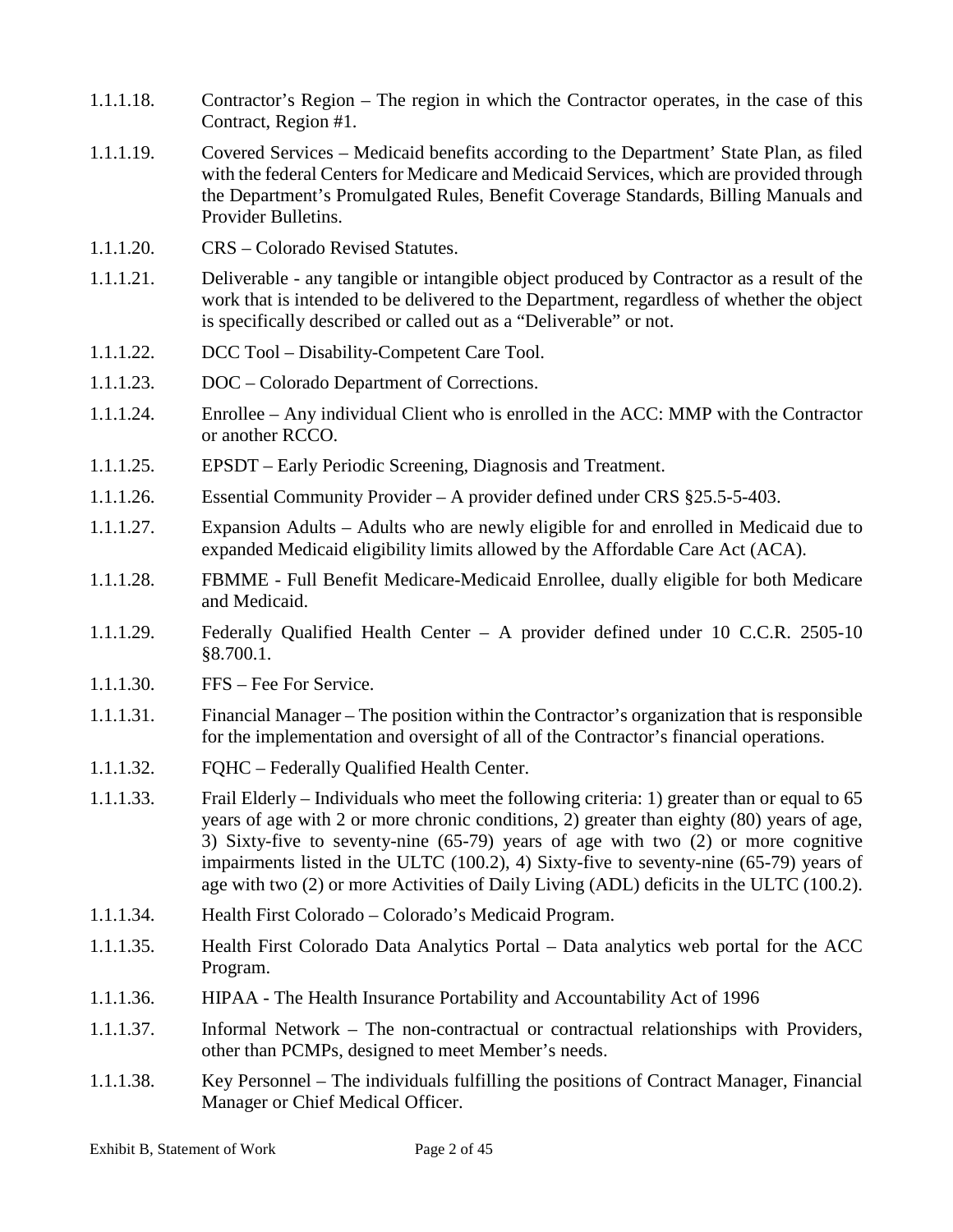1.1.1.18. Contractor's Region – The region in which the Contractor operates, in the case of this Contract, Region #1.

1.1.1.19. Covered Services – Medicaid benefits according to the Department' State Plan, as filed with the federal Centers for Medicare and Medicaid Services, which are provided through the Department's Promulgated Rules, Benefit Coverage Standards, Billing Manuals and Provider Bulletins.

1.1.1.20. CRS – Colorado Revised Statutes.

1.1.1.21. Deliverable - any tangible or intangible object produced by Contractor as a result of the work that is intended to be delivered to the Department, regardless of whether the object is specifically described or called out as a "Deliverable" or not.

1.1.1.22. DCC Tool – Disability-Competent Care Tool.

1.1.1.23. DOC – Colorado Department of Corrections.

1.1.1.24. Enrollee – Any individual Client who is enrolled in the ACC: MMP with the Contractor or another RCCO.

1.1.1.25. EPSDT – Early Periodic Screening, Diagnosis and Treatment.

1.1.1.26. Essential Community Provider – A provider defined under CRS §25.5-5-403.

1.1.1.27. Expansion Adults – Adults who are newly eligible for and enrolled in Medicaid due to expanded Medicaid eligibility limits allowed by the Affordable Care Act (ACA).

1.1.1.28. FBMME - Full Benefit Medicare-Medicaid Enrollee, dually eligible for both Medicare and Medicaid.

1.1.1.29. Federally Qualified Health Center – A provider defined under 10 C.C.R. 2505-10 §8.700.1.

1.1.1.30. FFS – Fee For Service.

1.1.1.31. Financial Manager – The position within the Contractor's organization that is responsible for the implementation and oversight of all of the Contractor's financial operations.

1.1.1.32. FQHC – Federally Qualified Health Center.

1.1.1.33. Frail Elderly – Individuals who meet the following criteria: 1) greater than or equal to 65 years of age with 2 or more chronic conditions, 2) greater than eighty (80) years of age, 3) Sixty-five to seventy-nine (65-79) years of age with two (2) or more cognitive impairments listed in the ULTC (100.2), 4) Sixty-five to seventy-nine (65-79) years of age with two (2) or more Activities of Daily Living (ADL) deficits in the ULTC (100.2).

1.1.1.34. Health First Colorado – Colorado's Medicaid Program.

1.1.1.35. Health First Colorado Data Analytics Portal – Data analytics web portal for the ACC Program.

1.1.1.36. HIPAA - The Health Insurance Portability and Accountability Act of 1996

1.1.1.37. Informal Network – The non-contractual or contractual relationships with Providers, other than PCMPs, designed to meet Member's needs.

1.1.1.38. Key Personnel – The individuals fulfilling the positions of Contract Manager, Financial Manager or Chief Medical Officer.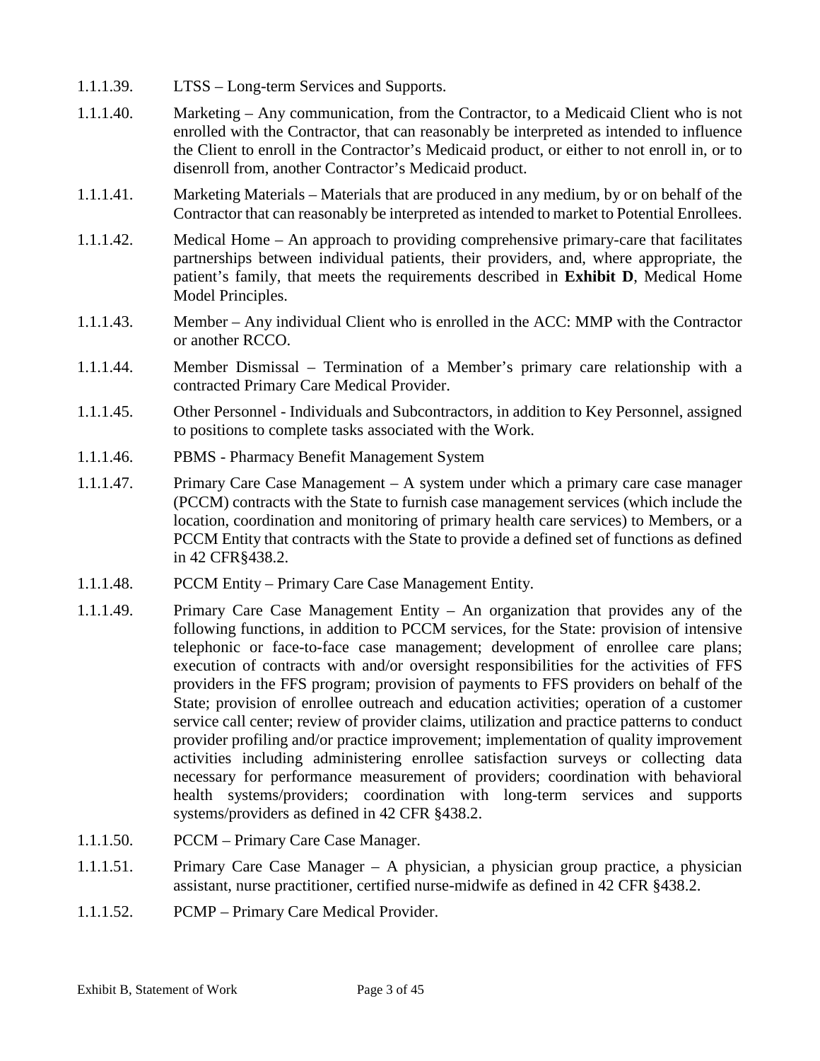1.1.1.39. LTSS – Long-term Services and Supports.

1.1.1.40. Marketing – Any communication, from the Contractor, to a Medicaid Client who is not enrolled with the Contractor, that can reasonably be interpreted as intended to influence the Client to enroll in the Contractor's Medicaid product, or either to not enroll in, or to disenroll from, another Contractor's Medicaid product.

1.1.1.41. Marketing Materials – Materials that are produced in any medium, by or on behalf of the Contractor that can reasonably be interpreted as intended to market to Potential Enrollees.

1.1.1.42. Medical Home – An approach to providing comprehensive primary-care that facilitates partnerships between individual patients, their providers, and, where appropriate, the patient's family, that meets the requirements described in **Exhibit D**, Medical Home Model Principles.

1.1.1.43. Member – Any individual Client who is enrolled in the ACC: MMP with the Contractor or another RCCO.

1.1.1.44. Member Dismissal – Termination of a Member's primary care relationship with a contracted Primary Care Medical Provider.

1.1.1.45. Other Personnel - Individuals and Subcontractors, in addition to Key Personnel, assigned to positions to complete tasks associated with the Work.

1.1.1.46. PBMS - Pharmacy Benefit Management System

1.1.1.47. Primary Care Case Management – A system under which a primary care case manager (PCCM) contracts with the State to furnish case management services (which include the location, coordination and monitoring of primary health care services) to Members, or a PCCM Entity that contracts with the State to provide a defined set of functions as defined in 42 CFR§438.2.

1.1.1.48. PCCM Entity – Primary Care Case Management Entity.

1.1.1.49. Primary Care Case Management Entity – An organization that provides any of the following functions, in addition to PCCM services, for the State: provision of intensive telephonic or face-to-face case management; development of enrollee care plans; execution of contracts with and/or oversight responsibilities for the activities of FFS providers in the FFS program; provision of payments to FFS providers on behalf of the State; provision of enrollee outreach and education activities; operation of a customer service call center; review of provider claims, utilization and practice patterns to conduct provider profiling and/or practice improvement; implementation of quality improvement activities including administering enrollee satisfaction surveys or collecting data necessary for performance measurement of providers; coordination with behavioral health systems/providers; coordination with long-term services and supports systems/providers as defined in 42 CFR §438.2.

1.1.1.50. PCCM – Primary Care Case Manager.

1.1.1.51. Primary Care Case Manager – A physician, a physician group practice, a physician assistant, nurse practitioner, certified nurse-midwife as defined in 42 CFR §438.2.

1.1.1.52. PCMP – Primary Care Medical Provider.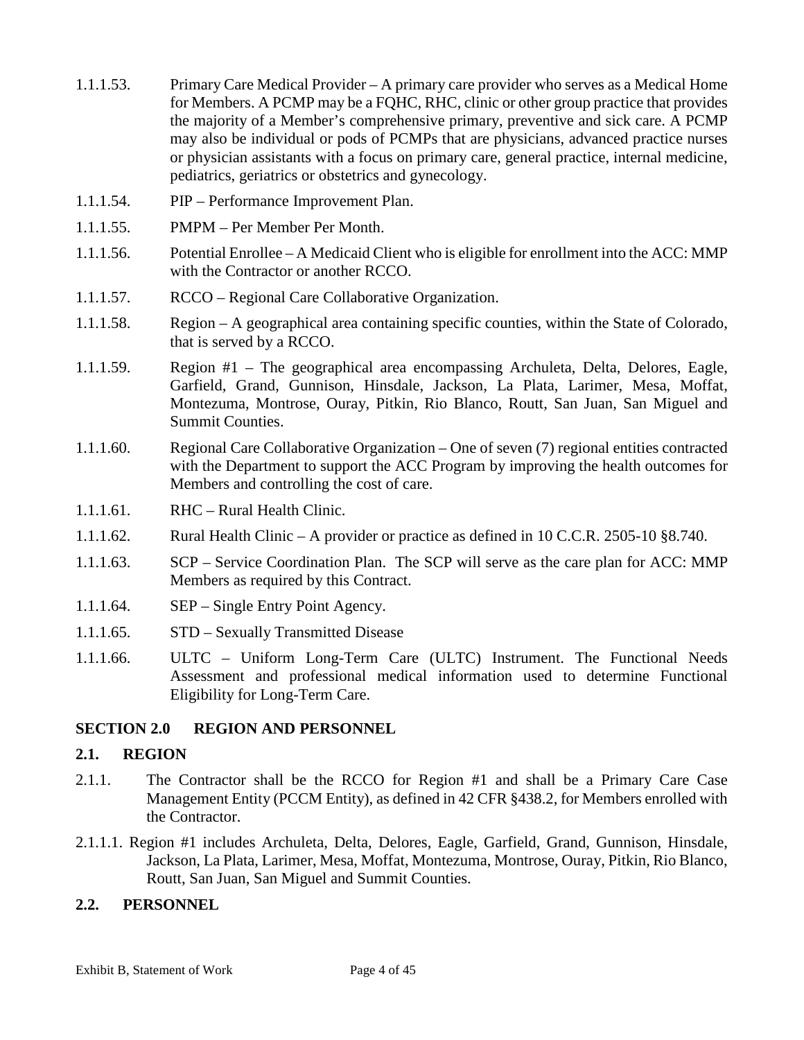1.1.1.53. Primary Care Medical Provider – A primary care provider who serves as a Medical Home for Members. A PCMP may be a FQHC, RHC, clinic or other group practice that provides the majority of a Member's comprehensive primary, preventive and sick care. A PCMP may also be individual or pods of PCMPs that are physicians, advanced practice nurses or physician assistants with a focus on primary care, general practice, internal medicine, pediatrics, geriatrics or obstetrics and gynecology.

1.1.1.54. PIP – Performance Improvement Plan.

1.1.1.55. PMPM – Per Member Per Month.

1.1.1.56. Potential Enrollee – A Medicaid Client who is eligible for enrollment into the ACC: MMP with the Contractor or another RCCO.

1.1.1.57. RCCO – Regional Care Collaborative Organization.

1.1.1.58. Region – A geographical area containing specific counties, within the State of Colorado, that is served by a RCCO.

1.1.1.59. Region #1 – The geographical area encompassing Archuleta, Delta, Delores, Eagle, Garfield, Grand, Gunnison, Hinsdale, Jackson, La Plata, Larimer, Mesa, Moffat, Montezuma, Montrose, Ouray, Pitkin, Rio Blanco, Routt, San Juan, San Miguel and Summit Counties.

1.1.1.60. Regional Care Collaborative Organization – One of seven (7) regional entities contracted with the Department to support the ACC Program by improving the health outcomes for Members and controlling the cost of care.

1.1.1.61. RHC – Rural Health Clinic.

1.1.1.62. Rural Health Clinic – A provider or practice as defined in 10 C.C.R. 2505-10 §8.740.

1.1.1.63. SCP – Service Coordination Plan. The SCP will serve as the care plan for ACC: MMP Members as required by this Contract.

1.1.1.64. SEP – Single Entry Point Agency.

1.1.1.65. STD – Sexually Transmitted Disease

1.1.1.66. ULTC – Uniform Long-Term Care (ULTC) Instrument. The Functional Needs Assessment and professional medical information used to determine Functional Eligibility for Long-Term Care.

## SECTION 2.0 REGION AND PERSONNEL

### 2.1. REGION

2.1.1. The Contractor shall be the RCCO for Region #1 and shall be a Primary Care Case Management Entity (PCCM Entity), as defined in 42 CFR §438.2, for Members enrolled with the Contractor.

2.1.1.1. Region #1 includes Archuleta, Delta, Delores, Eagle, Garfield, Grand, Gunnison, Hinsdale, Jackson, La Plata, Larimer, Mesa, Moffat, Montezuma, Montrose, Ouray, Pitkin, Rio Blanco, Routt, San Juan, San Miguel and Summit Counties.

### 2.2. PERSONNEL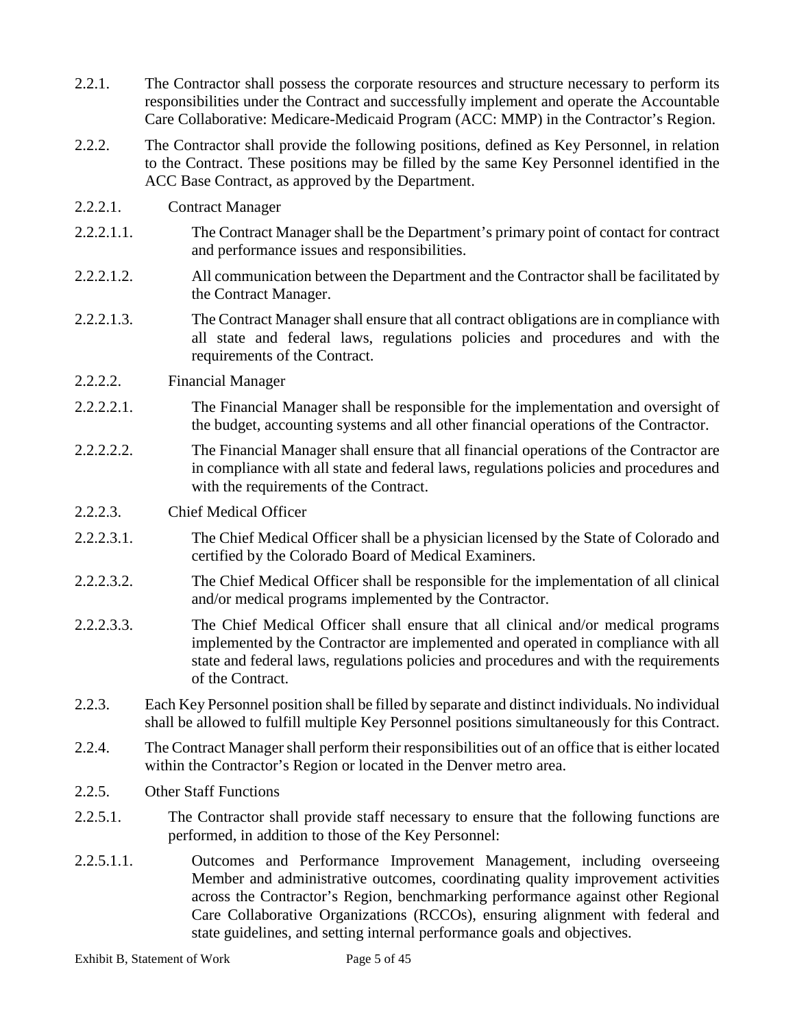2.2.1. The Contractor shall possess the corporate resources and structure necessary to perform its responsibilities under the Contract and successfully implement and operate the Accountable Care Collaborative: Medicare-Medicaid Program (ACC: MMP) in the Contractor's Region.

2.2.2. The Contractor shall provide the following positions, defined as Key Personnel, in relation to the Contract. These positions may be filled by the same Key Personnel identified in the ACC Base Contract, as approved by the Department.

2.2.2.1. Contract Manager

2.2.2.1.1. The Contract Manager shall be the Department's primary point of contact for contract and performance issues and responsibilities.

2.2.2.1.2. All communication between the Department and the Contractor shall be facilitated by the Contract Manager.

2.2.2.1.3. The Contract Manager shall ensure that all contract obligations are in compliance with all state and federal laws, regulations policies and procedures and with the requirements of the Contract.

2.2.2.2. Financial Manager

2.2.2.2.1. The Financial Manager shall be responsible for the implementation and oversight of the budget, accounting systems and all other financial operations of the Contractor.

2.2.2.2.2. The Financial Manager shall ensure that all financial operations of the Contractor are in compliance with all state and federal laws, regulations policies and procedures and with the requirements of the Contract.

2.2.2.3. Chief Medical Officer

2.2.2.3.1. The Chief Medical Officer shall be a physician licensed by the State of Colorado and certified by the Colorado Board of Medical Examiners.

2.2.2.3.2. The Chief Medical Officer shall be responsible for the implementation of all clinical and/or medical programs implemented by the Contractor.

2.2.2.3.3. The Chief Medical Officer shall ensure that all clinical and/or medical programs implemented by the Contractor are implemented and operated in compliance with all state and federal laws, regulations policies and procedures and with the requirements of the Contract.

2.2.3. Each Key Personnel position shall be filled by separate and distinct individuals. No individual shall be allowed to fulfill multiple Key Personnel positions simultaneously for this Contract.

2.2.4. The Contract Manager shall perform their responsibilities out of an office that is either located within the Contractor's Region or located in the Denver metro area.

2.2.5. Other Staff Functions

2.2.5.1. The Contractor shall provide staff necessary to ensure that the following functions are performed, in addition to those of the Key Personnel:

2.2.5.1.1. Outcomes and Performance Improvement Management, including overseeing Member and administrative outcomes, coordinating quality improvement activities across the Contractor's Region, benchmarking performance against other Regional Care Collaborative Organizations (RCCOs), ensuring alignment with federal and state guidelines, and setting internal performance goals and objectives.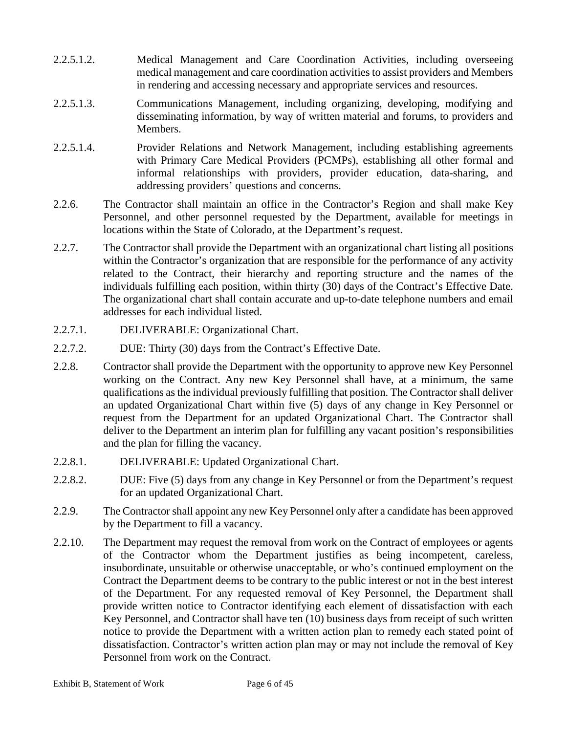2.2.5.1.2. Medical Management and Care Coordination Activities, including overseeing medical management and care coordination activities to assist providers and Members in rendering and accessing necessary and appropriate services and resources.

2.2.5.1.3. Communications Management, including organizing, developing, modifying and disseminating information, by way of written material and forums, to providers and Members.

2.2.5.1.4. Provider Relations and Network Management, including establishing agreements with Primary Care Medical Providers (PCMPs), establishing all other formal and informal relationships with providers, provider education, data-sharing, and addressing providers' questions and concerns.

2.2.6. The Contractor shall maintain an office in the Contractor's Region and shall make Key Personnel, and other personnel requested by the Department, available for meetings in locations within the State of Colorado, at the Department's request.

2.2.7. The Contractor shall provide the Department with an organizational chart listing all positions within the Contractor's organization that are responsible for the performance of any activity related to the Contract, their hierarchy and reporting structure and the names of the individuals fulfilling each position, within thirty (30) days of the Contract's Effective Date. The organizational chart shall contain accurate and up-to-date telephone numbers and email addresses for each individual listed.

2.2.7.1. DELIVERABLE: Organizational Chart.

2.2.7.2. DUE: Thirty (30) days from the Contract's Effective Date.

2.2.8. Contractor shall provide the Department with the opportunity to approve new Key Personnel working on the Contract. Any new Key Personnel shall have, at a minimum, the same qualifications as the individual previously fulfilling that position. The Contractor shall deliver an updated Organizational Chart within five (5) days of any change in Key Personnel or request from the Department for an updated Organizational Chart. The Contractor shall deliver to the Department an interim plan for fulfilling any vacant position's responsibilities and the plan for filling the vacancy.

2.2.8.1. DELIVERABLE: Updated Organizational Chart.

2.2.8.2. DUE: Five (5) days from any change in Key Personnel or from the Department's request for an updated Organizational Chart.

2.2.9. The Contractor shall appoint any new Key Personnel only after a candidate has been approved by the Department to fill a vacancy.

2.2.10. The Department may request the removal from work on the Contract of employees or agents of the Contractor whom the Department justifies as being incompetent, careless, insubordinate, unsuitable or otherwise unacceptable, or who's continued employment on the Contract the Department deems to be contrary to the public interest or not in the best interest of the Department. For any requested removal of Key Personnel, the Department shall provide written notice to Contractor identifying each element of dissatisfaction with each Key Personnel, and Contractor shall have ten (10) business days from receipt of such written notice to provide the Department with a written action plan to remedy each stated point of dissatisfaction. Contractor's written action plan may or may not include the removal of Key Personnel from work on the Contract.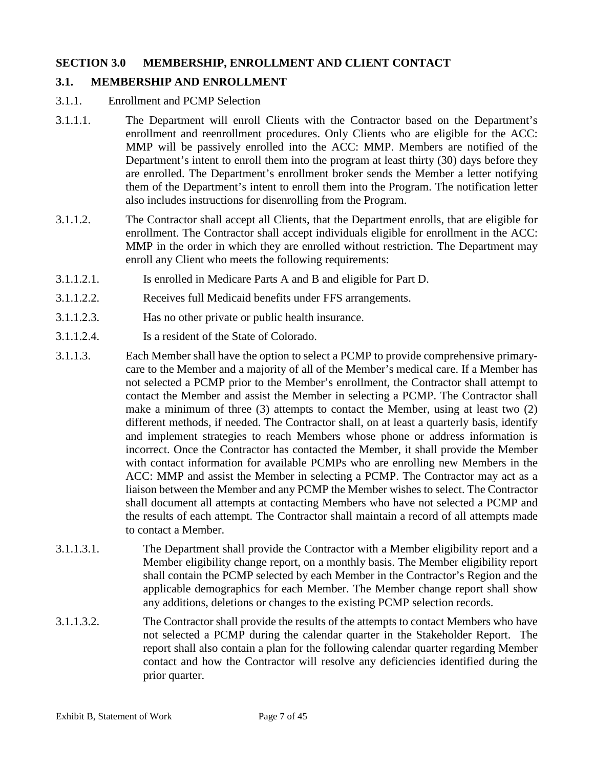## SECTION 3.0 MEMBERSHIP, ENROLLMENT AND CLIENT CONTACT

### 3.1. MEMBERSHIP AND ENROLLMENT

3.1.1. Enrollment and PCMP Selection

3.1.1.1. The Department will enroll Clients with the Contractor based on the Department's enrollment and reenrollment procedures. Only Clients who are eligible for the ACC: MMP will be passively enrolled into the ACC: MMP. Members are notified of the Department's intent to enroll them into the program at least thirty (30) days before they are enrolled. The Department's enrollment broker sends the Member a letter notifying them of the Department's intent to enroll them into the Program. The notification letter also includes instructions for disenrolling from the Program.

3.1.1.2. The Contractor shall accept all Clients, that the Department enrolls, that are eligible for enrollment. The Contractor shall accept individuals eligible for enrollment in the ACC: MMP in the order in which they are enrolled without restriction. The Department may enroll any Client who meets the following requirements:

3.1.1.2.1. Is enrolled in Medicare Parts A and B and eligible for Part D.

3.1.1.2.2. Receives full Medicaid benefits under FFS arrangements.

3.1.1.2.3. Has no other private or public health insurance.

3.1.1.2.4. Is a resident of the State of Colorado.

3.1.1.3. Each Member shall have the option to select a PCMP to provide comprehensive primary-care to the Member and a majority of all of the Member's medical care. If a Member has not selected a PCMP prior to the Member's enrollment, the Contractor shall attempt to contact the Member and assist the Member in selecting a PCMP. The Contractor shall make a minimum of three (3) attempts to contact the Member, using at least two (2) different methods, if needed. The Contractor shall, on at least a quarterly basis, identify and implement strategies to reach Members whose phone or address information is incorrect. Once the Contractor has contacted the Member, it shall provide the Member with contact information for available PCMPs who are enrolling new Members in the ACC: MMP and assist the Member in selecting a PCMP. The Contractor may act as a liaison between the Member and any PCMP the Member wishes to select. The Contractor shall document all attempts at contacting Members who have not selected a PCMP and the results of each attempt. The Contractor shall maintain a record of all attempts made to contact a Member.

3.1.1.3.1. The Department shall provide the Contractor with a Member eligibility report and a Member eligibility change report, on a monthly basis. The Member eligibility report shall contain the PCMP selected by each Member in the Contractor's Region and the applicable demographics for each Member. The Member change report shall show any additions, deletions or changes to the existing PCMP selection records.

3.1.1.3.2. The Contractor shall provide the results of the attempts to contact Members who have not selected a PCMP during the calendar quarter in the Stakeholder Report. The report shall also contain a plan for the following calendar quarter regarding Member contact and how the Contractor will resolve any deficiencies identified during the prior quarter.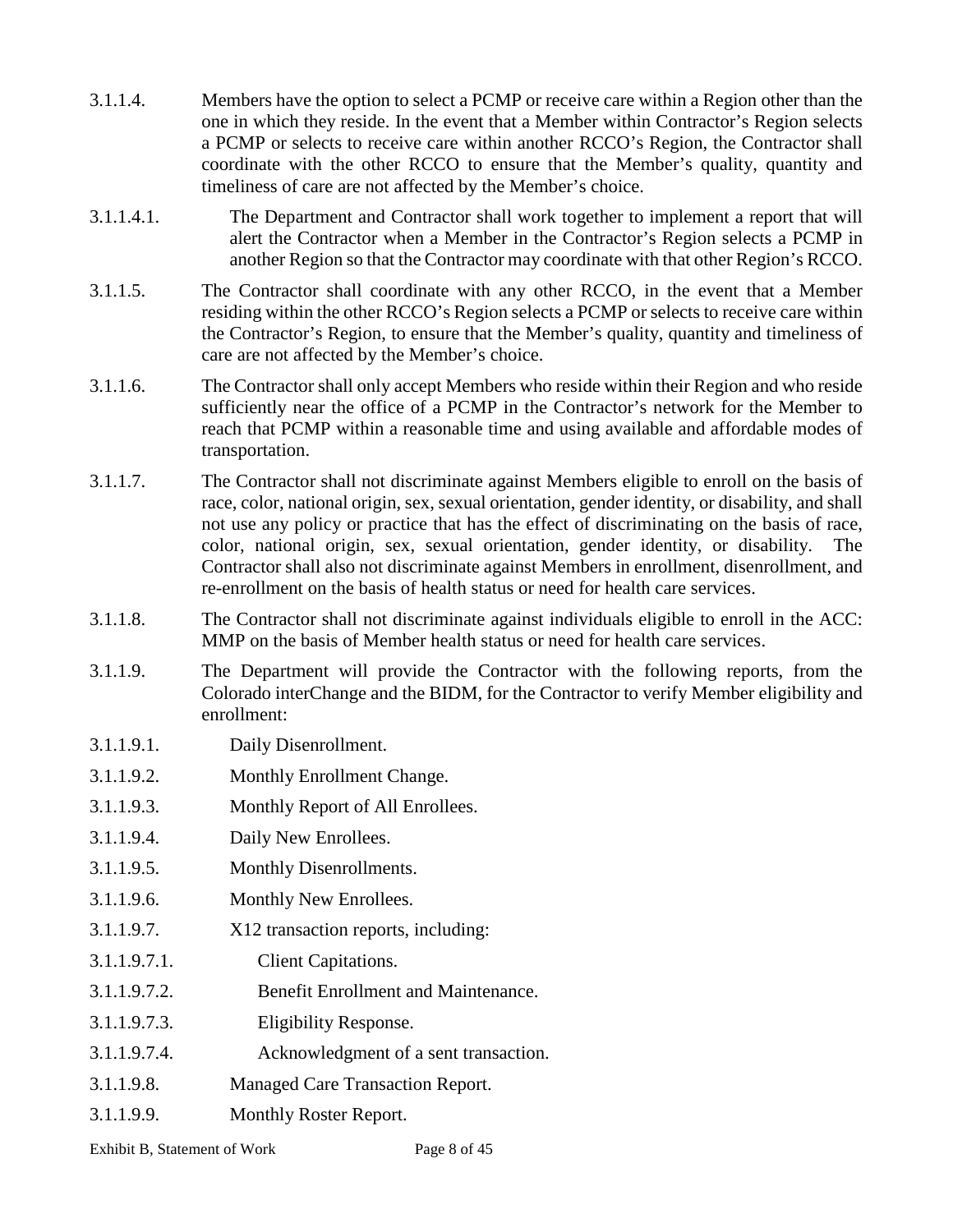3.1.1.4. Members have the option to select a PCMP or receive care within a Region other than the one in which they reside. In the event that a Member within Contractor's Region selects a PCMP or selects to receive care within another RCCO's Region, the Contractor shall coordinate with the other RCCO to ensure that the Member's quality, quantity and timeliness of care are not affected by the Member's choice.

3.1.1.4.1. The Department and Contractor shall work together to implement a report that will alert the Contractor when a Member in the Contractor's Region selects a PCMP in another Region so that the Contractor may coordinate with that other Region's RCCO.

3.1.1.5. The Contractor shall coordinate with any other RCCO, in the event that a Member residing within the other RCCO's Region selects a PCMP or selects to receive care within the Contractor's Region, to ensure that the Member's quality, quantity and timeliness of care are not affected by the Member's choice.

3.1.1.6. The Contractor shall only accept Members who reside within their Region and who reside sufficiently near the office of a PCMP in the Contractor's network for the Member to reach that PCMP within a reasonable time and using available and affordable modes of transportation.

3.1.1.7. The Contractor shall not discriminate against Members eligible to enroll on the basis of race, color, national origin, sex, sexual orientation, gender identity, or disability, and shall not use any policy or practice that has the effect of discriminating on the basis of race, color, national origin, sex, sexual orientation, gender identity, or disability. The Contractor shall also not discriminate against Members in enrollment, disenrollment, and re-enrollment on the basis of health status or need for health care services.

3.1.1.8. The Contractor shall not discriminate against individuals eligible to enroll in the ACC: MMP on the basis of Member health status or need for health care services.

3.1.1.9. The Department will provide the Contractor with the following reports, from the Colorado interChange and the BIDM, for the Contractor to verify Member eligibility and enrollment:

3.1.1.9.1. Daily Disenrollment.

3.1.1.9.2. Monthly Enrollment Change.

3.1.1.9.3. Monthly Report of All Enrollees.

3.1.1.9.4. Daily New Enrollees.

3.1.1.9.5. Monthly Disenrollments.

3.1.1.9.6. Monthly New Enrollees.

3.1.1.9.7. X12 transaction reports, including:

3.1.1.9.7.1. Client Capitations.

3.1.1.9.7.2. Benefit Enrollment and Maintenance.

3.1.1.9.7.3. Eligibility Response.

3.1.1.9.7.4. Acknowledgment of a sent transaction.

3.1.1.9.8. Managed Care Transaction Report.

3.1.1.9.9. Monthly Roster Report.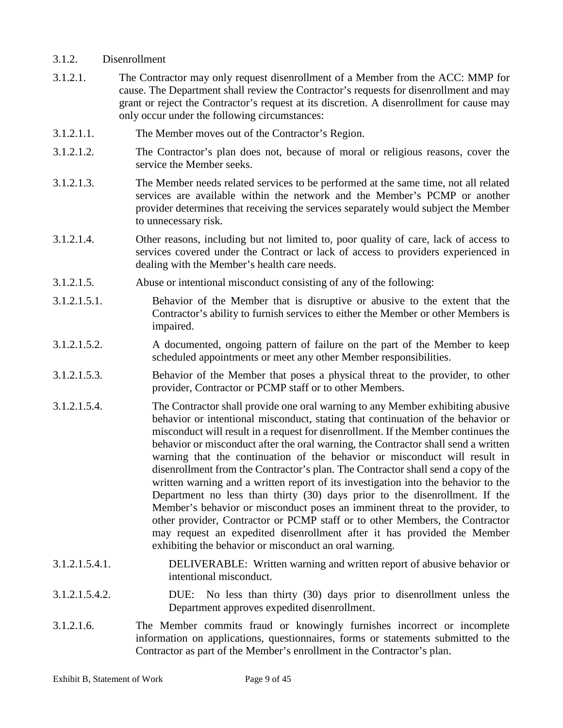3.1.2. Disenrollment

3.1.2.1. The Contractor may only request disenrollment of a Member from the ACC: MMP for cause. The Department shall review the Contractor's requests for disenrollment and may grant or reject the Contractor's request at its discretion. A disenrollment for cause may only occur under the following circumstances:

3.1.2.1.1. The Member moves out of the Contractor's Region.

3.1.2.1.2. The Contractor's plan does not, because of moral or religious reasons, cover the service the Member seeks.

3.1.2.1.3. The Member needs related services to be performed at the same time, not all related services are available within the network and the Member's PCMP or another provider determines that receiving the services separately would subject the Member to unnecessary risk.

3.1.2.1.4. Other reasons, including but not limited to, poor quality of care, lack of access to services covered under the Contract or lack of access to providers experienced in dealing with the Member's health care needs.

3.1.2.1.5. Abuse or intentional misconduct consisting of any of the following:

3.1.2.1.5.1. Behavior of the Member that is disruptive or abusive to the extent that the Contractor's ability to furnish services to either the Member or other Members is impaired.

3.1.2.1.5.2. A documented, ongoing pattern of failure on the part of the Member to keep scheduled appointments or meet any other Member responsibilities.

3.1.2.1.5.3. Behavior of the Member that poses a physical threat to the provider, to other provider, Contractor or PCMP staff or to other Members.

3.1.2.1.5.4. The Contractor shall provide one oral warning to any Member exhibiting abusive behavior or intentional misconduct, stating that continuation of the behavior or misconduct will result in a request for disenrollment. If the Member continues the behavior or misconduct after the oral warning, the Contractor shall send a written warning that the continuation of the behavior or misconduct will result in disenrollment from the Contractor's plan. The Contractor shall send a copy of the written warning and a written report of its investigation into the behavior to the Department no less than thirty (30) days prior to the disenrollment. If the Member's behavior or misconduct poses an imminent threat to the provider, to other provider, Contractor or PCMP staff or to other Members, the Contractor may request an expedited disenrollment after it has provided the Member exhibiting the behavior or misconduct an oral warning.

3.1.2.1.5.4.1. DELIVERABLE: Written warning and written report of abusive behavior or intentional misconduct.

3.1.2.1.5.4.2. DUE: No less than thirty (30) days prior to disenrollment unless the Department approves expedited disenrollment.

3.1.2.1.6. The Member commits fraud or knowingly furnishes incorrect or incomplete information on applications, questionnaires, forms or statements submitted to the Contractor as part of the Member's enrollment in the Contractor's plan.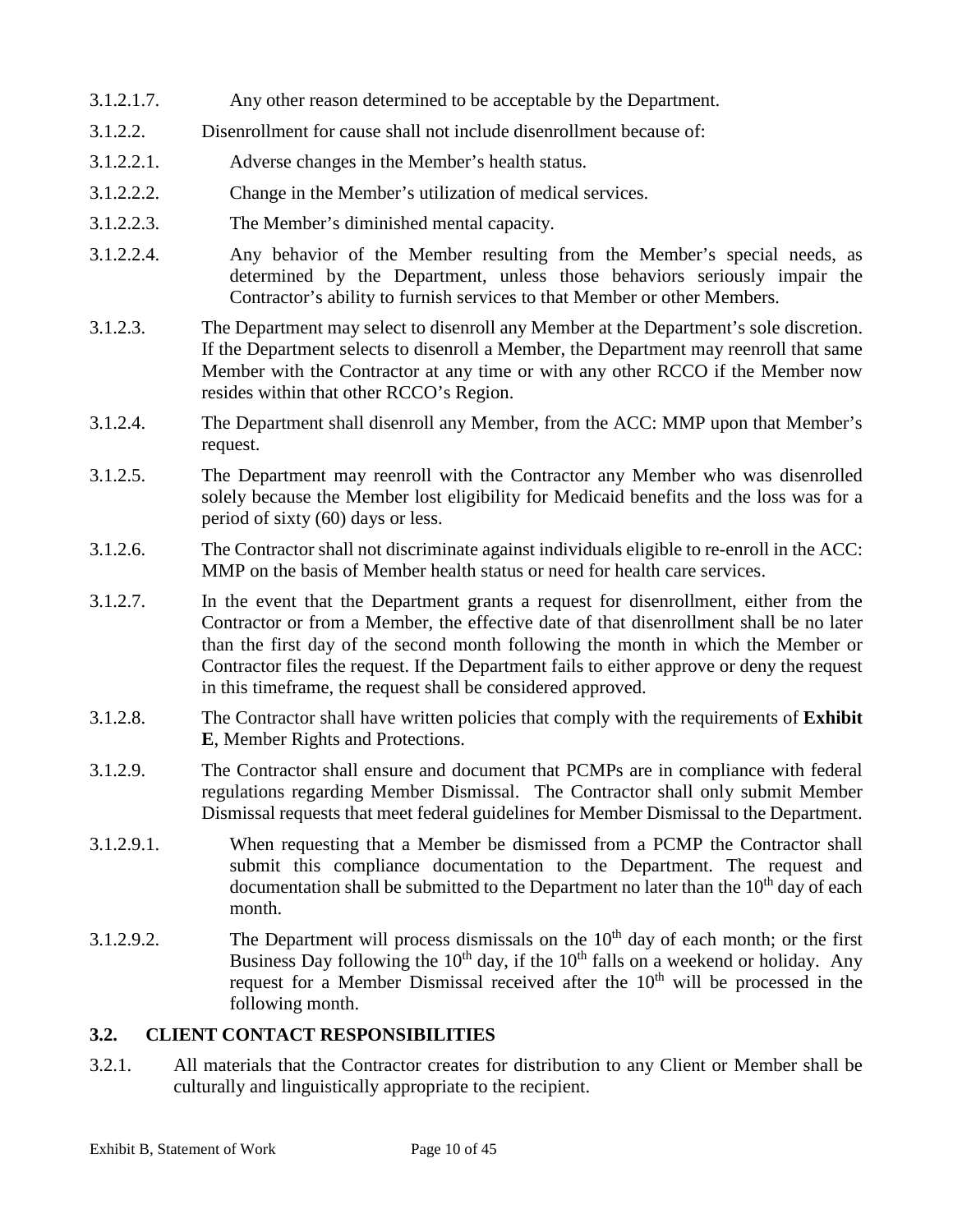3.1.2.1.7. Any other reason determined to be acceptable by the Department.

3.1.2.2. Disenrollment for cause shall not include disenrollment because of:

3.1.2.2.1. Adverse changes in the Member's health status.

3.1.2.2.2. Change in the Member's utilization of medical services.

3.1.2.2.3. The Member's diminished mental capacity.

3.1.2.2.4. Any behavior of the Member resulting from the Member's special needs, as determined by the Department, unless those behaviors seriously impair the Contractor's ability to furnish services to that Member or other Members.

3.1.2.3. The Department may select to disenroll any Member at the Department's sole discretion. If the Department selects to disenroll a Member, the Department may reenroll that same Member with the Contractor at any time or with any other RCCO if the Member now resides within that other RCCO's Region.

3.1.2.4. The Department shall disenroll any Member, from the ACC: MMP upon that Member's request.

3.1.2.5. The Department may reenroll with the Contractor any Member who was disenrolled solely because the Member lost eligibility for Medicaid benefits and the loss was for a period of sixty (60) days or less.

3.1.2.6. The Contractor shall not discriminate against individuals eligible to re-enroll in the ACC: MMP on the basis of Member health status or need for health care services.

3.1.2.7. In the event that the Department grants a request for disenrollment, either from the Contractor or from a Member, the effective date of that disenrollment shall be no later than the first day of the second month following the month in which the Member or Contractor files the request. If the Department fails to either approve or deny the request in this timeframe, the request shall be considered approved.

3.1.2.8. The Contractor shall have written policies that comply with the requirements of **Exhibit E**, Member Rights and Protections.

3.1.2.9. The Contractor shall ensure and document that PCMPs are in compliance with federal regulations regarding Member Dismissal. The Contractor shall only submit Member Dismissal requests that meet federal guidelines for Member Dismissal to the Department.

3.1.2.9.1. When requesting that a Member be dismissed from a PCMP the Contractor shall submit this compliance documentation to the Department. The request and documentation shall be submitted to the Department no later than the 10th day of each month.

3.1.2.9.2. The Department will process dismissals on the 10th day of each month; or the first Business Day following the 10th day, if the 10th falls on a weekend or holiday. Any request for a Member Dismissal received after the 10th will be processed in the following month.

## 3.2. CLIENT CONTACT RESPONSIBILITIES

3.2.1. All materials that the Contractor creates for distribution to any Client or Member shall be culturally and linguistically appropriate to the recipient.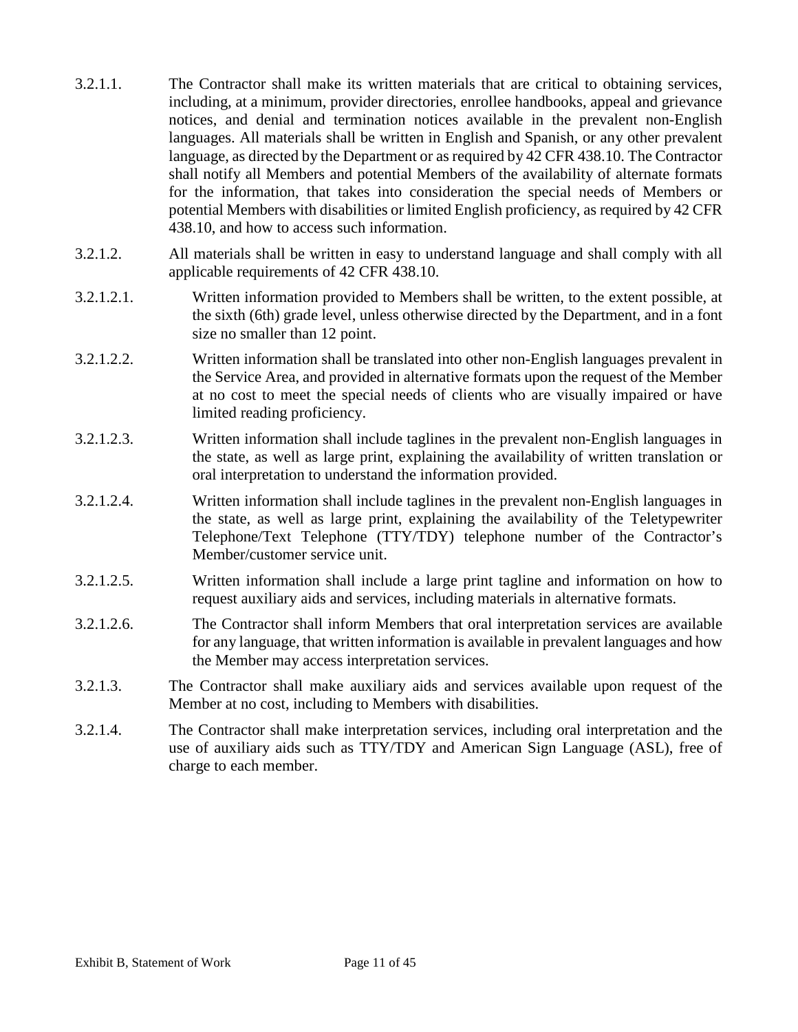3.2.1.1. The Contractor shall make its written materials that are critical to obtaining services, including, at a minimum, provider directories, enrollee handbooks, appeal and grievance notices, and denial and termination notices available in the prevalent non-English languages. All materials shall be written in English and Spanish, or any other prevalent language, as directed by the Department or as required by 42 CFR 438.10. The Contractor shall notify all Members and potential Members of the availability of alternate formats for the information, that takes into consideration the special needs of Members or potential Members with disabilities or limited English proficiency, as required by 42 CFR 438.10, and how to access such information.

3.2.1.2. All materials shall be written in easy to understand language and shall comply with all applicable requirements of 42 CFR 438.10.

3.2.1.2.1. Written information provided to Members shall be written, to the extent possible, at the sixth (6th) grade level, unless otherwise directed by the Department, and in a font size no smaller than 12 point.

3.2.1.2.2. Written information shall be translated into other non-English languages prevalent in the Service Area, and provided in alternative formats upon the request of the Member at no cost to meet the special needs of clients who are visually impaired or have limited reading proficiency.

3.2.1.2.3. Written information shall include taglines in the prevalent non-English languages in the state, as well as large print, explaining the availability of written translation or oral interpretation to understand the information provided.

3.2.1.2.4. Written information shall include taglines in the prevalent non-English languages in the state, as well as large print, explaining the availability of the Teletypewriter Telephone/Text Telephone (TTY/TDY) telephone number of the Contractor's Member/customer service unit.

3.2.1.2.5. Written information shall include a large print tagline and information on how to request auxiliary aids and services, including materials in alternative formats.

3.2.1.2.6. The Contractor shall inform Members that oral interpretation services are available for any language, that written information is available in prevalent languages and how the Member may access interpretation services.

3.2.1.3. The Contractor shall make auxiliary aids and services available upon request of the Member at no cost, including to Members with disabilities.

3.2.1.4. The Contractor shall make interpretation services, including oral interpretation and the use of auxiliary aids such as TTY/TDY and American Sign Language (ASL), free of charge to each member.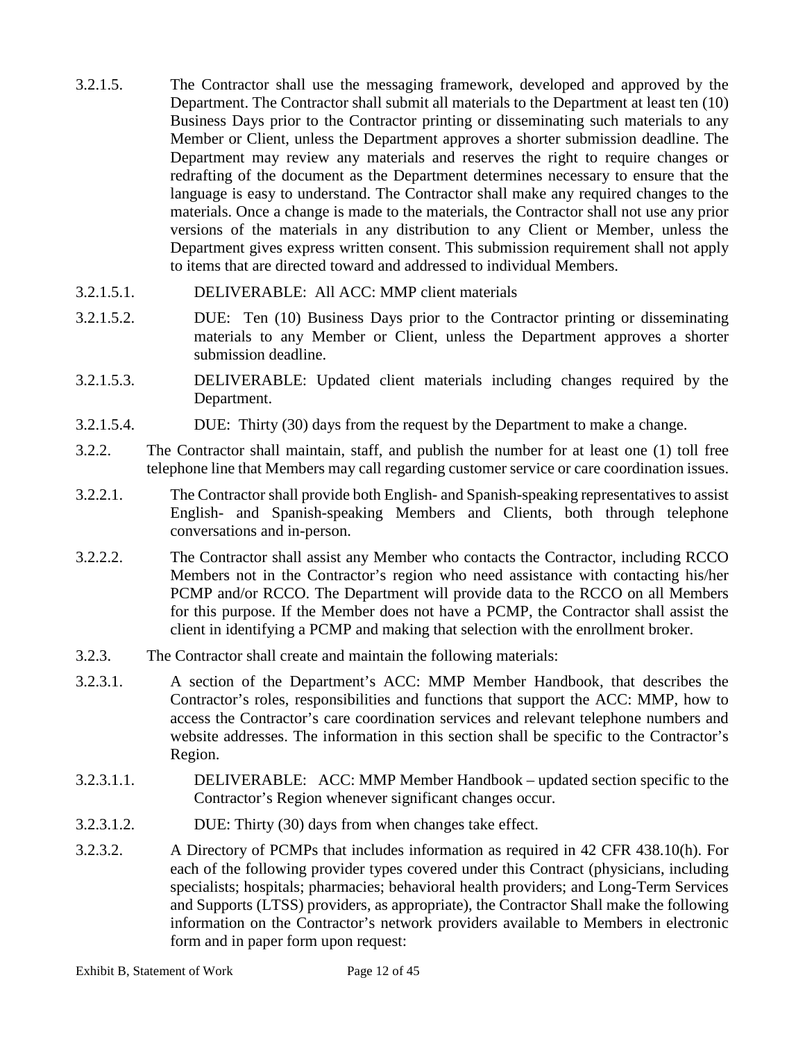3.2.1.5. The Contractor shall use the messaging framework, developed and approved by the Department. The Contractor shall submit all materials to the Department at least ten (10) Business Days prior to the Contractor printing or disseminating such materials to any Member or Client, unless the Department approves a shorter submission deadline. The Department may review any materials and reserves the right to require changes or redrafting of the document as the Department determines necessary to ensure that the language is easy to understand. The Contractor shall make any required changes to the materials. Once a change is made to the materials, the Contractor shall not use any prior versions of the materials in any distribution to any Client or Member, unless the Department gives express written consent. This submission requirement shall not apply to items that are directed toward and addressed to individual Members.

3.2.1.5.1. DELIVERABLE: All ACC: MMP client materials

3.2.1.5.2. DUE: Ten (10) Business Days prior to the Contractor printing or disseminating materials to any Member or Client, unless the Department approves a shorter submission deadline.

3.2.1.5.3. DELIVERABLE: Updated client materials including changes required by the Department.

3.2.1.5.4. DUE: Thirty (30) days from the request by the Department to make a change.

3.2.2. The Contractor shall maintain, staff, and publish the number for at least one (1) toll free telephone line that Members may call regarding customer service or care coordination issues.

3.2.2.1. The Contractor shall provide both English- and Spanish-speaking representatives to assist English- and Spanish-speaking Members and Clients, both through telephone conversations and in-person.

3.2.2.2. The Contractor shall assist any Member who contacts the Contractor, including RCCO Members not in the Contractor's region who need assistance with contacting his/her PCMP and/or RCCO. The Department will provide data to the RCCO on all Members for this purpose. If the Member does not have a PCMP, the Contractor shall assist the client in identifying a PCMP and making that selection with the enrollment broker.

3.2.3. The Contractor shall create and maintain the following materials:

3.2.3.1. A section of the Department's ACC: MMP Member Handbook, that describes the Contractor's roles, responsibilities and functions that support the ACC: MMP, how to access the Contractor's care coordination services and relevant telephone numbers and website addresses. The information in this section shall be specific to the Contractor's Region.

3.2.3.1.1. DELIVERABLE: ACC: MMP Member Handbook – updated section specific to the Contractor's Region whenever significant changes occur.

3.2.3.1.2. DUE: Thirty (30) days from when changes take effect.

3.2.3.2. A Directory of PCMPs that includes information as required in 42 CFR 438.10(h). For each of the following provider types covered under this Contract (physicians, including specialists; hospitals; pharmacies; behavioral health providers; and Long-Term Services and Supports (LTSS) providers, as appropriate), the Contractor Shall make the following information on the Contractor's network providers available to Members in electronic form and in paper form upon request: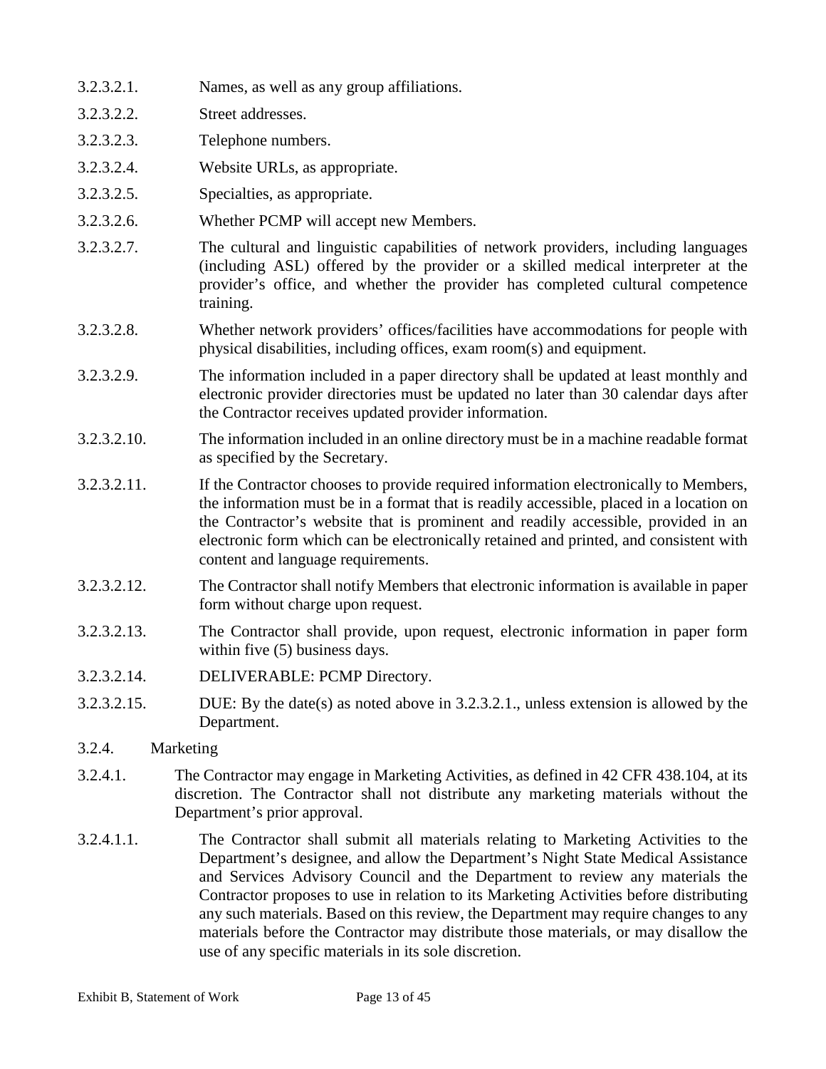3.2.3.2.1. Names, as well as any group affiliations.

3.2.3.2.2. Street addresses.

3.2.3.2.3. Telephone numbers.

3.2.3.2.4. Website URLs, as appropriate.

3.2.3.2.5. Specialties, as appropriate.

3.2.3.2.6. Whether PCMP will accept new Members.

3.2.3.2.7. The cultural and linguistic capabilities of network providers, including languages (including ASL) offered by the provider or a skilled medical interpreter at the provider's office, and whether the provider has completed cultural competence training.

3.2.3.2.8. Whether network providers' offices/facilities have accommodations for people with physical disabilities, including offices, exam room(s) and equipment.

3.2.3.2.9. The information included in a paper directory shall be updated at least monthly and electronic provider directories must be updated no later than 30 calendar days after the Contractor receives updated provider information.

3.2.3.2.10. The information included in an online directory must be in a machine readable format as specified by the Secretary.

3.2.3.2.11. If the Contractor chooses to provide required information electronically to Members, the information must be in a format that is readily accessible, placed in a location on the Contractor's website that is prominent and readily accessible, provided in an electronic form which can be electronically retained and printed, and consistent with content and language requirements.

3.2.3.2.12. The Contractor shall notify Members that electronic information is available in paper form without charge upon request.

3.2.3.2.13. The Contractor shall provide, upon request, electronic information in paper form within five (5) business days.

3.2.3.2.14. DELIVERABLE: PCMP Directory.

3.2.3.2.15. DUE: By the date(s) as noted above in 3.2.3.2.1., unless extension is allowed by the Department.

3.2.4. Marketing

3.2.4.1. The Contractor may engage in Marketing Activities, as defined in 42 CFR 438.104, at its discretion. The Contractor shall not distribute any marketing materials without the Department's prior approval.

3.2.4.1.1. The Contractor shall submit all materials relating to Marketing Activities to the Department's designee, and allow the Department's Night State Medical Assistance and Services Advisory Council and the Department to review any materials the Contractor proposes to use in relation to its Marketing Activities before distributing any such materials. Based on this review, the Department may require changes to any materials before the Contractor may distribute those materials, or may disallow the use of any specific materials in its sole discretion.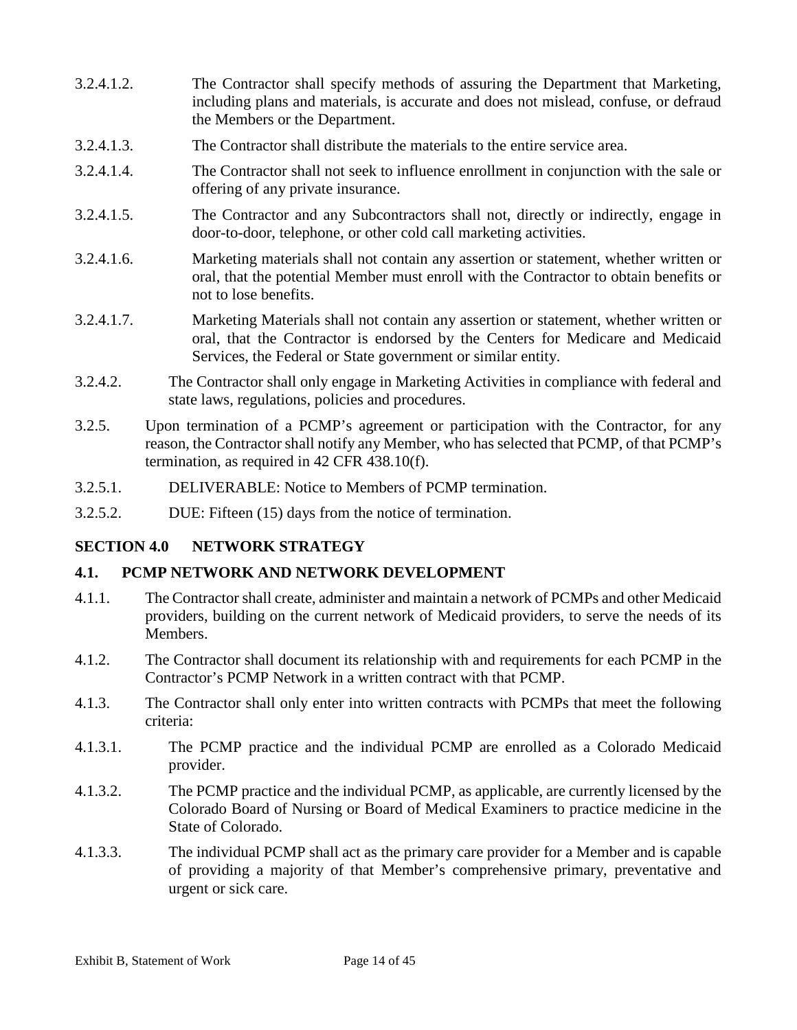3.2.4.1.2. The Contractor shall specify methods of assuring the Department that Marketing, including plans and materials, is accurate and does not mislead, confuse, or defraud the Members or the Department.

3.2.4.1.3. The Contractor shall distribute the materials to the entire service area.

3.2.4.1.4. The Contractor shall not seek to influence enrollment in conjunction with the sale or offering of any private insurance.

3.2.4.1.5. The Contractor and any Subcontractors shall not, directly or indirectly, engage in door-to-door, telephone, or other cold call marketing activities.

3.2.4.1.6. Marketing materials shall not contain any assertion or statement, whether written or oral, that the potential Member must enroll with the Contractor to obtain benefits or not to lose benefits.

3.2.4.1.7. Marketing Materials shall not contain any assertion or statement, whether written or oral, that the Contractor is endorsed by the Centers for Medicare and Medicaid Services, the Federal or State government or similar entity.

3.2.4.2. The Contractor shall only engage in Marketing Activities in compliance with federal and state laws, regulations, policies and procedures.

3.2.5. Upon termination of a PCMP's agreement or participation with the Contractor, for any reason, the Contractor shall notify any Member, who has selected that PCMP, of that PCMP's termination, as required in 42 CFR 438.10(f).

3.2.5.1. DELIVERABLE: Notice to Members of PCMP termination.

3.2.5.2. DUE: Fifteen (15) days from the notice of termination.

## SECTION 4.0 NETWORK STRATEGY

### 4.1. PCMP NETWORK AND NETWORK DEVELOPMENT

4.1.1. The Contractor shall create, administer and maintain a network of PCMPs and other Medicaid providers, building on the current network of Medicaid providers, to serve the needs of its Members.

4.1.2. The Contractor shall document its relationship with and requirements for each PCMP in the Contractor's PCMP Network in a written contract with that PCMP.

4.1.3. The Contractor shall only enter into written contracts with PCMPs that meet the following criteria:

4.1.3.1. The PCMP practice and the individual PCMP are enrolled as a Colorado Medicaid provider.

4.1.3.2. The PCMP practice and the individual PCMP, as applicable, are currently licensed by the Colorado Board of Nursing or Board of Medical Examiners to practice medicine in the State of Colorado.

4.1.3.3. The individual PCMP shall act as the primary care provider for a Member and is capable of providing a majority of that Member's comprehensive primary, preventative and urgent or sick care.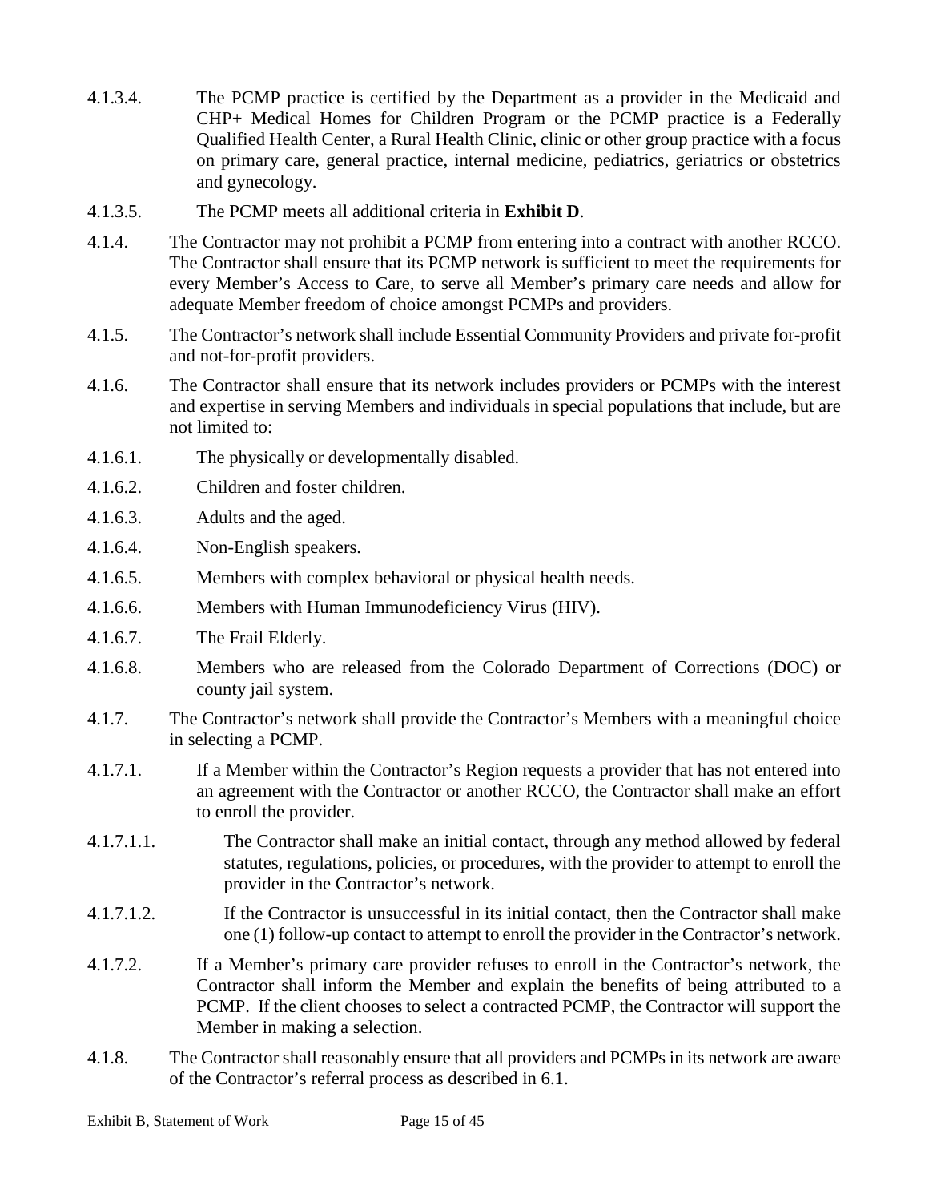4.1.3.4. The PCMP practice is certified by the Department as a provider in the Medicaid and CHP+ Medical Homes for Children Program or the PCMP practice is a Federally Qualified Health Center, a Rural Health Clinic, clinic or other group practice with a focus on primary care, general practice, internal medicine, pediatrics, geriatrics or obstetrics and gynecology.

4.1.3.5. The PCMP meets all additional criteria in **Exhibit D**.

4.1.4. The Contractor may not prohibit a PCMP from entering into a contract with another RCCO. The Contractor shall ensure that its PCMP network is sufficient to meet the requirements for every Member's Access to Care, to serve all Member's primary care needs and allow for adequate Member freedom of choice amongst PCMPs and providers.

4.1.5. The Contractor's network shall include Essential Community Providers and private for-profit and not-for-profit providers.

4.1.6. The Contractor shall ensure that its network includes providers or PCMPs with the interest and expertise in serving Members and individuals in special populations that include, but are not limited to:

4.1.6.1. The physically or developmentally disabled.

4.1.6.2. Children and foster children.

4.1.6.3. Adults and the aged.

4.1.6.4. Non-English speakers.

4.1.6.5. Members with complex behavioral or physical health needs.

4.1.6.6. Members with Human Immunodeficiency Virus (HIV).

4.1.6.7. The Frail Elderly.

4.1.6.8. Members who are released from the Colorado Department of Corrections (DOC) or county jail system.

4.1.7. The Contractor's network shall provide the Contractor's Members with a meaningful choice in selecting a PCMP.

4.1.7.1. If a Member within the Contractor's Region requests a provider that has not entered into an agreement with the Contractor or another RCCO, the Contractor shall make an effort to enroll the provider.

4.1.7.1.1. The Contractor shall make an initial contact, through any method allowed by federal statutes, regulations, policies, or procedures, with the provider to attempt to enroll the provider in the Contractor's network.

4.1.7.1.2. If the Contractor is unsuccessful in its initial contact, then the Contractor shall make one (1) follow-up contact to attempt to enroll the provider in the Contractor's network.

4.1.7.2. If a Member's primary care provider refuses to enroll in the Contractor's network, the Contractor shall inform the Member and explain the benefits of being attributed to a PCMP. If the client chooses to select a contracted PCMP, the Contractor will support the Member in making a selection.

4.1.8. The Contractor shall reasonably ensure that all providers and PCMPs in its network are aware of the Contractor's referral process as described in 6.1.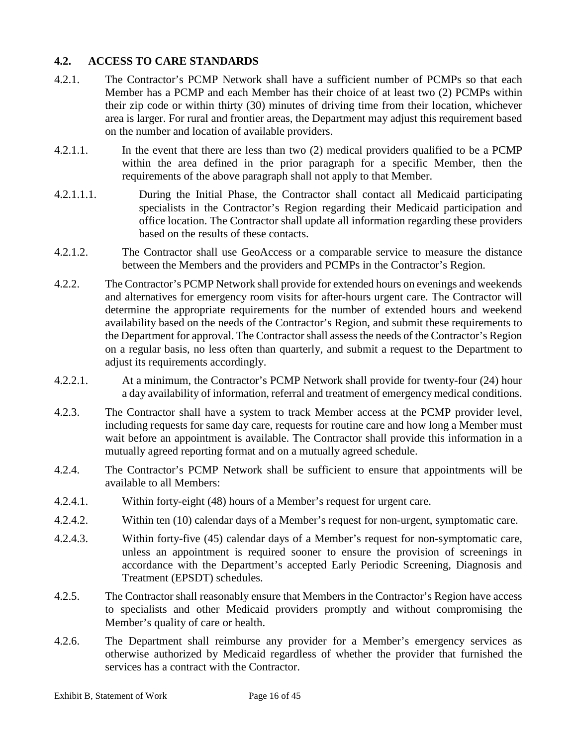### 4.2. ACCESS TO CARE STANDARDS

4.2.1. The Contractor's PCMP Network shall have a sufficient number of PCMPs so that each Member has a PCMP and each Member has their choice of at least two (2) PCMPs within their zip code or within thirty (30) minutes of driving time from their location, whichever area is larger. For rural and frontier areas, the Department may adjust this requirement based on the number and location of available providers.

4.2.1.1. In the event that there are less than two (2) medical providers qualified to be a PCMP within the area defined in the prior paragraph for a specific Member, then the requirements of the above paragraph shall not apply to that Member.

4.2.1.1.1. During the Initial Phase, the Contractor shall contact all Medicaid participating specialists in the Contractor's Region regarding their Medicaid participation and office location. The Contractor shall update all information regarding these providers based on the results of these contacts.

4.2.1.2. The Contractor shall use GeoAccess or a comparable service to measure the distance between the Members and the providers and PCMPs in the Contractor's Region.

4.2.2. The Contractor's PCMP Network shall provide for extended hours on evenings and weekends and alternatives for emergency room visits for after-hours urgent care. The Contractor will determine the appropriate requirements for the number of extended hours and weekend availability based on the needs of the Contractor's Region, and submit these requirements to the Department for approval. The Contractor shall assess the needs of the Contractor's Region on a regular basis, no less often than quarterly, and submit a request to the Department to adjust its requirements accordingly.

4.2.2.1. At a minimum, the Contractor's PCMP Network shall provide for twenty-four (24) hour a day availability of information, referral and treatment of emergency medical conditions.

4.2.3. The Contractor shall have a system to track Member access at the PCMP provider level, including requests for same day care, requests for routine care and how long a Member must wait before an appointment is available. The Contractor shall provide this information in a mutually agreed reporting format and on a mutually agreed schedule.

4.2.4. The Contractor's PCMP Network shall be sufficient to ensure that appointments will be available to all Members:

4.2.4.1. Within forty-eight (48) hours of a Member's request for urgent care.

4.2.4.2. Within ten (10) calendar days of a Member's request for non-urgent, symptomatic care.

4.2.4.3. Within forty-five (45) calendar days of a Member's request for non-symptomatic care, unless an appointment is required sooner to ensure the provision of screenings in accordance with the Department's accepted Early Periodic Screening, Diagnosis and Treatment (EPSDT) schedules.

4.2.5. The Contractor shall reasonably ensure that Members in the Contractor's Region have access to specialists and other Medicaid providers promptly and without compromising the Member's quality of care or health.

4.2.6. The Department shall reimburse any provider for a Member's emergency services as otherwise authorized by Medicaid regardless of whether the provider that furnished the services has a contract with the Contractor.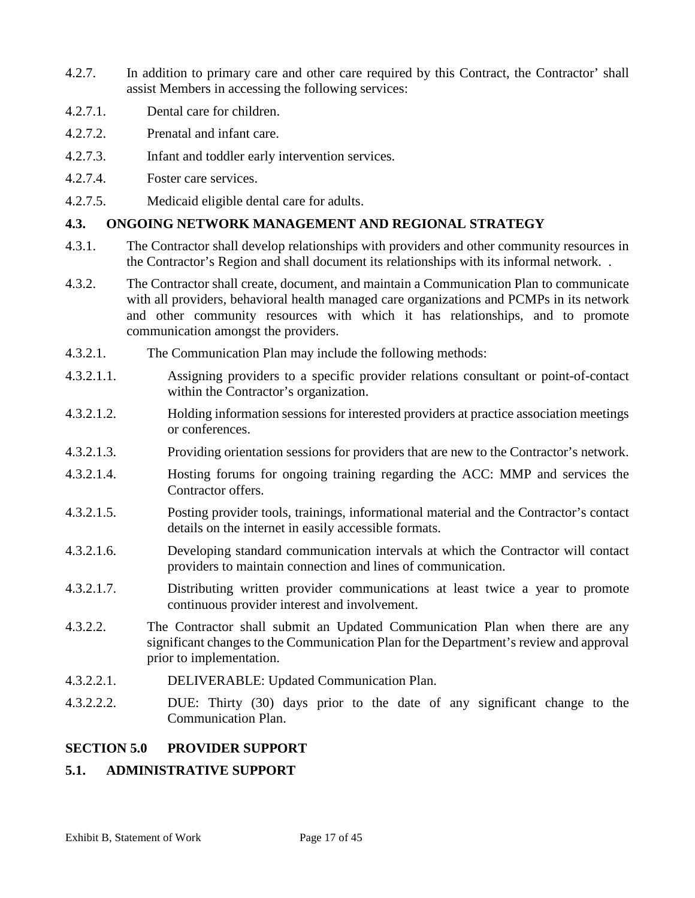4.2.7. In addition to primary care and other care required by this Contract, the Contractor' shall assist Members in accessing the following services:

4.2.7.1. Dental care for children.

4.2.7.2. Prenatal and infant care.

4.2.7.3. Infant and toddler early intervention services.

4.2.7.4. Foster care services.

4.2.7.5. Medicaid eligible dental care for adults.

## 4.3. ONGOING NETWORK MANAGEMENT AND REGIONAL STRATEGY

4.3.1. The Contractor shall develop relationships with providers and other community resources in the Contractor's Region and shall document its relationships with its informal network. .

4.3.2. The Contractor shall create, document, and maintain a Communication Plan to communicate with all providers, behavioral health managed care organizations and PCMPs in its network and other community resources with which it has relationships, and to promote communication amongst the providers.

4.3.2.1. The Communication Plan may include the following methods:

4.3.2.1.1. Assigning providers to a specific provider relations consultant or point-of-contact within the Contractor's organization.

4.3.2.1.2. Holding information sessions for interested providers at practice association meetings or conferences.

4.3.2.1.3. Providing orientation sessions for providers that are new to the Contractor's network.

4.3.2.1.4. Hosting forums for ongoing training regarding the ACC: MMP and services the Contractor offers.

4.3.2.1.5. Posting provider tools, trainings, informational material and the Contractor's contact details on the internet in easily accessible formats.

4.3.2.1.6. Developing standard communication intervals at which the Contractor will contact providers to maintain connection and lines of communication.

4.3.2.1.7. Distributing written provider communications at least twice a year to promote continuous provider interest and involvement.

4.3.2.2. The Contractor shall submit an Updated Communication Plan when there are any significant changes to the Communication Plan for the Department's review and approval prior to implementation.

4.3.2.2.1. DELIVERABLE: Updated Communication Plan.

4.3.2.2.2. DUE: Thirty (30) days prior to the date of any significant change to the Communication Plan.

## SECTION 5.0 PROVIDER SUPPORT

## 5.1. ADMINISTRATIVE SUPPORT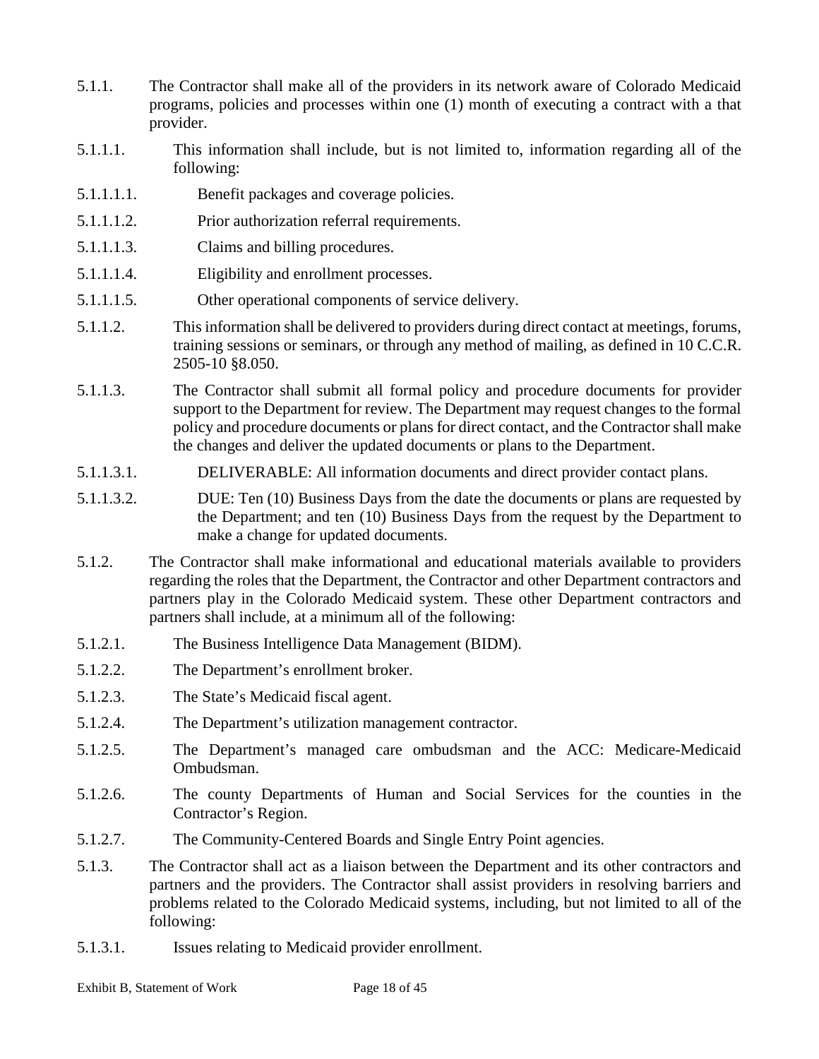5.1.1. The Contractor shall make all of the providers in its network aware of Colorado Medicaid programs, policies and processes within one (1) month of executing a contract with a that provider.

5.1.1.1. This information shall include, but is not limited to, information regarding all of the following:

5.1.1.1.1. Benefit packages and coverage policies.

5.1.1.1.2. Prior authorization referral requirements.

5.1.1.1.3. Claims and billing procedures.

5.1.1.1.4. Eligibility and enrollment processes.

5.1.1.1.5. Other operational components of service delivery.

5.1.1.2. This information shall be delivered to providers during direct contact at meetings, forums, training sessions or seminars, or through any method of mailing, as defined in 10 C.C.R. 2505-10 §8.050.

5.1.1.3. The Contractor shall submit all formal policy and procedure documents for provider support to the Department for review. The Department may request changes to the formal policy and procedure documents or plans for direct contact, and the Contractor shall make the changes and deliver the updated documents or plans to the Department.

5.1.1.3.1. DELIVERABLE: All information documents and direct provider contact plans.

5.1.1.3.2. DUE: Ten (10) Business Days from the date the documents or plans are requested by the Department; and ten (10) Business Days from the request by the Department to make a change for updated documents.

5.1.2. The Contractor shall make informational and educational materials available to providers regarding the roles that the Department, the Contractor and other Department contractors and partners play in the Colorado Medicaid system. These other Department contractors and partners shall include, at a minimum all of the following:

5.1.2.1. The Business Intelligence Data Management (BIDM).

5.1.2.2. The Department's enrollment broker.

5.1.2.3. The State's Medicaid fiscal agent.

5.1.2.4. The Department's utilization management contractor.

5.1.2.5. The Department's managed care ombudsman and the ACC: Medicare-Medicaid Ombudsman.

5.1.2.6. The county Departments of Human and Social Services for the counties in the Contractor's Region.

5.1.2.7. The Community-Centered Boards and Single Entry Point agencies.

5.1.3. The Contractor shall act as a liaison between the Department and its other contractors and partners and the providers. The Contractor shall assist providers in resolving barriers and problems related to the Colorado Medicaid systems, including, but not limited to all of the following:

5.1.3.1. Issues relating to Medicaid provider enrollment.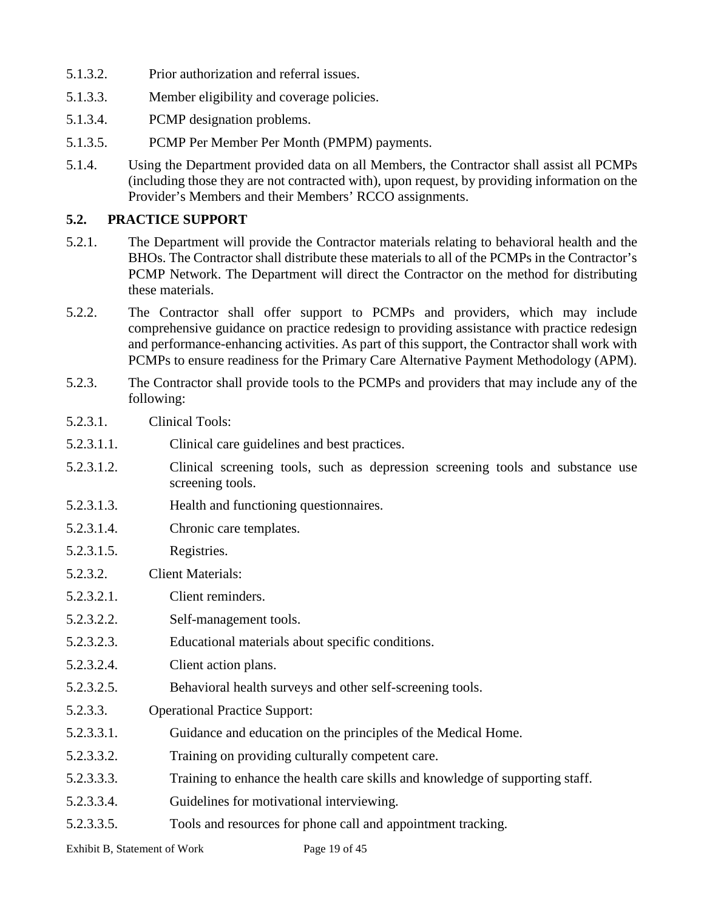5.1.3.2. Prior authorization and referral issues.

5.1.3.3. Member eligibility and coverage policies.

5.1.3.4. PCMP designation problems.

5.1.3.5. PCMP Per Member Per Month (PMPM) payments.

5.1.4. Using the Department provided data on all Members, the Contractor shall assist all PCMPs (including those they are not contracted with), upon request, by providing information on the Provider's Members and their Members' RCCO assignments.

### 5.2. PRACTICE SUPPORT

5.2.1. The Department will provide the Contractor materials relating to behavioral health and the BHOs. The Contractor shall distribute these materials to all of the PCMPs in the Contractor's PCMP Network. The Department will direct the Contractor on the method for distributing these materials.

5.2.2. The Contractor shall offer support to PCMPs and providers, which may include comprehensive guidance on practice redesign to providing assistance with practice redesign and performance-enhancing activities. As part of this support, the Contractor shall work with PCMPs to ensure readiness for the Primary Care Alternative Payment Methodology (APM).

5.2.3. The Contractor shall provide tools to the PCMPs and providers that may include any of the following:

5.2.3.1. Clinical Tools:

5.2.3.1.1. Clinical care guidelines and best practices.

5.2.3.1.2. Clinical screening tools, such as depression screening tools and substance use screening tools.

5.2.3.1.3. Health and functioning questionnaires.

5.2.3.1.4. Chronic care templates.

5.2.3.1.5. Registries.

5.2.3.2. Client Materials:

5.2.3.2.1. Client reminders.

5.2.3.2.2. Self-management tools.

5.2.3.2.3. Educational materials about specific conditions.

5.2.3.2.4. Client action plans.

5.2.3.2.5. Behavioral health surveys and other self-screening tools.

5.2.3.3. Operational Practice Support:

5.2.3.3.1. Guidance and education on the principles of the Medical Home.

5.2.3.3.2. Training on providing culturally competent care.

5.2.3.3.3. Training to enhance the health care skills and knowledge of supporting staff.

5.2.3.3.4. Guidelines for motivational interviewing.

5.2.3.3.5. Tools and resources for phone call and appointment tracking.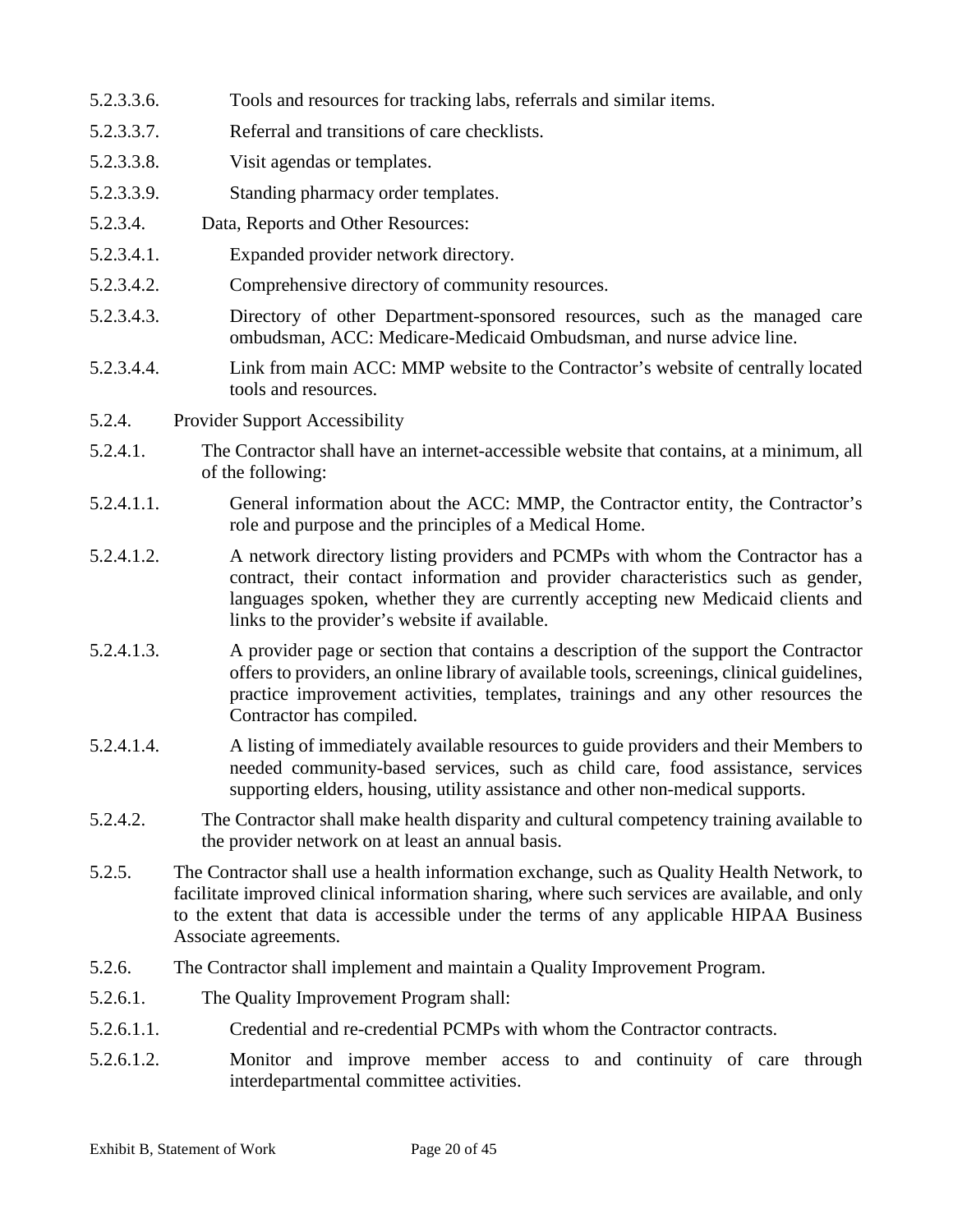5.2.3.3.6. Tools and resources for tracking labs, referrals and similar items.

5.2.3.3.7. Referral and transitions of care checklists.

5.2.3.3.8. Visit agendas or templates.

5.2.3.3.9. Standing pharmacy order templates.

5.2.3.4. Data, Reports and Other Resources:

5.2.3.4.1. Expanded provider network directory.

5.2.3.4.2. Comprehensive directory of community resources.

5.2.3.4.3. Directory of other Department-sponsored resources, such as the managed care ombudsman, ACC: Medicare-Medicaid Ombudsman, and nurse advice line.

5.2.3.4.4. Link from main ACC: MMP website to the Contractor's website of centrally located tools and resources.

5.2.4. Provider Support Accessibility

5.2.4.1. The Contractor shall have an internet-accessible website that contains, at a minimum, all of the following:

5.2.4.1.1. General information about the ACC: MMP, the Contractor entity, the Contractor's role and purpose and the principles of a Medical Home.

5.2.4.1.2. A network directory listing providers and PCMPs with whom the Contractor has a contract, their contact information and provider characteristics such as gender, languages spoken, whether they are currently accepting new Medicaid clients and links to the provider's website if available.

5.2.4.1.3. A provider page or section that contains a description of the support the Contractor offers to providers, an online library of available tools, screenings, clinical guidelines, practice improvement activities, templates, trainings and any other resources the Contractor has compiled.

5.2.4.1.4. A listing of immediately available resources to guide providers and their Members to needed community-based services, such as child care, food assistance, services supporting elders, housing, utility assistance and other non-medical supports.

5.2.4.2. The Contractor shall make health disparity and cultural competency training available to the provider network on at least an annual basis.

5.2.5. The Contractor shall use a health information exchange, such as Quality Health Network, to facilitate improved clinical information sharing, where such services are available, and only to the extent that data is accessible under the terms of any applicable HIPAA Business Associate agreements.

5.2.6. The Contractor shall implement and maintain a Quality Improvement Program.

5.2.6.1. The Quality Improvement Program shall:

5.2.6.1.1. Credential and re-credential PCMPs with whom the Contractor contracts.

5.2.6.1.2. Monitor and improve member access to and continuity of care through interdepartmental committee activities.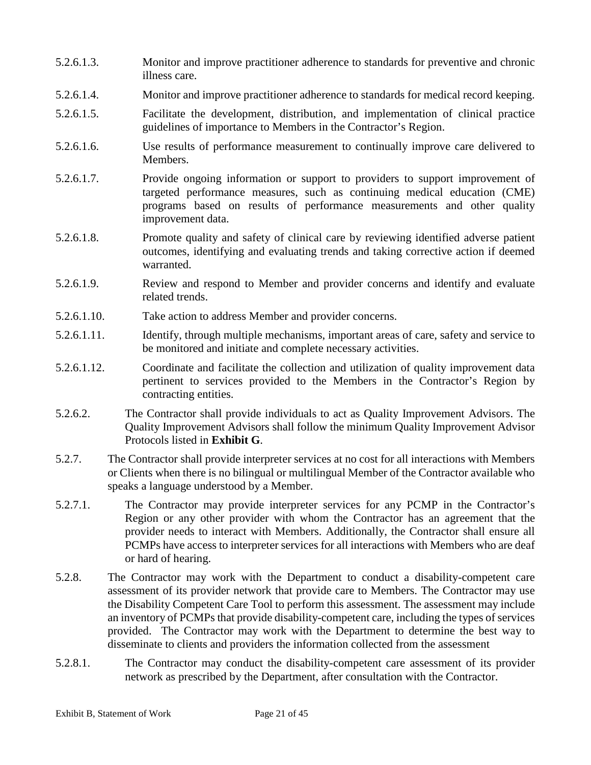5.2.6.1.3. Monitor and improve practitioner adherence to standards for preventive and chronic illness care.

5.2.6.1.4. Monitor and improve practitioner adherence to standards for medical record keeping.

5.2.6.1.5. Facilitate the development, distribution, and implementation of clinical practice guidelines of importance to Members in the Contractor's Region.

5.2.6.1.6. Use results of performance measurement to continually improve care delivered to Members.

5.2.6.1.7. Provide ongoing information or support to providers to support improvement of targeted performance measures, such as continuing medical education (CME) programs based on results of performance measurements and other quality improvement data.

5.2.6.1.8. Promote quality and safety of clinical care by reviewing identified adverse patient outcomes, identifying and evaluating trends and taking corrective action if deemed warranted.

5.2.6.1.9. Review and respond to Member and provider concerns and identify and evaluate related trends.

5.2.6.1.10. Take action to address Member and provider concerns.

5.2.6.1.11. Identify, through multiple mechanisms, important areas of care, safety and service to be monitored and initiate and complete necessary activities.

5.2.6.1.12. Coordinate and facilitate the collection and utilization of quality improvement data pertinent to services provided to the Members in the Contractor's Region by contracting entities.

5.2.6.2. The Contractor shall provide individuals to act as Quality Improvement Advisors. The Quality Improvement Advisors shall follow the minimum Quality Improvement Advisor Protocols listed in **Exhibit G**.

5.2.7. The Contractor shall provide interpreter services at no cost for all interactions with Members or Clients when there is no bilingual or multilingual Member of the Contractor available who speaks a language understood by a Member.

5.2.7.1. The Contractor may provide interpreter services for any PCMP in the Contractor's Region or any other provider with whom the Contractor has an agreement that the provider needs to interact with Members. Additionally, the Contractor shall ensure all PCMPs have access to interpreter services for all interactions with Members who are deaf or hard of hearing.

5.2.8. The Contractor may work with the Department to conduct a disability-competent care assessment of its provider network that provide care to Members. The Contractor may use the Disability Competent Care Tool to perform this assessment. The assessment may include an inventory of PCMPs that provide disability-competent care, including the types of services provided. The Contractor may work with the Department to determine the best way to disseminate to clients and providers the information collected from the assessment

5.2.8.1. The Contractor may conduct the disability-competent care assessment of its provider network as prescribed by the Department, after consultation with the Contractor.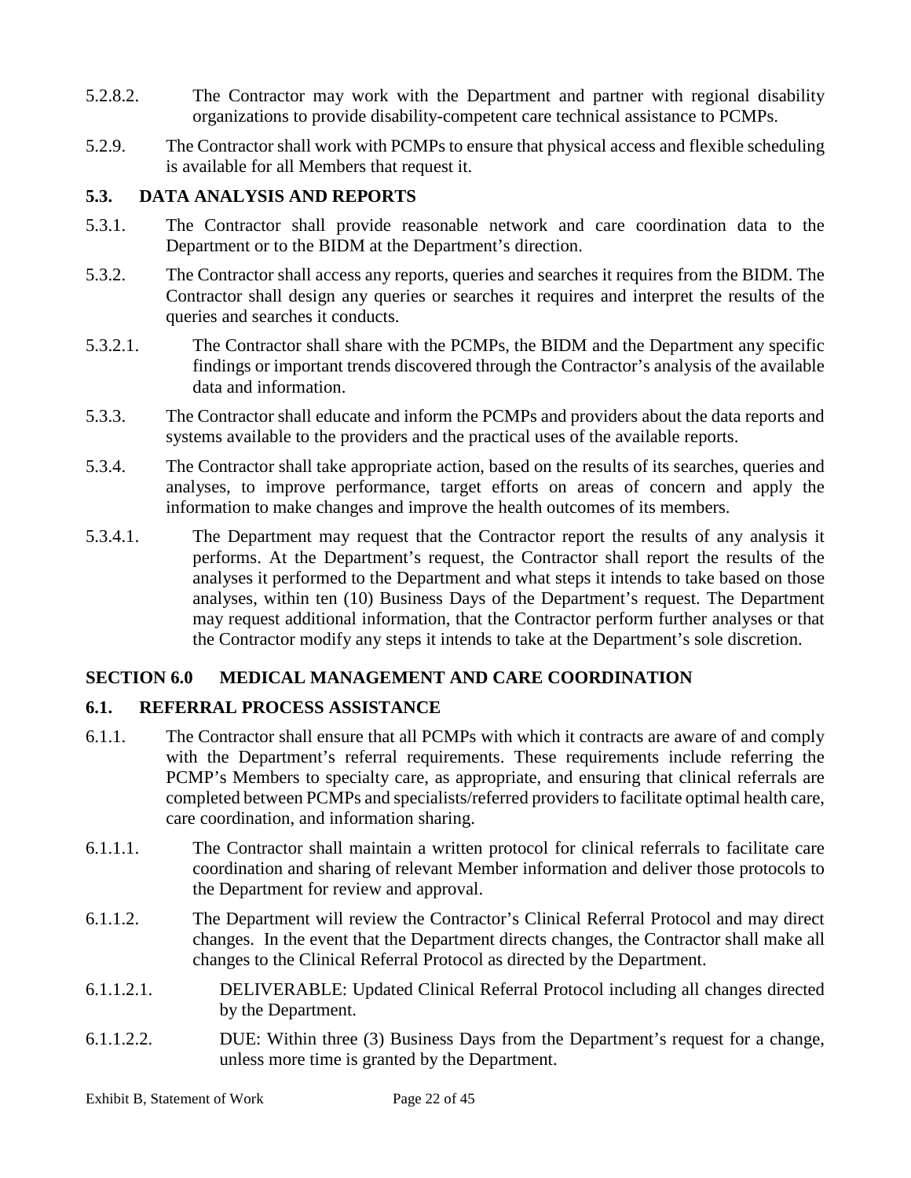5.2.8.2. The Contractor may work with the Department and partner with regional disability organizations to provide disability-competent care technical assistance to PCMPs.

5.2.9. The Contractor shall work with PCMPs to ensure that physical access and flexible scheduling is available for all Members that request it.

### 5.3. DATA ANALYSIS AND REPORTS

5.3.1. The Contractor shall provide reasonable network and care coordination data to the Department or to the BIDM at the Department's direction.

5.3.2. The Contractor shall access any reports, queries and searches it requires from the BIDM. The Contractor shall design any queries or searches it requires and interpret the results of the queries and searches it conducts.

5.3.2.1. The Contractor shall share with the PCMPs, the BIDM and the Department any specific findings or important trends discovered through the Contractor's analysis of the available data and information.

5.3.3. The Contractor shall educate and inform the PCMPs and providers about the data reports and systems available to the providers and the practical uses of the available reports.

5.3.4. The Contractor shall take appropriate action, based on the results of its searches, queries and analyses, to improve performance, target efforts on areas of concern and apply the information to make changes and improve the health outcomes of its members.

5.3.4.1. The Department may request that the Contractor report the results of any analysis it performs. At the Department's request, the Contractor shall report the results of the analyses it performed to the Department and what steps it intends to take based on those analyses, within ten (10) Business Days of the Department's request. The Department may request additional information, that the Contractor perform further analyses or that the Contractor modify any steps it intends to take at the Department's sole discretion.

## SECTION 6.0 MEDICAL MANAGEMENT AND CARE COORDINATION

### 6.1. REFERRAL PROCESS ASSISTANCE

6.1.1. The Contractor shall ensure that all PCMPs with which it contracts are aware of and comply with the Department's referral requirements. These requirements include referring the PCMP's Members to specialty care, as appropriate, and ensuring that clinical referrals are completed between PCMPs and specialists/referred providers to facilitate optimal health care, care coordination, and information sharing.

6.1.1.1. The Contractor shall maintain a written protocol for clinical referrals to facilitate care coordination and sharing of relevant Member information and deliver those protocols to the Department for review and approval.

6.1.1.2. The Department will review the Contractor's Clinical Referral Protocol and may direct changes. In the event that the Department directs changes, the Contractor shall make all changes to the Clinical Referral Protocol as directed by the Department.

6.1.1.2.1. DELIVERABLE: Updated Clinical Referral Protocol including all changes directed by the Department.

6.1.1.2.2. DUE: Within three (3) Business Days from the Department's request for a change, unless more time is granted by the Department.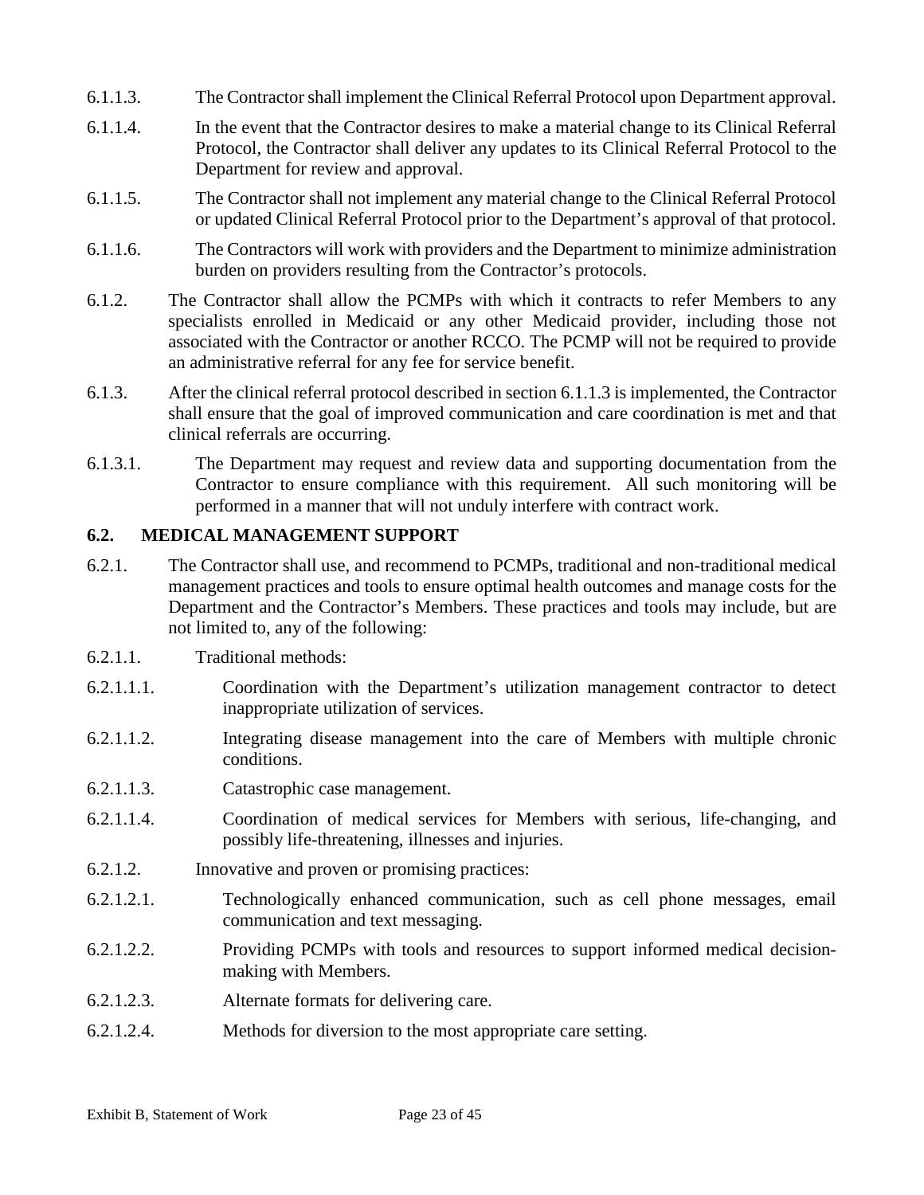6.1.1.3. The Contractor shall implement the Clinical Referral Protocol upon Department approval.

6.1.1.4. In the event that the Contractor desires to make a material change to its Clinical Referral Protocol, the Contractor shall deliver any updates to its Clinical Referral Protocol to the Department for review and approval.

6.1.1.5. The Contractor shall not implement any material change to the Clinical Referral Protocol or updated Clinical Referral Protocol prior to the Department's approval of that protocol.

6.1.1.6. The Contractors will work with providers and the Department to minimize administration burden on providers resulting from the Contractor's protocols.

6.1.2. The Contractor shall allow the PCMPs with which it contracts to refer Members to any specialists enrolled in Medicaid or any other Medicaid provider, including those not associated with the Contractor or another RCCO. The PCMP will not be required to provide an administrative referral for any fee for service benefit.

6.1.3. After the clinical referral protocol described in section 6.1.1.3 is implemented, the Contractor shall ensure that the goal of improved communication and care coordination is met and that clinical referrals are occurring.

6.1.3.1. The Department may request and review data and supporting documentation from the Contractor to ensure compliance with this requirement. All such monitoring will be performed in a manner that will not unduly interfere with contract work.

### 6.2. MEDICAL MANAGEMENT SUPPORT

6.2.1. The Contractor shall use, and recommend to PCMPs, traditional and non-traditional medical management practices and tools to ensure optimal health outcomes and manage costs for the Department and the Contractor's Members. These practices and tools may include, but are not limited to, any of the following:

6.2.1.1. Traditional methods:

6.2.1.1.1. Coordination with the Department's utilization management contractor to detect inappropriate utilization of services.

6.2.1.1.2. Integrating disease management into the care of Members with multiple chronic conditions.

6.2.1.1.3. Catastrophic case management.

6.2.1.1.4. Coordination of medical services for Members with serious, life-changing, and possibly life-threatening, illnesses and injuries.

6.2.1.2. Innovative and proven or promising practices:

6.2.1.2.1. Technologically enhanced communication, such as cell phone messages, email communication and text messaging.

6.2.1.2.2. Providing PCMPs with tools and resources to support informed medical decision-making with Members.

6.2.1.2.3. Alternate formats for delivering care.

6.2.1.2.4. Methods for diversion to the most appropriate care setting.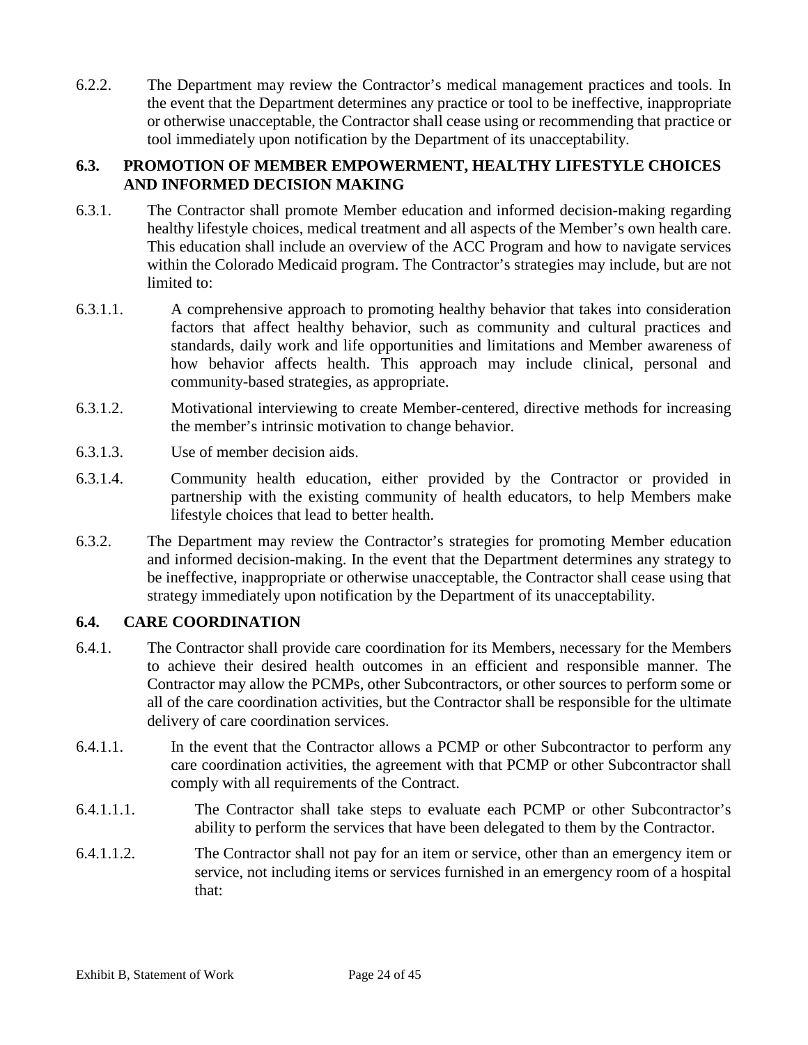6.2.2. The Department may review the Contractor's medical management practices and tools. In the event that the Department determines any practice or tool to be ineffective, inappropriate or otherwise unacceptable, the Contractor shall cease using or recommending that practice or tool immediately upon notification by the Department of its unacceptability.

### 6.3. PROMOTION OF MEMBER EMPOWERMENT, HEALTHY LIFESTYLE CHOICES AND INFORMED DECISION MAKING

6.3.1. The Contractor shall promote Member education and informed decision-making regarding healthy lifestyle choices, medical treatment and all aspects of the Member's own health care. This education shall include an overview of the ACC Program and how to navigate services within the Colorado Medicaid program. The Contractor's strategies may include, but are not limited to:

6.3.1.1. A comprehensive approach to promoting healthy behavior that takes into consideration factors that affect healthy behavior, such as community and cultural practices and standards, daily work and life opportunities and limitations and Member awareness of how behavior affects health. This approach may include clinical, personal and community-based strategies, as appropriate.

6.3.1.2. Motivational interviewing to create Member-centered, directive methods for increasing the member's intrinsic motivation to change behavior.

6.3.1.3. Use of member decision aids.

6.3.1.4. Community health education, either provided by the Contractor or provided in partnership with the existing community of health educators, to help Members make lifestyle choices that lead to better health.

6.3.2. The Department may review the Contractor's strategies for promoting Member education and informed decision-making. In the event that the Department determines any strategy to be ineffective, inappropriate or otherwise unacceptable, the Contractor shall cease using that strategy immediately upon notification by the Department of its unacceptability.

### 6.4. CARE COORDINATION

6.4.1. The Contractor shall provide care coordination for its Members, necessary for the Members to achieve their desired health outcomes in an efficient and responsible manner. The Contractor may allow the PCMPs, other Subcontractors, or other sources to perform some or all of the care coordination activities, but the Contractor shall be responsible for the ultimate delivery of care coordination services.

6.4.1.1. In the event that the Contractor allows a PCMP or other Subcontractor to perform any care coordination activities, the agreement with that PCMP or other Subcontractor shall comply with all requirements of the Contract.

6.4.1.1.1. The Contractor shall take steps to evaluate each PCMP or other Subcontractor's ability to perform the services that have been delegated to them by the Contractor.

6.4.1.1.2. The Contractor shall not pay for an item or service, other than an emergency item or service, not including items or services furnished in an emergency room of a hospital that: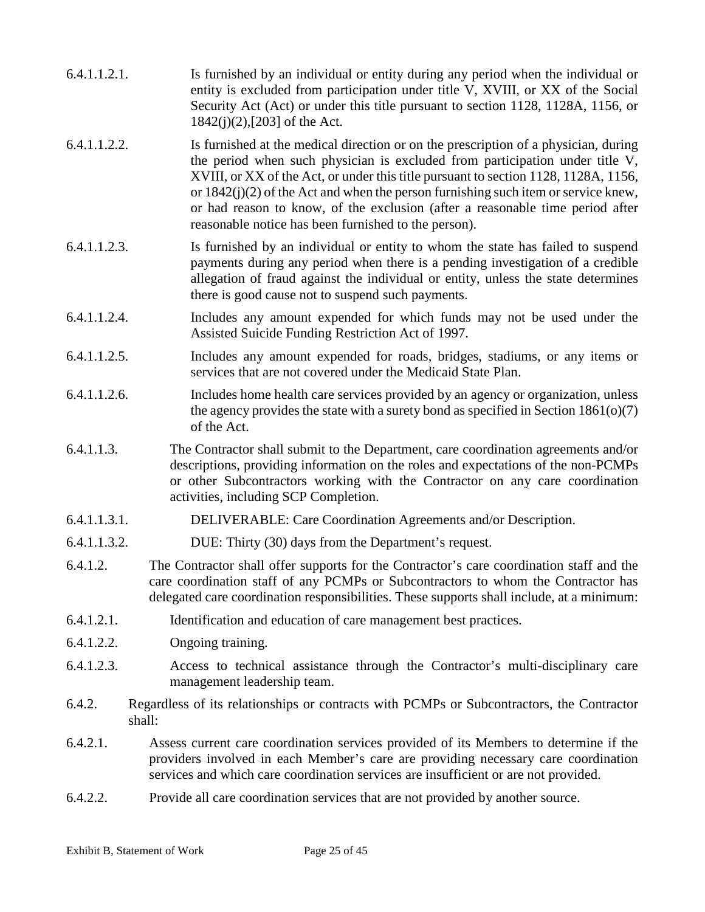6.4.1.1.2.1. Is furnished by an individual or entity during any period when the individual or entity is excluded from participation under title V, XVIII, or XX of the Social Security Act (Act) or under this title pursuant to section 1128, 1128A, 1156, or 1842(j)(2),[203] of the Act.

6.4.1.1.2.2. Is furnished at the medical direction or on the prescription of a physician, during the period when such physician is excluded from participation under title V, XVIII, or XX of the Act, or under this title pursuant to section 1128, 1128A, 1156, or 1842(j)(2) of the Act and when the person furnishing such item or service knew, or had reason to know, of the exclusion (after a reasonable time period after reasonable notice has been furnished to the person).

6.4.1.1.2.3. Is furnished by an individual or entity to whom the state has failed to suspend payments during any period when there is a pending investigation of a credible allegation of fraud against the individual or entity, unless the state determines there is good cause not to suspend such payments.

6.4.1.1.2.4. Includes any amount expended for which funds may not be used under the Assisted Suicide Funding Restriction Act of 1997.

6.4.1.1.2.5. Includes any amount expended for roads, bridges, stadiums, or any items or services that are not covered under the Medicaid State Plan.

6.4.1.1.2.6. Includes home health care services provided by an agency or organization, unless the agency provides the state with a surety bond as specified in Section 1861(o)(7) of the Act.

6.4.1.1.3. The Contractor shall submit to the Department, care coordination agreements and/or descriptions, providing information on the roles and expectations of the non-PCMPs or other Subcontractors working with the Contractor on any care coordination activities, including SCP Completion.

6.4.1.1.3.1. DELIVERABLE: Care Coordination Agreements and/or Description.

6.4.1.1.3.2. DUE: Thirty (30) days from the Department's request.

6.4.1.2. The Contractor shall offer supports for the Contractor's care coordination staff and the care coordination staff of any PCMPs or Subcontractors to whom the Contractor has delegated care coordination responsibilities. These supports shall include, at a minimum:

6.4.1.2.1. Identification and education of care management best practices.

6.4.1.2.2. Ongoing training.

6.4.1.2.3. Access to technical assistance through the Contractor's multi-disciplinary care management leadership team.

6.4.2. Regardless of its relationships or contracts with PCMPs or Subcontractors, the Contractor shall:

6.4.2.1. Assess current care coordination services provided of its Members to determine if the providers involved in each Member's care are providing necessary care coordination services and which care coordination services are insufficient or are not provided.

6.4.2.2. Provide all care coordination services that are not provided by another source.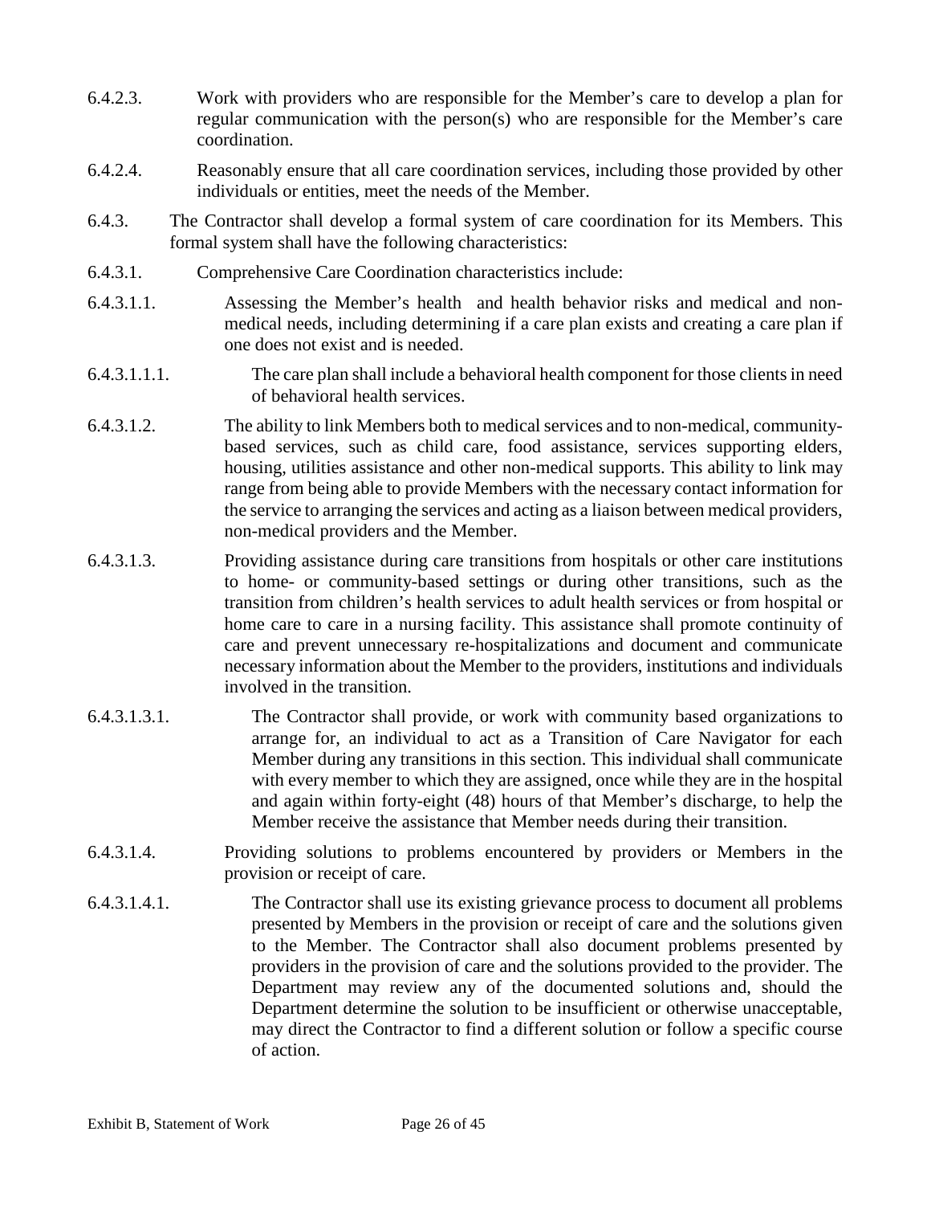6.4.2.3. Work with providers who are responsible for the Member's care to develop a plan for regular communication with the person(s) who are responsible for the Member's care coordination.

6.4.2.4. Reasonably ensure that all care coordination services, including those provided by other individuals or entities, meet the needs of the Member.

6.4.3. The Contractor shall develop a formal system of care coordination for its Members. This formal system shall have the following characteristics:

6.4.3.1. Comprehensive Care Coordination characteristics include:

6.4.3.1.1. Assessing the Member's health and health behavior risks and medical and non-medical needs, including determining if a care plan exists and creating a care plan if one does not exist and is needed.

6.4.3.1.1.1. The care plan shall include a behavioral health component for those clients in need of behavioral health services.

6.4.3.1.2. The ability to link Members both to medical services and to non-medical, community-based services, such as child care, food assistance, services supporting elders, housing, utilities assistance and other non-medical supports. This ability to link may range from being able to provide Members with the necessary contact information for the service to arranging the services and acting as a liaison between medical providers, non-medical providers and the Member.

6.4.3.1.3. Providing assistance during care transitions from hospitals or other care institutions to home- or community-based settings or during other transitions, such as the transition from children's health services to adult health services or from hospital or home care to care in a nursing facility. This assistance shall promote continuity of care and prevent unnecessary re-hospitalizations and document and communicate necessary information about the Member to the providers, institutions and individuals involved in the transition.

6.4.3.1.3.1. The Contractor shall provide, or work with community based organizations to arrange for, an individual to act as a Transition of Care Navigator for each Member during any transitions in this section. This individual shall communicate with every member to which they are assigned, once while they are in the hospital and again within forty-eight (48) hours of that Member's discharge, to help the Member receive the assistance that Member needs during their transition.

6.4.3.1.4. Providing solutions to problems encountered by providers or Members in the provision or receipt of care.

6.4.3.1.4.1. The Contractor shall use its existing grievance process to document all problems presented by Members in the provision or receipt of care and the solutions given to the Member. The Contractor shall also document problems presented by providers in the provision of care and the solutions provided to the provider. The Department may review any of the documented solutions and, should the Department determine the solution to be insufficient or otherwise unacceptable, may direct the Contractor to find a different solution or follow a specific course of action.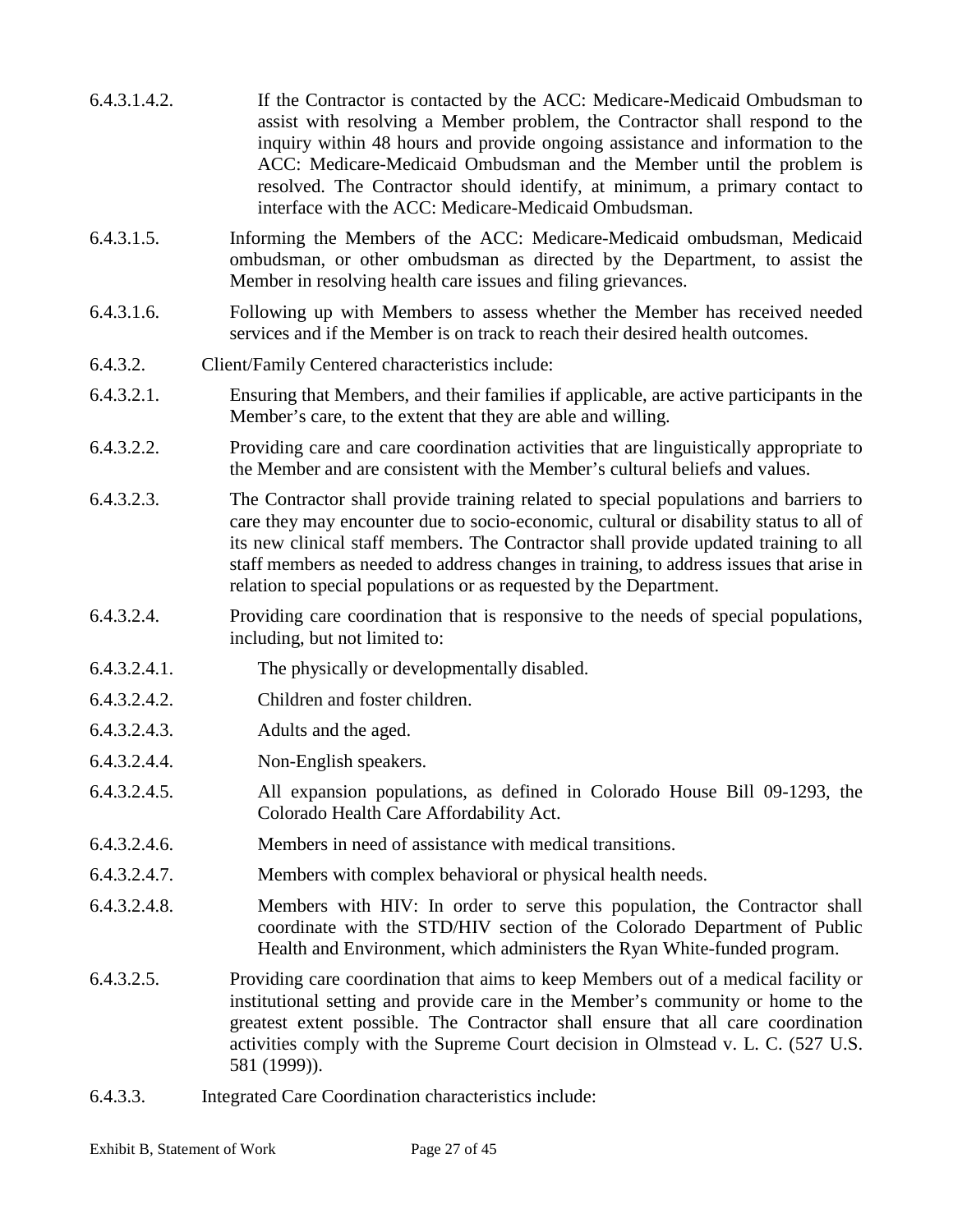6.4.3.1.4.2. If the Contractor is contacted by the ACC: Medicare-Medicaid Ombudsman to assist with resolving a Member problem, the Contractor shall respond to the inquiry within 48 hours and provide ongoing assistance and information to the ACC: Medicare-Medicaid Ombudsman and the Member until the problem is resolved. The Contractor should identify, at minimum, a primary contact to interface with the ACC: Medicare-Medicaid Ombudsman.

6.4.3.1.5. Informing the Members of the ACC: Medicare-Medicaid ombudsman, Medicaid ombudsman, or other ombudsman as directed by the Department, to assist the Member in resolving health care issues and filing grievances.

6.4.3.1.6. Following up with Members to assess whether the Member has received needed services and if the Member is on track to reach their desired health outcomes.

6.4.3.2. Client/Family Centered characteristics include:

6.4.3.2.1. Ensuring that Members, and their families if applicable, are active participants in the Member's care, to the extent that they are able and willing.

6.4.3.2.2. Providing care and care coordination activities that are linguistically appropriate to the Member and are consistent with the Member's cultural beliefs and values.

6.4.3.2.3. The Contractor shall provide training related to special populations and barriers to care they may encounter due to socio-economic, cultural or disability status to all of its new clinical staff members. The Contractor shall provide updated training to all staff members as needed to address changes in training, to address issues that arise in relation to special populations or as requested by the Department.

6.4.3.2.4. Providing care coordination that is responsive to the needs of special populations, including, but not limited to:

6.4.3.2.4.1. The physically or developmentally disabled.

6.4.3.2.4.2. Children and foster children.

6.4.3.2.4.3. Adults and the aged.

6.4.3.2.4.4. Non-English speakers.

6.4.3.2.4.5. All expansion populations, as defined in Colorado House Bill 09-1293, the Colorado Health Care Affordability Act.

6.4.3.2.4.6. Members in need of assistance with medical transitions.

6.4.3.2.4.7. Members with complex behavioral or physical health needs.

6.4.3.2.4.8. Members with HIV: In order to serve this population, the Contractor shall coordinate with the STD/HIV section of the Colorado Department of Public Health and Environment, which administers the Ryan White-funded program.

6.4.3.2.5. Providing care coordination that aims to keep Members out of a medical facility or institutional setting and provide care in the Member's community or home to the greatest extent possible. The Contractor shall ensure that all care coordination activities comply with the Supreme Court decision in Olmstead v. L. C. (527 U.S. 581 (1999)).

6.4.3.3. Integrated Care Coordination characteristics include: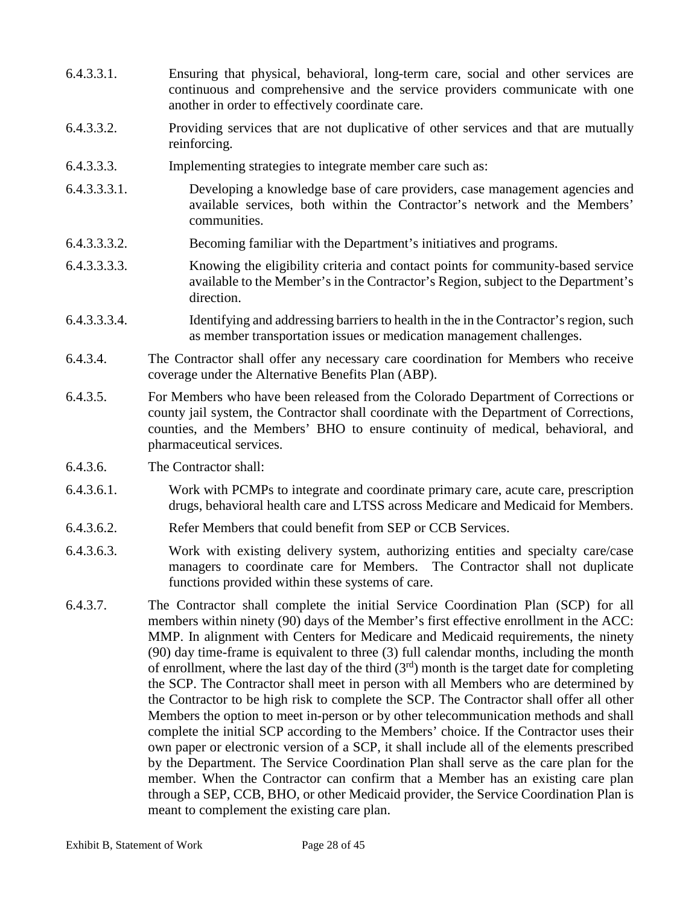6.4.3.3.1. Ensuring that physical, behavioral, long-term care, social and other services are continuous and comprehensive and the service providers communicate with one another in order to effectively coordinate care.

6.4.3.3.2. Providing services that are not duplicative of other services and that are mutually reinforcing.

6.4.3.3.3. Implementing strategies to integrate member care such as:

6.4.3.3.3.1. Developing a knowledge base of care providers, case management agencies and available services, both within the Contractor's network and the Members' communities.

6.4.3.3.3.2. Becoming familiar with the Department's initiatives and programs.

6.4.3.3.3.3. Knowing the eligibility criteria and contact points for community-based service available to the Member's in the Contractor's Region, subject to the Department's direction.

6.4.3.3.3.4. Identifying and addressing barriers to health in the in the Contractor's region, such as member transportation issues or medication management challenges.

6.4.3.4. The Contractor shall offer any necessary care coordination for Members who receive coverage under the Alternative Benefits Plan (ABP).

6.4.3.5. For Members who have been released from the Colorado Department of Corrections or county jail system, the Contractor shall coordinate with the Department of Corrections, counties, and the Members' BHO to ensure continuity of medical, behavioral, and pharmaceutical services.

6.4.3.6. The Contractor shall:

6.4.3.6.1. Work with PCMPs to integrate and coordinate primary care, acute care, prescription drugs, behavioral health care and LTSS across Medicare and Medicaid for Members.

6.4.3.6.2. Refer Members that could benefit from SEP or CCB Services.

6.4.3.6.3. Work with existing delivery system, authorizing entities and specialty care/case managers to coordinate care for Members. The Contractor shall not duplicate functions provided within these systems of care.

6.4.3.7. The Contractor shall complete the initial Service Coordination Plan (SCP) for all members within ninety (90) days of the Member's first effective enrollment in the ACC: MMP. In alignment with Centers for Medicare and Medicaid requirements, the ninety (90) day time-frame is equivalent to three (3) full calendar months, including the month of enrollment, where the last day of the third (3rd) month is the target date for completing the SCP. The Contractor shall meet in person with all Members who are determined by the Contractor to be high risk to complete the SCP. The Contractor shall offer all other Members the option to meet in-person or by other telecommunication methods and shall complete the initial SCP according to the Members' choice. If the Contractor uses their own paper or electronic version of a SCP, it shall include all of the elements prescribed by the Department. The Service Coordination Plan shall serve as the care plan for the member. When the Contractor can confirm that a Member has an existing care plan through a SEP, CCB, BHO, or other Medicaid provider, the Service Coordination Plan is meant to complement the existing care plan.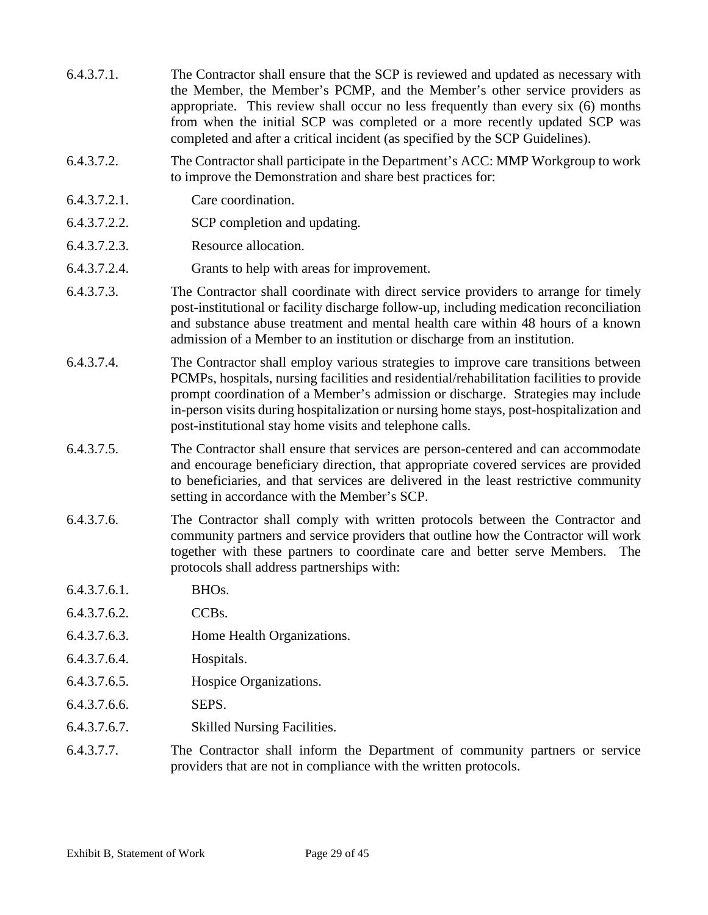6.4.3.7.1. The Contractor shall ensure that the SCP is reviewed and updated as necessary with the Member, the Member's PCMP, and the Member's other service providers as appropriate. This review shall occur no less frequently than every six (6) months from when the initial SCP was completed or a more recently updated SCP was completed and after a critical incident (as specified by the SCP Guidelines).

6.4.3.7.2. The Contractor shall participate in the Department's ACC: MMP Workgroup to work to improve the Demonstration and share best practices for:

6.4.3.7.2.1. Care coordination.

6.4.3.7.2.2. SCP completion and updating.

6.4.3.7.2.3. Resource allocation.

6.4.3.7.2.4. Grants to help with areas for improvement.

6.4.3.7.3. The Contractor shall coordinate with direct service providers to arrange for timely post-institutional or facility discharge follow-up, including medication reconciliation and substance abuse treatment and mental health care within 48 hours of a known admission of a Member to an institution or discharge from an institution.

6.4.3.7.4. The Contractor shall employ various strategies to improve care transitions between PCMPs, hospitals, nursing facilities and residential/rehabilitation facilities to provide prompt coordination of a Member's admission or discharge. Strategies may include in-person visits during hospitalization or nursing home stays, post-hospitalization and post-institutional stay home visits and telephone calls.

6.4.3.7.5. The Contractor shall ensure that services are person-centered and can accommodate and encourage beneficiary direction, that appropriate covered services are provided to beneficiaries, and that services are delivered in the least restrictive community setting in accordance with the Member's SCP.

6.4.3.7.6. The Contractor shall comply with written protocols between the Contractor and community partners and service providers that outline how the Contractor will work together with these partners to coordinate care and better serve Members. The protocols shall address partnerships with:

6.4.3.7.6.1. BHOs.

6.4.3.7.6.2. CCBs.

6.4.3.7.6.3. Home Health Organizations.

6.4.3.7.6.4. Hospitals.

6.4.3.7.6.5. Hospice Organizations.

6.4.3.7.6.6. SEPS.

6.4.3.7.6.7. Skilled Nursing Facilities.

6.4.3.7.7. The Contractor shall inform the Department of community partners or service providers that are not in compliance with the written protocols.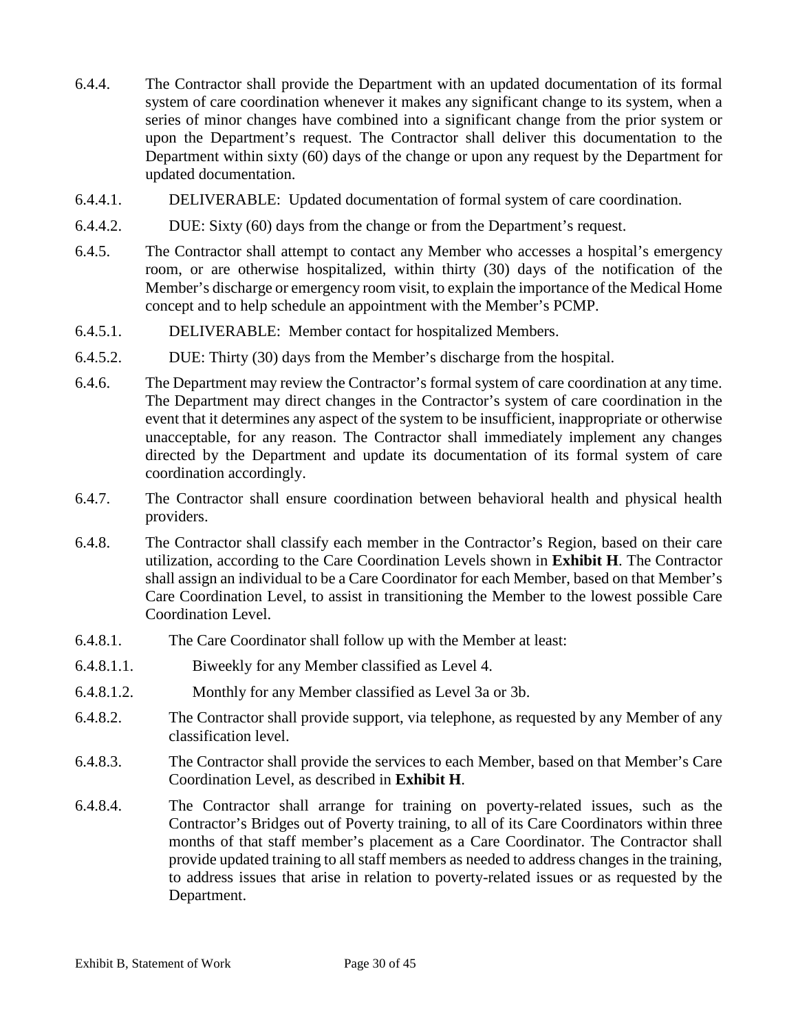6.4.4. The Contractor shall provide the Department with an updated documentation of its formal system of care coordination whenever it makes any significant change to its system, when a series of minor changes have combined into a significant change from the prior system or upon the Department's request. The Contractor shall deliver this documentation to the Department within sixty (60) days of the change or upon any request by the Department for updated documentation.

6.4.4.1. DELIVERABLE: Updated documentation of formal system of care coordination.

6.4.4.2. DUE: Sixty (60) days from the change or from the Department's request.

6.4.5. The Contractor shall attempt to contact any Member who accesses a hospital's emergency room, or are otherwise hospitalized, within thirty (30) days of the notification of the Member's discharge or emergency room visit, to explain the importance of the Medical Home concept and to help schedule an appointment with the Member's PCMP.

6.4.5.1. DELIVERABLE: Member contact for hospitalized Members.

6.4.5.2. DUE: Thirty (30) days from the Member's discharge from the hospital.

6.4.6. The Department may review the Contractor's formal system of care coordination at any time. The Department may direct changes in the Contractor's system of care coordination in the event that it determines any aspect of the system to be insufficient, inappropriate or otherwise unacceptable, for any reason. The Contractor shall immediately implement any changes directed by the Department and update its documentation of its formal system of care coordination accordingly.

6.4.7. The Contractor shall ensure coordination between behavioral health and physical health providers.

6.4.8. The Contractor shall classify each member in the Contractor's Region, based on their care utilization, according to the Care Coordination Levels shown in **Exhibit H**. The Contractor shall assign an individual to be a Care Coordinator for each Member, based on that Member's Care Coordination Level, to assist in transitioning the Member to the lowest possible Care Coordination Level.

6.4.8.1. The Care Coordinator shall follow up with the Member at least:

6.4.8.1.1. Biweekly for any Member classified as Level 4.

6.4.8.1.2. Monthly for any Member classified as Level 3a or 3b.

6.4.8.2. The Contractor shall provide support, via telephone, as requested by any Member of any classification level.

6.4.8.3. The Contractor shall provide the services to each Member, based on that Member's Care Coordination Level, as described in **Exhibit H**.

6.4.8.4. The Contractor shall arrange for training on poverty-related issues, such as the Contractor's Bridges out of Poverty training, to all of its Care Coordinators within three months of that staff member's placement as a Care Coordinator. The Contractor shall provide updated training to all staff members as needed to address changes in the training, to address issues that arise in relation to poverty-related issues or as requested by the Department.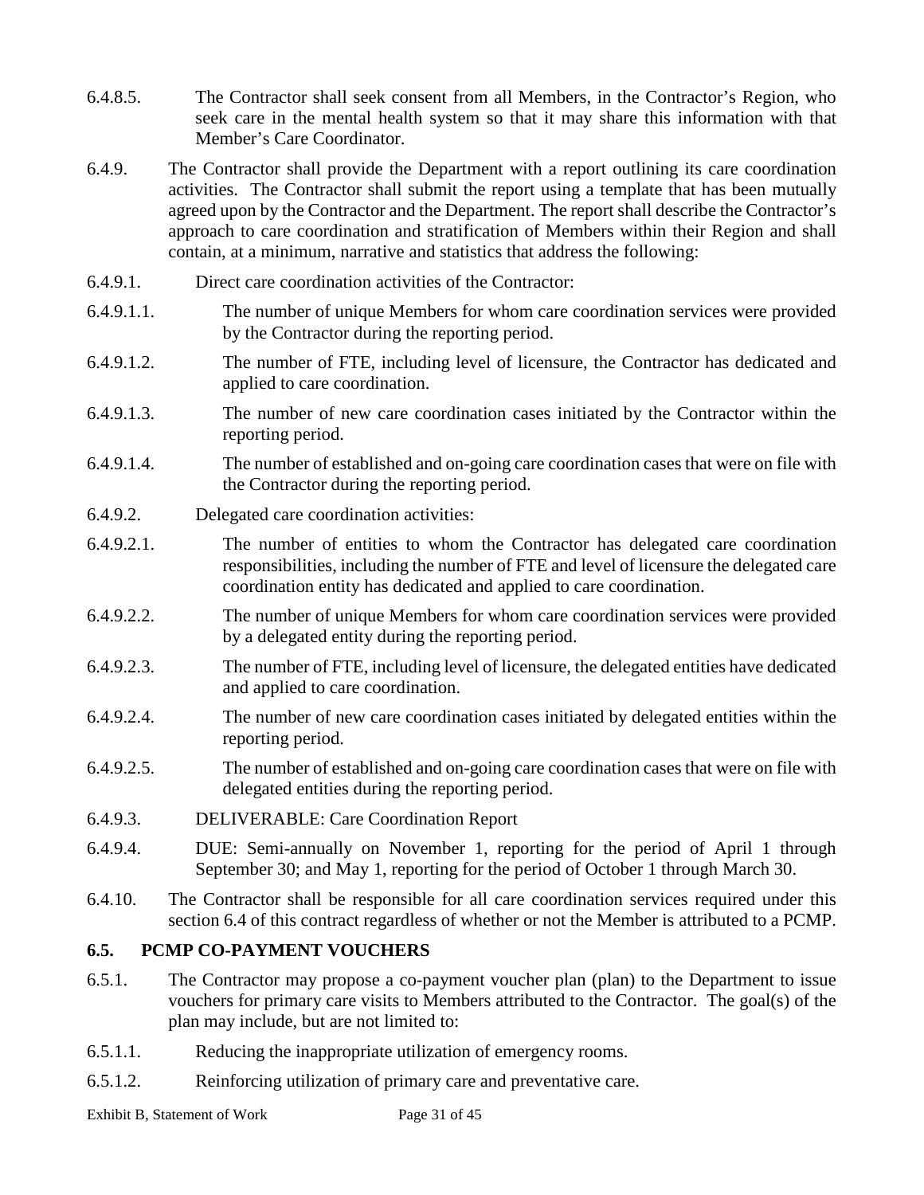6.4.8.5. The Contractor shall seek consent from all Members, in the Contractor's Region, who seek care in the mental health system so that it may share this information with that Member's Care Coordinator.

6.4.9. The Contractor shall provide the Department with a report outlining its care coordination activities. The Contractor shall submit the report using a template that has been mutually agreed upon by the Contractor and the Department. The report shall describe the Contractor's approach to care coordination and stratification of Members within their Region and shall contain, at a minimum, narrative and statistics that address the following:

6.4.9.1. Direct care coordination activities of the Contractor:

6.4.9.1.1. The number of unique Members for whom care coordination services were provided by the Contractor during the reporting period.

6.4.9.1.2. The number of FTE, including level of licensure, the Contractor has dedicated and applied to care coordination.

6.4.9.1.3. The number of new care coordination cases initiated by the Contractor within the reporting period.

6.4.9.1.4. The number of established and on-going care coordination cases that were on file with the Contractor during the reporting period.

6.4.9.2. Delegated care coordination activities:

6.4.9.2.1. The number of entities to whom the Contractor has delegated care coordination responsibilities, including the number of FTE and level of licensure the delegated care coordination entity has dedicated and applied to care coordination.

6.4.9.2.2. The number of unique Members for whom care coordination services were provided by a delegated entity during the reporting period.

6.4.9.2.3. The number of FTE, including level of licensure, the delegated entities have dedicated and applied to care coordination.

6.4.9.2.4. The number of new care coordination cases initiated by delegated entities within the reporting period.

6.4.9.2.5. The number of established and on-going care coordination cases that were on file with delegated entities during the reporting period.

6.4.9.3. DELIVERABLE: Care Coordination Report

6.4.9.4. DUE: Semi-annually on November 1, reporting for the period of April 1 through September 30; and May 1, reporting for the period of October 1 through March 30.

6.4.10. The Contractor shall be responsible for all care coordination services required under this section 6.4 of this contract regardless of whether or not the Member is attributed to a PCMP.

### 6.5. PCMP CO-PAYMENT VOUCHERS

6.5.1. The Contractor may propose a co-payment voucher plan (plan) to the Department to issue vouchers for primary care visits to Members attributed to the Contractor. The goal(s) of the plan may include, but are not limited to:

6.5.1.1. Reducing the inappropriate utilization of emergency rooms.

6.5.1.2. Reinforcing utilization of primary care and preventative care.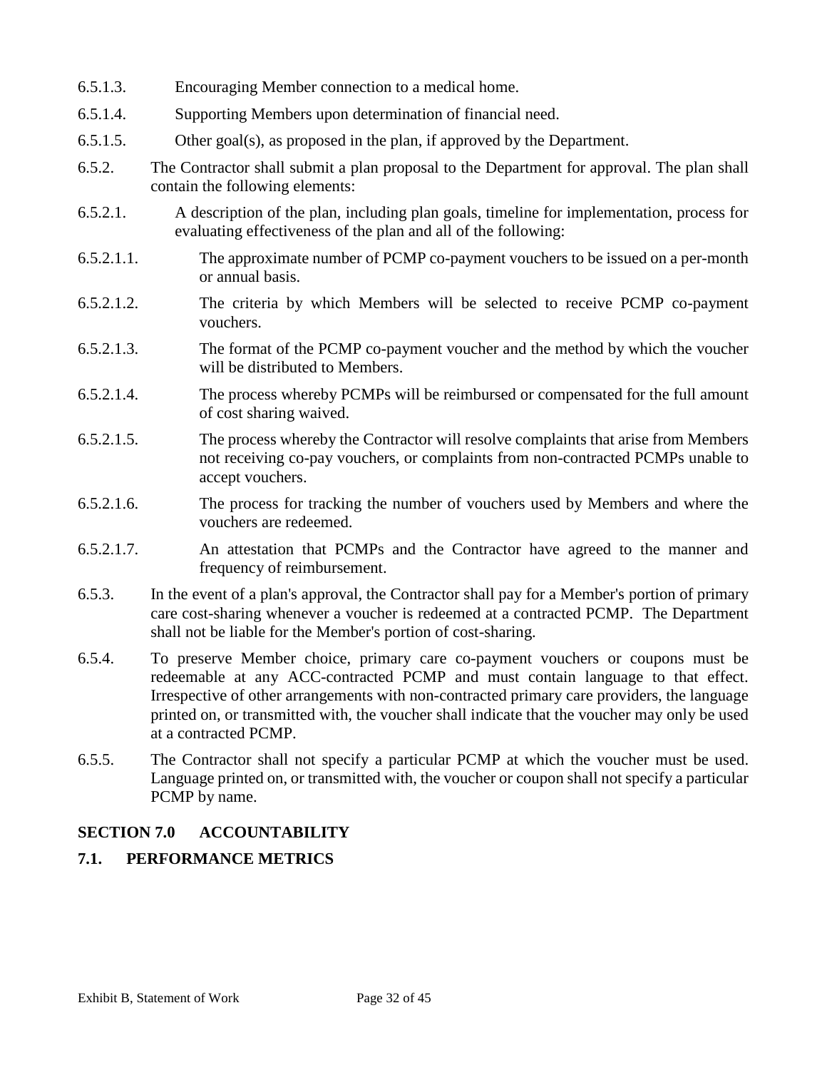6.5.1.3. Encouraging Member connection to a medical home.

6.5.1.4. Supporting Members upon determination of financial need.

6.5.1.5. Other goal(s), as proposed in the plan, if approved by the Department.

6.5.2. The Contractor shall submit a plan proposal to the Department for approval. The plan shall contain the following elements:

6.5.2.1. A description of the plan, including plan goals, timeline for implementation, process for evaluating effectiveness of the plan and all of the following:

6.5.2.1.1. The approximate number of PCMP co-payment vouchers to be issued on a per-month or annual basis.

6.5.2.1.2. The criteria by which Members will be selected to receive PCMP co-payment vouchers.

6.5.2.1.3. The format of the PCMP co-payment voucher and the method by which the voucher will be distributed to Members.

6.5.2.1.4. The process whereby PCMPs will be reimbursed or compensated for the full amount of cost sharing waived.

6.5.2.1.5. The process whereby the Contractor will resolve complaints that arise from Members not receiving co-pay vouchers, or complaints from non-contracted PCMPs unable to accept vouchers.

6.5.2.1.6. The process for tracking the number of vouchers used by Members and where the vouchers are redeemed.

6.5.2.1.7. An attestation that PCMPs and the Contractor have agreed to the manner and frequency of reimbursement.

6.5.3. In the event of a plan's approval, the Contractor shall pay for a Member's portion of primary care cost-sharing whenever a voucher is redeemed at a contracted PCMP. The Department shall not be liable for the Member's portion of cost-sharing.

6.5.4. To preserve Member choice, primary care co-payment vouchers or coupons must be redeemable at any ACC-contracted PCMP and must contain language to that effect. Irrespective of other arrangements with non-contracted primary care providers, the language printed on, or transmitted with, the voucher shall indicate that the voucher may only be used at a contracted PCMP.

6.5.5. The Contractor shall not specify a particular PCMP at which the voucher must be used. Language printed on, or transmitted with, the voucher or coupon shall not specify a particular PCMP by name.

## SECTION 7.0 ACCOUNTABILITY

### 7.1. PERFORMANCE METRICS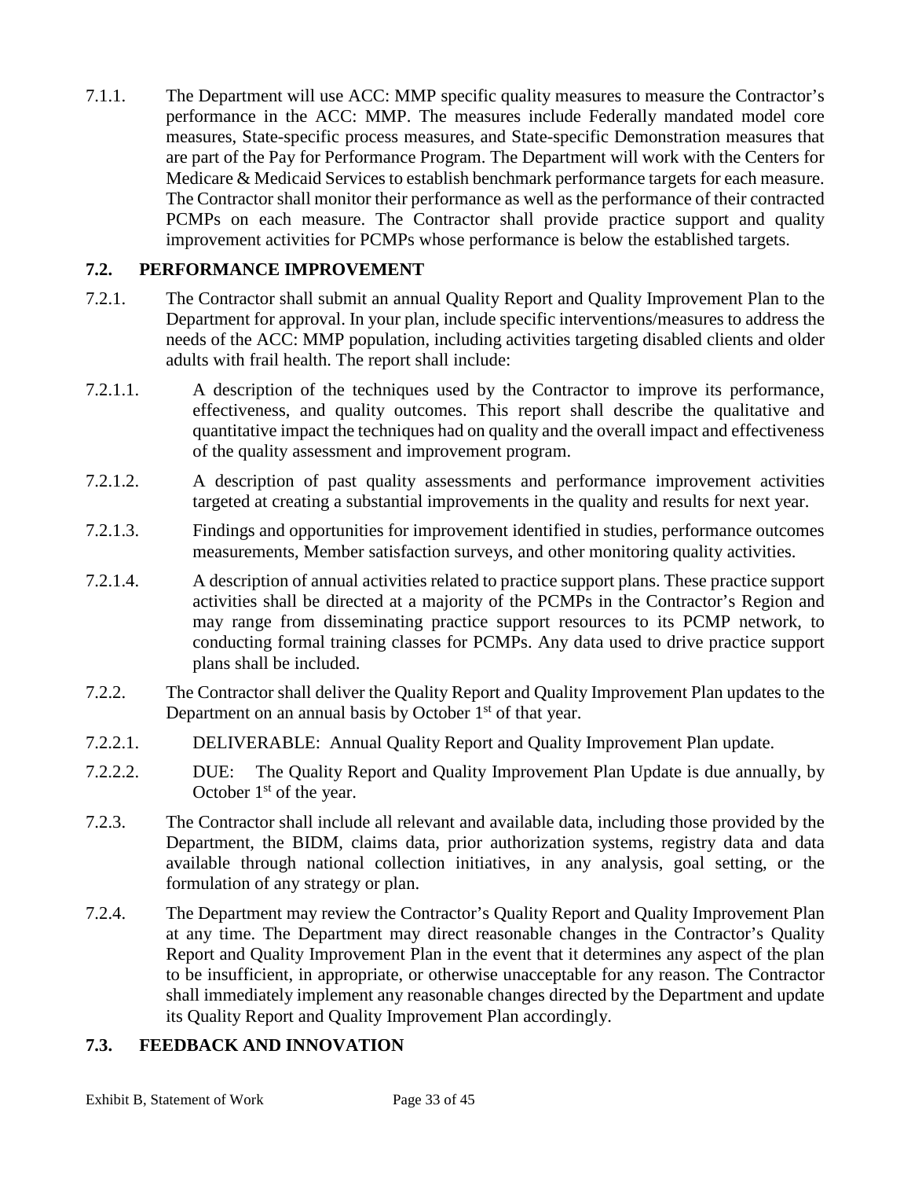7.1.1. The Department will use ACC: MMP specific quality measures to measure the Contractor's performance in the ACC: MMP. The measures include Federally mandated model core measures, State-specific process measures, and State-specific Demonstration measures that are part of the Pay for Performance Program. The Department will work with the Centers for Medicare & Medicaid Services to establish benchmark performance targets for each measure. The Contractor shall monitor their performance as well as the performance of their contracted PCMPs on each measure. The Contractor shall provide practice support and quality improvement activities for PCMPs whose performance is below the established targets.

## 7.2. PERFORMANCE IMPROVEMENT

7.2.1. The Contractor shall submit an annual Quality Report and Quality Improvement Plan to the Department for approval. In your plan, include specific interventions/measures to address the needs of the ACC: MMP population, including activities targeting disabled clients and older adults with frail health. The report shall include:

7.2.1.1. A description of the techniques used by the Contractor to improve its performance, effectiveness, and quality outcomes. This report shall describe the qualitative and quantitative impact the techniques had on quality and the overall impact and effectiveness of the quality assessment and improvement program.

7.2.1.2. A description of past quality assessments and performance improvement activities targeted at creating a substantial improvements in the quality and results for next year.

7.2.1.3. Findings and opportunities for improvement identified in studies, performance outcomes measurements, Member satisfaction surveys, and other monitoring quality activities.

7.2.1.4. A description of annual activities related to practice support plans. These practice support activities shall be directed at a majority of the PCMPs in the Contractor's Region and may range from disseminating practice support resources to its PCMP network, to conducting formal training classes for PCMPs. Any data used to drive practice support plans shall be included.

7.2.2. The Contractor shall deliver the Quality Report and Quality Improvement Plan updates to the Department on an annual basis by October 1st of that year.

7.2.2.1. DELIVERABLE: Annual Quality Report and Quality Improvement Plan update.

7.2.2.2. DUE: The Quality Report and Quality Improvement Plan Update is due annually, by October 1st of the year.

7.2.3. The Contractor shall include all relevant and available data, including those provided by the Department, the BIDM, claims data, prior authorization systems, registry data and data available through national collection initiatives, in any analysis, goal setting, or the formulation of any strategy or plan.

7.2.4. The Department may review the Contractor's Quality Report and Quality Improvement Plan at any time. The Department may direct reasonable changes in the Contractor's Quality Report and Quality Improvement Plan in the event that it determines any aspect of the plan to be insufficient, in appropriate, or otherwise unacceptable for any reason. The Contractor shall immediately implement any reasonable changes directed by the Department and update its Quality Report and Quality Improvement Plan accordingly.

## 7.3. FEEDBACK AND INNOVATION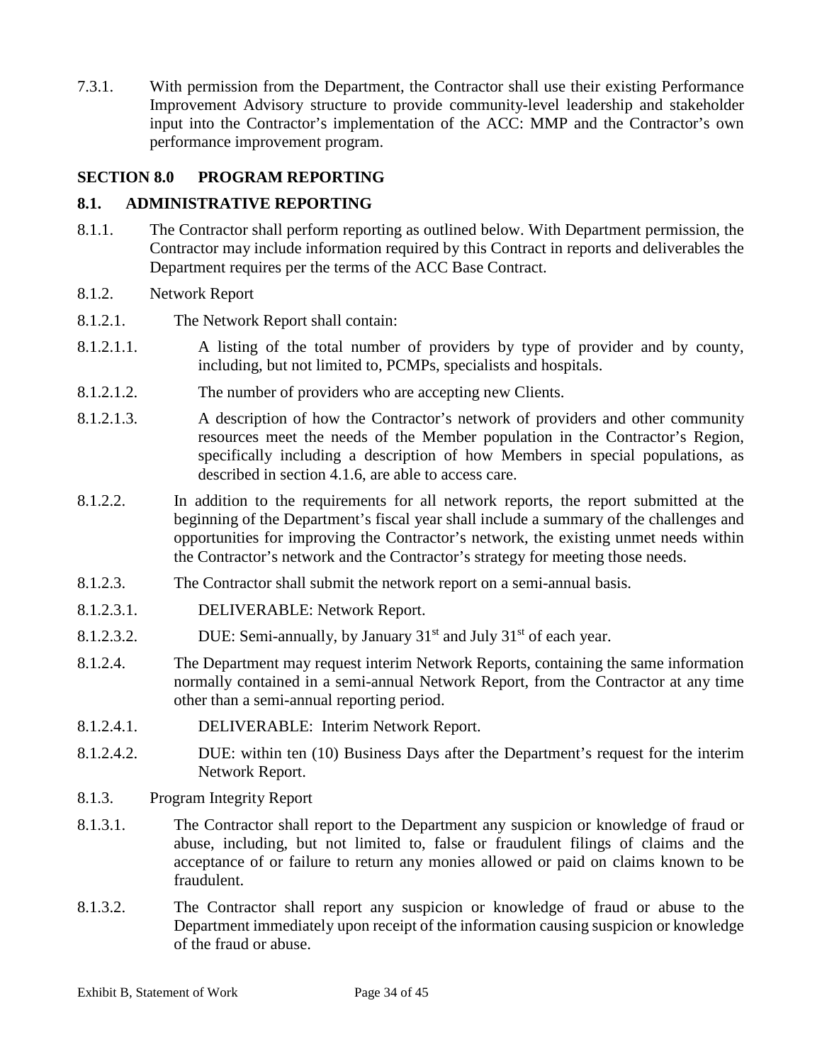7.3.1. With permission from the Department, the Contractor shall use their existing Performance Improvement Advisory structure to provide community-level leadership and stakeholder input into the Contractor's implementation of the ACC: MMP and the Contractor's own performance improvement program.

## SECTION 8.0 PROGRAM REPORTING

### 8.1. ADMINISTRATIVE REPORTING

8.1.1. The Contractor shall perform reporting as outlined below. With Department permission, the Contractor may include information required by this Contract in reports and deliverables the Department requires per the terms of the ACC Base Contract.

8.1.2. Network Report

8.1.2.1. The Network Report shall contain:

8.1.2.1.1. A listing of the total number of providers by type of provider and by county, including, but not limited to, PCMPs, specialists and hospitals.

8.1.2.1.2. The number of providers who are accepting new Clients.

8.1.2.1.3. A description of how the Contractor's network of providers and other community resources meet the needs of the Member population in the Contractor's Region, specifically including a description of how Members in special populations, as described in section 4.1.6, are able to access care.

8.1.2.2. In addition to the requirements for all network reports, the report submitted at the beginning of the Department's fiscal year shall include a summary of the challenges and opportunities for improving the Contractor's network, the existing unmet needs within the Contractor's network and the Contractor's strategy for meeting those needs.

8.1.2.3. The Contractor shall submit the network report on a semi-annual basis.

8.1.2.3.1. DELIVERABLE: Network Report.

8.1.2.3.2. DUE: Semi-annually, by January 31st and July 31st of each year.

8.1.2.4. The Department may request interim Network Reports, containing the same information normally contained in a semi-annual Network Report, from the Contractor at any time other than a semi-annual reporting period.

8.1.2.4.1. DELIVERABLE: Interim Network Report.

8.1.2.4.2. DUE: within ten (10) Business Days after the Department's request for the interim Network Report.

8.1.3. Program Integrity Report

8.1.3.1. The Contractor shall report to the Department any suspicion or knowledge of fraud or abuse, including, but not limited to, false or fraudulent filings of claims and the acceptance of or failure to return any monies allowed or paid on claims known to be fraudulent.

8.1.3.2. The Contractor shall report any suspicion or knowledge of fraud or abuse to the Department immediately upon receipt of the information causing suspicion or knowledge of the fraud or abuse.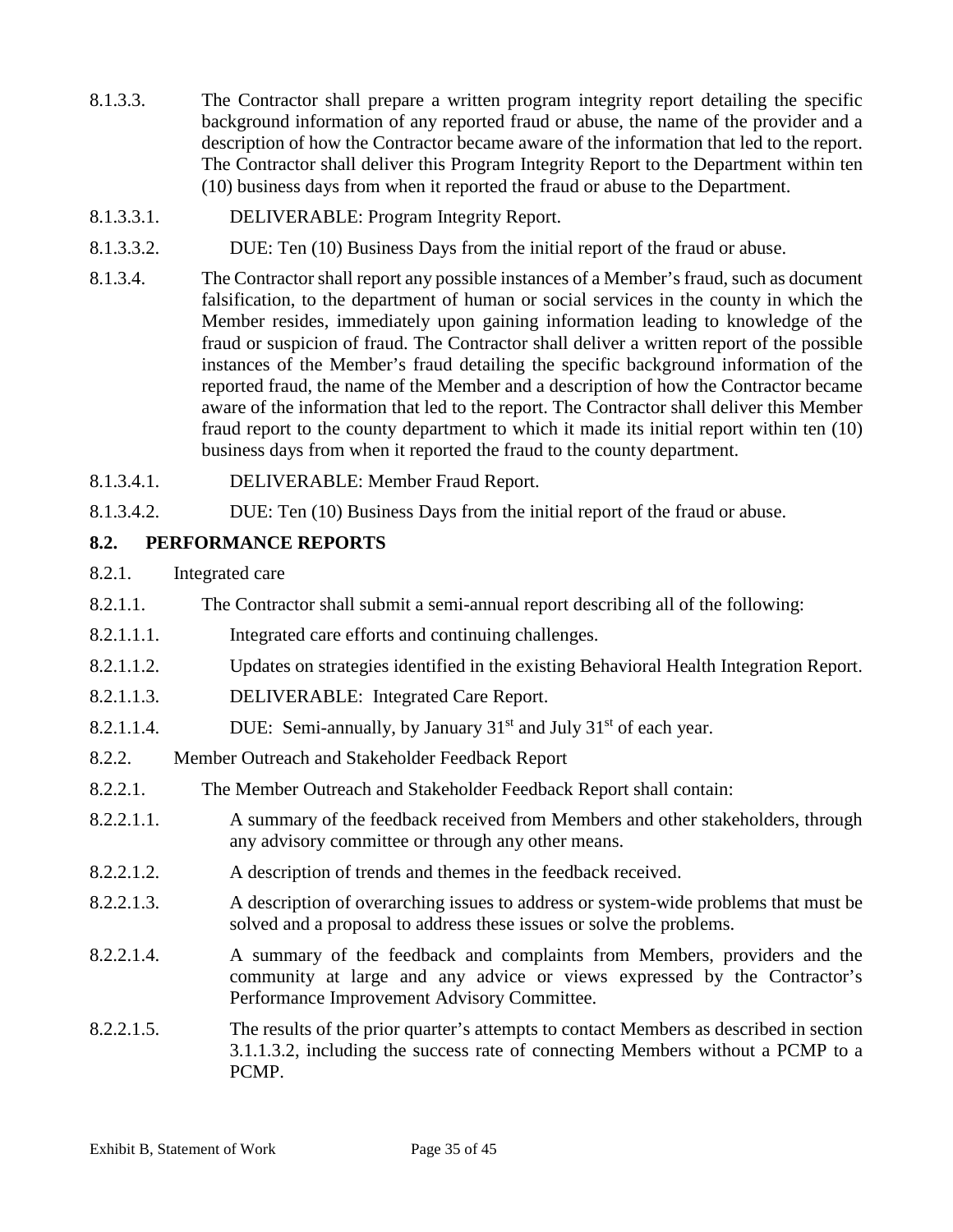8.1.3.3. The Contractor shall prepare a written program integrity report detailing the specific background information of any reported fraud or abuse, the name of the provider and a description of how the Contractor became aware of the information that led to the report. The Contractor shall deliver this Program Integrity Report to the Department within ten (10) business days from when it reported the fraud or abuse to the Department.

8.1.3.3.1. DELIVERABLE: Program Integrity Report.

8.1.3.3.2. DUE: Ten (10) Business Days from the initial report of the fraud or abuse.

8.1.3.4. The Contractor shall report any possible instances of a Member's fraud, such as document falsification, to the department of human or social services in the county in which the Member resides, immediately upon gaining information leading to knowledge of the fraud or suspicion of fraud. The Contractor shall deliver a written report of the possible instances of the Member's fraud detailing the specific background information of the reported fraud, the name of the Member and a description of how the Contractor became aware of the information that led to the report. The Contractor shall deliver this Member fraud report to the county department to which it made its initial report within ten (10) business days from when it reported the fraud to the county department.

8.1.3.4.1. DELIVERABLE: Member Fraud Report.

8.1.3.4.2. DUE: Ten (10) Business Days from the initial report of the fraud or abuse.

## 8.2. PERFORMANCE REPORTS

8.2.1. Integrated care

8.2.1.1. The Contractor shall submit a semi-annual report describing all of the following:

8.2.1.1.1. Integrated care efforts and continuing challenges.

8.2.1.1.2. Updates on strategies identified in the existing Behavioral Health Integration Report.

8.2.1.1.3. DELIVERABLE: Integrated Care Report.

8.2.1.1.4. DUE: Semi-annually, by January 31st and July 31st of each year.

8.2.2. Member Outreach and Stakeholder Feedback Report

8.2.2.1. The Member Outreach and Stakeholder Feedback Report shall contain:

8.2.2.1.1. A summary of the feedback received from Members and other stakeholders, through any advisory committee or through any other means.

8.2.2.1.2. A description of trends and themes in the feedback received.

8.2.2.1.3. A description of overarching issues to address or system-wide problems that must be solved and a proposal to address these issues or solve the problems.

8.2.2.1.4. A summary of the feedback and complaints from Members, providers and the community at large and any advice or views expressed by the Contractor's Performance Improvement Advisory Committee.

8.2.2.1.5. The results of the prior quarter's attempts to contact Members as described in section 3.1.1.3.2, including the success rate of connecting Members without a PCMP to a PCMP.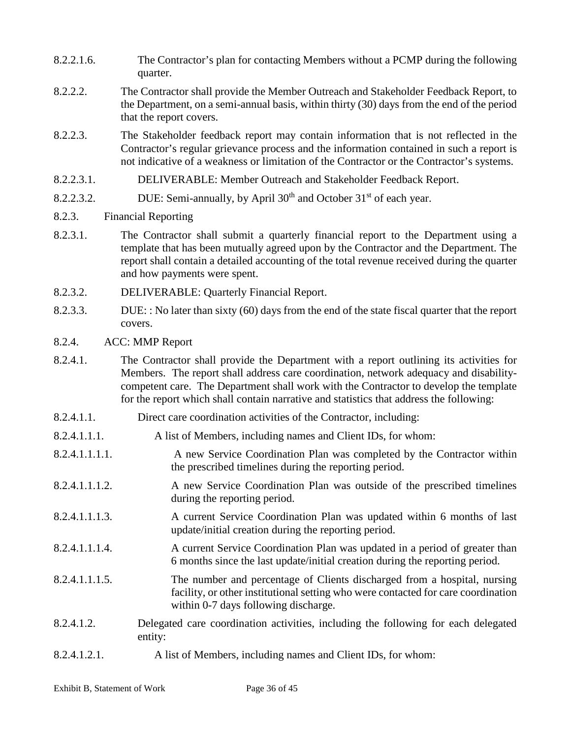8.2.2.1.6. The Contractor's plan for contacting Members without a PCMP during the following quarter.

8.2.2.2. The Contractor shall provide the Member Outreach and Stakeholder Feedback Report, to the Department, on a semi-annual basis, within thirty (30) days from the end of the period that the report covers.

8.2.2.3. The Stakeholder feedback report may contain information that is not reflected in the Contractor's regular grievance process and the information contained in such a report is not indicative of a weakness or limitation of the Contractor or the Contractor's systems.

8.2.2.3.1. DELIVERABLE: Member Outreach and Stakeholder Feedback Report.

8.2.2.3.2. DUE: Semi-annually, by April 30th and October 31st of each year.

8.2.3. Financial Reporting

8.2.3.1. The Contractor shall submit a quarterly financial report to the Department using a template that has been mutually agreed upon by the Contractor and the Department. The report shall contain a detailed accounting of the total revenue received during the quarter and how payments were spent.

8.2.3.2. DELIVERABLE: Quarterly Financial Report.

8.2.3.3. DUE: : No later than sixty (60) days from the end of the state fiscal quarter that the report covers.

8.2.4. ACC: MMP Report

8.2.4.1. The Contractor shall provide the Department with a report outlining its activities for Members. The report shall address care coordination, network adequacy and disability-competent care. The Department shall work with the Contractor to develop the template for the report which shall contain narrative and statistics that address the following:

8.2.4.1.1. Direct care coordination activities of the Contractor, including:

8.2.4.1.1.1. A list of Members, including names and Client IDs, for whom:

8.2.4.1.1.1.1. A new Service Coordination Plan was completed by the Contractor within the prescribed timelines during the reporting period.

8.2.4.1.1.1.2. A new Service Coordination Plan was outside of the prescribed timelines during the reporting period.

8.2.4.1.1.1.3. A current Service Coordination Plan was updated within 6 months of last update/initial creation during the reporting period.

8.2.4.1.1.1.4. A current Service Coordination Plan was updated in a period of greater than 6 months since the last update/initial creation during the reporting period.

8.2.4.1.1.1.5. The number and percentage of Clients discharged from a hospital, nursing facility, or other institutional setting who were contacted for care coordination within 0-7 days following discharge.

8.2.4.1.2. Delegated care coordination activities, including the following for each delegated entity:

8.2.4.1.2.1. A list of Members, including names and Client IDs, for whom: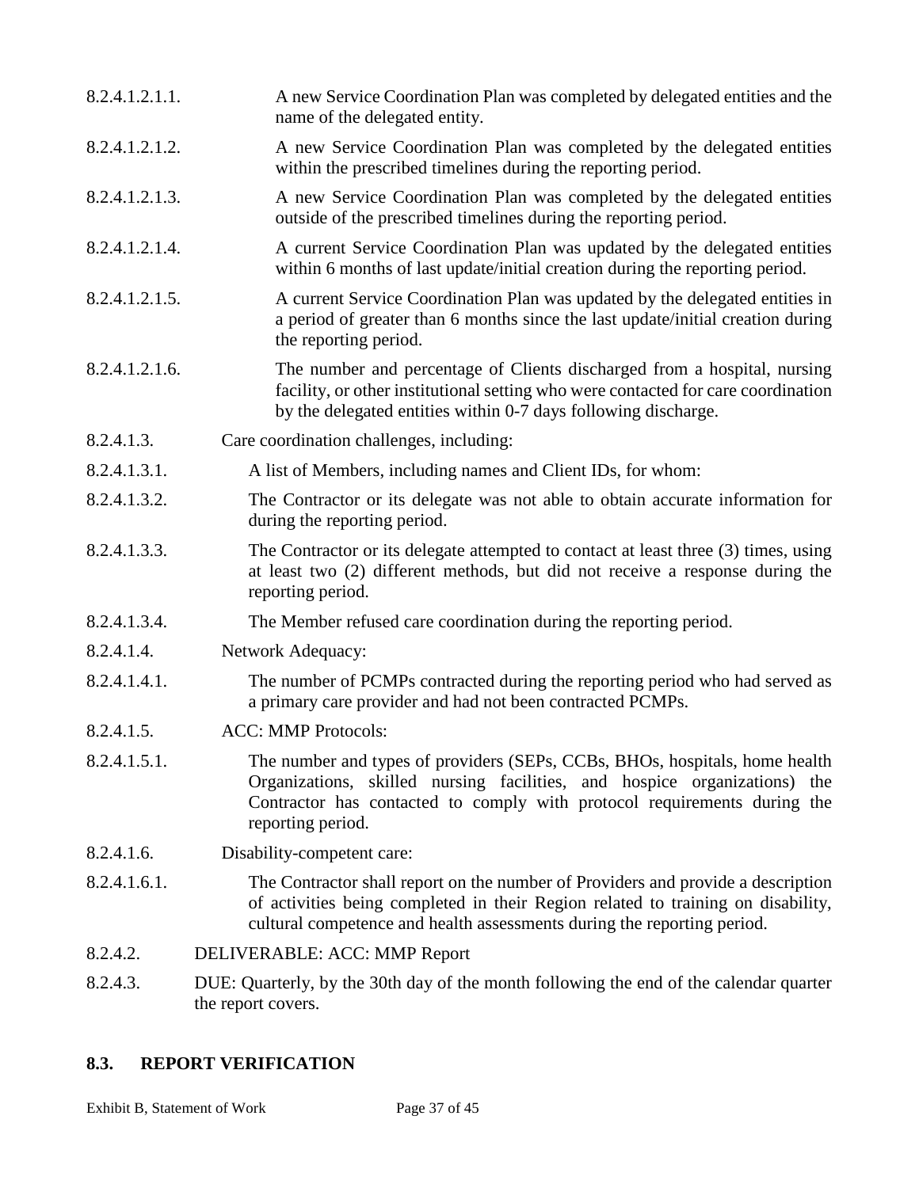8.2.4.1.2.1.1. A new Service Coordination Plan was completed by delegated entities and the name of the delegated entity.

8.2.4.1.2.1.2. A new Service Coordination Plan was completed by the delegated entities within the prescribed timelines during the reporting period.

8.2.4.1.2.1.3. A new Service Coordination Plan was completed by the delegated entities outside of the prescribed timelines during the reporting period.

8.2.4.1.2.1.4. A current Service Coordination Plan was updated by the delegated entities within 6 months of last update/initial creation during the reporting period.

8.2.4.1.2.1.5. A current Service Coordination Plan was updated by the delegated entities in a period of greater than 6 months since the last update/initial creation during the reporting period.

8.2.4.1.2.1.6. The number and percentage of Clients discharged from a hospital, nursing facility, or other institutional setting who were contacted for care coordination by the delegated entities within 0-7 days following discharge.

8.2.4.1.3. Care coordination challenges, including:

8.2.4.1.3.1. A list of Members, including names and Client IDs, for whom:

8.2.4.1.3.2. The Contractor or its delegate was not able to obtain accurate information for during the reporting period.

8.2.4.1.3.3. The Contractor or its delegate attempted to contact at least three (3) times, using at least two (2) different methods, but did not receive a response during the reporting period.

8.2.4.1.3.4. The Member refused care coordination during the reporting period.

8.2.4.1.4. Network Adequacy:

8.2.4.1.4.1. The number of PCMPs contracted during the reporting period who had served as a primary care provider and had not been contracted PCMPs.

8.2.4.1.5. ACC: MMP Protocols:

8.2.4.1.5.1. The number and types of providers (SEPs, CCBs, BHOs, hospitals, home health Organizations, skilled nursing facilities, and hospice organizations) the Contractor has contacted to comply with protocol requirements during the reporting period.

8.2.4.1.6. Disability-competent care:

8.2.4.1.6.1. The Contractor shall report on the number of Providers and provide a description of activities being completed in their Region related to training on disability, cultural competence and health assessments during the reporting period.

8.2.4.2. DELIVERABLE: ACC: MMP Report

8.2.4.3. DUE: Quarterly, by the 30th day of the month following the end of the calendar quarter the report covers.

## 8.3. REPORT VERIFICATION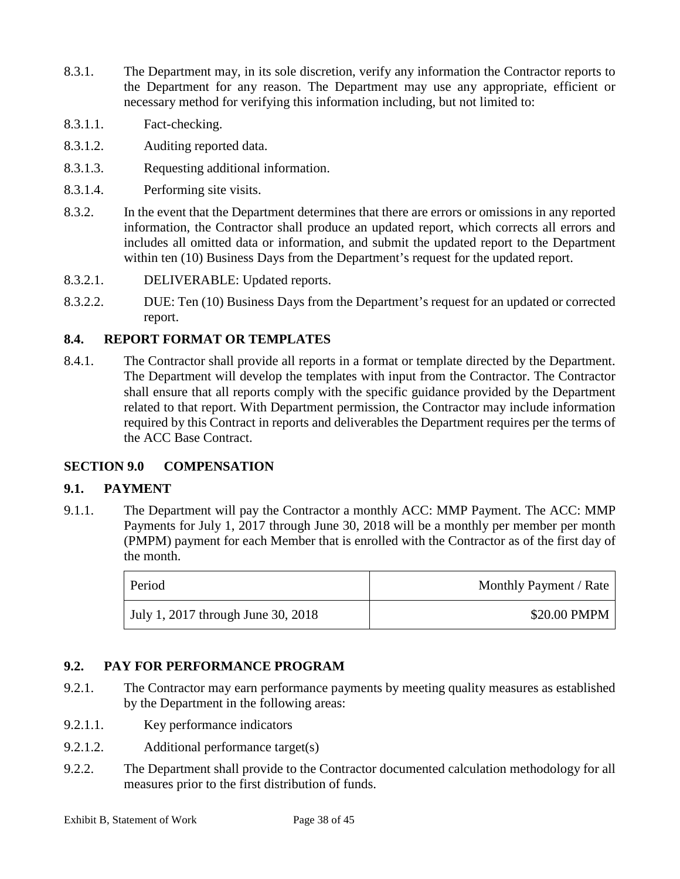8.3.1. The Department may, in its sole discretion, verify any information the Contractor reports to the Department for any reason. The Department may use any appropriate, efficient or necessary method for verifying this information including, but not limited to:

8.3.1.1. Fact-checking.

8.3.1.2. Auditing reported data.

8.3.1.3. Requesting additional information.

8.3.1.4. Performing site visits.

8.3.2. In the event that the Department determines that there are errors or omissions in any reported information, the Contractor shall produce an updated report, which corrects all errors and includes all omitted data or information, and submit the updated report to the Department within ten (10) Business Days from the Department's request for the updated report.

8.3.2.1. DELIVERABLE: Updated reports.

8.3.2.2. DUE: Ten (10) Business Days from the Department's request for an updated or corrected report.

### 8.4. REPORT FORMAT OR TEMPLATES

8.4.1. The Contractor shall provide all reports in a format or template directed by the Department. The Department will develop the templates with input from the Contractor. The Contractor shall ensure that all reports comply with the specific guidance provided by the Department related to that report. With Department permission, the Contractor may include information required by this Contract in reports and deliverables the Department requires per the terms of the ACC Base Contract.

## SECTION 9.0 COMPENSATION

### 9.1. PAYMENT

9.1.1. The Department will pay the Contractor a monthly ACC: MMP Payment. The ACC: MMP Payments for July 1, 2017 through June 30, 2018 will be a monthly per member per month (PMPM) payment for each Member that is enrolled with the Contractor as of the first day of the month.

| Period | Monthly Payment / Rate |
|---|---:|
| July 1, 2017 through June 30, 2018 | $20.00 PMPM |

### 9.2. PAY FOR PERFORMANCE PROGRAM

9.2.1. The Contractor may earn performance payments by meeting quality measures as established by the Department in the following areas:

9.2.1.1. Key performance indicators

9.2.1.2. Additional performance target(s)

9.2.2. The Department shall provide to the Contractor documented calculation methodology for all measures prior to the first distribution of funds.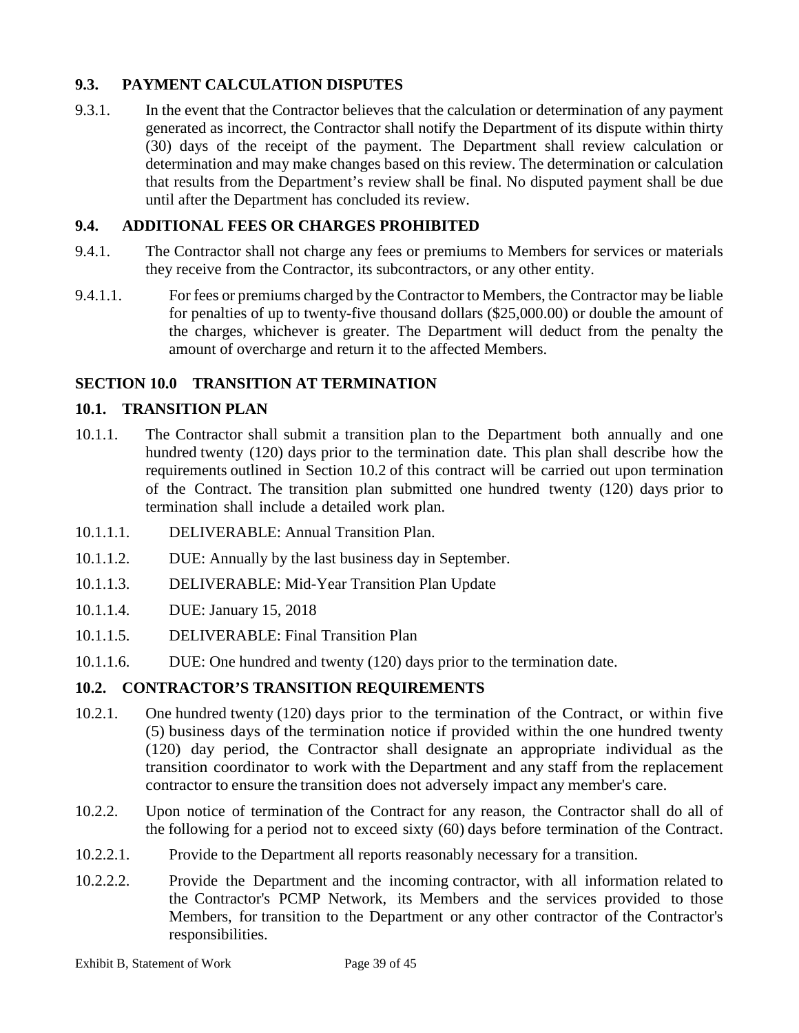### 9.3. PAYMENT CALCULATION DISPUTES

9.3.1. In the event that the Contractor believes that the calculation or determination of any payment generated as incorrect, the Contractor shall notify the Department of its dispute within thirty (30) days of the receipt of the payment. The Department shall review calculation or determination and may make changes based on this review. The determination or calculation that results from the Department's review shall be final. No disputed payment shall be due until after the Department has concluded its review.

### 9.4. ADDITIONAL FEES OR CHARGES PROHIBITED

9.4.1. The Contractor shall not charge any fees or premiums to Members for services or materials they receive from the Contractor, its subcontractors, or any other entity.

9.4.1.1. For fees or premiums charged by the Contractor to Members, the Contractor may be liable for penalties of up to twenty-five thousand dollars ($25,000.00) or double the amount of the charges, whichever is greater. The Department will deduct from the penalty the amount of overcharge and return it to the affected Members.

## SECTION 10.0 TRANSITION AT TERMINATION

### 10.1. TRANSITION PLAN

10.1.1. The Contractor shall submit a transition plan to the Department both annually and one hundred twenty (120) days prior to the termination date. This plan shall describe how the requirements outlined in Section 10.2 of this contract will be carried out upon termination of the Contract. The transition plan submitted one hundred twenty (120) days prior to termination shall include a detailed work plan.

10.1.1.1. DELIVERABLE: Annual Transition Plan.

10.1.1.2. DUE: Annually by the last business day in September.

10.1.1.3. DELIVERABLE: Mid-Year Transition Plan Update

10.1.1.4. DUE: January 15, 2018

10.1.1.5. DELIVERABLE: Final Transition Plan

10.1.1.6. DUE: One hundred and twenty (120) days prior to the termination date.

### 10.2. CONTRACTOR'S TRANSITION REQUIREMENTS

10.2.1. One hundred twenty (120) days prior to the termination of the Contract, or within five (5) business days of the termination notice if provided within the one hundred twenty (120) day period, the Contractor shall designate an appropriate individual as the transition coordinator to work with the Department and any staff from the replacement contractor to ensure the transition does not adversely impact any member's care.

10.2.2. Upon notice of termination of the Contract for any reason, the Contractor shall do all of the following for a period not to exceed sixty (60) days before termination of the Contract.

10.2.2.1. Provide to the Department all reports reasonably necessary for a transition.

10.2.2.2. Provide the Department and the incoming contractor, with all information related to the Contractor's PCMP Network, its Members and the services provided to those Members, for transition to the Department or any other contractor of the Contractor's responsibilities.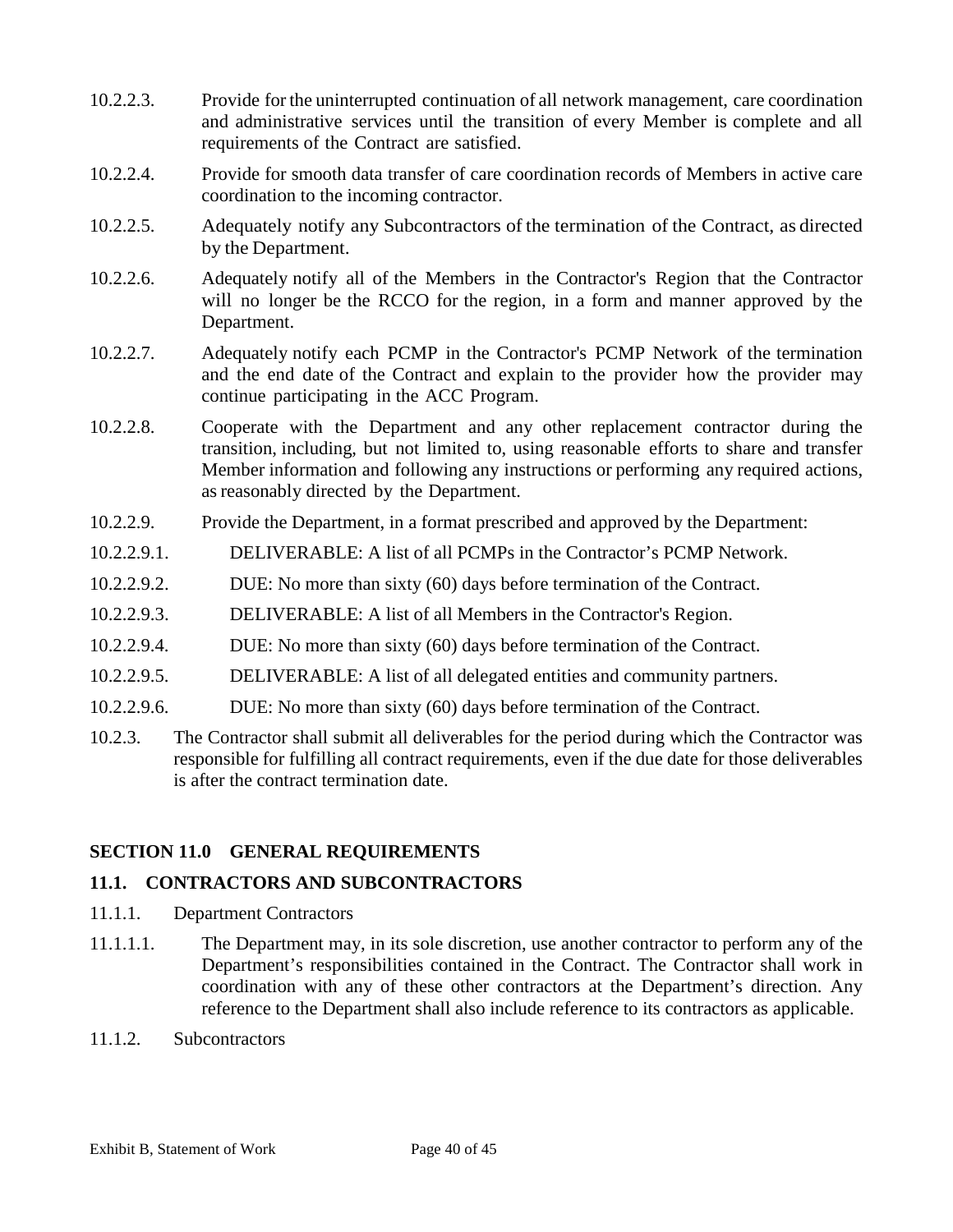10.2.2.3. Provide for the uninterrupted continuation of all network management, care coordination and administrative services until the transition of every Member is complete and all requirements of the Contract are satisfied.

10.2.2.4. Provide for smooth data transfer of care coordination records of Members in active care coordination to the incoming contractor.

10.2.2.5. Adequately notify any Subcontractors of the termination of the Contract, as directed by the Department.

10.2.2.6. Adequately notify all of the Members in the Contractor's Region that the Contractor will no longer be the RCCO for the region, in a form and manner approved by the Department.

10.2.2.7. Adequately notify each PCMP in the Contractor's PCMP Network of the termination and the end date of the Contract and explain to the provider how the provider may continue participating in the ACC Program.

10.2.2.8. Cooperate with the Department and any other replacement contractor during the transition, including, but not limited to, using reasonable efforts to share and transfer Member information and following any instructions or performing any required actions, as reasonably directed by the Department.

10.2.2.9. Provide the Department, in a format prescribed and approved by the Department:

10.2.2.9.1. DELIVERABLE: A list of all PCMPs in the Contractor's PCMP Network.

10.2.2.9.2. DUE: No more than sixty (60) days before termination of the Contract.

10.2.2.9.3. DELIVERABLE: A list of all Members in the Contractor's Region.

10.2.2.9.4. DUE: No more than sixty (60) days before termination of the Contract.

10.2.2.9.5. DELIVERABLE: A list of all delegated entities and community partners.

10.2.2.9.6. DUE: No more than sixty (60) days before termination of the Contract.

10.2.3. The Contractor shall submit all deliverables for the period during which the Contractor was responsible for fulfilling all contract requirements, even if the due date for those deliverables is after the contract termination date.

## SECTION 11.0 GENERAL REQUIREMENTS

### 11.1. CONTRACTORS AND SUBCONTRACTORS

11.1.1. Department Contractors

11.1.1.1. The Department may, in its sole discretion, use another contractor to perform any of the Department's responsibilities contained in the Contract. The Contractor shall work in coordination with any of these other contractors at the Department's direction. Any reference to the Department shall also include reference to its contractors as applicable.

11.1.2. Subcontractors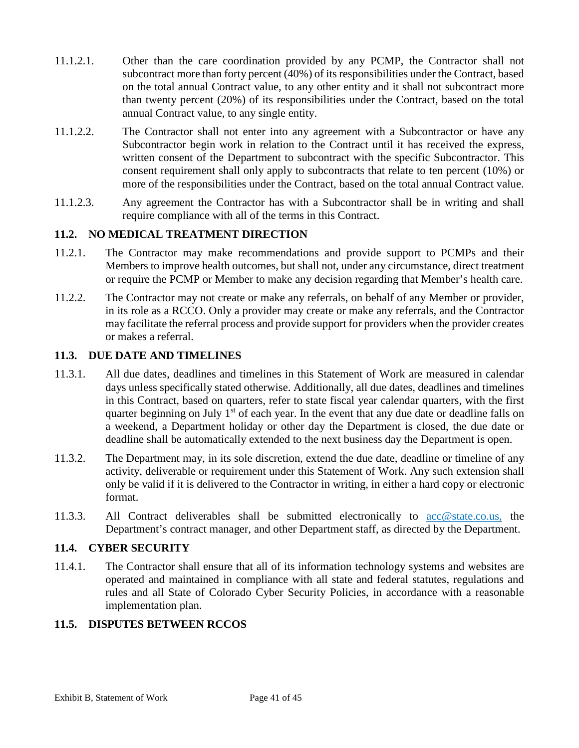11.1.2.1. Other than the care coordination provided by any PCMP, the Contractor shall not subcontract more than forty percent (40%) of its responsibilities under the Contract, based on the total annual Contract value, to any other entity and it shall not subcontract more than twenty percent (20%) of its responsibilities under the Contract, based on the total annual Contract value, to any single entity.

11.1.2.2. The Contractor shall not enter into any agreement with a Subcontractor or have any Subcontractor begin work in relation to the Contract until it has received the express, written consent of the Department to subcontract with the specific Subcontractor. This consent requirement shall only apply to subcontracts that relate to ten percent (10%) or more of the responsibilities under the Contract, based on the total annual Contract value.

11.1.2.3. Any agreement the Contractor has with a Subcontractor shall be in writing and shall require compliance with all of the terms in this Contract.

## 11.2. NO MEDICAL TREATMENT DIRECTION

11.2.1. The Contractor may make recommendations and provide support to PCMPs and their Members to improve health outcomes, but shall not, under any circumstance, direct treatment or require the PCMP or Member to make any decision regarding that Member's health care.

11.2.2. The Contractor may not create or make any referrals, on behalf of any Member or provider, in its role as a RCCO. Only a provider may create or make any referrals, and the Contractor may facilitate the referral process and provide support for providers when the provider creates or makes a referral.

## 11.3. DUE DATE AND TIMELINES

11.3.1. All due dates, deadlines and timelines in this Statement of Work are measured in calendar days unless specifically stated otherwise. Additionally, all due dates, deadlines and timelines in this Contract, based on quarters, refer to state fiscal year calendar quarters, with the first quarter beginning on July 1st of each year. In the event that any due date or deadline falls on a weekend, a Department holiday or other day the Department is closed, the due date or deadline shall be automatically extended to the next business day the Department is open.

11.3.2. The Department may, in its sole discretion, extend the due date, deadline or timeline of any activity, deliverable or requirement under this Statement of Work. Any such extension shall only be valid if it is delivered to the Contractor in writing, in either a hard copy or electronic format.

11.3.3. All Contract deliverables shall be submitted electronically to acc@state.co.us, the Department's contract manager, and other Department staff, as directed by the Department.

## 11.4. CYBER SECURITY

11.4.1. The Contractor shall ensure that all of its information technology systems and websites are operated and maintained in compliance with all state and federal statutes, regulations and rules and all State of Colorado Cyber Security Policies, in accordance with a reasonable implementation plan.

## 11.5. DISPUTES BETWEEN RCCOS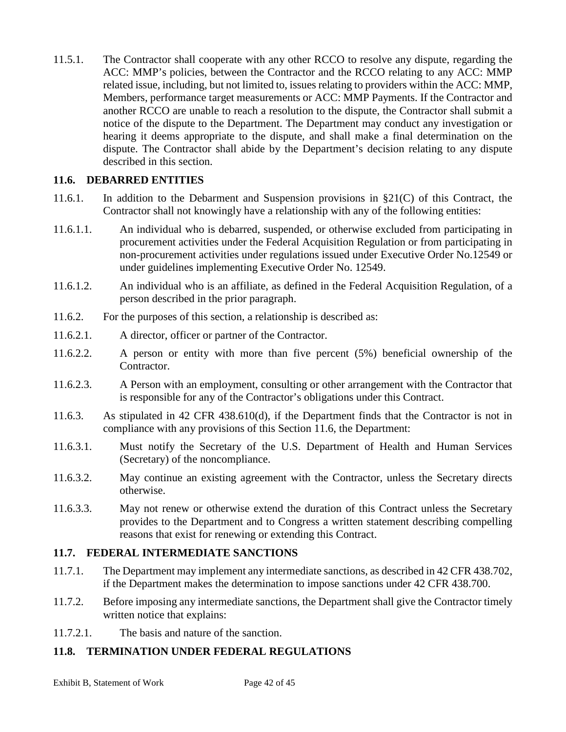11.5.1. The Contractor shall cooperate with any other RCCO to resolve any dispute, regarding the ACC: MMP's policies, between the Contractor and the RCCO relating to any ACC: MMP related issue, including, but not limited to, issues relating to providers within the ACC: MMP, Members, performance target measurements or ACC: MMP Payments. If the Contractor and another RCCO are unable to reach a resolution to the dispute, the Contractor shall submit a notice of the dispute to the Department. The Department may conduct any investigation or hearing it deems appropriate to the dispute, and shall make a final determination on the dispute. The Contractor shall abide by the Department's decision relating to any dispute described in this section.

### 11.6. DEBARRED ENTITIES

11.6.1. In addition to the Debarment and Suspension provisions in §21(C) of this Contract, the Contractor shall not knowingly have a relationship with any of the following entities:

11.6.1.1. An individual who is debarred, suspended, or otherwise excluded from participating in procurement activities under the Federal Acquisition Regulation or from participating in non-procurement activities under regulations issued under Executive Order No.12549 or under guidelines implementing Executive Order No. 12549.

11.6.1.2. An individual who is an affiliate, as defined in the Federal Acquisition Regulation, of a person described in the prior paragraph.

11.6.2. For the purposes of this section, a relationship is described as:

11.6.2.1. A director, officer or partner of the Contractor.

11.6.2.2. A person or entity with more than five percent (5%) beneficial ownership of the Contractor.

11.6.2.3. A Person with an employment, consulting or other arrangement with the Contractor that is responsible for any of the Contractor's obligations under this Contract.

11.6.3. As stipulated in 42 CFR 438.610(d), if the Department finds that the Contractor is not in compliance with any provisions of this Section 11.6, the Department:

11.6.3.1. Must notify the Secretary of the U.S. Department of Health and Human Services (Secretary) of the noncompliance.

11.6.3.2. May continue an existing agreement with the Contractor, unless the Secretary directs otherwise.

11.6.3.3. May not renew or otherwise extend the duration of this Contract unless the Secretary provides to the Department and to Congress a written statement describing compelling reasons that exist for renewing or extending this Contract.

### 11.7. FEDERAL INTERMEDIATE SANCTIONS

11.7.1. The Department may implement any intermediate sanctions, as described in 42 CFR 438.702, if the Department makes the determination to impose sanctions under 42 CFR 438.700.

11.7.2. Before imposing any intermediate sanctions, the Department shall give the Contractor timely written notice that explains:

11.7.2.1. The basis and nature of the sanction.

### 11.8. TERMINATION UNDER FEDERAL REGULATIONS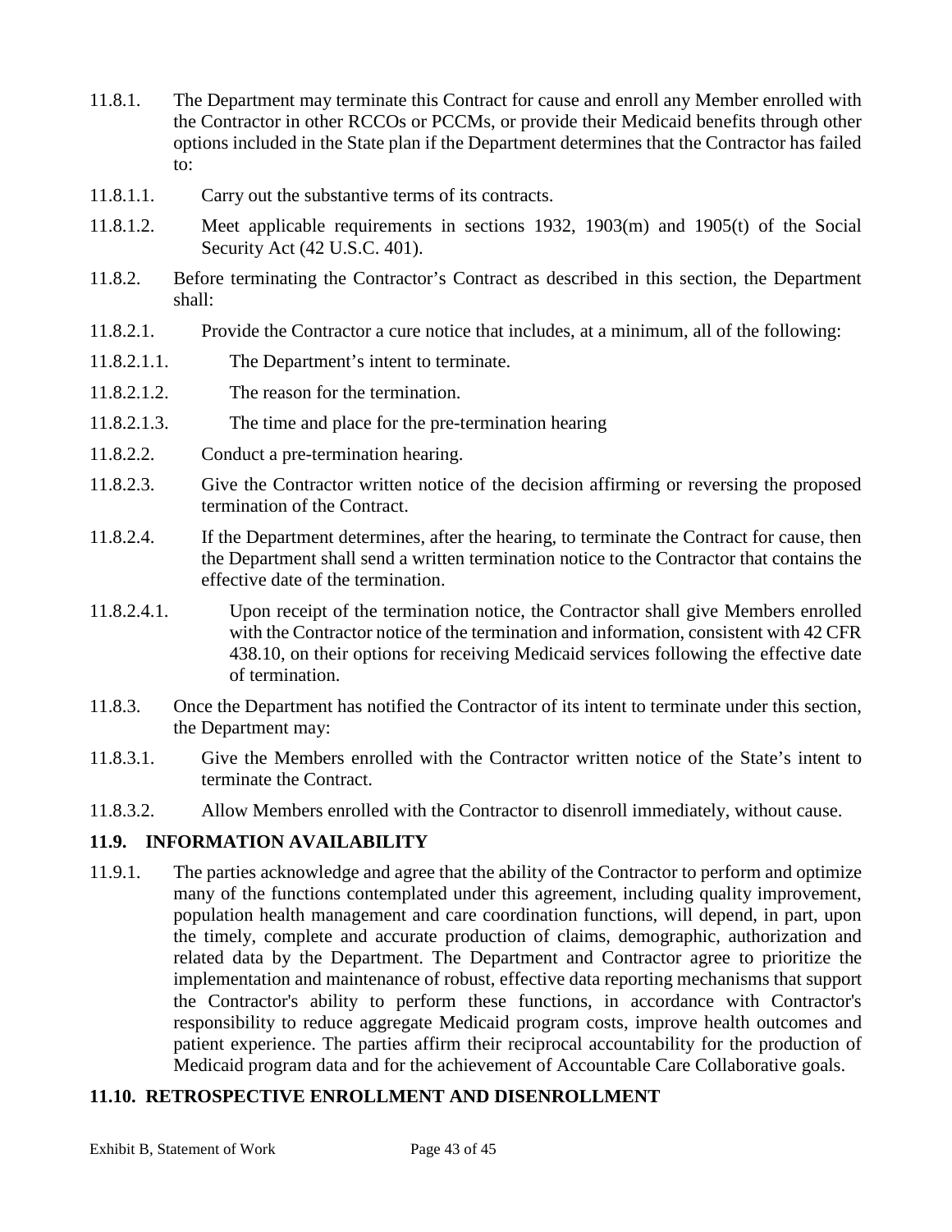11.8.1. The Department may terminate this Contract for cause and enroll any Member enrolled with the Contractor in other RCCOs or PCCMs, or provide their Medicaid benefits through other options included in the State plan if the Department determines that the Contractor has failed to:

11.8.1.1. Carry out the substantive terms of its contracts.

11.8.1.2. Meet applicable requirements in sections 1932, 1903(m) and 1905(t) of the Social Security Act (42 U.S.C. 401).

11.8.2. Before terminating the Contractor's Contract as described in this section, the Department shall:

11.8.2.1. Provide the Contractor a cure notice that includes, at a minimum, all of the following:

11.8.2.1.1. The Department's intent to terminate.

11.8.2.1.2. The reason for the termination.

11.8.2.1.3. The time and place for the pre-termination hearing

11.8.2.2. Conduct a pre-termination hearing.

11.8.2.3. Give the Contractor written notice of the decision affirming or reversing the proposed termination of the Contract.

11.8.2.4. If the Department determines, after the hearing, to terminate the Contract for cause, then the Department shall send a written termination notice to the Contractor that contains the effective date of the termination.

11.8.2.4.1. Upon receipt of the termination notice, the Contractor shall give Members enrolled with the Contractor notice of the termination and information, consistent with 42 CFR 438.10, on their options for receiving Medicaid services following the effective date of termination.

11.8.3. Once the Department has notified the Contractor of its intent to terminate under this section, the Department may:

11.8.3.1. Give the Members enrolled with the Contractor written notice of the State's intent to terminate the Contract.

11.8.3.2. Allow Members enrolled with the Contractor to disenroll immediately, without cause.

## 11.9. INFORMATION AVAILABILITY

11.9.1. The parties acknowledge and agree that the ability of the Contractor to perform and optimize many of the functions contemplated under this agreement, including quality improvement, population health management and care coordination functions, will depend, in part, upon the timely, complete and accurate production of claims, demographic, authorization and related data by the Department. The Department and Contractor agree to prioritize the implementation and maintenance of robust, effective data reporting mechanisms that support the Contractor's ability to perform these functions, in accordance with Contractor's responsibility to reduce aggregate Medicaid program costs, improve health outcomes and patient experience. The parties affirm their reciprocal accountability for the production of Medicaid program data and for the achievement of Accountable Care Collaborative goals.

## 11.10. RETROSPECTIVE ENROLLMENT AND DISENROLLMENT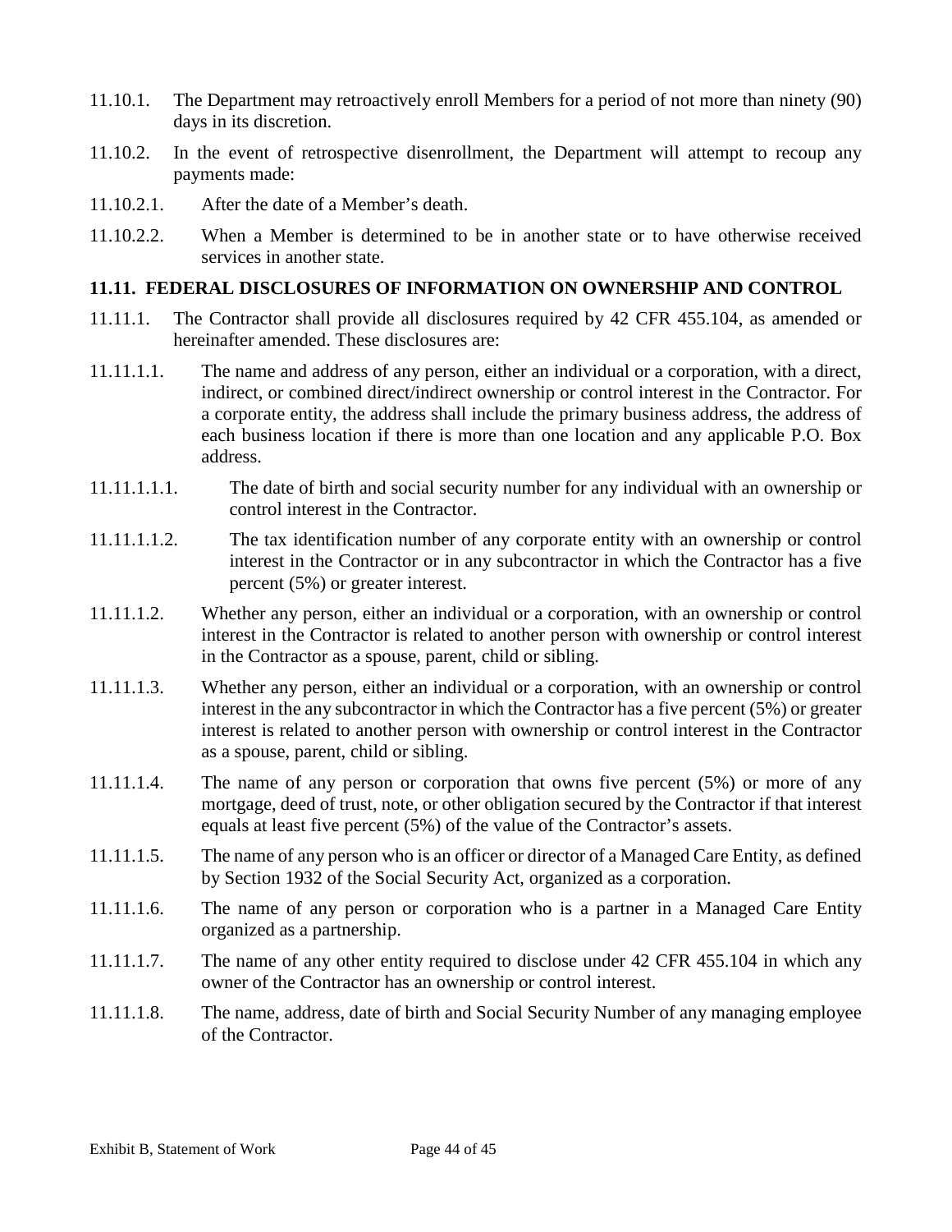11.10.1. The Department may retroactively enroll Members for a period of not more than ninety (90) days in its discretion.

11.10.2. In the event of retrospective disenrollment, the Department will attempt to recoup any payments made:

11.10.2.1. After the date of a Member's death.

11.10.2.2. When a Member is determined to be in another state or to have otherwise received services in another state.

### 11.11. FEDERAL DISCLOSURES OF INFORMATION ON OWNERSHIP AND CONTROL

11.11.1. The Contractor shall provide all disclosures required by 42 CFR 455.104, as amended or hereinafter amended. These disclosures are:

11.11.1.1. The name and address of any person, either an individual or a corporation, with a direct, indirect, or combined direct/indirect ownership or control interest in the Contractor. For a corporate entity, the address shall include the primary business address, the address of each business location if there is more than one location and any applicable P.O. Box address.

11.11.1.1.1. The date of birth and social security number for any individual with an ownership or control interest in the Contractor.

11.11.1.1.2. The tax identification number of any corporate entity with an ownership or control interest in the Contractor or in any subcontractor in which the Contractor has a five percent (5%) or greater interest.

11.11.1.2. Whether any person, either an individual or a corporation, with an ownership or control interest in the Contractor is related to another person with ownership or control interest in the Contractor as a spouse, parent, child or sibling.

11.11.1.3. Whether any person, either an individual or a corporation, with an ownership or control interest in the any subcontractor in which the Contractor has a five percent (5%) or greater interest is related to another person with ownership or control interest in the Contractor as a spouse, parent, child or sibling.

11.11.1.4. The name of any person or corporation that owns five percent (5%) or more of any mortgage, deed of trust, note, or other obligation secured by the Contractor if that interest equals at least five percent (5%) of the value of the Contractor's assets.

11.11.1.5. The name of any person who is an officer or director of a Managed Care Entity, as defined by Section 1932 of the Social Security Act, organized as a corporation.

11.11.1.6. The name of any person or corporation who is a partner in a Managed Care Entity organized as a partnership.

11.11.1.7. The name of any other entity required to disclose under 42 CFR 455.104 in which any owner of the Contractor has an ownership or control interest.

11.11.1.8. The name, address, date of birth and Social Security Number of any managing employee of the Contractor.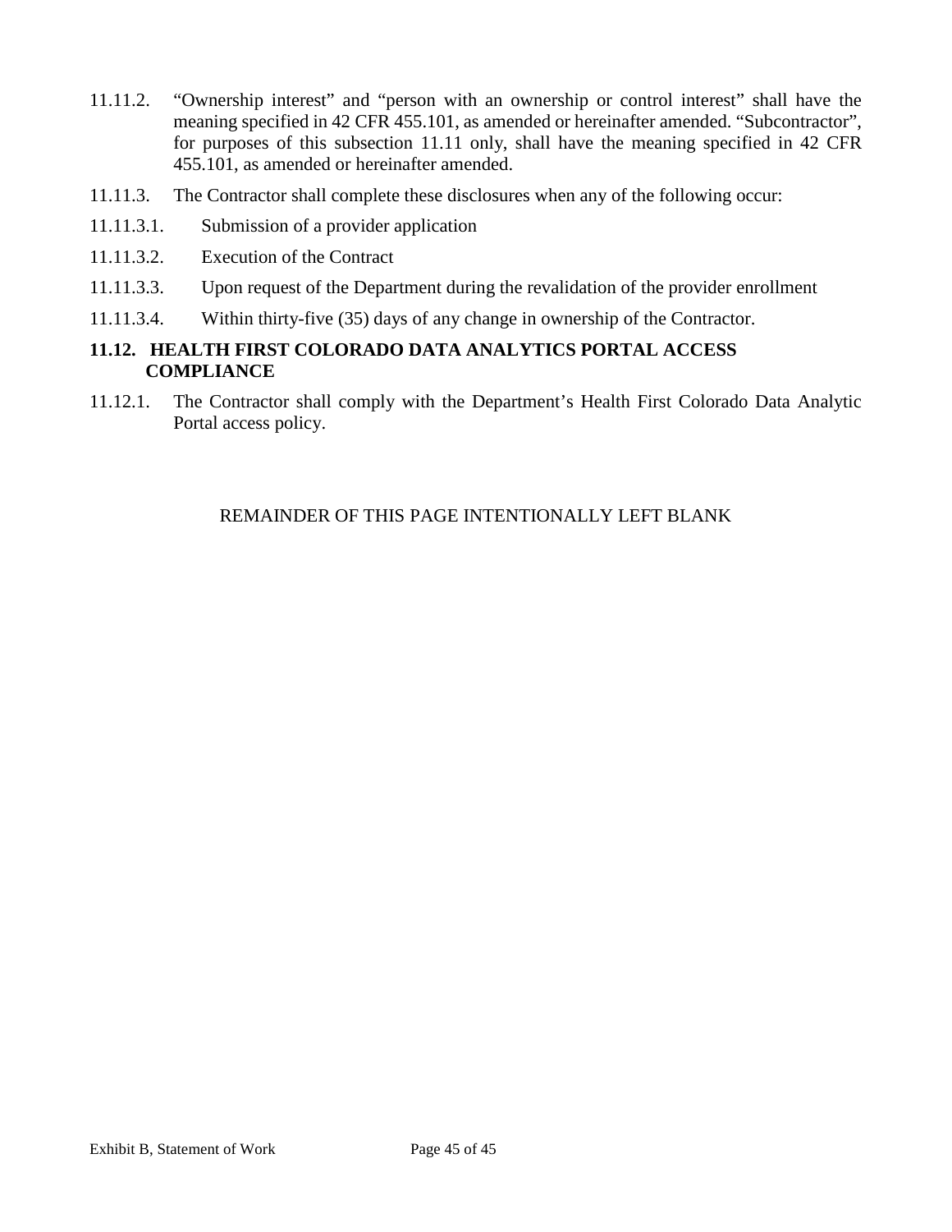11.11.2. "Ownership interest" and "person with an ownership or control interest" shall have the meaning specified in 42 CFR 455.101, as amended or hereinafter amended. "Subcontractor", for purposes of this subsection 11.11 only, shall have the meaning specified in 42 CFR 455.101, as amended or hereinafter amended.

11.11.3. The Contractor shall complete these disclosures when any of the following occur:

11.11.3.1. Submission of a provider application

11.11.3.2. Execution of the Contract

11.11.3.3. Upon request of the Department during the revalidation of the provider enrollment

11.11.3.4. Within thirty-five (35) days of any change in ownership of the Contractor.

**11.12. HEALTH FIRST COLORADO DATA ANALYTICS PORTAL ACCESS COMPLIANCE**

11.12.1. The Contractor shall comply with the Department's Health First Colorado Data Analytic Portal access policy.

REMAINDER OF THIS PAGE INTENTIONALLY LEFT BLANK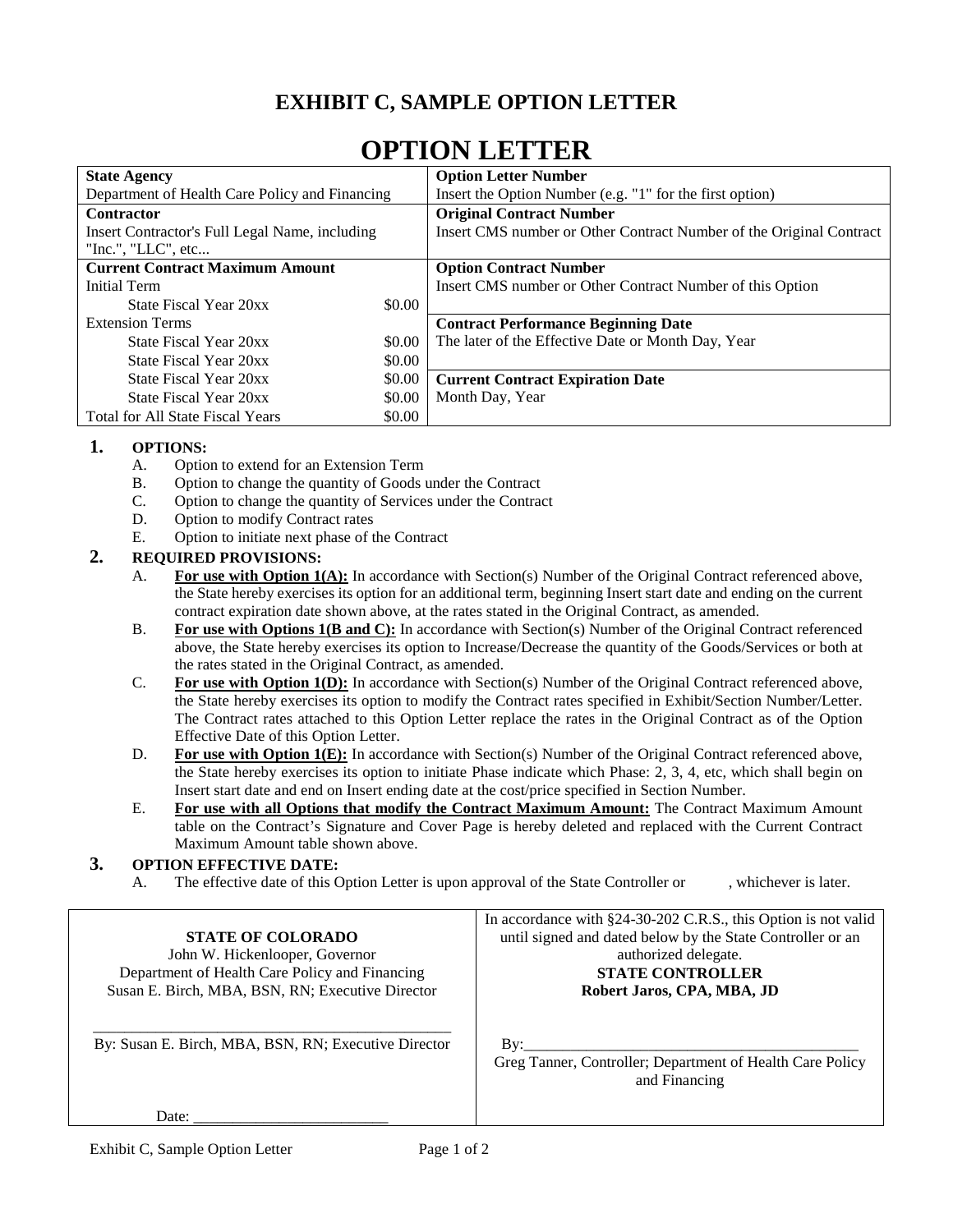## EXHIBIT C, SAMPLE OPTION LETTER

# OPTION LETTER

| | | |
|---|---|---|
| **State Agency**<br>Department of Health Care Policy and Financing | | **Option Letter Number**<br>Insert the Option Number (e.g. "1" for the first option) |
| **Contractor**<br>Insert Contractor's Full Legal Name, including "Inc.", "LLC", etc... | | **Original Contract Number**<br>Insert CMS number or Other Contract Number of the Original Contract |
| **Current Contract Maximum Amount** | | **Option Contract Number**<br>Insert CMS number or Other Contract Number of this Option |
| Initial Term | | |
| State Fiscal Year 20xx | $0.00 | |
| Extension Terms | | **Contract Performance Beginning Date**<br>The later of the Effective Date or Month Day, Year |
| State Fiscal Year 20xx | $0.00 | |
| State Fiscal Year 20xx | $0.00 | |
| State Fiscal Year 20xx | $0.00 | **Current Contract Expiration Date**<br>Month Day, Year |
| State Fiscal Year 20xx | $0.00 | |
| Total for All State Fiscal Years | $0.00 | |

**1. OPTIONS:**

A. Option to extend for an Extension Term
B. Option to change the quantity of Goods under the Contract
C. Option to change the quantity of Services under the Contract
D. Option to modify Contract rates
E. Option to initiate next phase of the Contract

**2. REQUIRED PROVISIONS:**

A. **For use with Option 1(A):** In accordance with Section(s) Number of the Original Contract referenced above, the State hereby exercises its option for an additional term, beginning Insert start date and ending on the current contract expiration date shown above, at the rates stated in the Original Contract, as amended.

B. **For use with Options 1(B and C):** In accordance with Section(s) Number of the Original Contract referenced above, the State hereby exercises its option to Increase/Decrease the quantity of the Goods/Services or both at the rates stated in the Original Contract, as amended.

C. **For use with Option 1(D):** In accordance with Section(s) Number of the Original Contract referenced above, the State hereby exercises its option to modify the Contract rates specified in Exhibit/Section Number/Letter. The Contract rates attached to this Option Letter replace the rates in the Original Contract as of the Option Effective Date of this Option Letter.

D. **For use with Option 1(E):** In accordance with Section(s) Number of the Original Contract referenced above, the State hereby exercises its option to initiate Phase indicate which Phase: 2, 3, 4, etc, which shall begin on Insert start date and end on Insert ending date at the cost/price specified in Section Number.

E. **For use with all Options that modify the Contract Maximum Amount:** The Contract Maximum Amount table on the Contract's Signature and Cover Page is hereby deleted and replaced with the Current Contract Maximum Amount table shown above.

**3. OPTION EFFECTIVE DATE:**

A. The effective date of this Option Letter is upon approval of the State Controller or , whichever is later.

| | |
|---|---|
| **STATE OF COLORADO**<br>John W. Hickenlooper, Governor<br>Department of Health Care Policy and Financing<br>Susan E. Birch, MBA, BSN, RN; Executive Director<br><br>_______________________________________________<br>By: Susan E. Birch, MBA, BSN, RN; Executive Director<br><br>Date: _________________________ | In accordance with §24-30-202 C.R.S., this Option is not valid until signed and dated below by the State Controller or an authorized delegate.<br>**STATE CONTROLLER**<br>**Robert Jaros, CPA, MBA, JD**<br><br>By:_____________________________________________<br>Greg Tanner, Controller; Department of Health Care Policy and Financing |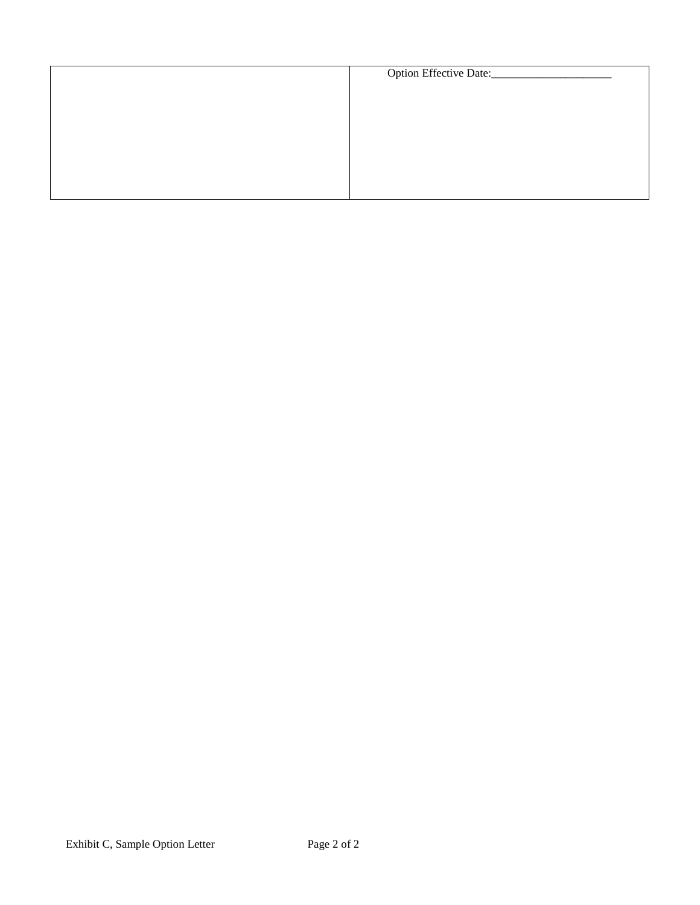| | |
|---|---|
| | Option Effective Date:_____________________ |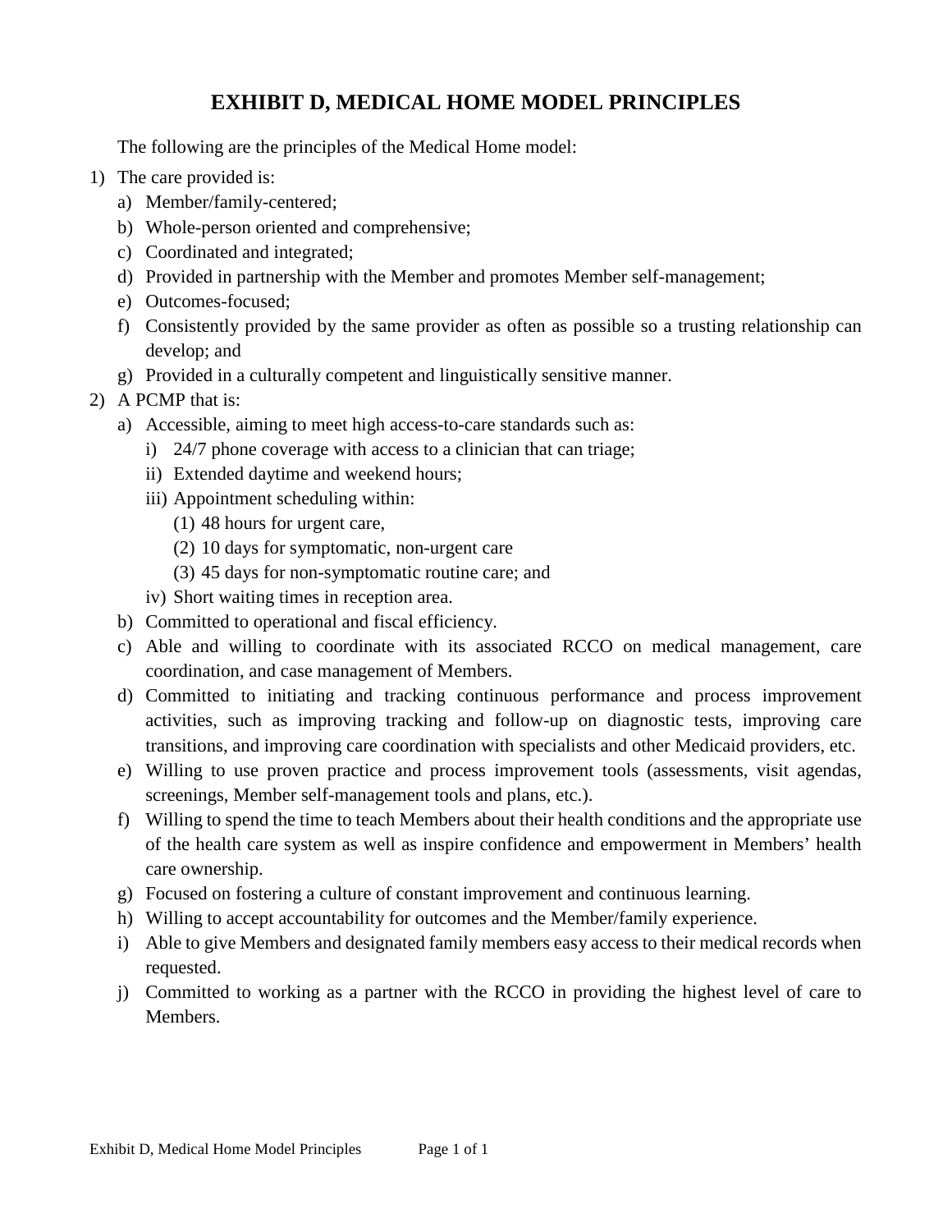# EXHIBIT D, MEDICAL HOME MODEL PRINCIPLES

The following are the principles of the Medical Home model:

1) The care provided is:
   a) Member/family-centered;
   b) Whole-person oriented and comprehensive;
   c) Coordinated and integrated;
   d) Provided in partnership with the Member and promotes Member self-management;
   e) Outcomes-focused;
   f) Consistently provided by the same provider as often as possible so a trusting relationship can develop; and
   g) Provided in a culturally competent and linguistically sensitive manner.
2) A PCMP that is:
   a) Accessible, aiming to meet high access-to-care standards such as:
      i) 24/7 phone coverage with access to a clinician that can triage;
      ii) Extended daytime and weekend hours;
      iii) Appointment scheduling within:
         (1) 48 hours for urgent care,
         (2) 10 days for symptomatic, non-urgent care
         (3) 45 days for non-symptomatic routine care; and
      iv) Short waiting times in reception area.
   b) Committed to operational and fiscal efficiency.
   c) Able and willing to coordinate with its associated RCCO on medical management, care coordination, and case management of Members.
   d) Committed to initiating and tracking continuous performance and process improvement activities, such as improving tracking and follow-up on diagnostic tests, improving care transitions, and improving care coordination with specialists and other Medicaid providers, etc.
   e) Willing to use proven practice and process improvement tools (assessments, visit agendas, screenings, Member self-management tools and plans, etc.).
   f) Willing to spend the time to teach Members about their health conditions and the appropriate use of the health care system as well as inspire confidence and empowerment in Members' health care ownership.
   g) Focused on fostering a culture of constant improvement and continuous learning.
   h) Willing to accept accountability for outcomes and the Member/family experience.
   i) Able to give Members and designated family members easy access to their medical records when requested.
   j) Committed to working as a partner with the RCCO in providing the highest level of care to Members.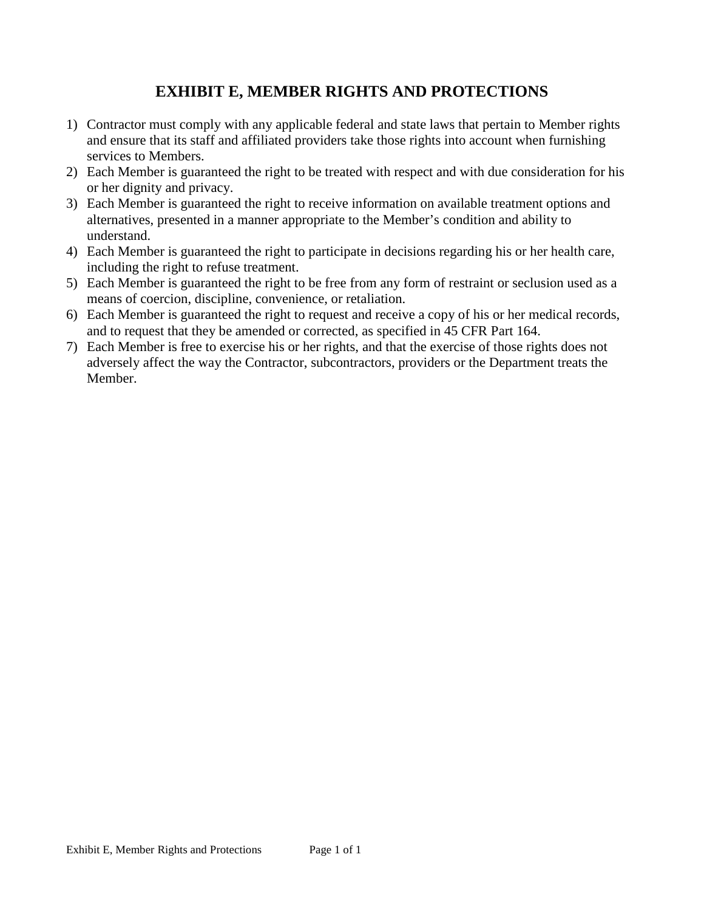# EXHIBIT E, MEMBER RIGHTS AND PROTECTIONS

1) Contractor must comply with any applicable federal and state laws that pertain to Member rights and ensure that its staff and affiliated providers take those rights into account when furnishing services to Members.
2) Each Member is guaranteed the right to be treated with respect and with due consideration for his or her dignity and privacy.
3) Each Member is guaranteed the right to receive information on available treatment options and alternatives, presented in a manner appropriate to the Member's condition and ability to understand.
4) Each Member is guaranteed the right to participate in decisions regarding his or her health care, including the right to refuse treatment.
5) Each Member is guaranteed the right to be free from any form of restraint or seclusion used as a means of coercion, discipline, convenience, or retaliation.
6) Each Member is guaranteed the right to request and receive a copy of his or her medical records, and to request that they be amended or corrected, as specified in 45 CFR Part 164.
7) Each Member is free to exercise his or her rights, and that the exercise of those rights does not adversely affect the way the Contractor, subcontractors, providers or the Department treats the Member.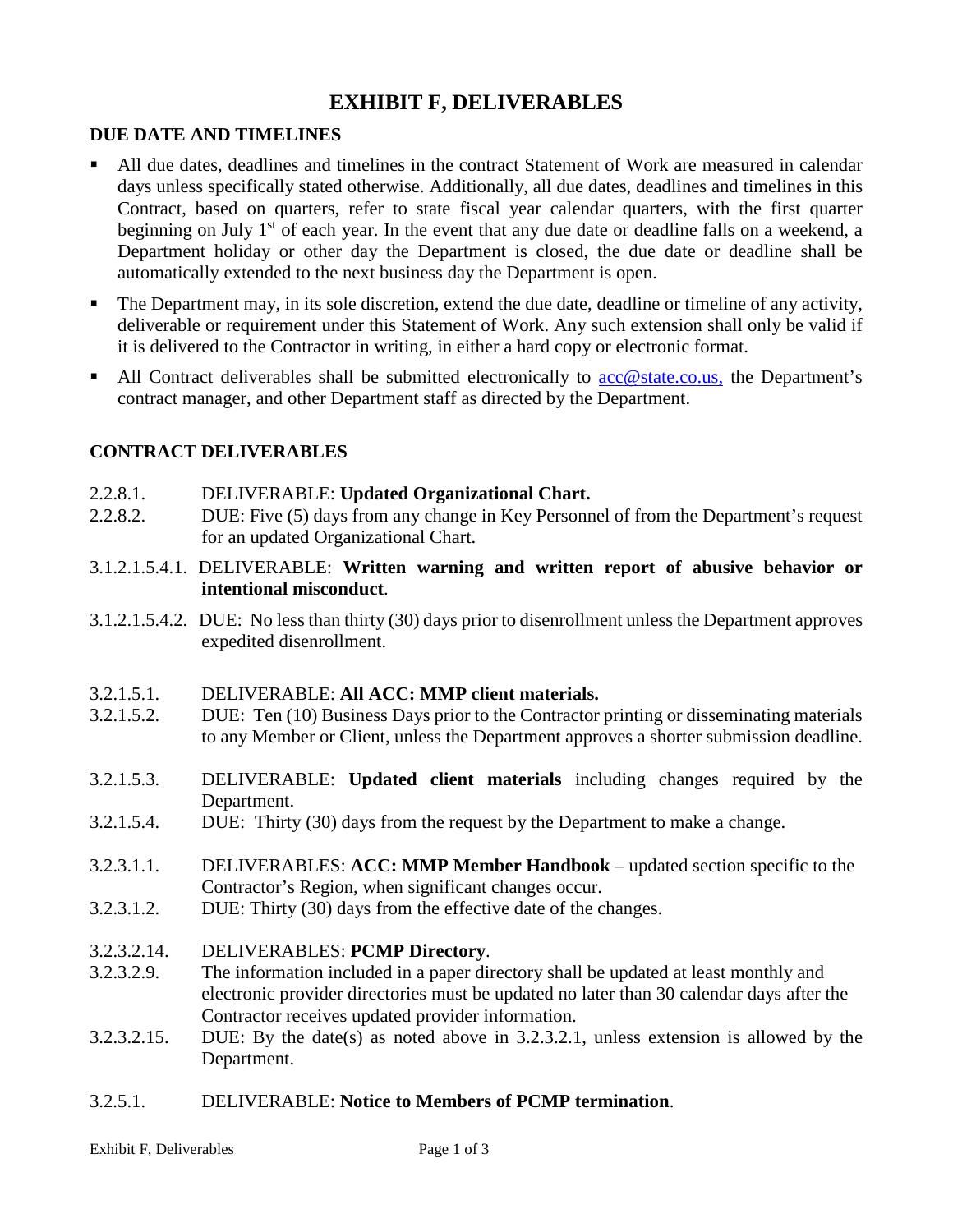# EXHIBIT F, DELIVERABLES

## DUE DATE AND TIMELINES

- All due dates, deadlines and timelines in the contract Statement of Work are measured in calendar days unless specifically stated otherwise. Additionally, all due dates, deadlines and timelines in this Contract, based on quarters, refer to state fiscal year calendar quarters, with the first quarter beginning on July 1st of each year. In the event that any due date or deadline falls on a weekend, a Department holiday or other day the Department is closed, the due date or deadline shall be automatically extended to the next business day the Department is open.
- The Department may, in its sole discretion, extend the due date, deadline or timeline of any activity, deliverable or requirement under this Statement of Work. Any such extension shall only be valid if it is delivered to the Contractor in writing, in either a hard copy or electronic format.
- All Contract deliverables shall be submitted electronically to acc@state.co.us, the Department's contract manager, and other Department staff as directed by the Department.

## CONTRACT DELIVERABLES

2.2.8.1. DELIVERABLE: **Updated Organizational Chart.**

2.2.8.2. DUE: Five (5) days from any change in Key Personnel of from the Department's request for an updated Organizational Chart.

3.1.2.1.5.4.1. DELIVERABLE: **Written warning and written report of abusive behavior or intentional misconduct**.

3.1.2.1.5.4.2. DUE: No less than thirty (30) days prior to disenrollment unless the Department approves expedited disenrollment.

3.2.1.5.1. DELIVERABLE: **All ACC: MMP client materials.**

3.2.1.5.2. DUE: Ten (10) Business Days prior to the Contractor printing or disseminating materials to any Member or Client, unless the Department approves a shorter submission deadline.

3.2.1.5.3. DELIVERABLE: **Updated client materials** including changes required by the Department.

3.2.1.5.4. DUE: Thirty (30) days from the request by the Department to make a change.

3.2.3.1.1. DELIVERABLES: **ACC: MMP Member Handbook** – updated section specific to the Contractor's Region, when significant changes occur.

3.2.3.1.2. DUE: Thirty (30) days from the effective date of the changes.

3.2.3.2.14. DELIVERABLES: **PCMP Directory**.

3.2.3.2.9. The information included in a paper directory shall be updated at least monthly and electronic provider directories must be updated no later than 30 calendar days after the Contractor receives updated provider information.

3.2.3.2.15. DUE: By the date(s) as noted above in 3.2.3.2.1, unless extension is allowed by the Department.

3.2.5.1. DELIVERABLE: **Notice to Members of PCMP termination**.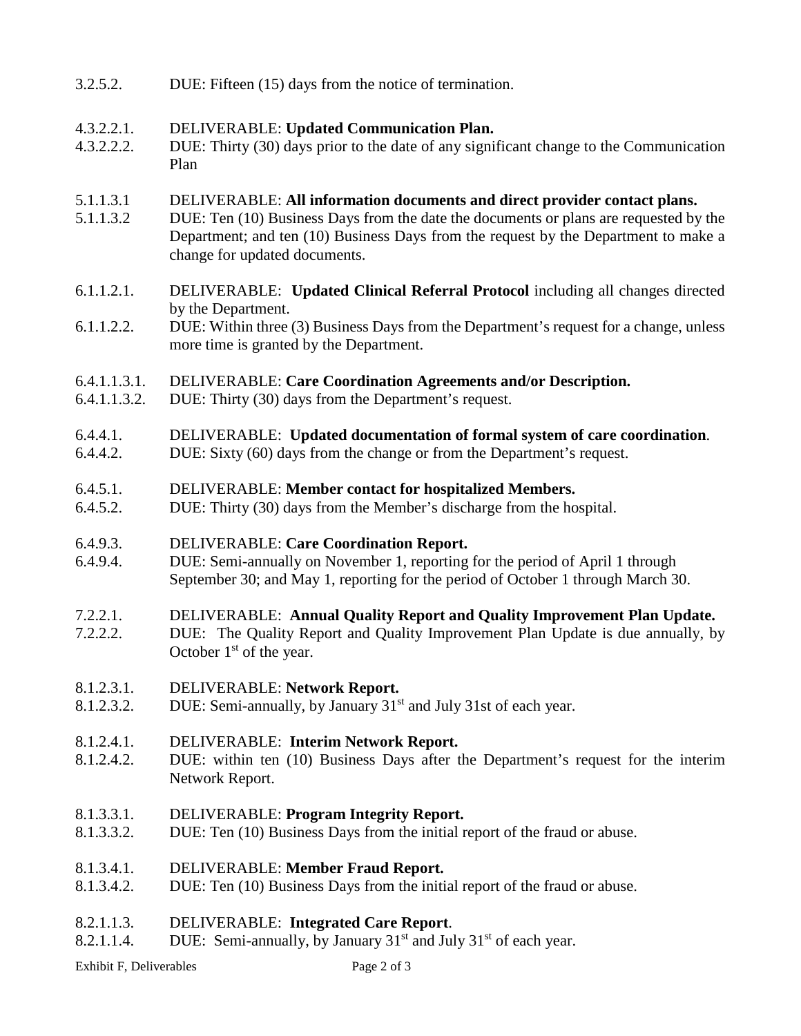3.2.5.2. DUE: Fifteen (15) days from the notice of termination.

4.3.2.2.1. DELIVERABLE: **Updated Communication Plan.**
4.3.2.2.2. DUE: Thirty (30) days prior to the date of any significant change to the Communication Plan

5.1.1.3.1 DELIVERABLE: **All information documents and direct provider contact plans.**
5.1.1.3.2 DUE: Ten (10) Business Days from the date the documents or plans are requested by the Department; and ten (10) Business Days from the request by the Department to make a change for updated documents.

6.1.1.2.1. DELIVERABLE: **Updated Clinical Referral Protocol** including all changes directed by the Department.
6.1.1.2.2. DUE: Within three (3) Business Days from the Department's request for a change, unless more time is granted by the Department.

6.4.1.1.3.1. DELIVERABLE: **Care Coordination Agreements and/or Description.**
6.4.1.1.3.2. DUE: Thirty (30) days from the Department's request.

6.4.4.1. DELIVERABLE: **Updated documentation of formal system of care coordination**.
6.4.4.2. DUE: Sixty (60) days from the change or from the Department's request.

6.4.5.1. DELIVERABLE: **Member contact for hospitalized Members.**
6.4.5.2. DUE: Thirty (30) days from the Member's discharge from the hospital.

6.4.9.3. DELIVERABLE: **Care Coordination Report.**
6.4.9.4. DUE: Semi-annually on November 1, reporting for the period of April 1 through September 30; and May 1, reporting for the period of October 1 through March 30.

7.2.2.1. DELIVERABLE: **Annual Quality Report and Quality Improvement Plan Update.**
7.2.2.2. DUE: The Quality Report and Quality Improvement Plan Update is due annually, by October 1st of the year.

8.1.2.3.1. DELIVERABLE: **Network Report.**
8.1.2.3.2. DUE: Semi-annually, by January 31st and July 31st of each year.

8.1.2.4.1. DELIVERABLE: **Interim Network Report.**
8.1.2.4.2. DUE: within ten (10) Business Days after the Department's request for the interim Network Report.

8.1.3.3.1. DELIVERABLE: **Program Integrity Report.**
8.1.3.3.2. DUE: Ten (10) Business Days from the initial report of the fraud or abuse.

8.1.3.4.1. DELIVERABLE: **Member Fraud Report.**
8.1.3.4.2. DUE: Ten (10) Business Days from the initial report of the fraud or abuse.

8.2.1.1.3. DELIVERABLE: **Integrated Care Report**.
8.2.1.1.4. DUE: Semi-annually, by January 31st and July 31st of each year.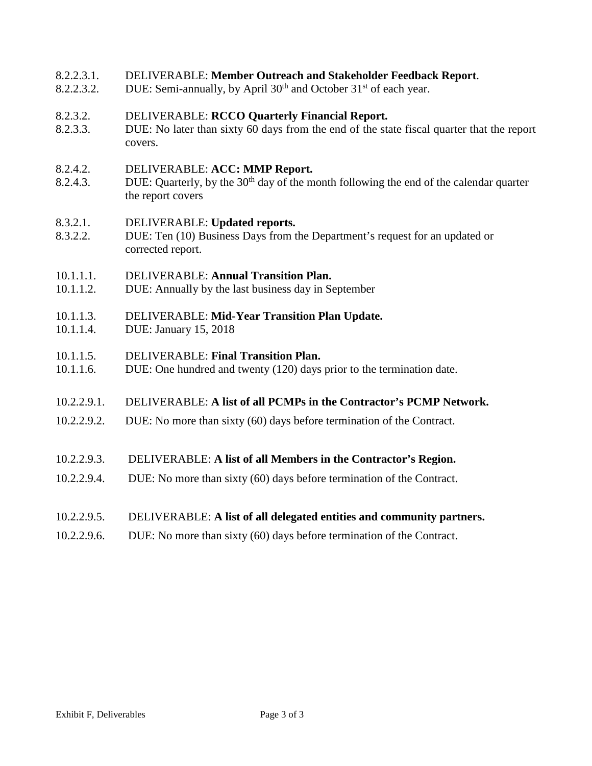8.2.2.3.1. DELIVERABLE: **Member Outreach and Stakeholder Feedback Report**.

8.2.2.3.2. DUE: Semi-annually, by April 30th and October 31st of each year.

8.2.3.2. DELIVERABLE: **RCCO Quarterly Financial Report.**

8.2.3.3. DUE: No later than sixty 60 days from the end of the state fiscal quarter that the report covers.

8.2.4.2. DELIVERABLE: **ACC: MMP Report.**

8.2.4.3. DUE: Quarterly, by the 30th day of the month following the end of the calendar quarter the report covers

8.3.2.1. DELIVERABLE: **Updated reports.**

8.3.2.2. DUE: Ten (10) Business Days from the Department's request for an updated or corrected report.

10.1.1.1. DELIVERABLE: **Annual Transition Plan.**

10.1.1.2. DUE: Annually by the last business day in September

10.1.1.3. DELIVERABLE: **Mid-Year Transition Plan Update.**

10.1.1.4. DUE: January 15, 2018

10.1.1.5. DELIVERABLE: **Final Transition Plan.**

10.1.1.6. DUE: One hundred and twenty (120) days prior to the termination date.

10.2.2.9.1. DELIVERABLE: **A list of all PCMPs in the Contractor's PCMP Network.**

10.2.2.9.2. DUE: No more than sixty (60) days before termination of the Contract.

10.2.2.9.3. DELIVERABLE: **A list of all Members in the Contractor's Region.**

10.2.2.9.4. DUE: No more than sixty (60) days before termination of the Contract.

10.2.2.9.5. DELIVERABLE: **A list of all delegated entities and community partners.**

10.2.2.9.6. DUE: No more than sixty (60) days before termination of the Contract.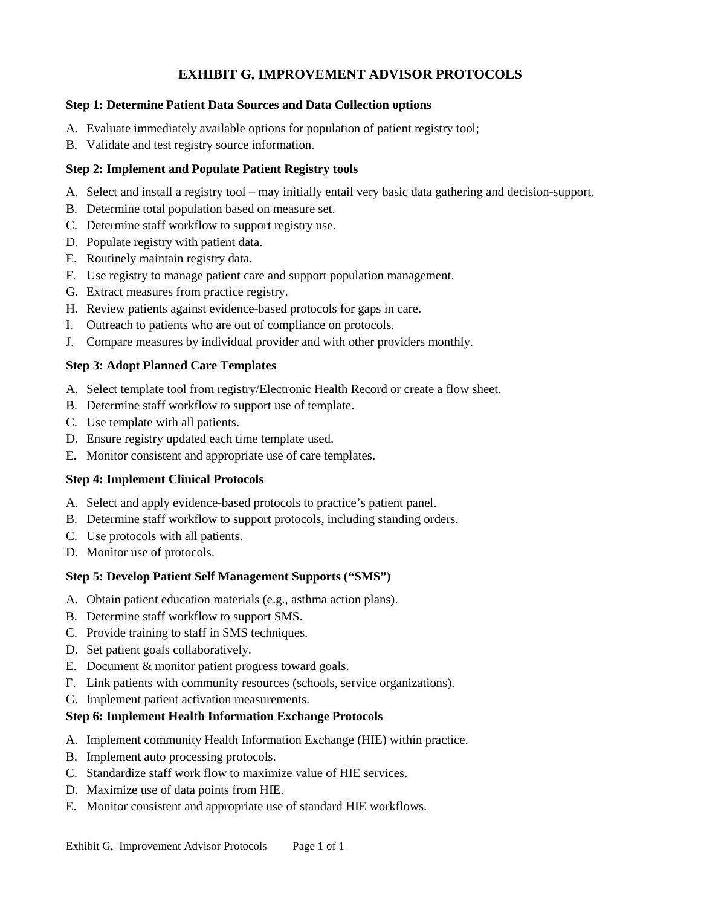# EXHIBIT G, IMPROVEMENT ADVISOR PROTOCOLS

**Step 1: Determine Patient Data Sources and Data Collection options**

A. Evaluate immediately available options for population of patient registry tool;
B. Validate and test registry source information.

**Step 2: Implement and Populate Patient Registry tools**

A. Select and install a registry tool – may initially entail very basic data gathering and decision-support.
B. Determine total population based on measure set.
C. Determine staff workflow to support registry use.
D. Populate registry with patient data.
E. Routinely maintain registry data.
F. Use registry to manage patient care and support population management.
G. Extract measures from practice registry.
H. Review patients against evidence-based protocols for gaps in care.
I. Outreach to patients who are out of compliance on protocols.
J. Compare measures by individual provider and with other providers monthly.

**Step 3: Adopt Planned Care Templates**

A. Select template tool from registry/Electronic Health Record or create a flow sheet.
B. Determine staff workflow to support use of template.
C. Use template with all patients.
D. Ensure registry updated each time template used.
E. Monitor consistent and appropriate use of care templates.

**Step 4: Implement Clinical Protocols**

A. Select and apply evidence-based protocols to practice's patient panel.
B. Determine staff workflow to support protocols, including standing orders.
C. Use protocols with all patients.
D. Monitor use of protocols.

**Step 5: Develop Patient Self Management Supports ("SMS")**

A. Obtain patient education materials (e.g., asthma action plans).
B. Determine staff workflow to support SMS.
C. Provide training to staff in SMS techniques.
D. Set patient goals collaboratively.
E. Document & monitor patient progress toward goals.
F. Link patients with community resources (schools, service organizations).
G. Implement patient activation measurements.

**Step 6: Implement Health Information Exchange Protocols**

A. Implement community Health Information Exchange (HIE) within practice.
B. Implement auto processing protocols.
C. Standardize staff work flow to maximize value of HIE services.
D. Maximize use of data points from HIE.
E. Monitor consistent and appropriate use of standard HIE workflows.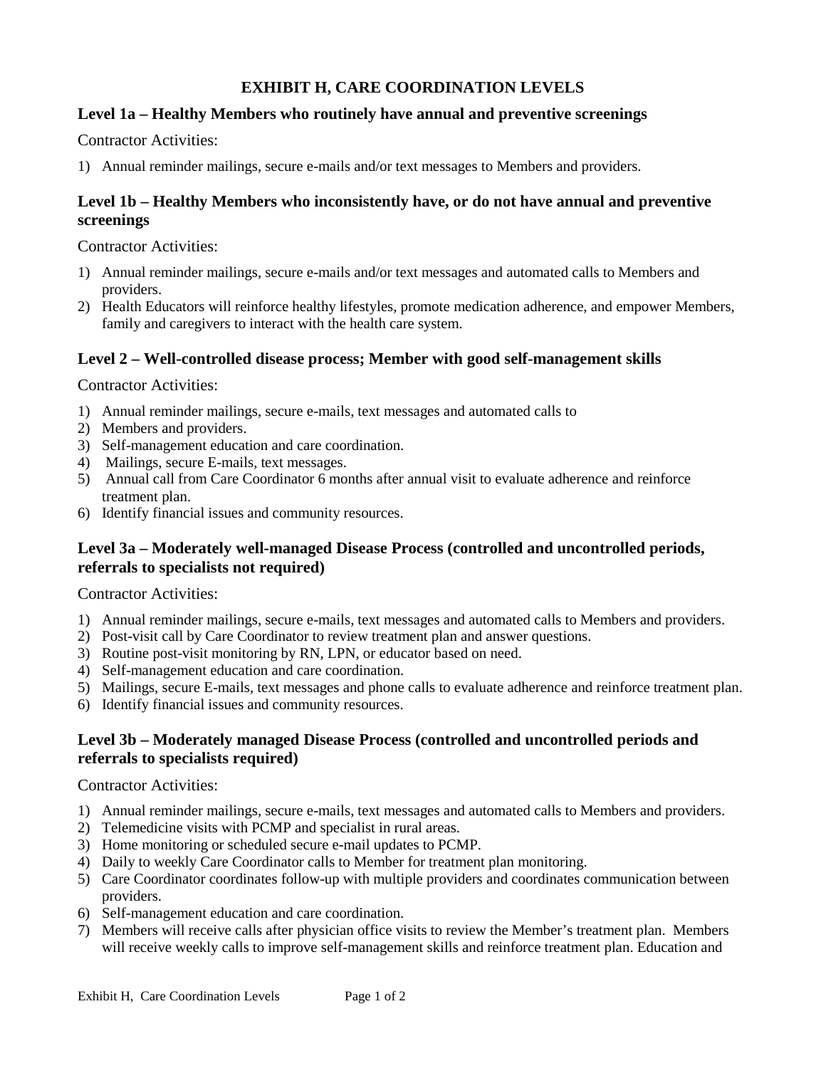# EXHIBIT H, CARE COORDINATION LEVELS

## Level 1a – Healthy Members who routinely have annual and preventive screenings

Contractor Activities:

1) Annual reminder mailings, secure e-mails and/or text messages to Members and providers.

## Level 1b – Healthy Members who inconsistently have, or do not have annual and preventive screenings

Contractor Activities:

1) Annual reminder mailings, secure e-mails and/or text messages and automated calls to Members and providers.
2) Health Educators will reinforce healthy lifestyles, promote medication adherence, and empower Members, family and caregivers to interact with the health care system.

## Level 2 – Well-controlled disease process; Member with good self-management skills

Contractor Activities:

1) Annual reminder mailings, secure e-mails, text messages and automated calls to
2) Members and providers.
3) Self-management education and care coordination.
4) Mailings, secure E-mails, text messages.
5) Annual call from Care Coordinator 6 months after annual visit to evaluate adherence and reinforce treatment plan.
6) Identify financial issues and community resources.

## Level 3a – Moderately well-managed Disease Process (controlled and uncontrolled periods, referrals to specialists not required)

Contractor Activities:

1) Annual reminder mailings, secure e-mails, text messages and automated calls to Members and providers.
2) Post-visit call by Care Coordinator to review treatment plan and answer questions.
3) Routine post-visit monitoring by RN, LPN, or educator based on need.
4) Self-management education and care coordination.
5) Mailings, secure E-mails, text messages and phone calls to evaluate adherence and reinforce treatment plan.
6) Identify financial issues and community resources.

## Level 3b – Moderately managed Disease Process (controlled and uncontrolled periods and referrals to specialists required)

Contractor Activities:

1) Annual reminder mailings, secure e-mails, text messages and automated calls to Members and providers.
2) Telemedicine visits with PCMP and specialist in rural areas.
3) Home monitoring or scheduled secure e-mail updates to PCMP.
4) Daily to weekly Care Coordinator calls to Member for treatment plan monitoring.
5) Care Coordinator coordinates follow-up with multiple providers and coordinates communication between providers.
6) Self-management education and care coordination.
7) Members will receive calls after physician office visits to review the Member's treatment plan. Members will receive weekly calls to improve self-management skills and reinforce treatment plan. Education and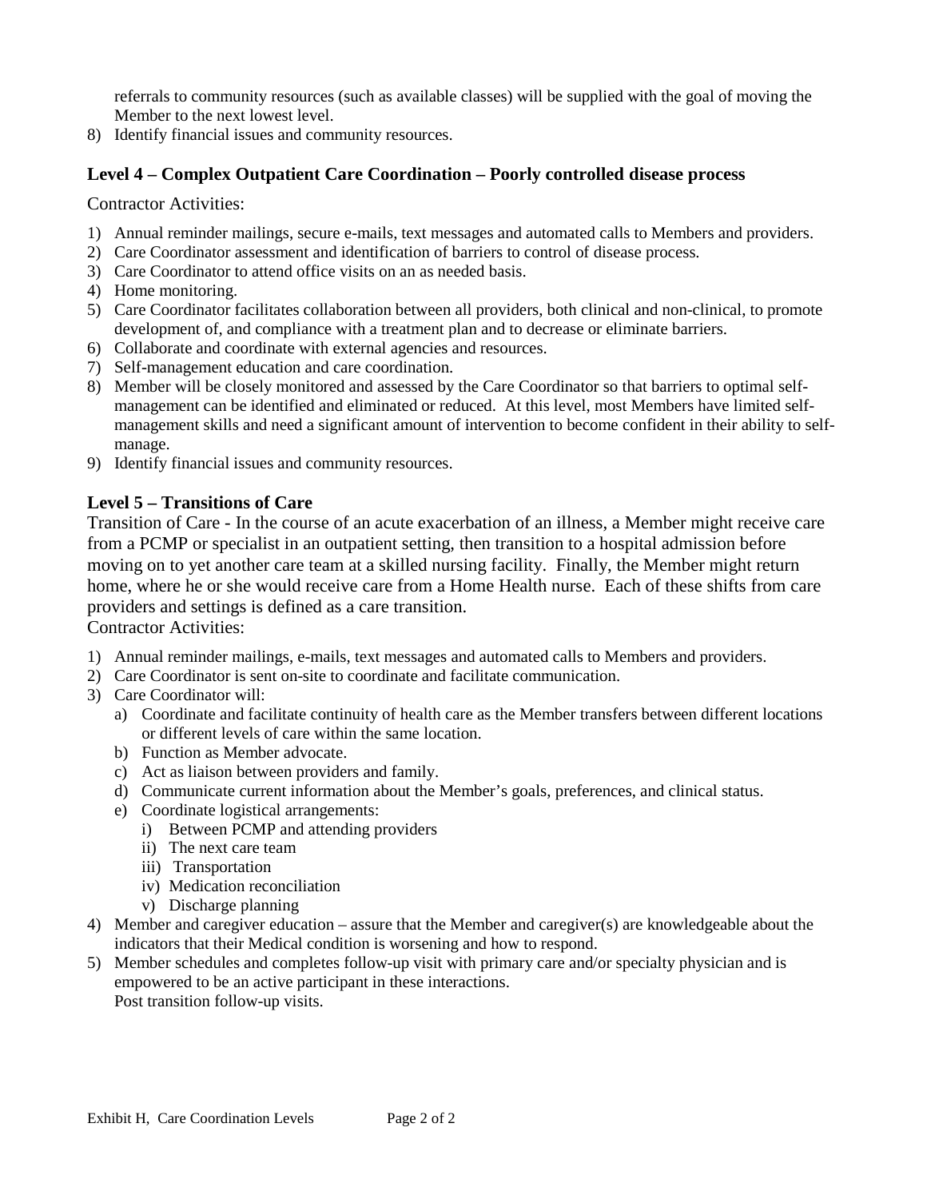referrals to community resources (such as available classes) will be supplied with the goal of moving the Member to the next lowest level.

8) Identify financial issues and community resources.

### Level 4 – Complex Outpatient Care Coordination – Poorly controlled disease process

Contractor Activities:

1) Annual reminder mailings, secure e-mails, text messages and automated calls to Members and providers.
2) Care Coordinator assessment and identification of barriers to control of disease process.
3) Care Coordinator to attend office visits on an as needed basis.
4) Home monitoring.
5) Care Coordinator facilitates collaboration between all providers, both clinical and non-clinical, to promote development of, and compliance with a treatment plan and to decrease or eliminate barriers.
6) Collaborate and coordinate with external agencies and resources.
7) Self-management education and care coordination.
8) Member will be closely monitored and assessed by the Care Coordinator so that barriers to optimal self-management can be identified and eliminated or reduced. At this level, most Members have limited self-management skills and need a significant amount of intervention to become confident in their ability to self-manage.
9) Identify financial issues and community resources.

### Level 5 – Transitions of Care

Transition of Care - In the course of an acute exacerbation of an illness, a Member might receive care from a PCMP or specialist in an outpatient setting, then transition to a hospital admission before moving on to yet another care team at a skilled nursing facility. Finally, the Member might return home, where he or she would receive care from a Home Health nurse. Each of these shifts from care providers and settings is defined as a care transition.

Contractor Activities:

1) Annual reminder mailings, e-mails, text messages and automated calls to Members and providers.
2) Care Coordinator is sent on-site to coordinate and facilitate communication.
3) Care Coordinator will:
   a) Coordinate and facilitate continuity of health care as the Member transfers between different locations or different levels of care within the same location.
   b) Function as Member advocate.
   c) Act as liaison between providers and family.
   d) Communicate current information about the Member's goals, preferences, and clinical status.
   e) Coordinate logistical arrangements:
      i) Between PCMP and attending providers
      ii) The next care team
      iii) Transportation
      iv) Medication reconciliation
      v) Discharge planning
4) Member and caregiver education – assure that the Member and caregiver(s) are knowledgeable about the indicators that their Medical condition is worsening and how to respond.
5) Member schedules and completes follow-up visit with primary care and/or specialty physician and is empowered to be an active participant in these interactions.
   Post transition follow-up visits.